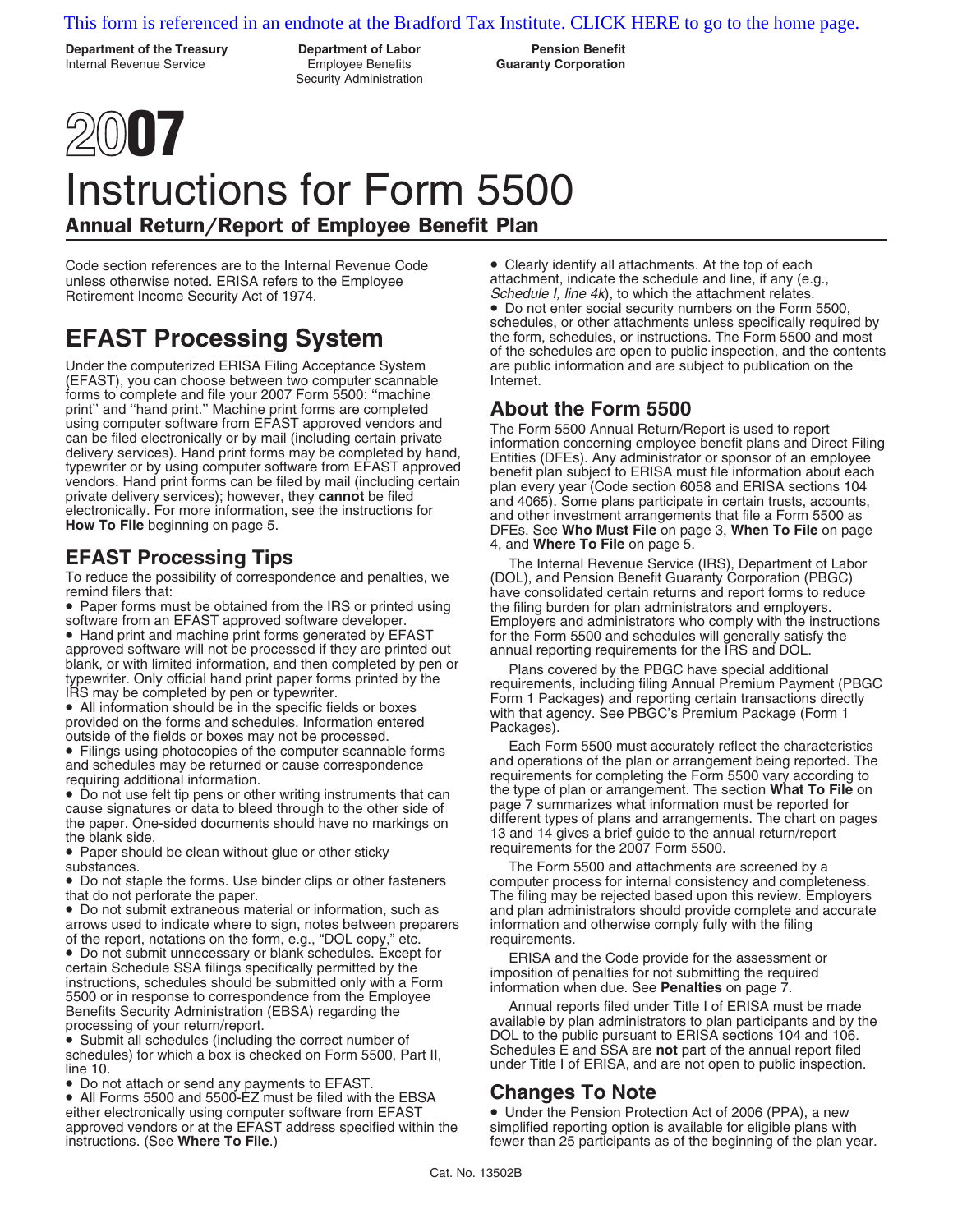This form is referenced in an endnote at the Bradford Tax Institute. CLICK HERE to go to the home page.

**Department of the Treasury**
Internal Revenue Service

**Department of Labor**
Employee Benefits
Security Administration

**Pension Benefit Guaranty Corporation**

# 2007

# Instructions for Form 5500

## Annual Return/Report of Employee Benefit Plan

Code section references are to the Internal Revenue Code unless otherwise noted. ERISA refers to the Employee Retirement Income Security Act of 1974.

## EFAST Processing System

Under the computerized ERISA Filing Acceptance System (EFAST), you can choose between two computer scannable forms to complete and file your 2007 Form 5500: ''machine print'' and ''hand print.'' Machine print forms are completed using computer software from EFAST approved vendors and can be filed electronically or by mail (including certain private delivery services). Hand print forms may be completed by hand, typewriter or by using computer software from EFAST approved vendors. Hand print forms can be filed by mail (including certain private delivery services); however, they **cannot** be filed electronically. For more information, see the instructions for **How To File** beginning on page 5.

## EFAST Processing Tips

To reduce the possibility of correspondence and penalties, we remind filers that:

- Paper forms must be obtained from the IRS or printed using software from an EFAST approved software developer.
- Hand print and machine print forms generated by EFAST approved software will not be processed if they are printed out blank, or with limited information, and then completed by pen or typewriter. Only official hand print paper forms printed by the IRS may be completed by pen or typewriter.
- All information should be in the specific fields or boxes provided on the forms and schedules. Information entered outside of the fields or boxes may not be processed.
- Filings using photocopies of the computer scannable forms and schedules may be returned or cause correspondence requiring additional information.
- Do not use felt tip pens or other writing instruments that can cause signatures or data to bleed through to the other side of the paper. One-sided documents should have no markings on the blank side.
- Paper should be clean without glue or other sticky substances.
- Do not staple the forms. Use binder clips or other fasteners that do not perforate the paper.
- Do not submit extraneous material or information, such as arrows used to indicate where to sign, notes between preparers of the report, notations on the form, e.g., "DOL copy," etc.
- Do not submit unnecessary or blank schedules. Except for certain Schedule SSA filings specifically permitted by the instructions, schedules should be submitted only with a Form 5500 or in response to correspondence from the Employee Benefits Security Administration (EBSA) regarding the processing of your return/report.
- Submit all schedules (including the correct number of schedules) for which a box is checked on Form 5500, Part II, line 10.
- Do not attach or send any payments to EFAST.
- All Forms 5500 and 5500-EZ must be filed with the EBSA either electronically using computer software from EFAST approved vendors or at the EFAST address specified within the instructions. (See **Where To File**.)
- Clearly identify all attachments. At the top of each attachment, indicate the schedule and line, if any (e.g., *Schedule I, line 4k*), to which the attachment relates.
- Do not enter social security numbers on the Form 5500, schedules, or other attachments unless specifically required by the form, schedules, or instructions. The Form 5500 and most of the schedules are open to public inspection, and the contents are public information and are subject to publication on the Internet.

## About the Form 5500

The Form 5500 Annual Return/Report is used to report information concerning employee benefit plans and Direct Filing Entities (DFEs). Any administrator or sponsor of an employee benefit plan subject to ERISA must file information about each plan every year (Code section 6058 and ERISA sections 104 and 4065). Some plans participate in certain trusts, accounts, and other investment arrangements that file a Form 5500 as DFEs. See **Who Must File** on page 3, **When To File** on page 4, and **Where To File** on page 5.

The Internal Revenue Service (IRS), Department of Labor (DOL), and Pension Benefit Guaranty Corporation (PBGC) have consolidated certain returns and report forms to reduce the filing burden for plan administrators and employers. Employers and administrators who comply with the instructions for the Form 5500 and schedules will generally satisfy the annual reporting requirements for the IRS and DOL.

Plans covered by the PBGC have special additional requirements, including filing Annual Premium Payment (PBGC Form 1 Packages) and reporting certain transactions directly with that agency. See PBGC's Premium Package (Form 1 Packages).

Each Form 5500 must accurately reflect the characteristics and operations of the plan or arrangement being reported. The requirements for completing the Form 5500 vary according to the type of plan or arrangement. The section **What To File** on page 7 summarizes what information must be reported for different types of plans and arrangements. The chart on pages 13 and 14 gives a brief guide to the annual return/report requirements for the 2007 Form 5500.

The Form 5500 and attachments are screened by a computer process for internal consistency and completeness. The filing may be rejected based upon this review. Employers and plan administrators should provide complete and accurate information and otherwise comply fully with the filing requirements.

ERISA and the Code provide for the assessment or imposition of penalties for not submitting the required information when due. See **Penalties** on page 7.

Annual reports filed under Title I of ERISA must be made available by plan administrators to plan participants and by the DOL to the public pursuant to ERISA sections 104 and 106. Schedules E and SSA are **not** part of the annual report filed under Title I of ERISA, and are not open to public inspection.

## Changes To Note

- Under the Pension Protection Act of 2006 (PPA), a new simplified reporting option is available for eligible plans with fewer than 25 participants as of the beginning of the plan year.

Cat. No. 13502B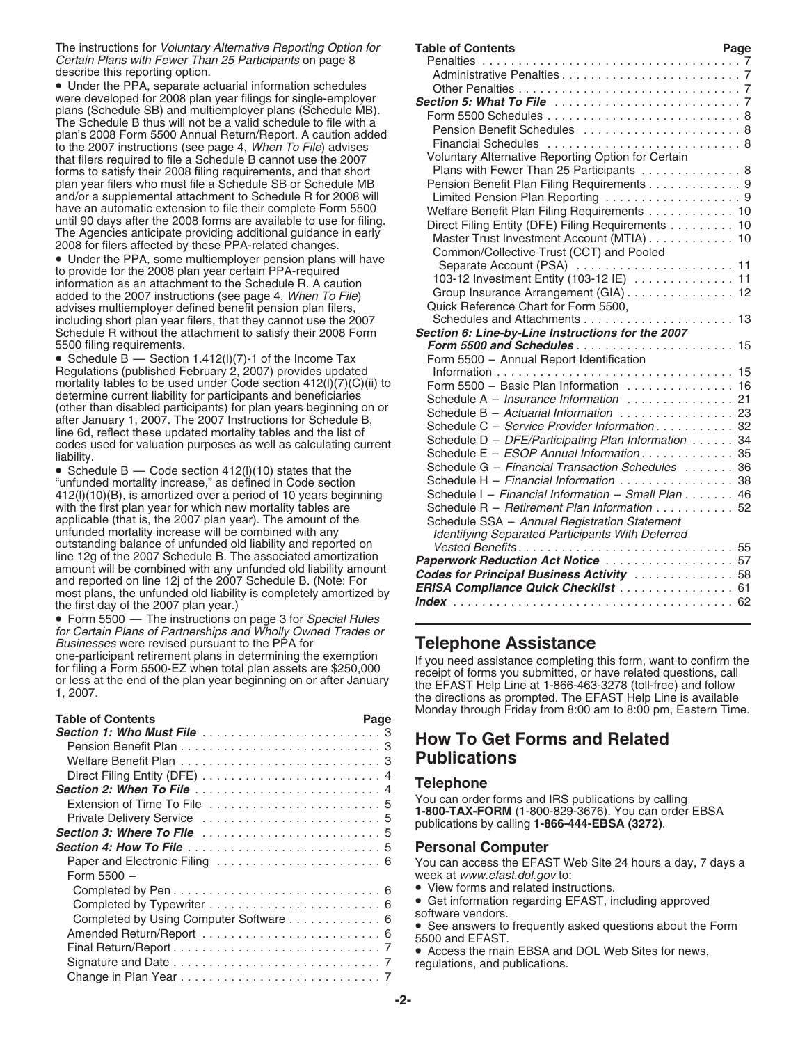The instructions for *Voluntary Alternative Reporting Option for Certain Plans with Fewer Than 25 Participants* on page 8 describe this reporting option.

- Under the PPA, separate actuarial information schedules were developed for 2008 plan year filings for single-employer plans (Schedule SB) and multiemployer plans (Schedule MB). The Schedule B thus will not be a valid schedule to file with a plan's 2008 Form 5500 Annual Return/Report. A caution added to the 2007 instructions (see page 4, *When To File*) advises that filers required to file a Schedule B cannot use the 2007 forms to satisfy their 2008 filing requirements, and that short plan year filers who must file a Schedule SB or Schedule MB and/or a supplemental attachment to Schedule R for 2008 will have an automatic extension to file their complete Form 5500 until 90 days after the 2008 forms are available to use for filing. The Agencies anticipate providing additional guidance in early 2008 for filers affected by these PPA-related changes.
- Under the PPA, some multiemployer pension plans will have to provide for the 2008 plan year certain PPA-required information as an attachment to the Schedule R. A caution added to the 2007 instructions (see page 4, *When To File*) advises multiemployer defined benefit pension plan filers, including short plan year filers, that they cannot use the 2007 Schedule R without the attachment to satisfy their 2008 Form 5500 filing requirements.
- Schedule B — Section 1.412(l)(7)-1 of the Income Tax Regulations (published February 2, 2007) provides updated mortality tables to be used under Code section 412(l)(7)(C)(ii) to determine current liability for participants and beneficiaries (other than disabled participants) for plan years beginning on or after January 1, 2007. The 2007 Instructions for Schedule B, line 6d, reflect these updated mortality tables and the list of codes used for valuation purposes as well as calculating current liability.
- Schedule B — Code section 412(l)(10) states that the "unfunded mortality increase," as defined in Code section 412(l)(10)(B), is amortized over a period of 10 years beginning with the first plan year for which new mortality tables are applicable (that is, the 2007 plan year). The amount of the unfunded mortality increase will be combined with any outstanding balance of unfunded old liability and reported on line 12g of the 2007 Schedule B. The associated amortization amount will be combined with any unfunded old liability amount and reported on line 12j of the 2007 Schedule B. (Note: For most plans, the unfunded old liability is completely amortized by the first day of the 2007 plan year.)
- Form 5500 — The instructions on page 3 for *Special Rules for Certain Plans of Partnerships and Wholly Owned Trades or Businesses* were revised pursuant to the PPA for one-participant retirement plans in determining the exemption for filing a Form 5500-EZ when total plan assets are $250,000 or less at the end of the plan year beginning on or after January 1, 2007.

| Table of Contents | Page |
|---|---|
| ***Section 1: Who Must File*** | 3 |
| Pension Benefit Plan | 3 |
| Welfare Benefit Plan | 3 |
| Direct Filing Entity (DFE) | 4 |
| ***Section 2: When To File*** | 4 |
| Extension of Time To File | 5 |
| Private Delivery Service | 5 |
| ***Section 3: Where To File*** | 5 |
| ***Section 4: How To File*** | 5 |
| Paper and Electronic Filing | 6 |
| Form 5500 – | |
| Completed by Pen | 6 |
| Completed by Typewriter | 6 |
| Completed by Using Computer Software | 6 |
| Amended Return/Report | 6 |
| Final Return/Report | 7 |
| Signature and Date | 7 |
| Change in Plan Year | 7 |
| Penalties | 7 |
| Administrative Penalties | 7 |
| Other Penalties | 7 |
| ***Section 5: What To File*** | 7 |
| Form 5500 Schedules | 8 |
| Pension Benefit Schedules | 8 |
| Financial Schedules | 8 |
| Voluntary Alternative Reporting Option for Certain Plans with Fewer Than 25 Participants | 8 |
| Pension Benefit Plan Filing Requirements | 9 |
| Limited Pension Plan Reporting | 9 |
| Welfare Benefit Plan Filing Requirements | 10 |
| Direct Filing Entity (DFE) Filing Requirements | 10 |
| Master Trust Investment Account (MTIA) | 10 |
| Common/Collective Trust (CCT) and Pooled Separate Account (PSA) | 11 |
| 103-12 Investment Entity (103-12 IE) | 11 |
| Group Insurance Arrangement (GIA) | 12 |
| Quick Reference Chart for Form 5500, Schedules and Attachments | 13 |
| ***Section 6: Line-by-Line Instructions for the 2007 Form 5500 and Schedules*** | 15 |
| Form 5500 – Annual Report Identification Information | 15 |
| Form 5500 – Basic Plan Information | 16 |
| Schedule A – *Insurance Information* | 21 |
| Schedule B – *Actuarial Information* | 23 |
| Schedule C – *Service Provider Information* | 32 |
| Schedule D – *DFE/Participating Plan Information* | 34 |
| Schedule E – *ESOP Annual Information* | 35 |
| Schedule G – *Financial Transaction Schedules* | 36 |
| Schedule H – *Financial Information* | 38 |
| Schedule I – *Financial Information – Small Plan* | 46 |
| Schedule R – *Retirement Plan Information* | 52 |
| Schedule SSA – *Annual Registration Statement Identifying Separated Participants With Deferred Vested Benefits* | 55 |
| ***Paperwork Reduction Act Notice*** | 57 |
| ***Codes for Principal Business Activity*** | 58 |
| ***ERISA Compliance Quick Checklist*** | 61 |
| ***Index*** | 62 |

# Telephone Assistance

If you need assistance completing this form, want to confirm the receipt of forms you submitted, or have related questions, call the EFAST Help Line at 1-866-463-3278 (toll-free) and follow the directions as prompted. The EFAST Help Line is available Monday through Friday from 8:00 am to 8:00 pm, Eastern Time.

# How To Get Forms and Related Publications

## Telephone

You can order forms and IRS publications by calling **1-800-TAX-FORM** (1-800-829-3676). You can order EBSA publications by calling **1-866-444-EBSA (3272)**.

## Personal Computer

You can access the EFAST Web Site 24 hours a day, 7 days a week at *www.efast.dol.gov* to:

- View forms and related instructions.
- Get information regarding EFAST, including approved software vendors.
- See answers to frequently asked questions about the Form 5500 and EFAST.
- Access the main EBSA and DOL Web Sites for news, regulations, and publications.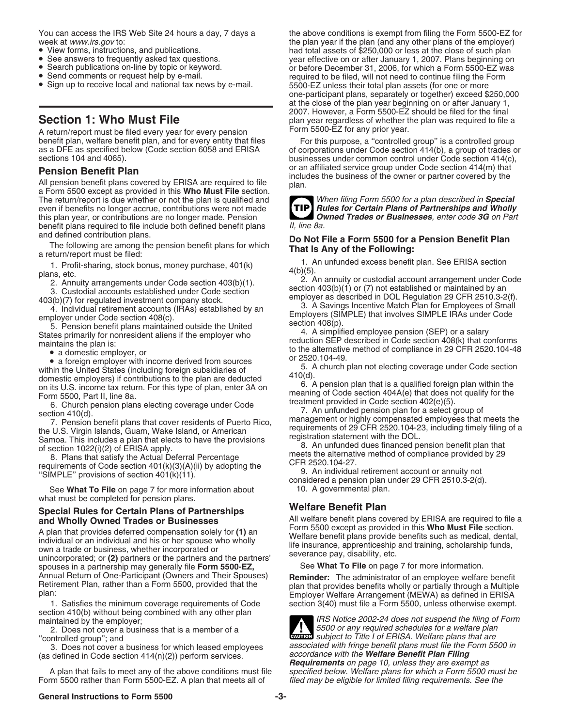You can access the IRS Web Site 24 hours a day, 7 days a week at *www.irs.gov* to:

- View forms, instructions, and publications.
- See answers to frequently asked tax questions.
- Search publications on-line by topic or keyword.
- Send comments or request help by e-mail.
- Sign up to receive local and national tax news by e-mail.

## Section 1: Who Must File

A return/report must be filed every year for every pension benefit plan, welfare benefit plan, and for every entity that files as a DFE as specified below (Code section 6058 and ERISA sections 104 and 4065).

### Pension Benefit Plan

All pension benefit plans covered by ERISA are required to file a Form 5500 except as provided in this **Who Must File** section. The return/report is due whether or not the plan is qualified and even if benefits no longer accrue, contributions were not made this plan year, or contributions are no longer made. Pension benefit plans required to file include both defined benefit plans and defined contribution plans.

The following are among the pension benefit plans for which a return/report must be filed:

1. Profit-sharing, stock bonus, money purchase, 401(k) plans, etc.
2. Annuity arrangements under Code section 403(b)(1).
3. Custodial accounts established under Code section 403(b)(7) for regulated investment company stock.
4. Individual retirement accounts (IRAs) established by an employer under Code section 408(c).
5. Pension benefit plans maintained outside the United States primarily for nonresident aliens if the employer who maintains the plan is:
   - a domestic employer, or
   - a foreign employer with income derived from sources within the United States (including foreign subsidiaries of domestic employers) if contributions to the plan are deducted on its U.S. income tax return. For this type of plan, enter 3A on Form 5500, Part II, line 8a.
6. Church pension plans electing coverage under Code section 410(d).
7. Pension benefit plans that cover residents of Puerto Rico, the U.S. Virgin Islands, Guam, Wake Island, or American Samoa. This includes a plan that elects to have the provisions of section 1022(i)(2) of ERISA apply.
8. Plans that satisfy the Actual Deferral Percentage requirements of Code section 401(k)(3)(A)(ii) by adopting the "SIMPLE" provisions of section 401(k)(11).

See **What To File** on page 7 for more information about what must be completed for pension plans.

### Special Rules for Certain Plans of Partnerships and Wholly Owned Trades or Businesses

A plan that provides deferred compensation solely for **(1)** an individual or an individual and his or her spouse who wholly own a trade or business, whether incorporated or unincorporated; or **(2)** partners or the partners and the partners' spouses in a partnership may generally file **Form 5500-EZ,** Annual Return of One-Participant (Owners and Their Spouses) Retirement Plan, rather than a Form 5500, provided that the plan:

1. Satisfies the minimum coverage requirements of Code section 410(b) without being combined with any other plan maintained by the employer;
2. Does not cover a business that is a member of a "controlled group"; and
3. Does not cover a business for which leased employees (as defined in Code section 414(n)(2)) perform services.

A plan that fails to meet any of the above conditions must file Form 5500 rather than Form 5500-EZ. A plan that meets all of the above conditions is exempt from filing the Form 5500-EZ for the plan year if the plan (and any other plans of the employer) had total assets of $250,000 or less at the close of such plan year effective on or after January 1, 2007. Plans beginning on or before December 31, 2006, for which a Form 5500-EZ was required to be filed, will not need to continue filing the Form 5500-EZ unless their total plan assets (for one or more one-participant plans, separately or together) exceed $250,000 at the close of the plan year beginning on or after January 1, 2007. However, a Form 5500-EZ should be filed for the final plan year regardless of whether the plan was required to file a Form 5500-EZ for any prior year.

For this purpose, a "controlled group" is a controlled group of corporations under Code section 414(b), a group of trades or businesses under common control under Code section 414(c), or an affiliated service group under Code section 414(m) that includes the business of the owner or partner covered by the plan.

**TIP** *When filing Form 5500 for a plan described in **Special Rules for Certain Plans of Partnerships and Wholly Owned Trades or Businesses**, enter code **3G** on Part II, line 8a.*

### Do Not File a Form 5500 for a Pension Benefit Plan That Is Any of the Following:

1. An unfunded excess benefit plan. See ERISA section 4(b)(5).
2. An annuity or custodial account arrangement under Code section 403(b)(1) or (7) not established or maintained by an employer as described in DOL Regulation 29 CFR 2510.3-2(f).
3. A Savings Incentive Match Plan for Employees of Small Employers (SIMPLE) that involves SIMPLE IRAs under Code section 408(p).
4. A simplified employee pension (SEP) or a salary reduction SEP described in Code section 408(k) that conforms to the alternative method of compliance in 29 CFR 2520.104-48 or 2520.104-49.
5. A church plan not electing coverage under Code section 410(d).
6. A pension plan that is a qualified foreign plan within the meaning of Code section 404A(e) that does not qualify for the treatment provided in Code section 402(e)(5).
7. An unfunded pension plan for a select group of management or highly compensated employees that meets the requirements of 29 CFR 2520.104-23, including timely filing of a registration statement with the DOL.
8. An unfunded dues financed pension benefit plan that meets the alternative method of compliance provided by 29 CFR 2520.104-27.
9. An individual retirement account or annuity not considered a pension plan under 29 CFR 2510.3-2(d).
10. A governmental plan.

### Welfare Benefit Plan

All welfare benefit plans covered by ERISA are required to file a Form 5500 except as provided in this **Who Must File** section. Welfare benefit plans provide benefits such as medical, dental, life insurance, apprenticeship and training, scholarship funds, severance pay, disability, etc.

See **What To File** on page 7 for more information.

**Reminder:** The administrator of an employee welfare benefit plan that provides benefits wholly or partially through a Multiple Employer Welfare Arrangement (MEWA) as defined in ERISA section 3(40) must file a Form 5500, unless otherwise exempt.

**CAUTION** *IRS Notice 2002-24 does not suspend the filing of Form 5500 or any required schedules for a welfare plan subject to Title I of ERISA. Welfare plans that are associated with fringe benefit plans must file the Form 5500 in accordance with the **Welfare Benefit Plan Filing Requirements** on page 10, unless they are exempt as specified below. Welfare plans for which a Form 5500 must be filed may be eligible for limited filing requirements. See the*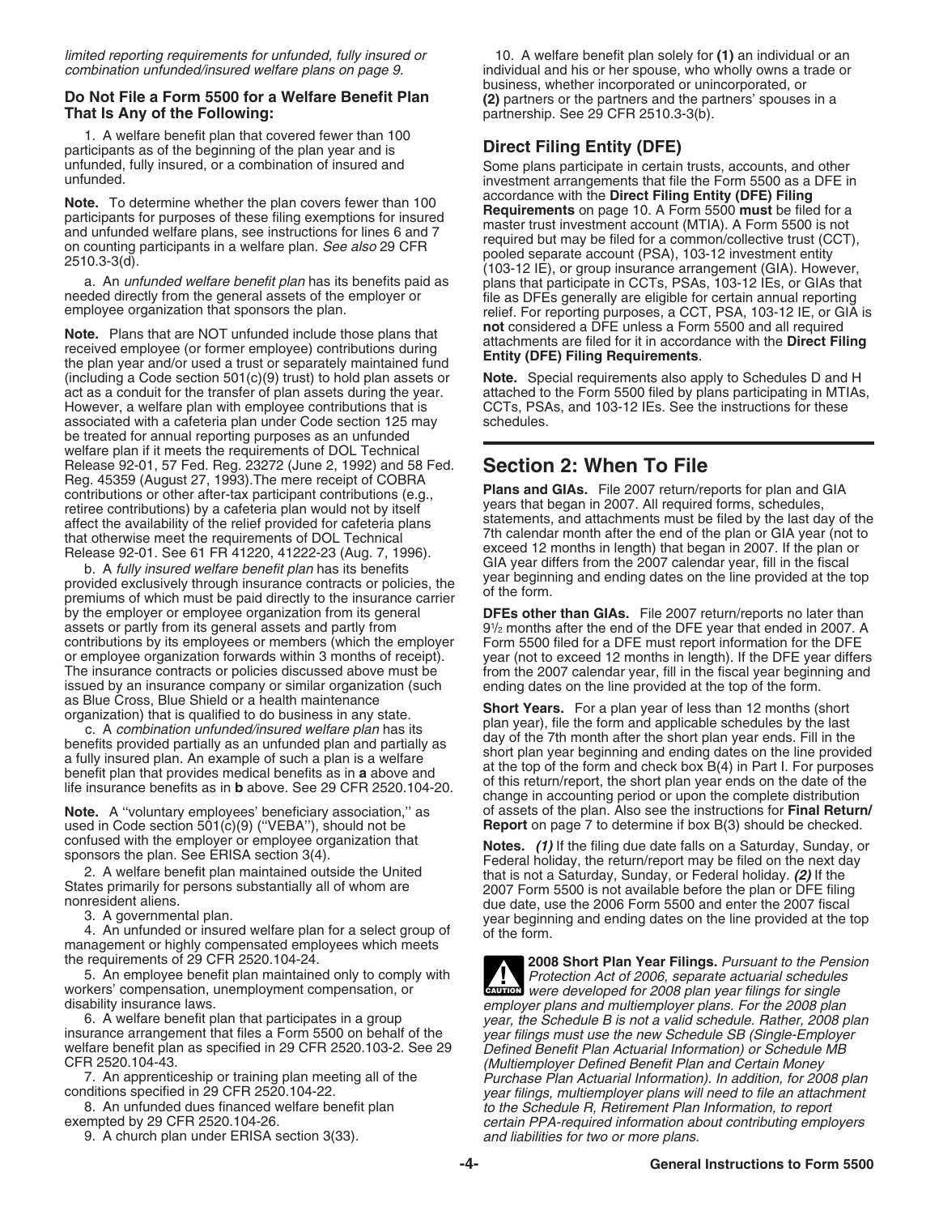*limited reporting requirements for unfunded, fully insured or combination unfunded/insured welfare plans on page 9.*

### Do Not File a Form 5500 for a Welfare Benefit Plan That Is Any of the Following:

1. A welfare benefit plan that covered fewer than 100 participants as of the beginning of the plan year and is unfunded, fully insured, or a combination of insured and unfunded.

**Note.** To determine whether the plan covers fewer than 100 participants for purposes of these filing exemptions for insured and unfunded welfare plans, see instructions for lines 6 and 7 on counting participants in a welfare plan. *See also* 29 CFR 2510.3-3(d).

a. An *unfunded welfare benefit plan* has its benefits paid as needed directly from the general assets of the employer or employee organization that sponsors the plan.

**Note.** Plans that are NOT unfunded include those plans that received employee (or former employee) contributions during the plan year and/or used a trust or separately maintained fund (including a Code section 501(c)(9) trust) to hold plan assets or act as a conduit for the transfer of plan assets during the year. However, a welfare plan with employee contributions that is associated with a cafeteria plan under Code section 125 may be treated for annual reporting purposes as an unfunded welfare plan if it meets the requirements of DOL Technical Release 92-01, 57 Fed. Reg. 23272 (June 2, 1992) and 58 Fed. Reg. 45359 (August 27, 1993).The mere receipt of COBRA contributions or other after-tax participant contributions (e.g., retiree contributions) by a cafeteria plan would not by itself affect the availability of the relief provided for cafeteria plans that otherwise meet the requirements of DOL Technical Release 92-01. See 61 FR 41220, 41222-23 (Aug. 7, 1996).

b. A *fully insured welfare benefit plan* has its benefits provided exclusively through insurance contracts or policies, the premiums of which must be paid directly to the insurance carrier by the employer or employee organization from its general assets or partly from its general assets and partly from contributions by its employees or members (which the employer or employee organization forwards within 3 months of receipt). The insurance contracts or policies discussed above must be issued by an insurance company or similar organization (such as Blue Cross, Blue Shield or a health maintenance organization) that is qualified to do business in any state.

c. A *combination unfunded/insured welfare plan* has its benefits provided partially as an unfunded plan and partially as a fully insured plan. An example of such a plan is a welfare benefit plan that provides medical benefits as in **a** above and life insurance benefits as in **b** above. See 29 CFR 2520.104-20.

**Note.** A ''voluntary employees' beneficiary association,'' as used in Code section 501(c)(9) (''VEBA''), should not be confused with the employer or employee organization that sponsors the plan. See ERISA section 3(4).

2. A welfare benefit plan maintained outside the United States primarily for persons substantially all of whom are nonresident aliens.

3. A governmental plan.

4. An unfunded or insured welfare plan for a select group of management or highly compensated employees which meets the requirements of 29 CFR 2520.104-24.

5. An employee benefit plan maintained only to comply with workers' compensation, unemployment compensation, or disability insurance laws.

6. A welfare benefit plan that participates in a group insurance arrangement that files a Form 5500 on behalf of the welfare benefit plan as specified in 29 CFR 2520.103-2. See 29 CFR 2520.104-43.

7. An apprenticeship or training plan meeting all of the conditions specified in 29 CFR 2520.104-22.

8. An unfunded dues financed welfare benefit plan exempted by 29 CFR 2520.104-26.

9. A church plan under ERISA section 3(33).

10. A welfare benefit plan solely for **(1)** an individual or an individual and his or her spouse, who wholly owns a trade or business, whether incorporated or unincorporated, or **(2)** partners or the partners and the partners' spouses in a partnership. See 29 CFR 2510.3-3(b).

### Direct Filing Entity (DFE)

Some plans participate in certain trusts, accounts, and other investment arrangements that file the Form 5500 as a DFE in accordance with the **Direct Filing Entity (DFE) Filing Requirements** on page 10. A Form 5500 **must** be filed for a master trust investment account (MTIA). A Form 5500 is not required but may be filed for a common/collective trust (CCT), pooled separate account (PSA), 103-12 investment entity (103-12 IE), or group insurance arrangement (GIA). However, plans that participate in CCTs, PSAs, 103-12 IEs, or GIAs that file as DFEs generally are eligible for certain annual reporting relief. For reporting purposes, a CCT, PSA, 103-12 IE, or GIA is **not** considered a DFE unless a Form 5500 and all required attachments are filed for it in accordance with the **Direct Filing Entity (DFE) Filing Requirements**.

**Note.** Special requirements also apply to Schedules D and H attached to the Form 5500 filed by plans participating in MTIAs, CCTs, PSAs, and 103-12 IEs. See the instructions for these schedules.

## Section 2: When To File

**Plans and GIAs.** File 2007 return/reports for plan and GIA years that began in 2007. All required forms, schedules, statements, and attachments must be filed by the last day of the 7th calendar month after the end of the plan or GIA year (not to exceed 12 months in length) that began in 2007. If the plan or GIA year differs from the 2007 calendar year, fill in the fiscal year beginning and ending dates on the line provided at the top of the form.

**DFEs other than GIAs.** File 2007 return/reports no later than 9½ months after the end of the DFE year that ended in 2007. A Form 5500 filed for a DFE must report information for the DFE year (not to exceed 12 months in length). If the DFE year differs from the 2007 calendar year, fill in the fiscal year beginning and ending dates on the line provided at the top of the form.

**Short Years.** For a plan year of less than 12 months (short plan year), file the form and applicable schedules by the last day of the 7th month after the short plan year ends. Fill in the short plan year beginning and ending dates on the line provided at the top of the form and check box B(4) in Part I. For purposes of this return/report, the short plan year ends on the date of the change in accounting period or upon the complete distribution of assets of the plan. Also see the instructions for **Final Return/Report** on page 7 to determine if box B(3) should be checked.

**Notes.** ***(1)*** If the filing due date falls on a Saturday, Sunday, or Federal holiday, the return/report may be filed on the next day that is not a Saturday, Sunday, or Federal holiday. ***(2)*** If the 2007 Form 5500 is not available before the plan or DFE filing due date, use the 2006 Form 5500 and enter the 2007 fiscal year beginning and ending dates on the line provided at the top of the form.

**CAUTION** **2008 Short Plan Year Filings.** *Pursuant to the Pension Protection Act of 2006, separate actuarial schedules were developed for 2008 plan year filings for single employer plans and multiemployer plans. For the 2008 plan year, the Schedule B is not a valid schedule. Rather, 2008 plan year filings must use the new Schedule SB (Single-Employer Defined Benefit Plan Actuarial Information) or Schedule MB (Multiemployer Defined Benefit Plan and Certain Money Purchase Plan Actuarial Information). In addition, for 2008 plan year filings, multiemployer plans will need to file an attachment to the Schedule R, Retirement Plan Information, to report certain PPA-required information about contributing employers and liabilities for two or more plans.*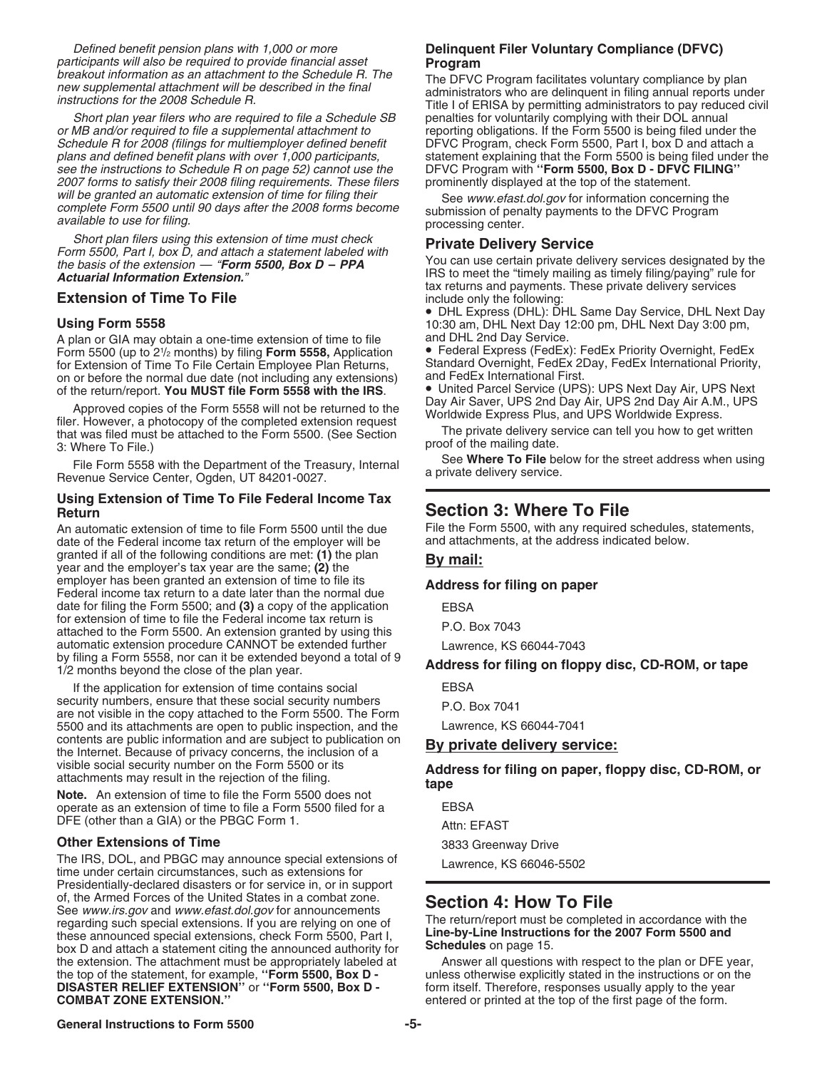*Defined benefit pension plans with 1,000 or more participants will also be required to provide financial asset breakout information as an attachment to the Schedule R. The new supplemental attachment will be described in the final instructions for the 2008 Schedule R.*

*Short plan year filers who are required to file a Schedule SB or MB and/or required to file a supplemental attachment to Schedule R for 2008 (filings for multiemployer defined benefit plans and defined benefit plans with over 1,000 participants, see the instructions to Schedule R on page 52) cannot use the 2007 forms to satisfy their 2008 filing requirements. These filers will be granted an automatic extension of time for filing their complete Form 5500 until 90 days after the 2008 forms become available to use for filing.*

*Short plan filers using this extension of time must check Form 5500, Part I, box D, and attach a statement labeled with the basis of the extension — "**Form 5500, Box D – PPA Actuarial Information Extension.**"*

## Extension of Time To File

### Using Form 5558

A plan or GIA may obtain a one-time extension of time to file Form 5500 (up to 2½ months) by filing **Form 5558,** Application for Extension of Time To File Certain Employee Plan Returns, on or before the normal due date (not including any extensions) of the return/report. **You MUST file Form 5558 with the IRS**.

Approved copies of the Form 5558 will not be returned to the filer. However, a photocopy of the completed extension request that was filed must be attached to the Form 5500. (See Section 3: Where To File.)

File Form 5558 with the Department of the Treasury, Internal Revenue Service Center, Ogden, UT 84201-0027.

### Using Extension of Time To File Federal Income Tax Return

An automatic extension of time to file Form 5500 until the due date of the Federal income tax return of the employer will be granted if all of the following conditions are met: **(1)** the plan year and the employer's tax year are the same; **(2)** the employer has been granted an extension of time to file its Federal income tax return to a date later than the normal due date for filing the Form 5500; and **(3)** a copy of the application for extension of time to file the Federal income tax return is attached to the Form 5500. An extension granted by using this automatic extension procedure CANNOT be extended further by filing a Form 5558, nor can it be extended beyond a total of 9 1/2 months beyond the close of the plan year.

If the application for extension of time contains social security numbers, ensure that these social security numbers are not visible in the copy attached to the Form 5500. The Form 5500 and its attachments are open to public inspection, and the contents are public information and are subject to publication on the Internet. Because of privacy concerns, the inclusion of a visible social security number on the Form 5500 or its attachments may result in the rejection of the filing.

**Note.** An extension of time to file the Form 5500 does not operate as an extension of time to file a Form 5500 filed for a DFE (other than a GIA) or the PBGC Form 1.

### Other Extensions of Time

The IRS, DOL, and PBGC may announce special extensions of time under certain circumstances, such as extensions for Presidentially-declared disasters or for service in, or in support of, the Armed Forces of the United States in a combat zone. See *www.irs.gov* and *www.efast.dol.gov* for announcements regarding such special extensions. If you are relying on one of these announced special extensions, check Form 5500, Part I, box D and attach a statement citing the announced authority for the extension. The attachment must be appropriately labeled at the top of the statement, for example, **"Form 5500, Box D - DISASTER RELIEF EXTENSION"** or **"Form 5500, Box D - COMBAT ZONE EXTENSION."**

## Delinquent Filer Voluntary Compliance (DFVC) Program

The DFVC Program facilitates voluntary compliance by plan administrators who are delinquent in filing annual reports under Title I of ERISA by permitting administrators to pay reduced civil penalties for voluntarily complying with their DOL annual reporting obligations. If the Form 5500 is being filed under the DFVC Program, check Form 5500, Part I, box D and attach a statement explaining that the Form 5500 is being filed under the DFVC Program with **"Form 5500, Box D - DFVC FILING"** prominently displayed at the top of the statement.

See *www.efast.dol.gov* for information concerning the submission of penalty payments to the DFVC Program processing center.

## Private Delivery Service

You can use certain private delivery services designated by the IRS to meet the "timely mailing as timely filing/paying" rule for tax returns and payments. These private delivery services include only the following:

- DHL Express (DHL): DHL Same Day Service, DHL Next Day 10:30 am, DHL Next Day 12:00 pm, DHL Next Day 3:00 pm, and DHL 2nd Day Service.
- Federal Express (FedEx): FedEx Priority Overnight, FedEx Standard Overnight, FedEx 2Day, FedEx International Priority, and FedEx International First.
- United Parcel Service (UPS): UPS Next Day Air, UPS Next Day Air Saver, UPS 2nd Day Air, UPS 2nd Day Air A.M., UPS Worldwide Express Plus, and UPS Worldwide Express.

The private delivery service can tell you how to get written proof of the mailing date.

See **Where To File** below for the street address when using a private delivery service.

# Section 3: Where To File

File the Form 5500, with any required schedules, statements, and attachments, at the address indicated below.

**By mail:**

**Address for filing on paper**

EBSA
P.O. Box 7043
Lawrence, KS 66044-7043

**Address for filing on floppy disc, CD-ROM, or tape**

EBSA
P.O. Box 7041
Lawrence, KS 66044-7041

**By private delivery service:**

**Address for filing on paper, floppy disc, CD-ROM, or tape**

EBSA
Attn: EFAST
3833 Greenway Drive
Lawrence, KS 66046-5502

# Section 4: How To File

The return/report must be completed in accordance with the **Line-by-Line Instructions for the 2007 Form 5500 and Schedules** on page 15.

Answer all questions with respect to the plan or DFE year, unless otherwise explicitly stated in the instructions or on the form itself. Therefore, responses usually apply to the year entered or printed at the top of the first page of the form.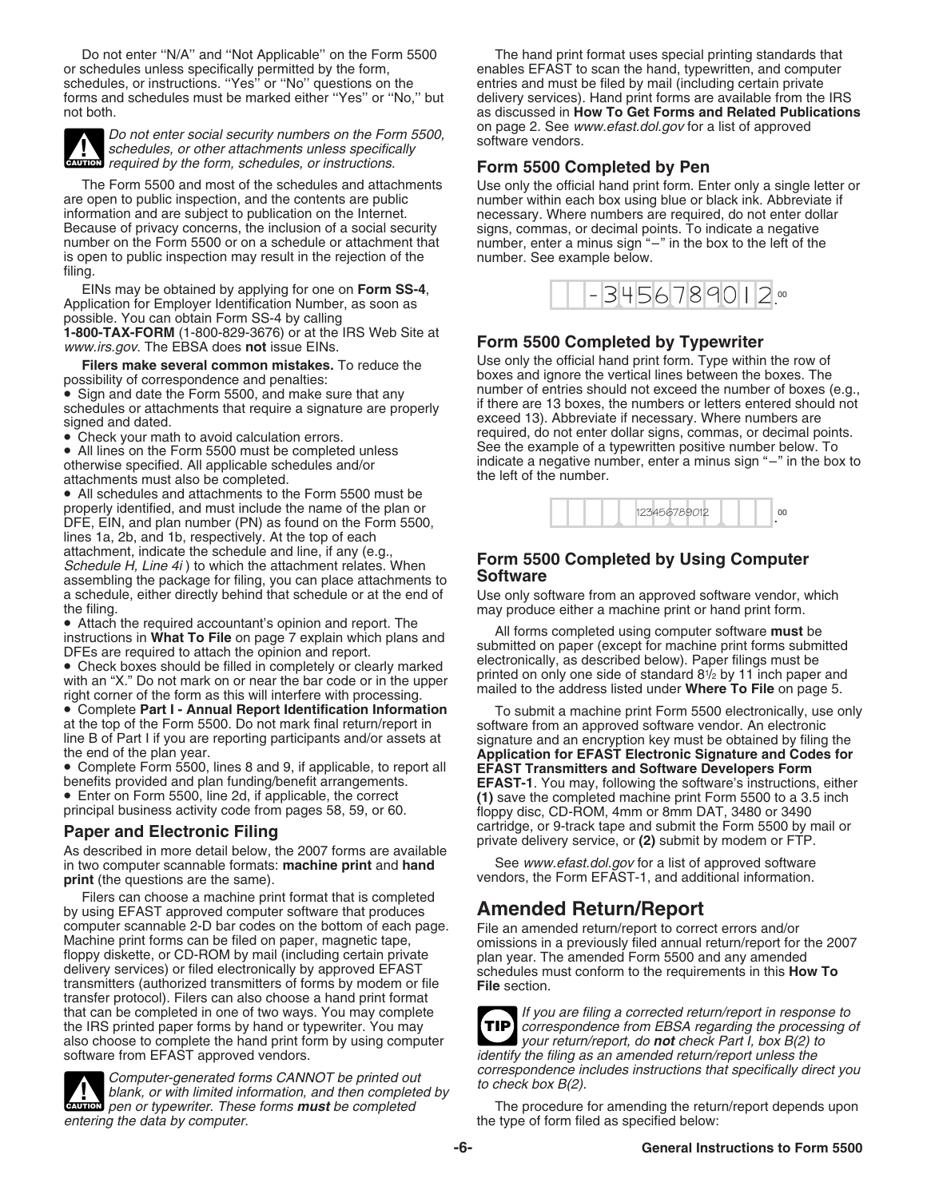Do not enter "N/A" and "Not Applicable" on the Form 5500 or schedules unless specifically permitted by the form, schedules, or instructions. "Yes" or "No" questions on the forms and schedules must be marked either "Yes" or "No," but not both.

> **CAUTION** *Do not enter social security numbers on the Form 5500, schedules, or other attachments unless specifically required by the form, schedules, or instructions.*

The Form 5500 and most of the schedules and attachments are open to public inspection, and the contents are public information and are subject to publication on the Internet. Because of privacy concerns, the inclusion of a social security number on the Form 5500 or on a schedule or attachment that is open to public inspection may result in the rejection of the filing.

EINs may be obtained by applying for one on **Form SS-4**, Application for Employer Identification Number, as soon as possible. You can obtain Form SS-4 by calling **1-800-TAX-FORM** (1-800-829-3676) or at the IRS Web Site at *www.irs.gov*. The EBSA does **not** issue EINs.

**Filers make several common mistakes.** To reduce the possibility of correspondence and penalties:

- Sign and date the Form 5500, and make sure that any schedules or attachments that require a signature are properly signed and dated.
- Check your math to avoid calculation errors.
- All lines on the Form 5500 must be completed unless otherwise specified. All applicable schedules and/or attachments must also be completed.
- All schedules and attachments to the Form 5500 must be properly identified, and must include the name of the plan or DFE, EIN, and plan number (PN) as found on the Form 5500, lines 1a, 2b, and 1b, respectively. At the top of each attachment, indicate the schedule and line, if any (e.g., *Schedule H, Line 4i* ) to which the attachment relates. When assembling the package for filing, you can place attachments to a schedule, either directly behind that schedule or at the end of the filing.
- Attach the required accountant's opinion and report. The instructions in **What To File** on page 7 explain which plans and DFEs are required to attach the opinion and report.
- Check boxes should be filled in completely or clearly marked with an "X." Do not mark on or near the bar code or in the upper right corner of the form as this will interfere with processing.
- Complete **Part I - Annual Report Identification Information** at the top of the Form 5500. Do not mark final return/report in line B of Part I if you are reporting participants and/or assets at the end of the plan year.
- Complete Form 5500, lines 8 and 9, if applicable, to report all benefits provided and plan funding/benefit arrangements.
- Enter on Form 5500, line 2d, if applicable, the correct principal business activity code from pages 58, 59, or 60.

## Paper and Electronic Filing

As described in more detail below, the 2007 forms are available in two computer scannable formats: **machine print** and **hand print** (the questions are the same).

Filers can choose a machine print format that is completed by using EFAST approved computer software that produces computer scannable 2-D bar codes on the bottom of each page. Machine print forms can be filed on paper, magnetic tape, floppy diskette, or CD-ROM by mail (including certain private delivery services) or filed electronically by approved EFAST transmitters (authorized transmitters of forms by modem or file transfer protocol). Filers can also choose a hand print format that can be completed in one of two ways. You may complete the IRS printed paper forms by hand or typewriter. You may also choose to complete the hand print form by using computer software from EFAST approved vendors.

> **CAUTION** *Computer-generated forms CANNOT be printed out blank, or with limited information, and then completed by pen or typewriter. These forms **must** be completed entering the data by computer.*

The hand print format uses special printing standards that enables EFAST to scan the hand, typewritten, and computer entries and must be filed by mail (including certain private delivery services). Hand print forms are available from the IRS as discussed in **How To Get Forms and Related Publications** on page 2. See *www.efast.dol.gov* for a list of approved software vendors.

### Form 5500 Completed by Pen

Use only the official hand print form. Enter only a single letter or number within each box using blue or black ink. Abbreviate if necessary. Where numbers are required, do not enter dollar signs, commas, or decimal points. To indicate a negative number, enter a minus sign "–" in the box to the left of the number. See example below.

-345678901 2 .00

### Form 5500 Completed by Typewriter

Use only the official hand print form. Type within the row of boxes and ignore the vertical lines between the boxes. The number of entries should not exceed the number of boxes (e.g., if there are 13 boxes, the numbers or letters entered should not exceed 13). Abbreviate if necessary. Where numbers are required, do not enter dollar signs, commas, or decimal points. See the example of a typewritten positive number below. To indicate a negative number, enter a minus sign "–" in the box to the left of the number.

123456789012 .00

### Form 5500 Completed by Using Computer Software

Use only software from an approved software vendor, which may produce either a machine print or hand print form.

All forms completed using computer software **must** be submitted on paper (except for machine print forms submitted electronically, as described below). Paper filings must be printed on only one side of standard 8½ by 11 inch paper and mailed to the address listed under **Where To File** on page 5.

To submit a machine print Form 5500 electronically, use only software from an approved software vendor. An electronic signature and an encryption key must be obtained by filing the **Application for EFAST Electronic Signature and Codes for EFAST Transmitters and Software Developers Form EFAST-1**. You may, following the software's instructions, either **(1)** save the completed machine print Form 5500 to a 3.5 inch floppy disc, CD-ROM, 4mm or 8mm DAT, 3480 or 3490 cartridge, or 9-track tape and submit the Form 5500 by mail or private delivery service, or **(2)** submit by modem or FTP.

See *www.efast.dol.gov* for a list of approved software vendors, the Form EFAST-1, and additional information.

## Amended Return/Report

File an amended return/report to correct errors and/or omissions in a previously filed annual return/report for the 2007 plan year. The amended Form 5500 and any amended schedules must conform to the requirements in this **How To File** section.

> **TIP** *If you are filing a corrected return/report in response to correspondence from EBSA regarding the processing of your return/report, do **not** check Part I, box B(2) to identify the filing as an amended return/report unless the correspondence includes instructions that specifically direct you to check box B(2).*

The procedure for amending the return/report depends upon the type of form filed as specified below: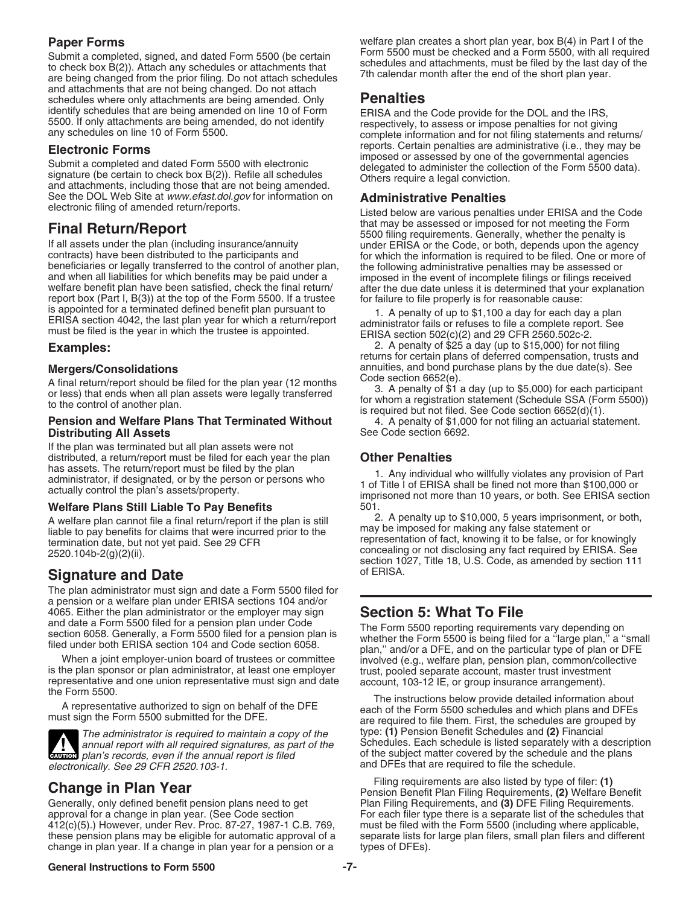### Paper Forms

Submit a completed, signed, and dated Form 5500 (be certain to check box B(2)). Attach any schedules or attachments that are being changed from the prior filing. Do not attach schedules and attachments that are not being changed. Do not attach schedules where only attachments are being amended. Only identify schedules that are being amended on line 10 of Form 5500. If only attachments are being amended, do not identify any schedules on line 10 of Form 5500.

### Electronic Forms

Submit a completed and dated Form 5500 with electronic signature (be certain to check box B(2)). Refile all schedules and attachments, including those that are not being amended. See the DOL Web Site at *www.efast.dol.gov* for information on electronic filing of amended return/reports.

## Final Return/Report

If all assets under the plan (including insurance/annuity contracts) have been distributed to the participants and beneficiaries or legally transferred to the control of another plan, and when all liabilities for which benefits may be paid under a welfare benefit plan have been satisfied, check the final return/report box (Part I, B(3)) at the top of the Form 5500. If a trustee is appointed for a terminated defined benefit plan pursuant to ERISA section 4042, the last plan year for which a return/report must be filed is the year in which the trustee is appointed.

### Examples:

#### Mergers/Consolidations

A final return/report should be filed for the plan year (12 months or less) that ends when all plan assets were legally transferred to the control of another plan.

#### Pension and Welfare Plans That Terminated Without Distributing All Assets

If the plan was terminated but all plan assets were not distributed, a return/report must be filed for each year the plan has assets. The return/report must be filed by the plan administrator, if designated, or by the person or persons who actually control the plan's assets/property.

#### Welfare Plans Still Liable To Pay Benefits

A welfare plan cannot file a final return/report if the plan is still liable to pay benefits for claims that were incurred prior to the termination date, but not yet paid. See 29 CFR 2520.104b-2(g)(2)(ii).

## Signature and Date

The plan administrator must sign and date a Form 5500 filed for a pension or a welfare plan under ERISA sections 104 and/or 4065. Either the plan administrator or the employer may sign and date a Form 5500 filed for a pension plan under Code section 6058. Generally, a Form 5500 filed for a pension plan is filed under both ERISA section 104 and Code section 6058.

When a joint employer-union board of trustees or committee is the plan sponsor or plan administrator, at least one employer representative and one union representative must sign and date the Form 5500.

A representative authorized to sign on behalf of the DFE must sign the Form 5500 submitted for the DFE.

**CAUTION** *The administrator is required to maintain a copy of the annual report with all required signatures, as part of the plan's records, even if the annual report is filed electronically. See 29 CFR 2520.103-1.*

## Change in Plan Year

Generally, only defined benefit pension plans need to get approval for a change in plan year. (See Code section 412(c)(5).) However, under Rev. Proc. 87-27, 1987-1 C.B. 769, these pension plans may be eligible for automatic approval of a change in plan year. If a change in plan year for a pension or a welfare plan creates a short plan year, box B(4) in Part I of the Form 5500 must be checked and a Form 5500, with all required schedules and attachments, must be filed by the last day of the 7th calendar month after the end of the short plan year.

## Penalties

ERISA and the Code provide for the DOL and the IRS, respectively, to assess or impose penalties for not giving complete information and for not filing statements and returns/reports. Certain penalties are administrative (i.e., they may be imposed or assessed by one of the governmental agencies delegated to administer the collection of the Form 5500 data). Others require a legal conviction.

### Administrative Penalties

Listed below are various penalties under ERISA and the Code that may be assessed or imposed for not meeting the Form 5500 filing requirements. Generally, whether the penalty is under ERISA or the Code, or both, depends upon the agency for which the information is required to be filed. One or more of the following administrative penalties may be assessed or imposed in the event of incomplete filings or filings received after the due date unless it is determined that your explanation for failure to file properly is for reasonable cause:

1. A penalty of up to $1,100 a day for each day a plan administrator fails or refuses to file a complete report. See ERISA section 502(c)(2) and 29 CFR 2560.502c-2.

2. A penalty of $25 a day (up to $15,000) for not filing returns for certain plans of deferred compensation, trusts and annuities, and bond purchase plans by the due date(s). See Code section 6652(e).

3. A penalty of $1 a day (up to $5,000) for each participant for whom a registration statement (Schedule SSA (Form 5500)) is required but not filed. See Code section 6652(d)(1).

4. A penalty of $1,000 for not filing an actuarial statement. See Code section 6692.

### Other Penalties

1. Any individual who willfully violates any provision of Part 1 of Title I of ERISA shall be fined not more than $100,000 or imprisoned not more than 10 years, or both. See ERISA section 501.

2. A penalty up to $10,000, 5 years imprisonment, or both, may be imposed for making any false statement or representation of fact, knowing it to be false, or for knowingly concealing or not disclosing any fact required by ERISA. See section 1027, Title 18, U.S. Code, as amended by section 111 of ERISA.

## Section 5: What To File

The Form 5500 reporting requirements vary depending on whether the Form 5500 is being filed for a ''large plan,'' a ''small plan,'' and/or a DFE, and on the particular type of plan or DFE involved (e.g., welfare plan, pension plan, common/collective trust, pooled separate account, master trust investment account, 103-12 IE, or group insurance arrangement).

The instructions below provide detailed information about each of the Form 5500 schedules and which plans and DFEs are required to file them. First, the schedules are grouped by type: **(1)** Pension Benefit Schedules and **(2)** Financial Schedules. Each schedule is listed separately with a description of the subject matter covered by the schedule and the plans and DFEs that are required to file the schedule.

Filing requirements are also listed by type of filer: **(1)** Pension Benefit Plan Filing Requirements, **(2)** Welfare Benefit Plan Filing Requirements, and **(3)** DFE Filing Requirements. For each filer type there is a separate list of the schedules that must be filed with the Form 5500 (including where applicable, separate lists for large plan filers, small plan filers and different types of DFEs).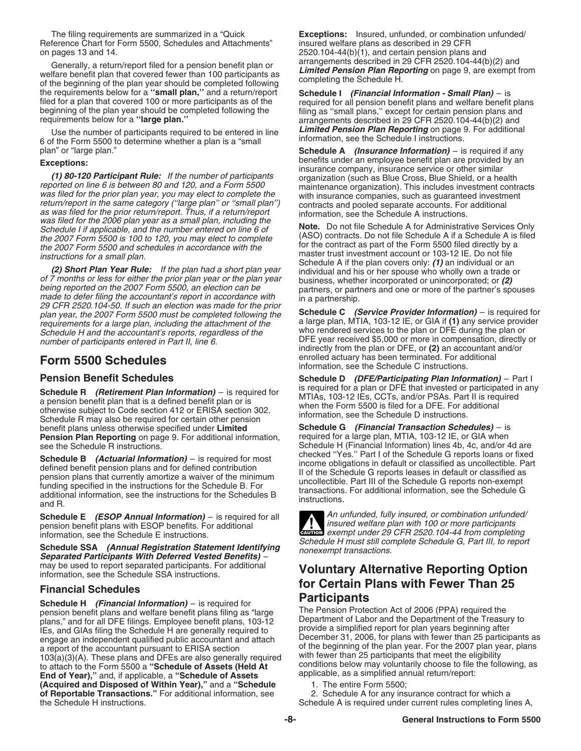The filing requirements are summarized in a "Quick Reference Chart for Form 5500, Schedules and Attachments" on pages 13 and 14.

Generally, a return/report filed for a pension benefit plan or welfare benefit plan that covered fewer than 100 participants as of the beginning of the plan year should be completed following the requirements below for a **"small plan,"** and a return/report filed for a plan that covered 100 or more participants as of the beginning of the plan year should be completed following the requirements below for a **"large plan."**

Use the number of participants required to be entered in line 6 of the Form 5500 to determine whether a plan is a "small plan" or "large plan."

**Exceptions:**

***(1) 80-120 Participant Rule:*** *If the number of participants reported on line 6 is between 80 and 120, and a Form 5500 was filed for the prior plan year, you may elect to complete the return/report in the same category ("large plan" or "small plan") as was filed for the prior return/report. Thus, if a return/report was filed for the 2006 plan year as a small plan, including the Schedule I if applicable, and the number entered on line 6 of the 2007 Form 5500 is 100 to 120, you may elect to complete the 2007 Form 5500 and schedules in accordance with the instructions for a small plan.*

***(2) Short Plan Year Rule:*** *If the plan had a short plan year of 7 months or less for either the prior plan year or the plan year being reported on the 2007 Form 5500, an election can be made to defer filing the accountant's report in accordance with 29 CFR 2520.104-50. If such an election was made for the prior plan year, the 2007 Form 5500 must be completed following the requirements for a large plan, including the attachment of the Schedule H and the accountant's reports, regardless of the number of participants entered in Part II, line 6.*

# Form 5500 Schedules

## Pension Benefit Schedules

**Schedule R** ***(Retirement Plan Information)*** – is required for a pension benefit plan that is a defined benefit plan or is otherwise subject to Code section 412 or ERISA section 302. Schedule R may also be required for certain other pension benefit plans unless otherwise specified under **Limited Pension Plan Reporting** on page 9. For additional information, see the Schedule R instructions.

**Schedule B** ***(Actuarial Information)*** – is required for most defined benefit pension plans and for defined contribution pension plans that currently amortize a waiver of the minimum funding specified in the instructions for the Schedule B. For additional information, see the instructions for the Schedules B and R.

**Schedule E** ***(ESOP Annual Information)*** – is required for all pension benefit plans with ESOP benefits. For additional information, see the Schedule E instructions.

**Schedule SSA** ***(Annual Registration Statement Identifying Separated Participants With Deferred Vested Benefits)*** – may be used to report separated participants. For additional information, see the Schedule SSA instructions.

## Financial Schedules

**Schedule H** ***(Financial Information)*** – is required for pension benefit plans and welfare benefit plans filing as "large plans," and for all DFE filings. Employee benefit plans, 103-12 IEs, and GIAs filing the Schedule H are generally required to engage an independent qualified public accountant and attach a report of the accountant pursuant to ERISA section 103(a)(3)(A). These plans and DFEs are also generally required to attach to the Form 5500 a **"Schedule of Assets (Held At End of Year),"** and, if applicable, a **"Schedule of Assets (Acquired and Disposed of Within Year),"** and a **"Schedule of Reportable Transactions."** For additional information, see the Schedule H instructions.

**Exceptions:** Insured, unfunded, or combination unfunded/insured welfare plans as described in 29 CFR 2520.104-44(b)(1), and certain pension plans and arrangements described in 29 CFR 2520.104-44(b)(2) and ***Limited Pension Plan Reporting*** on page 9, are exempt from completing the Schedule H.

**Schedule I** ***(Financial Information - Small Plan)*** – is required for all pension benefit plans and welfare benefit plans filing as "small plans," except for certain pension plans and arrangements described in 29 CFR 2520.104-44(b)(2) and ***Limited Pension Plan Reporting*** on page 9. For additional information, see the Schedule I instructions.

**Schedule A** ***(Insurance Information)*** – is required if any benefits under an employee benefit plan are provided by an insurance company, insurance service or other similar organization (such as Blue Cross, Blue Shield, or a health maintenance organization). This includes investment contracts with insurance companies, such as guaranteed investment contracts and pooled separate accounts. For additional information, see the Schedule A instructions.

**Note.** Do not file Schedule A for Administrative Services Only (ASO) contracts. Do not file Schedule A if a Schedule A is filed for the contract as part of the Form 5500 filed directly by a master trust investment account or 103-12 IE. Do not file Schedule A if the plan covers only: ***(1)*** an individual or an individual and his or her spouse who wholly own a trade or business, whether incorporated or unincorporated; or ***(2)*** partners, or partners and one or more of the partner's spouses in a partnership.

**Schedule C** ***(Service Provider Information)*** – is required for a large plan, MTIA, 103-12 IE, or GIA if **(1)** any service provider who rendered services to the plan or DFE during the plan or DFE year received $5,000 or more in compensation, directly or indirectly from the plan or DFE, or **(2)** an accountant and/or enrolled actuary has been terminated. For additional information, see the Schedule C instructions.

**Schedule D** ***(DFE/Participating Plan Information)*** – Part I is required for a plan or DFE that invested or participated in any MTIAs, 103-12 IEs, CCTs, and/or PSAs. Part II is required when the Form 5500 is filed for a DFE. For additional information, see the Schedule D instructions.

**Schedule G** ***(Financial Transaction Schedules)*** – is required for a large plan, MTIA, 103-12 IE, or GIA when Schedule H (Financial Information) lines 4b, 4c, and/or 4d are checked "Yes." Part I of the Schedule G reports loans or fixed income obligations in default or classified as uncollectible. Part II of the Schedule G reports leases in default or classified as uncollectible. Part III of the Schedule G reports non-exempt transactions. For additional information, see the Schedule G instructions.

**CAUTION:** *An unfunded, fully insured, or combination unfunded/insured welfare plan with 100 or more participants exempt under 29 CFR 2520.104-44 from completing Schedule H must still complete Schedule G, Part III, to report nonexempt transactions.*

# Voluntary Alternative Reporting Option for Certain Plans with Fewer Than 25 Participants

The Pension Protection Act of 2006 (PPA) required the Department of Labor and the Department of the Treasury to provide a simplified report for plan years beginning after December 31, 2006, for plans with fewer than 25 participants as of the beginning of the plan year. For the 2007 plan year, plans with fewer than 25 participants that meet the eligibility conditions below may voluntarily choose to file the following, as applicable, as a simplified annual return/report:

1. The entire Form 5500;
2. Schedule A for any insurance contract for which a Schedule A is required under current rules completing lines A,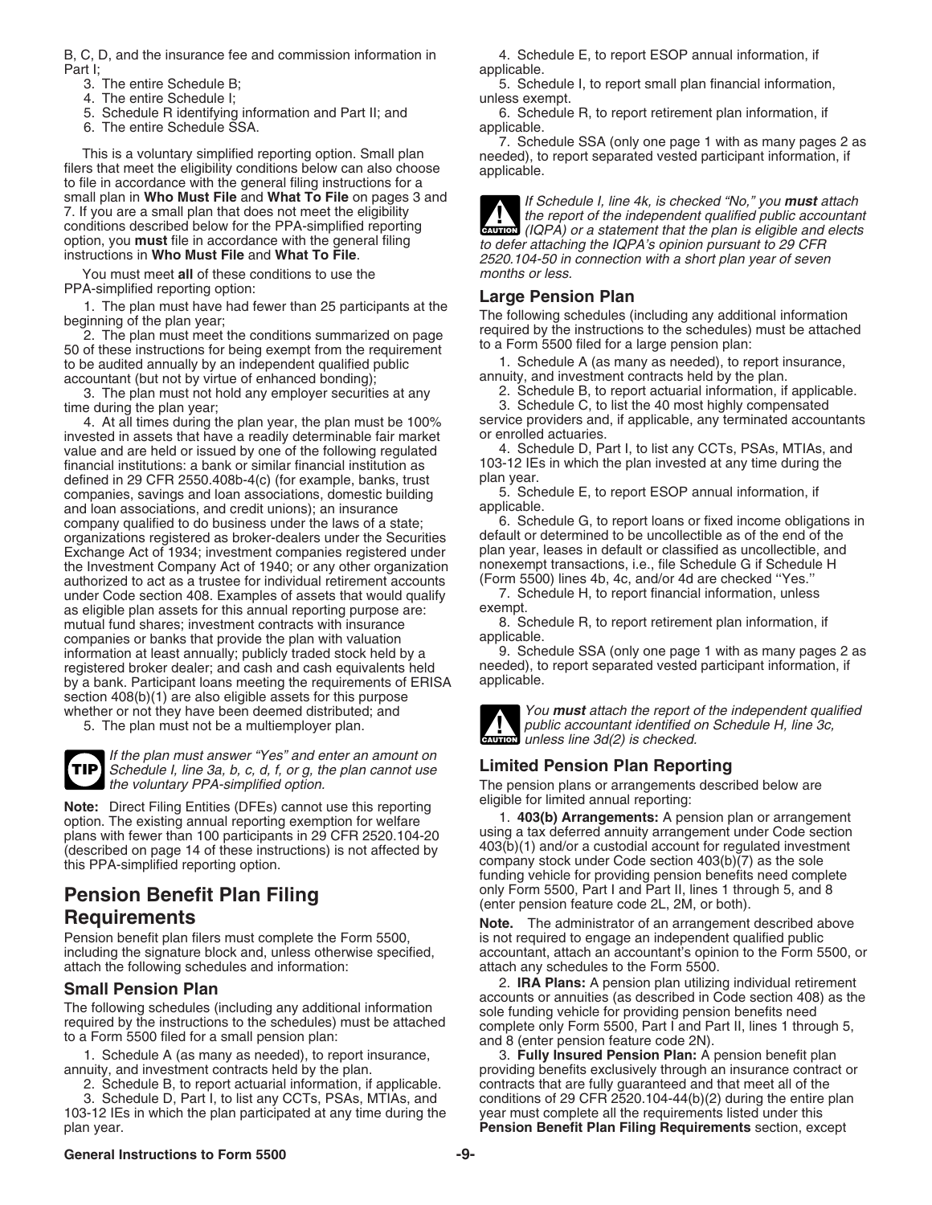B, C, D, and the insurance fee and commission information in Part I;

3. The entire Schedule B;
4. The entire Schedule I;
5. Schedule R identifying information and Part II; and
6. The entire Schedule SSA.

This is a voluntary simplified reporting option. Small plan filers that meet the eligibility conditions below can also choose to file in accordance with the general filing instructions for a small plan in **Who Must File** and **What To File** on pages 3 and 7. If you are a small plan that does not meet the eligibility conditions described below for the PPA-simplified reporting option, you **must** file in accordance with the general filing instructions in **Who Must File** and **What To File**.

You must meet **all** of these conditions to use the PPA-simplified reporting option:

1. The plan must have had fewer than 25 participants at the beginning of the plan year;
2. The plan must meet the conditions summarized on page 50 of these instructions for being exempt from the requirement to be audited annually by an independent qualified public accountant (but not by virtue of enhanced bonding);
3. The plan must not hold any employer securities at any time during the plan year;
4. At all times during the plan year, the plan must be 100% invested in assets that have a readily determinable fair market value and are held or issued by one of the following regulated financial institutions: a bank or similar financial institution as defined in 29 CFR 2550.408b-4(c) (for example, banks, trust companies, savings and loan associations, domestic building and loan associations, and credit unions); an insurance company qualified to do business under the laws of a state; organizations registered as broker-dealers under the Securities Exchange Act of 1934; investment companies registered under the Investment Company Act of 1940; or any other organization authorized to act as a trustee for individual retirement accounts under Code section 408. Examples of assets that would qualify as eligible plan assets for this annual reporting purpose are: mutual fund shares; investment contracts with insurance companies or banks that provide the plan with valuation information at least annually; publicly traded stock held by a registered broker dealer; and cash and cash equivalents held by a bank. Participant loans meeting the requirements of ERISA section 408(b)(1) are also eligible assets for this purpose whether or not they have been deemed distributed; and
5. The plan must not be a multiemployer plan.

**TIP** *If the plan must answer "Yes" and enter an amount on Schedule I, line 3a, b, c, d, f, or g, the plan cannot use the voluntary PPA-simplified option.*

**Note:** Direct Filing Entities (DFEs) cannot use this reporting option. The existing annual reporting exemption for welfare plans with fewer than 100 participants in 29 CFR 2520.104-20 (described on page 14 of these instructions) is not affected by this PPA-simplified reporting option.

## Pension Benefit Plan Filing Requirements

Pension benefit plan filers must complete the Form 5500, including the signature block and, unless otherwise specified, attach the following schedules and information:

### Small Pension Plan

The following schedules (including any additional information required by the instructions to the schedules) must be attached to a Form 5500 filed for a small pension plan:

1. Schedule A (as many as needed), to report insurance, annuity, and investment contracts held by the plan.
2. Schedule B, to report actuarial information, if applicable.
3. Schedule D, Part I, to list any CCTs, PSAs, MTIAs, and 103-12 IEs in which the plan participated at any time during the plan year.
4. Schedule E, to report ESOP annual information, if applicable.
5. Schedule I, to report small plan financial information, unless exempt.
6. Schedule R, to report retirement plan information, if applicable.
7. Schedule SSA (only one page 1 with as many pages 2 as needed), to report separated vested participant information, if applicable.

**CAUTION** *If Schedule I, line 4k, is checked "No," you **must** attach the report of the independent qualified public accountant (IQPA) or a statement that the plan is eligible and elects to defer attaching the IQPA's opinion pursuant to 29 CFR 2520.104-50 in connection with a short plan year of seven months or less.*

### Large Pension Plan

The following schedules (including any additional information required by the instructions to the schedules) must be attached to a Form 5500 filed for a large pension plan:

1. Schedule A (as many as needed), to report insurance, annuity, and investment contracts held by the plan.
2. Schedule B, to report actuarial information, if applicable.
3. Schedule C, to list the 40 most highly compensated service providers and, if applicable, any terminated accountants or enrolled actuaries.
4. Schedule D, Part I, to list any CCTs, PSAs, MTIAs, and 103-12 IEs in which the plan invested at any time during the plan year.
5. Schedule E, to report ESOP annual information, if applicable.
6. Schedule G, to report loans or fixed income obligations in default or determined to be uncollectible as of the end of the plan year, leases in default or classified as uncollectible, and nonexempt transactions, i.e., file Schedule G if Schedule H (Form 5500) lines 4b, 4c, and/or 4d are checked "Yes."
7. Schedule H, to report financial information, unless exempt.
8. Schedule R, to report retirement plan information, if applicable.
9. Schedule SSA (only one page 1 with as many pages 2 as needed), to report separated vested participant information, if applicable.

**CAUTION** *You **must** attach the report of the independent qualified public accountant identified on Schedule H, line 3c, unless line 3d(2) is checked.*

### Limited Pension Plan Reporting

The pension plans or arrangements described below are eligible for limited annual reporting:

1. **403(b) Arrangements:** A pension plan or arrangement using a tax deferred annuity arrangement under Code section 403(b)(1) and/or a custodial account for regulated investment company stock under Code section 403(b)(7) as the sole funding vehicle for providing pension benefits need complete only Form 5500, Part I and Part II, lines 1 through 5, and 8 (enter pension feature code 2L, 2M, or both).

**Note.** The administrator of an arrangement described above is not required to engage an independent qualified public accountant, attach an accountant's opinion to the Form 5500, or attach any schedules to the Form 5500.

2. **IRA Plans:** A pension plan utilizing individual retirement accounts or annuities (as described in Code section 408) as the sole funding vehicle for providing pension benefits need complete only Form 5500, Part I and Part II, lines 1 through 5, and 8 (enter pension feature code 2N).
3. **Fully Insured Pension Plan:** A pension benefit plan providing benefits exclusively through an insurance contract or contracts that are fully guaranteed and that meet all of the conditions of 29 CFR 2520.104-44(b)(2) during the entire plan year must complete all the requirements listed under this **Pension Benefit Plan Filing Requirements** section, except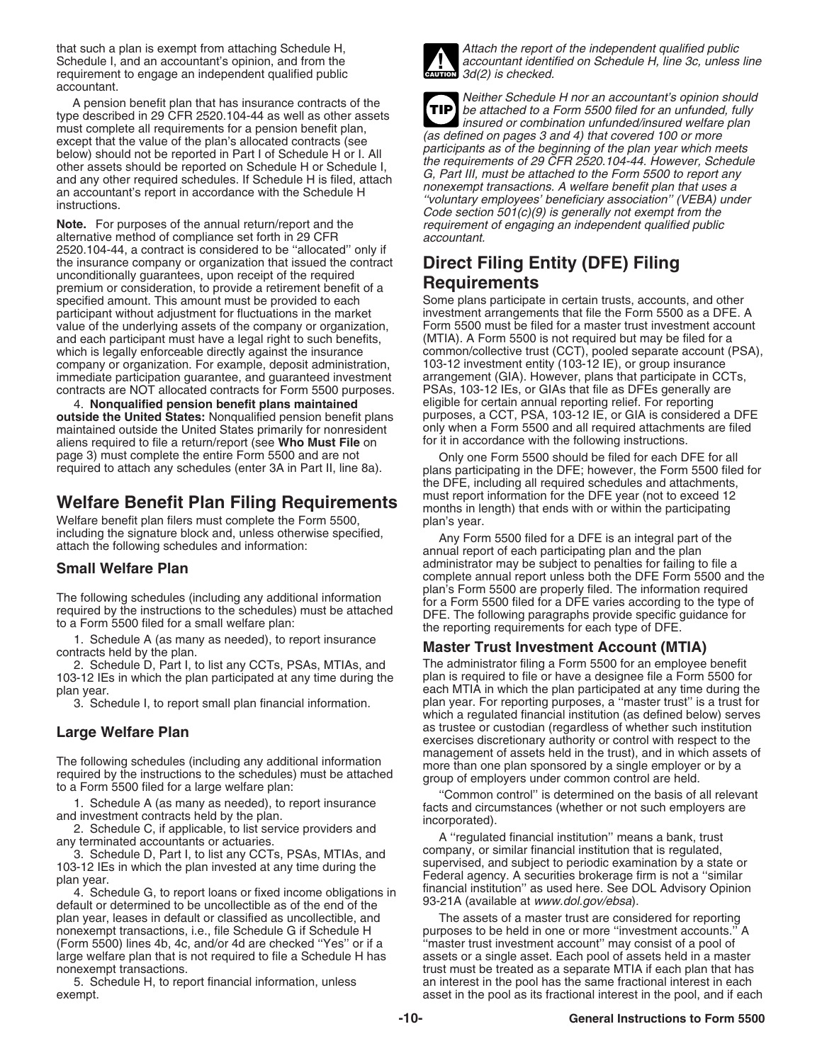that such a plan is exempt from attaching Schedule H, Schedule I, and an accountant's opinion, and from the requirement to engage an independent qualified public accountant.

A pension benefit plan that has insurance contracts of the type described in 29 CFR 2520.104-44 as well as other assets must complete all requirements for a pension benefit plan, except that the value of the plan's allocated contracts (see below) should not be reported in Part I of Schedule H or I. All other assets should be reported on Schedule H or Schedule I, and any other required schedules. If Schedule H is filed, attach an accountant's report in accordance with the Schedule H instructions.

**Note.** For purposes of the annual return/report and the alternative method of compliance set forth in 29 CFR 2520.104-44, a contract is considered to be ''allocated'' only if the insurance company or organization that issued the contract unconditionally guarantees, upon receipt of the required premium or consideration, to provide a retirement benefit of a specified amount. This amount must be provided to each participant without adjustment for fluctuations in the market value of the underlying assets of the company or organization, and each participant must have a legal right to such benefits, which is legally enforceable directly against the insurance company or organization. For example, deposit administration, immediate participation guarantee, and guaranteed investment contracts are NOT allocated contracts for Form 5500 purposes.

4. **Nonqualified pension benefit plans maintained outside the United States:** Nonqualified pension benefit plans maintained outside the United States primarily for nonresident aliens required to file a return/report (see **Who Must File** on page 3) must complete the entire Form 5500 and are not required to attach any schedules (enter 3A in Part II, line 8a).

## Welfare Benefit Plan Filing Requirements

Welfare benefit plan filers must complete the Form 5500, including the signature block and, unless otherwise specified, attach the following schedules and information:

### Small Welfare Plan

The following schedules (including any additional information required by the instructions to the schedules) must be attached to a Form 5500 filed for a small welfare plan:

1. Schedule A (as many as needed), to report insurance contracts held by the plan.
2. Schedule D, Part I, to list any CCTs, PSAs, MTIAs, and 103-12 IEs in which the plan participated at any time during the plan year.
3. Schedule I, to report small plan financial information.

### Large Welfare Plan

The following schedules (including any additional information required by the instructions to the schedules) must be attached to a Form 5500 filed for a large welfare plan:

1. Schedule A (as many as needed), to report insurance and investment contracts held by the plan.
2. Schedule C, if applicable, to list service providers and any terminated accountants or actuaries.
3. Schedule D, Part I, to list any CCTs, PSAs, MTIAs, and 103-12 IEs in which the plan invested at any time during the plan year.
4. Schedule G, to report loans or fixed income obligations in default or determined to be uncollectible as of the end of the plan year, leases in default or classified as uncollectible, and nonexempt transactions, i.e., file Schedule G if Schedule H (Form 5500) lines 4b, 4c, and/or 4d are checked ''Yes'' or if a large welfare plan that is not required to file a Schedule H has nonexempt transactions.
5. Schedule H, to report financial information, unless exempt.

**CAUTION** *Attach the report of the independent qualified public accountant identified on Schedule H, line 3c, unless line 3d(2) is checked.*

**TIP** *Neither Schedule H nor an accountant's opinion should be attached to a Form 5500 filed for an unfunded, fully insured or combination unfunded/insured welfare plan (as defined on pages 3 and 4) that covered 100 or more participants as of the beginning of the plan year which meets the requirements of 29 CFR 2520.104-44. However, Schedule G, Part III, must be attached to the Form 5500 to report any nonexempt transactions. A welfare benefit plan that uses a ''voluntary employees' beneficiary association'' (VEBA) under Code section 501(c)(9) is generally not exempt from the requirement of engaging an independent qualified public accountant.*

## Direct Filing Entity (DFE) Filing Requirements

Some plans participate in certain trusts, accounts, and other investment arrangements that file the Form 5500 as a DFE. A Form 5500 must be filed for a master trust investment account (MTIA). A Form 5500 is not required but may be filed for a common/collective trust (CCT), pooled separate account (PSA), 103-12 investment entity (103-12 IE), or group insurance arrangement (GIA). However, plans that participate in CCTs, PSAs, 103-12 IEs, or GIAs that file as DFEs generally are eligible for certain annual reporting relief. For reporting purposes, a CCT, PSA, 103-12 IE, or GIA is considered a DFE only when a Form 5500 and all required attachments are filed for it in accordance with the following instructions.

Only one Form 5500 should be filed for each DFE for all plans participating in the DFE; however, the Form 5500 filed for the DFE, including all required schedules and attachments, must report information for the DFE year (not to exceed 12 months in length) that ends with or within the participating plan's year.

Any Form 5500 filed for a DFE is an integral part of the annual report of each participating plan and the plan administrator may be subject to penalties for failing to file a complete annual report unless both the DFE Form 5500 and the plan's Form 5500 are properly filed. The information required for a Form 5500 filed for a DFE varies according to the type of DFE. The following paragraphs provide specific guidance for the reporting requirements for each type of DFE.

### Master Trust Investment Account (MTIA)

The administrator filing a Form 5500 for an employee benefit plan is required to file or have a designee file a Form 5500 for each MTIA in which the plan participated at any time during the plan year. For reporting purposes, a ''master trust'' is a trust for which a regulated financial institution (as defined below) serves as trustee or custodian (regardless of whether such institution exercises discretionary authority or control with respect to the management of assets held in the trust), and in which assets of more than one plan sponsored by a single employer or by a group of employers under common control are held.

''Common control'' is determined on the basis of all relevant facts and circumstances (whether or not such employers are incorporated).

A ''regulated financial institution'' means a bank, trust company, or similar financial institution that is regulated, supervised, and subject to periodic examination by a state or Federal agency. A securities brokerage firm is not a ''similar financial institution'' as used here. See DOL Advisory Opinion 93-21A (available at *www.dol.gov/ebsa*).

The assets of a master trust are considered for reporting purposes to be held in one or more ''investment accounts.'' A ''master trust investment account'' may consist of a pool of assets or a single asset. Each pool of assets held in a master trust must be treated as a separate MTIA if each plan that has an interest in the pool has the same fractional interest in each asset in the pool as its fractional interest in the pool, and if each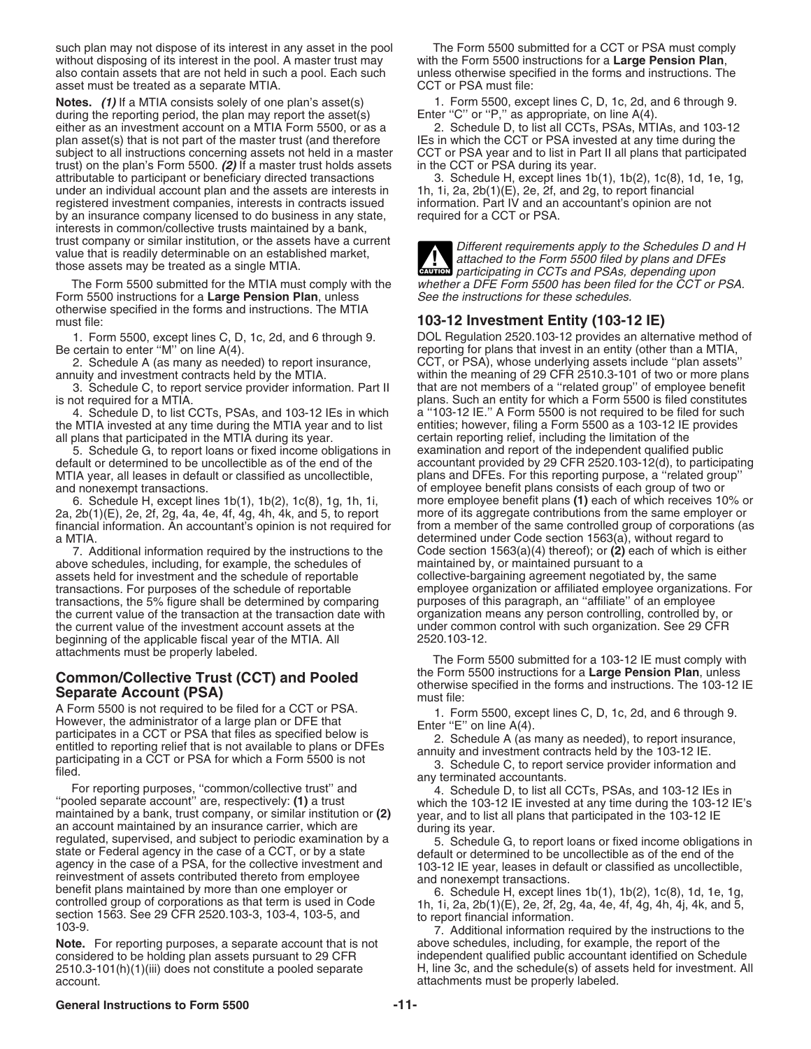such plan may not dispose of its interest in any asset in the pool without disposing of its interest in the pool. A master trust may also contain assets that are not held in such a pool. Each such asset must be treated as a separate MTIA.

**Notes.** ***(1)*** If a MTIA consists solely of one plan's asset(s) during the reporting period, the plan may report the asset(s) either as an investment account on a MTIA Form 5500, or as a plan asset(s) that is not part of the master trust (and therefore subject to all instructions concerning assets not held in a master trust) on the plan's Form 5500. ***(2)*** If a master trust holds assets attributable to participant or beneficiary directed transactions under an individual account plan and the assets are interests in registered investment companies, interests in contracts issued by an insurance company licensed to do business in any state, interests in common/collective trusts maintained by a bank, trust company or similar institution, or the assets have a current value that is readily determinable on an established market, those assets may be treated as a single MTIA.

The Form 5500 submitted for the MTIA must comply with the Form 5500 instructions for a **Large Pension Plan**, unless otherwise specified in the forms and instructions. The MTIA must file:

1. Form 5500, except lines C, D, 1c, 2d, and 6 through 9. Be certain to enter "M" on line A(4).
2. Schedule A (as many as needed) to report insurance, annuity and investment contracts held by the MTIA.
3. Schedule C, to report service provider information. Part II is not required for a MTIA.
4. Schedule D, to list CCTs, PSAs, and 103-12 IEs in which the MTIA invested at any time during the MTIA year and to list all plans that participated in the MTIA during its year.
5. Schedule G, to report loans or fixed income obligations in default or determined to be uncollectible as of the end of the MTIA year, all leases in default or classified as uncollectible, and nonexempt transactions.
6. Schedule H, except lines 1b(1), 1b(2), 1c(8), 1g, 1h, 1i, 2a, 2b(1)(E), 2e, 2f, 2g, 4a, 4e, 4f, 4g, 4h, 4k, and 5, to report financial information. An accountant's opinion is not required for a MTIA.
7. Additional information required by the instructions to the above schedules, including, for example, the schedules of assets held for investment and the schedule of reportable transactions. For purposes of the schedule of reportable transactions, the 5% figure shall be determined by comparing the current value of the transaction at the transaction date with the current value of the investment account assets at the beginning of the applicable fiscal year of the MTIA. All attachments must be properly labeled.

## Common/Collective Trust (CCT) and Pooled Separate Account (PSA)

A Form 5500 is not required to be filed for a CCT or PSA. However, the administrator of a large plan or DFE that participates in a CCT or PSA that files as specified below is entitled to reporting relief that is not available to plans or DFEs participating in a CCT or PSA for which a Form 5500 is not filed.

For reporting purposes, "common/collective trust" and "pooled separate account" are, respectively: **(1)** a trust maintained by a bank, trust company, or similar institution or **(2)** an account maintained by an insurance carrier, which are regulated, supervised, and subject to periodic examination by a state or Federal agency in the case of a CCT, or by a state agency in the case of a PSA, for the collective investment and reinvestment of assets contributed thereto from employee benefit plans maintained by more than one employer or controlled group of corporations as that term is used in Code section 1563. See 29 CFR 2520.103-3, 103-4, 103-5, and 103-9.

**Note.** For reporting purposes, a separate account that is not considered to be holding plan assets pursuant to 29 CFR 2510.3-101(h)(1)(iii) does not constitute a pooled separate account.

The Form 5500 submitted for a CCT or PSA must comply with the Form 5500 instructions for a **Large Pension Plan**, unless otherwise specified in the forms and instructions. The CCT or PSA must file:

1. Form 5500, except lines C, D, 1c, 2d, and 6 through 9. Enter "C" or "P," as appropriate, on line A(4).
2. Schedule D, to list all CCTs, PSAs, MTIAs, and 103-12 IEs in which the CCT or PSA invested at any time during the CCT or PSA year and to list in Part II all plans that participated in the CCT or PSA during its year.
3. Schedule H, except lines 1b(1), 1b(2), 1c(8), 1d, 1e, 1g, 1h, 1i, 2a, 2b(1)(E), 2e, 2f, and 2g, to report financial information. Part IV and an accountant's opinion are not required for a CCT or PSA.

**CAUTION** *Different requirements apply to the Schedules D and H attached to the Form 5500 filed by plans and DFEs participating in CCTs and PSAs, depending upon whether a DFE Form 5500 has been filed for the CCT or PSA. See the instructions for these schedules.*

## 103-12 Investment Entity (103-12 IE)

DOL Regulation 2520.103-12 provides an alternative method of reporting for plans that invest in an entity (other than a MTIA, CCT, or PSA), whose underlying assets include "plan assets" within the meaning of 29 CFR 2510.3-101 of two or more plans that are not members of a "related group" of employee benefit plans. Such an entity for which a Form 5500 is filed constitutes a "103-12 IE." A Form 5500 is not required to be filed for such entities; however, filing a Form 5500 as a 103-12 IE provides certain reporting relief, including the limitation of the examination and report of the independent qualified public accountant provided by 29 CFR 2520.103-12(d), to participating plans and DFEs. For this reporting purpose, a "related group" of employee benefit plans consists of each group of two or more employee benefit plans **(1)** each of which receives 10% or more of its aggregate contributions from the same employer or from a member of the same controlled group of corporations (as determined under Code section 1563(a), without regard to Code section 1563(a)(4) thereof); or **(2)** each of which is either maintained by, or maintained pursuant to a collective-bargaining agreement negotiated by, the same employee organization or affiliated employee organizations. For purposes of this paragraph, an "affiliate" of an employee organization means any person controlling, controlled by, or under common control with such organization. See 29 CFR 2520.103-12.

The Form 5500 submitted for a 103-12 IE must comply with the Form 5500 instructions for a **Large Pension Plan**, unless otherwise specified in the forms and instructions. The 103-12 IE must file:

1. Form 5500, except lines C, D, 1c, 2d, and 6 through 9. Enter "E" on line A(4).
2. Schedule A (as many as needed), to report insurance, annuity and investment contracts held by the 103-12 IE.
3. Schedule C, to report service provider information and any terminated accountants.
4. Schedule D, to list all CCTs, PSAs, and 103-12 IEs in which the 103-12 IE invested at any time during the 103-12 IE's year, and to list all plans that participated in the 103-12 IE during its year.
5. Schedule G, to report loans or fixed income obligations in default or determined to be uncollectible as of the end of the 103-12 IE year, leases in default or classified as uncollectible, and nonexempt transactions.
6. Schedule H, except lines 1b(1), 1b(2), 1c(8), 1d, 1e, 1g, 1h, 1i, 2a, 2b(1)(E), 2e, 2f, 2g, 4a, 4e, 4f, 4g, 4h, 4j, 4k, and 5, to report financial information.
7. Additional information required by the instructions to the above schedules, including, for example, the report of the independent qualified public accountant identified on Schedule H, line 3c, and the schedule(s) of assets held for investment. All attachments must be properly labeled.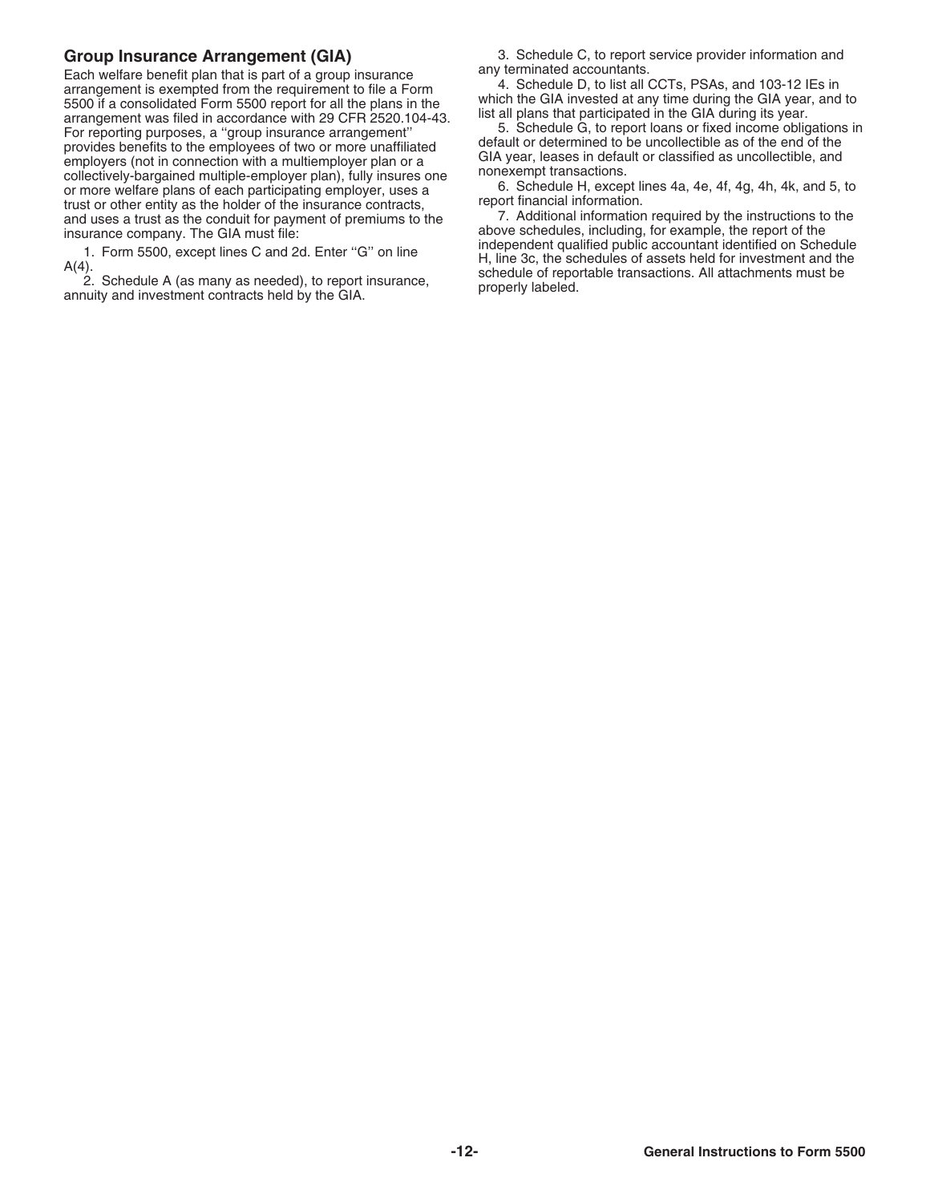## Group Insurance Arrangement (GIA)

Each welfare benefit plan that is part of a group insurance arrangement is exempted from the requirement to file a Form 5500 if a consolidated Form 5500 report for all the plans in the arrangement was filed in accordance with 29 CFR 2520.104-43. For reporting purposes, a ''group insurance arrangement'' provides benefits to the employees of two or more unaffiliated employers (not in connection with a multiemployer plan or a collectively-bargained multiple-employer plan), fully insures one or more welfare plans of each participating employer, uses a trust or other entity as the holder of the insurance contracts, and uses a trust as the conduit for payment of premiums to the insurance company. The GIA must file:

1. Form 5500, except lines C and 2d. Enter ''G'' on line A(4).
2. Schedule A (as many as needed), to report insurance, annuity and investment contracts held by the GIA.
3. Schedule C, to report service provider information and any terminated accountants.
4. Schedule D, to list all CCTs, PSAs, and 103-12 IEs in which the GIA invested at any time during the GIA year, and to list all plans that participated in the GIA during its year.
5. Schedule G, to report loans or fixed income obligations in default or determined to be uncollectible as of the end of the GIA year, leases in default or classified as uncollectible, and nonexempt transactions.
6. Schedule H, except lines 4a, 4e, 4f, 4g, 4h, 4k, and 5, to report financial information.
7. Additional information required by the instructions to the above schedules, including, for example, the report of the independent qualified public accountant identified on Schedule H, line 3c, the schedules of assets held for investment and the schedule of reportable transactions. All attachments must be properly labeled.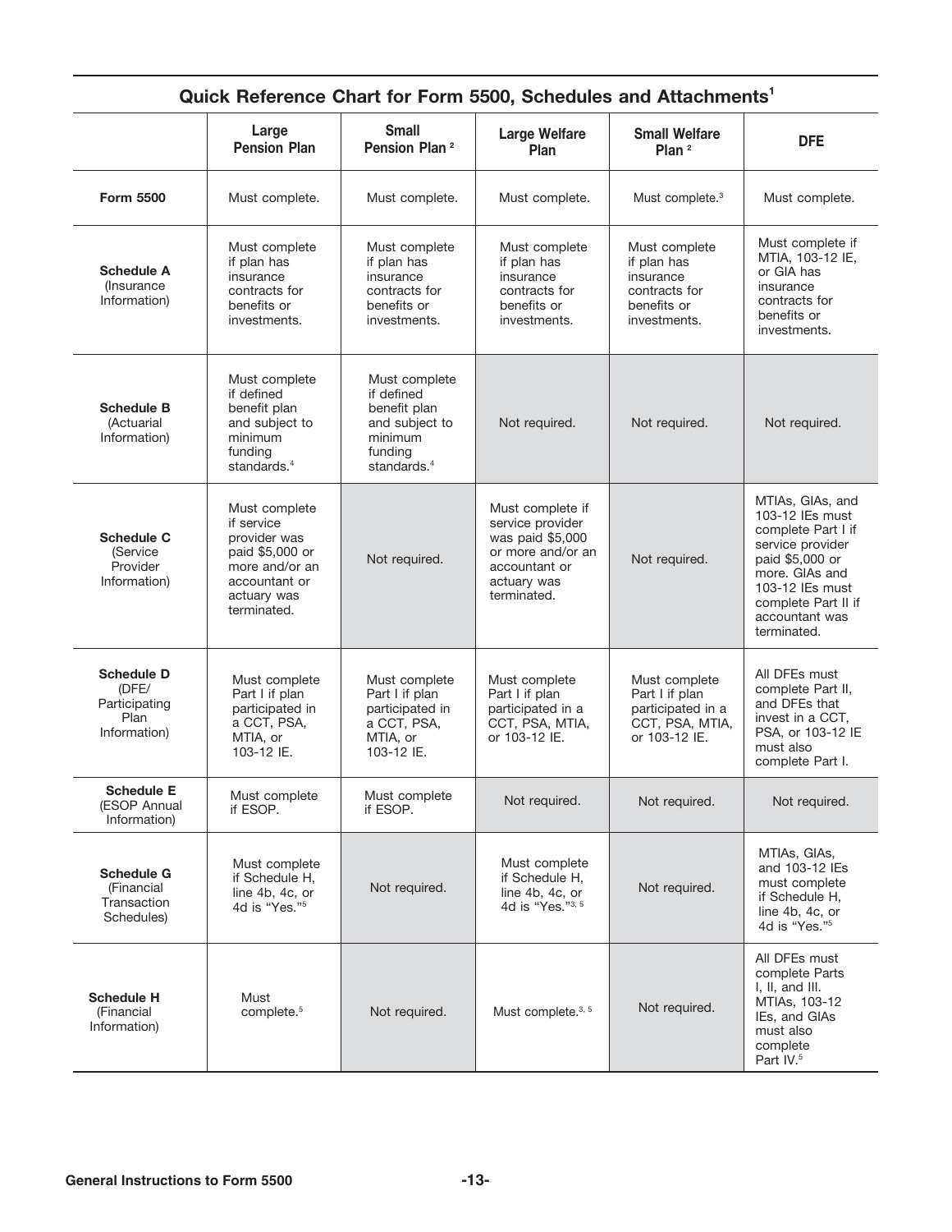## Quick Reference Chart for Form 5500, Schedules and Attachments[1]

| | Large Pension Plan | Small Pension Plan[2] | Large Welfare Plan | Small Welfare Plan[2] | DFE |
|---|---|---|---|---|---|
| **Form 5500** | Must complete. | Must complete. | Must complete. | Must complete.[3] | Must complete. |
| **Schedule A** (Insurance Information) | Must complete if plan has insurance contracts for benefits or investments. | Must complete if plan has insurance contracts for benefits or investments. | Must complete if plan has insurance contracts for benefits or investments. | Must complete if plan has insurance contracts for benefits or investments. | Must complete if MTIA, 103-12 IE, or GIA has insurance contracts for benefits or investments. |
| **Schedule B** (Actuarial Information) | Must complete if defined benefit plan and subject to minimum funding standards.[4] | Must complete if defined benefit plan and subject to minimum funding standards.[4] | Not required. | Not required. | Not required. |
| **Schedule C** (Service Provider Information) | Must complete if service provider was paid $5,000 or more and/or an accountant or actuary was terminated. | Not required. | Must complete if service provider was paid $5,000 or more and/or an accountant or actuary was terminated. | Not required. | MTIAs, GIAs, and 103-12 IEs must complete Part I if service provider paid $5,000 or more. GIAs and 103-12 IEs must complete Part II if accountant was terminated. |
| **Schedule D** (DFE/ Participating Plan Information) | Must complete Part I if plan participated in a CCT, PSA, MTIA, or 103-12 IE. | Must complete Part I if plan participated in a CCT, PSA, MTIA, or 103-12 IE. | Must complete Part I if plan participated in a CCT, PSA, MTIA, or 103-12 IE. | Must complete Part I if plan participated in a CCT, PSA, MTIA, or 103-12 IE. | All DFEs must complete Part II, and DFEs that invest in a CCT, PSA, or 103-12 IE must also complete Part I. |
| **Schedule E** (ESOP Annual Information) | Must complete if ESOP. | Must complete if ESOP. | Not required. | Not required. | Not required. |
| **Schedule G** (Financial Transaction Schedules) | Must complete if Schedule H, line 4b, 4c, or 4d is "Yes."[5] | Not required. | Must complete if Schedule H, line 4b, 4c, or 4d is "Yes."[3, 5] | Not required. | MTIAs, GIAs, and 103-12 IEs must complete if Schedule H, line 4b, 4c, or 4d is "Yes."[5] |
| **Schedule H** (Financial Information) | Must complete.[5] | Not required. | Must complete.[3, 5] | Not required. | All DFEs must complete Parts I, II, and III. MTIAs, 103-12 IEs, and GIAs must also complete Part IV.[5] |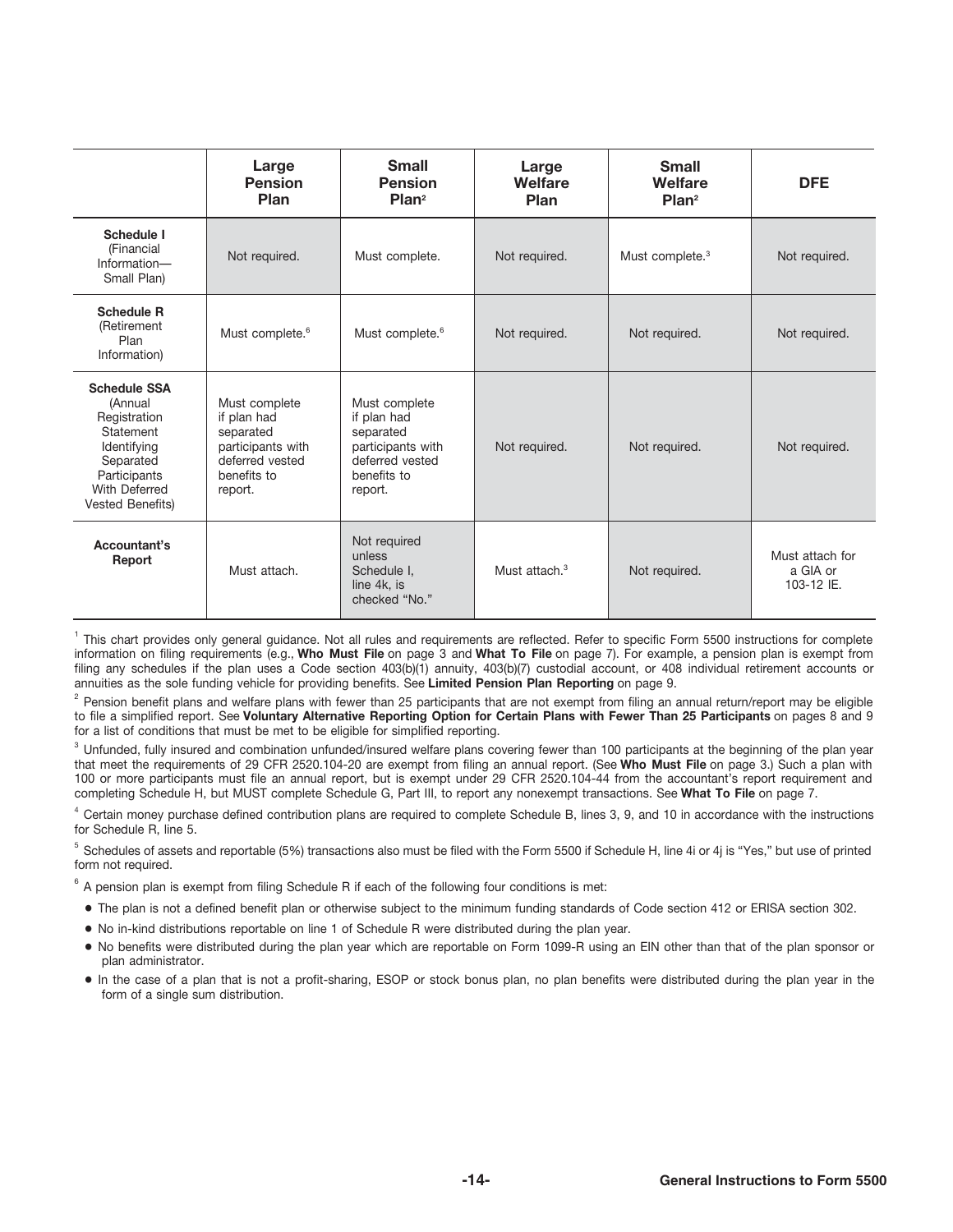| | Large Pension Plan | Small Pension Plan[2] | Large Welfare Plan | Small Welfare Plan[2] | DFE |
|---|---|---|---|---|---|
| **Schedule I** (Financial Information— Small Plan) | Not required. | Must complete. | Not required. | Must complete.[3] | Not required. |
| **Schedule R** (Retirement Plan Information) | Must complete.[6] | Must complete.[6] | Not required. | Not required. | Not required. |
| **Schedule SSA** (Annual Registration Statement Identifying Separated Participants With Deferred Vested Benefits) | Must complete if plan had separated participants with deferred vested benefits to report. | Must complete if plan had separated participants with deferred vested benefits to report. | Not required. | Not required. | Not required. |
| **Accountant's Report** | Must attach. | Not required unless Schedule I, line 4k, is checked "No." | Must attach.[3] | Not required. | Must attach for a GIA or 103-12 IE. |

[1] This chart provides only general guidance. Not all rules and requirements are reflected. Refer to specific Form 5500 instructions for complete information on filing requirements (e.g., **Who Must File** on page 3 and **What To File** on page 7). For example, a pension plan is exempt from filing any schedules if the plan uses a Code section 403(b)(1) annuity, 403(b)(7) custodial account, or 408 individual retirement accounts or annuities as the sole funding vehicle for providing benefits. See **Limited Pension Plan Reporting** on page 9.

[2] Pension benefit plans and welfare plans with fewer than 25 participants that are not exempt from filing an annual return/report may be eligible to file a simplified report. See **Voluntary Alternative Reporting Option for Certain Plans with Fewer Than 25 Participants** on pages 8 and 9 for a list of conditions that must be met to be eligible for simplified reporting.

[3] Unfunded, fully insured and combination unfunded/insured welfare plans covering fewer than 100 participants at the beginning of the plan year that meet the requirements of 29 CFR 2520.104-20 are exempt from filing an annual report. (See **Who Must File** on page 3.) Such a plan with 100 or more participants must file an annual report, but is exempt under 29 CFR 2520.104-44 from the accountant's report requirement and completing Schedule H, but MUST complete Schedule G, Part III, to report any nonexempt transactions. See **What To File** on page 7.

[4] Certain money purchase defined contribution plans are required to complete Schedule B, lines 3, 9, and 10 in accordance with the instructions for Schedule R, line 5.

[5] Schedules of assets and reportable (5%) transactions also must be filed with the Form 5500 if Schedule H, line 4i or 4j is "Yes," but use of printed form not required.

[6] A pension plan is exempt from filing Schedule R if each of the following four conditions is met:

- The plan is not a defined benefit plan or otherwise subject to the minimum funding standards of Code section 412 or ERISA section 302.
- No in-kind distributions reportable on line 1 of Schedule R were distributed during the plan year.
- No benefits were distributed during the plan year which are reportable on Form 1099-R using an EIN other than that of the plan sponsor or plan administrator.
- In the case of a plan that is not a profit-sharing, ESOP or stock bonus plan, no plan benefits were distributed during the plan year in the form of a single sum distribution.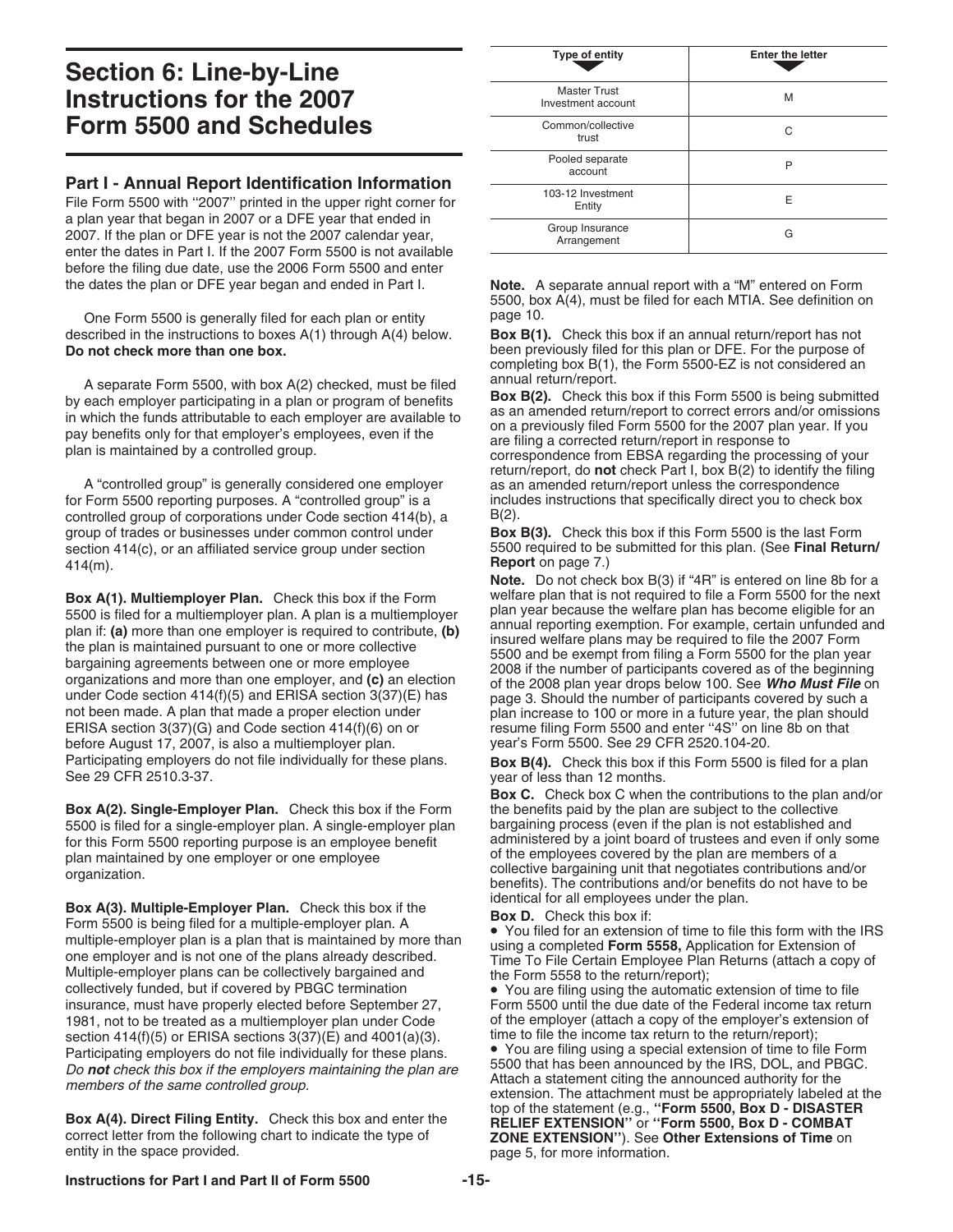# Section 6: Line-by-Line Instructions for the 2007 Form 5500 and Schedules

## Part I - Annual Report Identification Information

File Form 5500 with ''2007'' printed in the upper right corner for a plan year that began in 2007 or a DFE year that ended in 2007. If the plan or DFE year is not the 2007 calendar year, enter the dates in Part I. If the 2007 Form 5500 is not available before the filing due date, use the 2006 Form 5500 and enter the dates the plan or DFE year began and ended in Part I.

One Form 5500 is generally filed for each plan or entity described in the instructions to boxes A(1) through A(4) below. **Do not check more than one box.**

A separate Form 5500, with box A(2) checked, must be filed by each employer participating in a plan or program of benefits in which the funds attributable to each employer are available to pay benefits only for that employer's employees, even if the plan is maintained by a controlled group.

A "controlled group" is generally considered one employer for Form 5500 reporting purposes. A "controlled group" is a controlled group of corporations under Code section 414(b), a group of trades or businesses under common control under section 414(c), or an affiliated service group under section 414(m).

**Box A(1). Multiemployer Plan.** Check this box if the Form 5500 is filed for a multiemployer plan. A plan is a multiemployer plan if: **(a)** more than one employer is required to contribute, **(b)** the plan is maintained pursuant to one or more collective bargaining agreements between one or more employee organizations and more than one employer, and **(c)** an election under Code section 414(f)(5) and ERISA section 3(37)(E) has not been made. A plan that made a proper election under ERISA section 3(37)(G) and Code section 414(f)(6) on or before August 17, 2007, is also a multiemployer plan. Participating employers do not file individually for these plans. See 29 CFR 2510.3-37.

**Box A(2). Single-Employer Plan.** Check this box if the Form 5500 is filed for a single-employer plan. A single-employer plan for this Form 5500 reporting purpose is an employee benefit plan maintained by one employer or one employee organization.

**Box A(3). Multiple-Employer Plan.** Check this box if the Form 5500 is being filed for a multiple-employer plan. A multiple-employer plan is a plan that is maintained by more than one employer and is not one of the plans already described. Multiple-employer plans can be collectively bargained and collectively funded, but if covered by PBGC termination insurance, must have properly elected before September 27, 1981, not to be treated as a multiemployer plan under Code section 414(f)(5) or ERISA sections 3(37)(E) and 4001(a)(3). Participating employers do not file individually for these plans. *Do **not** check this box if the employers maintaining the plan are members of the same controlled group.*

**Box A(4). Direct Filing Entity.** Check this box and enter the correct letter from the following chart to indicate the type of entity in the space provided.

| Type of entity | Enter the letter |
|---|---|
| Master Trust Investment account | M |
| Common/collective trust | C |
| Pooled separate account | P |
| 103-12 Investment Entity | E |
| Group Insurance Arrangement | G |

**Note.** A separate annual report with a "M" entered on Form 5500, box A(4), must be filed for each MTIA. See definition on page 10.

**Box B(1).** Check this box if an annual return/report has not been previously filed for this plan or DFE. For the purpose of completing box B(1), the Form 5500-EZ is not considered an annual return/report.

**Box B(2).** Check this box if this Form 5500 is being submitted as an amended return/report to correct errors and/or omissions on a previously filed Form 5500 for the 2007 plan year. If you are filing a corrected return/report in response to correspondence from EBSA regarding the processing of your return/report, do **not** check Part I, box B(2) to identify the filing as an amended return/report unless the correspondence includes instructions that specifically direct you to check box B(2).

**Box B(3).** Check this box if this Form 5500 is the last Form 5500 required to be submitted for this plan. (See **Final Return/ Report** on page 7.)

**Note.** Do not check box B(3) if "4R" is entered on line 8b for a welfare plan that is not required to file a Form 5500 for the next plan year because the welfare plan has become eligible for an annual reporting exemption. For example, certain unfunded and insured welfare plans may be required to file the 2007 Form 5500 and be exempt from filing a Form 5500 for the plan year 2008 if the number of participants covered as of the beginning of the 2008 plan year drops below 100. See ***Who Must File*** on page 3. Should the number of participants covered by such a plan increase to 100 or more in a future year, the plan should resume filing Form 5500 and enter ''4S'' on line 8b on that year's Form 5500. See 29 CFR 2520.104-20.

**Box B(4).** Check this box if this Form 5500 is filed for a plan year of less than 12 months.

**Box C.** Check box C when the contributions to the plan and/or the benefits paid by the plan are subject to the collective bargaining process (even if the plan is not established and administered by a joint board of trustees and even if only some of the employees covered by the plan are members of a collective bargaining unit that negotiates contributions and/or benefits). The contributions and/or benefits do not have to be identical for all employees under the plan.

**Box D.** Check this box if:

- You filed for an extension of time to file this form with the IRS using a completed **Form 5558,** Application for Extension of Time To File Certain Employee Plan Returns (attach a copy of the Form 5558 to the return/report);
- You are filing using the automatic extension of time to file Form 5500 until the due date of the Federal income tax return of the employer (attach a copy of the employer's extension of time to file the income tax return to the return/report);
- You are filing using a special extension of time to file Form 5500 that has been announced by the IRS, DOL, and PBGC. Attach a statement citing the announced authority for the extension. The attachment must be appropriately labeled at the top of the statement (e.g., **''Form 5500, Box D - DISASTER RELIEF EXTENSION''** or **''Form 5500, Box D - COMBAT ZONE EXTENSION''**). See **Other Extensions of Time** on page 5, for more information.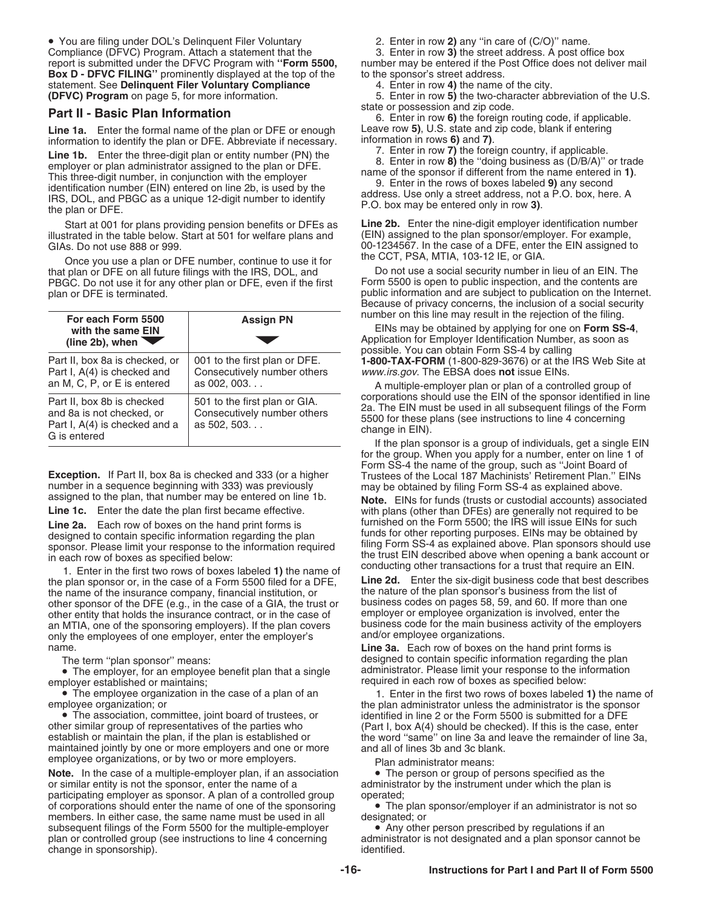- You are filing under DOL's Delinquent Filer Voluntary Compliance (DFVC) Program. Attach a statement that the report is submitted under the DFVC Program with **"Form 5500, Box D - DFVC FILING"** prominently displayed at the top of the statement. See **Delinquent Filer Voluntary Compliance (DFVC) Program** on page 5, for more information.

## Part II - Basic Plan Information

**Line 1a.** Enter the formal name of the plan or DFE or enough information to identify the plan or DFE. Abbreviate if necessary.

**Line 1b.** Enter the three-digit plan or entity number (PN) the employer or plan administrator assigned to the plan or DFE. This three-digit number, in conjunction with the employer identification number (EIN) entered on line 2b, is used by the IRS, DOL, and PBGC as a unique 12-digit number to identify the plan or DFE.

Start at 001 for plans providing pension benefits or DFEs as illustrated in the table below. Start at 501 for welfare plans and GIAs. Do not use 888 or 999.

Once you use a plan or DFE number, continue to use it for that plan or DFE on all future filings with the IRS, DOL, and PBGC. Do not use it for any other plan or DFE, even if the first plan or DFE is terminated.

| For each Form 5500 with the same EIN (line 2b), when | Assign PN |
|---|---|
| Part II, box 8a is checked, or Part I, A(4) is checked and an M, C, P, or E is entered | 001 to the first plan or DFE. Consecutively number others as 002, 003. . . |
| Part II, box 8b is checked and 8a is not checked, or Part I, A(4) is checked and a G is entered | 501 to the first plan or GIA. Consecutively number others as 502, 503. . . |

**Exception.** If Part II, box 8a is checked and 333 (or a higher number in a sequence beginning with 333) was previously assigned to the plan, that number may be entered on line 1b.

**Line 1c.** Enter the date the plan first became effective.

**Line 2a.** Each row of boxes on the hand print forms is designed to contain specific information regarding the plan sponsor. Please limit your response to the information required in each row of boxes as specified below:

1. Enter in the first two rows of boxes labeled **1)** the name of the plan sponsor or, in the case of a Form 5500 filed for a DFE, the name of the insurance company, financial institution, or other sponsor of the DFE (e.g., in the case of a GIA, the trust or other entity that holds the insurance contract, or in the case of an MTIA, one of the sponsoring employers). If the plan covers only the employees of one employer, enter the employer's name.

The term "plan sponsor" means:

- The employer, for an employee benefit plan that a single employer established or maintains;
- The employee organization in the case of a plan of an employee organization; or
- The association, committee, joint board of trustees, or other similar group of representatives of the parties who establish or maintain the plan, if the plan is established or maintained jointly by one or more employers and one or more employee organizations, or by two or more employers.

**Note.** In the case of a multiple-employer plan, if an association or similar entity is not the sponsor, enter the name of a participating employer as sponsor. A plan of a controlled group of corporations should enter the name of one of the sponsoring members. In either case, the same name must be used in all subsequent filings of the Form 5500 for the multiple-employer plan or controlled group (see instructions to line 4 concerning change in sponsorship).

2. Enter in row **2)** any "in care of (C/O)" name.
3. Enter in row **3)** the street address. A post office box number may be entered if the Post Office does not deliver mail to the sponsor's street address.
4. Enter in row **4)** the name of the city.
5. Enter in row **5)** the two-character abbreviation of the U.S. state or possession and zip code.
6. Enter in row **6)** the foreign routing code, if applicable. Leave row **5)**, U.S. state and zip code, blank if entering information in rows **6)** and **7)**.
7. Enter in row **7)** the foreign country, if applicable.
8. Enter in row **8)** the "doing business as (D/B/A)" or trade name of the sponsor if different from the name entered in **1)**.
9. Enter in the rows of boxes labeled **9)** any second address. Use only a street address, not a P.O. box, here. A P.O. box may be entered only in row **3)**.

**Line 2b.** Enter the nine-digit employer identification number (EIN) assigned to the plan sponsor/employer. For example, 00-1234567. In the case of a DFE, enter the EIN assigned to the CCT, PSA, MTIA, 103-12 IE, or GIA.

Do not use a social security number in lieu of an EIN. The Form 5500 is open to public inspection, and the contents are public information and are subject to publication on the Internet. Because of privacy concerns, the inclusion of a social security number on this line may result in the rejection of the filing.

EINs may be obtained by applying for one on **Form SS-4**, Application for Employer Identification Number, as soon as possible. You can obtain Form SS-4 by calling **1-800-TAX-FORM** (1-800-829-3676) or at the IRS Web Site at *www.irs.gov*. The EBSA does **not** issue EINs.

A multiple-employer plan or plan of a controlled group of corporations should use the EIN of the sponsor identified in line 2a. The EIN must be used in all subsequent filings of the Form 5500 for these plans (see instructions to line 4 concerning change in EIN).

If the plan sponsor is a group of individuals, get a single EIN for the group. When you apply for a number, enter on line 1 of Form SS-4 the name of the group, such as "Joint Board of Trustees of the Local 187 Machinists' Retirement Plan." EINs may be obtained by filing Form SS-4 as explained above.

**Note.** EINs for funds (trusts or custodial accounts) associated with plans (other than DFEs) are generally not required to be furnished on the Form 5500; the IRS will issue EINs for such funds for other reporting purposes. EINs may be obtained by filing Form SS-4 as explained above. Plan sponsors should use the trust EIN described above when opening a bank account or conducting other transactions for a trust that require an EIN.

**Line 2d.** Enter the six-digit business code that best describes the nature of the plan sponsor's business from the list of business codes on pages 58, 59, and 60. If more than one employer or employee organization is involved, enter the business code for the main business activity of the employers and/or employee organizations.

**Line 3a.** Each row of boxes on the hand print forms is designed to contain specific information regarding the plan administrator. Please limit your response to the information required in each row of boxes as specified below:

1. Enter in the first two rows of boxes labeled **1)** the name of the plan administrator unless the administrator is the sponsor identified in line 2 or the Form 5500 is submitted for a DFE (Part I, box A(4) should be checked). If this is the case, enter the word "same" on line 3a and leave the remainder of line 3a, and all of lines 3b and 3c blank.

Plan administrator means:

- The person or group of persons specified as the administrator by the instrument under which the plan is operated;
- The plan sponsor/employer if an administrator is not so designated; or
- Any other person prescribed by regulations if an administrator is not designated and a plan sponsor cannot be identified.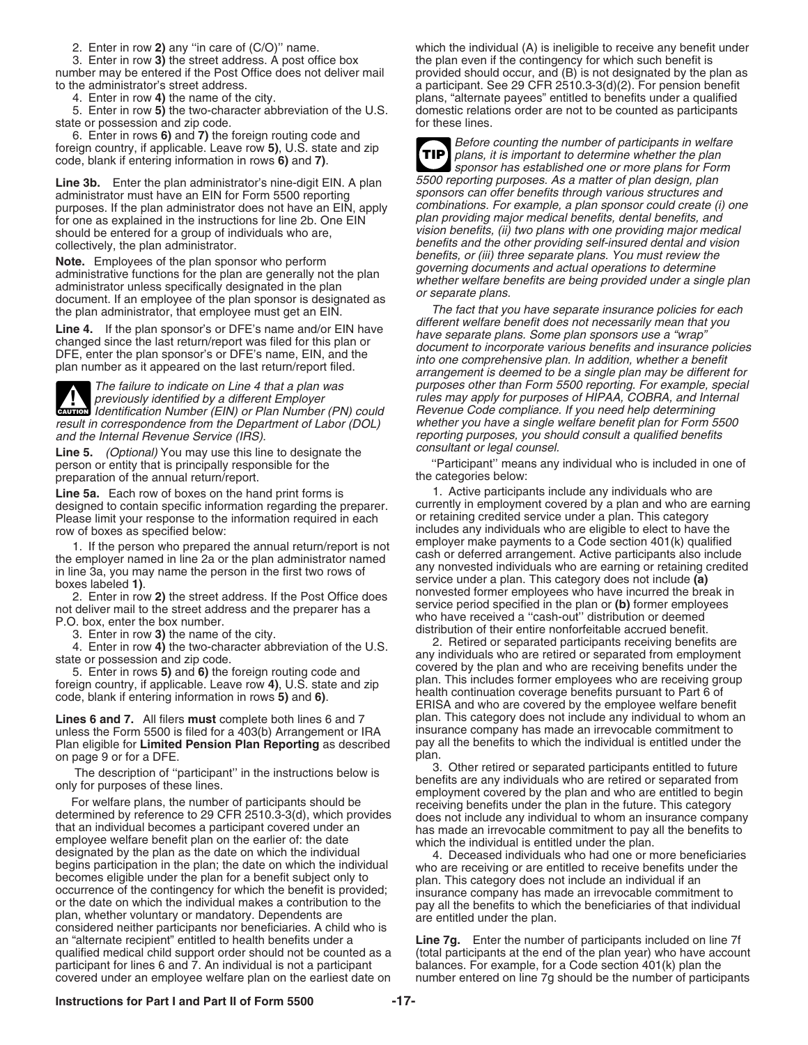2. Enter in row **2)** any "in care of (C/O)" name.

3. Enter in row **3)** the street address. A post office box number may be entered if the Post Office does not deliver mail to the administrator's street address.

4. Enter in row **4)** the name of the city.

5. Enter in row **5)** the two-character abbreviation of the U.S. state or possession and zip code.

6. Enter in rows **6)** and **7)** the foreign routing code and foreign country, if applicable. Leave row **5)**, U.S. state and zip code, blank if entering information in rows **6)** and **7)**.

**Line 3b.** Enter the plan administrator's nine-digit EIN. A plan administrator must have an EIN for Form 5500 reporting purposes. If the plan administrator does not have an EIN, apply for one as explained in the instructions for line 2b. One EIN should be entered for a group of individuals who are, collectively, the plan administrator.

**Note.** Employees of the plan sponsor who perform administrative functions for the plan are generally not the plan administrator unless specifically designated in the plan document. If an employee of the plan sponsor is designated as the plan administrator, that employee must get an EIN.

**Line 4.** If the plan sponsor's or DFE's name and/or EIN have changed since the last return/report was filed for this plan or DFE, enter the plan sponsor's or DFE's name, EIN, and the plan number as it appeared on the last return/report filed.

**CAUTION** *The failure to indicate on Line 4 that a plan was previously identified by a different Employer Identification Number (EIN) or Plan Number (PN) could result in correspondence from the Department of Labor (DOL) and the Internal Revenue Service (IRS).*

**Line 5.** *(Optional)* You may use this line to designate the person or entity that is principally responsible for the preparation of the annual return/report.

**Line 5a.** Each row of boxes on the hand print forms is designed to contain specific information regarding the preparer. Please limit your response to the information required in each row of boxes as specified below:

1. If the person who prepared the annual return/report is not the employer named in line 2a or the plan administrator named in line 3a, you may name the person in the first two rows of boxes labeled **1)**.

2. Enter in row **2)** the street address. If the Post Office does not deliver mail to the street address and the preparer has a P.O. box, enter the box number.

3. Enter in row **3)** the name of the city.

4. Enter in row **4)** the two-character abbreviation of the U.S. state or possession and zip code.

5. Enter in rows **5)** and **6)** the foreign routing code and foreign country, if applicable. Leave row **4)**, U.S. state and zip code, blank if entering information in rows **5)** and **6)**.

**Lines 6 and 7.** All filers **must** complete both lines 6 and 7 unless the Form 5500 is filed for a 403(b) Arrangement or IRA Plan eligible for **Limited Pension Plan Reporting** as described on page 9 or for a DFE.

The description of "participant" in the instructions below is only for purposes of these lines.

For welfare plans, the number of participants should be determined by reference to 29 CFR 2510.3-3(d), which provides that an individual becomes a participant covered under an employee welfare benefit plan on the earlier of: the date designated by the plan as the date on which the individual begins participation in the plan; the date on which the individual becomes eligible under the plan for a benefit subject only to occurrence of the contingency for which the benefit is provided; or the date on which the individual makes a contribution to the plan, whether voluntary or mandatory. Dependents are considered neither participants nor beneficiaries. A child who is an "alternate recipient" entitled to health benefits under a qualified medical child support order should not be counted as a participant for lines 6 and 7. An individual is not a participant covered under an employee welfare plan on the earliest date on which the individual (A) is ineligible to receive any benefit under the plan even if the contingency for which such benefit is provided should occur, and (B) is not designated by the plan as a participant. See 29 CFR 2510.3-3(d)(2). For pension benefit plans, "alternate payees" entitled to benefits under a qualified domestic relations order are not to be counted as participants for these lines.

**TIP** *Before counting the number of participants in welfare plans, it is important to determine whether the plan sponsor has established one or more plans for Form 5500 reporting purposes. As a matter of plan design, plan sponsors can offer benefits through various structures and combinations. For example, a plan sponsor could create (i) one plan providing major medical benefits, dental benefits, and vision benefits, (ii) two plans with one providing major medical benefits and the other providing self-insured dental and vision benefits, or (iii) three separate plans. You must review the governing documents and actual operations to determine whether welfare benefits are being provided under a single plan or separate plans.*

*The fact that you have separate insurance policies for each different welfare benefit does not necessarily mean that you have separate plans. Some plan sponsors use a "wrap" document to incorporate various benefits and insurance policies into one comprehensive plan. In addition, whether a benefit arrangement is deemed to be a single plan may be different for purposes other than Form 5500 reporting. For example, special rules may apply for purposes of HIPAA, COBRA, and Internal Revenue Code compliance. If you need help determining whether you have a single welfare benefit plan for Form 5500 reporting purposes, you should consult a qualified benefits consultant or legal counsel.*

"Participant" means any individual who is included in one of the categories below:

1. Active participants include any individuals who are currently in employment covered by a plan and who are earning or retaining credited service under a plan. This category includes any individuals who are eligible to elect to have the employer make payments to a Code section 401(k) qualified cash or deferred arrangement. Active participants also include any nonvested individuals who are earning or retaining credited service under a plan. This category does not include **(a)** nonvested former employees who have incurred the break in service period specified in the plan or **(b)** former employees who have received a "cash-out" distribution or deemed distribution of their entire nonforfeitable accrued benefit.

2. Retired or separated participants receiving benefits are any individuals who are retired or separated from employment covered by the plan and who are receiving benefits under the plan. This includes former employees who are receiving group health continuation coverage benefits pursuant to Part 6 of ERISA and who are covered by the employee welfare benefit plan. This category does not include any individual to whom an insurance company has made an irrevocable commitment to pay all the benefits to which the individual is entitled under the plan.

3. Other retired or separated participants entitled to future benefits are any individuals who are retired or separated from employment covered by the plan and who are entitled to begin receiving benefits under the plan in the future. This category does not include any individual to whom an insurance company has made an irrevocable commitment to pay all the benefits to which the individual is entitled under the plan.

4. Deceased individuals who had one or more beneficiaries who are receiving or are entitled to receive benefits under the plan. This category does not include an individual if an insurance company has made an irrevocable commitment to pay all the benefits to which the beneficiaries of that individual are entitled under the plan.

**Line 7g.** Enter the number of participants included on line 7f (total participants at the end of the plan year) who have account balances. For example, for a Code section 401(k) plan the number entered on line 7g should be the number of participants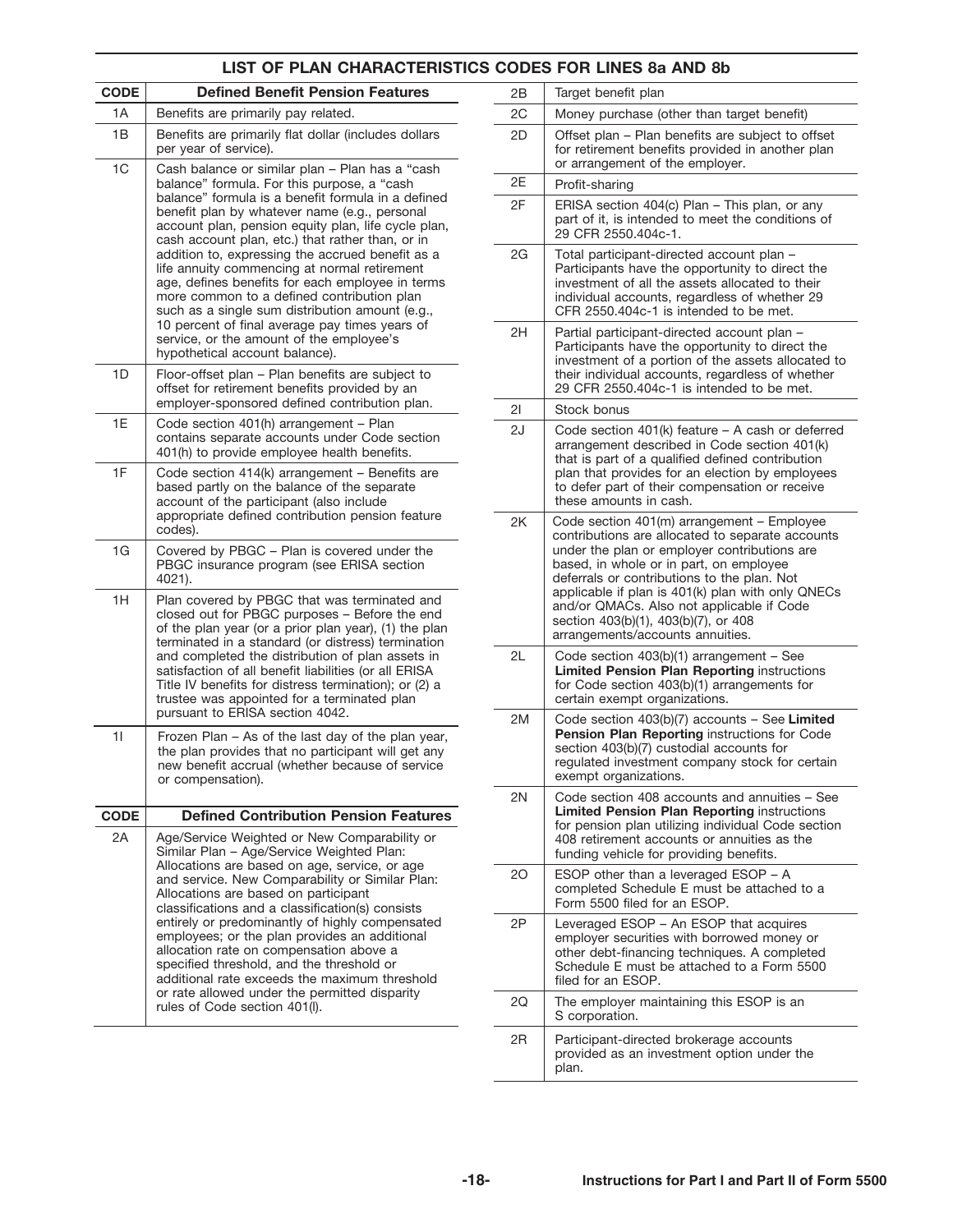## LIST OF PLAN CHARACTERISTICS CODES FOR LINES 8a AND 8b

| CODE | Defined Benefit Pension Features |
|---|---|
| 1A | Benefits are primarily pay related. |
| 1B | Benefits are primarily flat dollar (includes dollars per year of service). |
| 1C | Cash balance or similar plan – Plan has a "cash balance" formula. For this purpose, a "cash balance" formula is a benefit formula in a defined benefit plan by whatever name (e.g., personal account plan, pension equity plan, life cycle plan, cash account plan, etc.) that rather than, or in addition to, expressing the accrued benefit as a life annuity commencing at normal retirement age, defines benefits for each employee in terms more common to a defined contribution plan such as a single sum distribution amount (e.g., 10 percent of final average pay times years of service, or the amount of the employee's hypothetical account balance). |
| 1D | Floor-offset plan – Plan benefits are subject to offset for retirement benefits provided by an employer-sponsored defined contribution plan. |
| 1E | Code section 401(h) arrangement – Plan contains separate accounts under Code section 401(h) to provide employee health benefits. |
| 1F | Code section 414(k) arrangement – Benefits are based partly on the balance of the separate account of the participant (also include appropriate defined contribution pension feature codes). |
| 1G | Covered by PBGC – Plan is covered under the PBGC insurance program (see ERISA section 4021). |
| 1H | Plan covered by PBGC that was terminated and closed out for PBGC purposes – Before the end of the plan year (or a prior plan year), (1) the plan terminated in a standard (or distress) termination and completed the distribution of plan assets in satisfaction of all benefit liabilities (or all ERISA Title IV benefits for distress termination); or (2) a trustee was appointed for a terminated plan pursuant to ERISA section 4042. |
| 1I | Frozen Plan – As of the last day of the plan year, the plan provides that no participant will get any new benefit accrual (whether because of service or compensation). |

| CODE | Defined Contribution Pension Features |
|---|---|
| 2A | Age/Service Weighted or New Comparability or Similar Plan – Age/Service Weighted Plan: Allocations are based on age, service, or age and service. New Comparability or Similar Plan: Allocations are based on participant classifications and a classification(s) consists entirely or predominantly of highly compensated employees; or the plan provides an additional allocation rate on compensation above a specified threshold, and the threshold or additional rate exceeds the maximum threshold or rate allowed under the permitted disparity rules of Code section 401(l). |
| 2B | Target benefit plan |
| 2C | Money purchase (other than target benefit) |
| 2D | Offset plan – Plan benefits are subject to offset for retirement benefits provided in another plan or arrangement of the employer. |
| 2E | Profit-sharing |
| 2F | ERISA section 404(c) Plan – This plan, or any part of it, is intended to meet the conditions of 29 CFR 2550.404c-1. |
| 2G | Total participant-directed account plan – Participants have the opportunity to direct the investment of all the assets allocated to their individual accounts, regardless of whether 29 CFR 2550.404c-1 is intended to be met. |
| 2H | Partial participant-directed account plan – Participants have the opportunity to direct the investment of a portion of the assets allocated to their individual accounts, regardless of whether 29 CFR 2550.404c-1 is intended to be met. |
| 2I | Stock bonus |
| 2J | Code section 401(k) feature – A cash or deferred arrangement described in Code section 401(k) that is part of a qualified defined contribution plan that provides for an election by employees to defer part of their compensation or receive these amounts in cash. |
| 2K | Code section 401(m) arrangement – Employee contributions are allocated to separate accounts under the plan or employer contributions are based, in whole or in part, on employee deferrals or contributions to the plan. Not applicable if plan is 401(k) plan with only QNECs and/or QMACs. Also not applicable if Code section 403(b)(1), 403(b)(7), or 408 arrangements/accounts annuities. |
| 2L | Code section 403(b)(1) arrangement – See **Limited Pension Plan Reporting** instructions for Code section 403(b)(1) arrangements for certain exempt organizations. |
| 2M | Code section 403(b)(7) accounts – See **Limited Pension Plan Reporting** instructions for Code section 403(b)(7) custodial accounts for regulated investment company stock for certain exempt organizations. |
| 2N | Code section 408 accounts and annuities – See **Limited Pension Plan Reporting** instructions for pension plan utilizing individual Code section 408 retirement accounts or annuities as the funding vehicle for providing benefits. |
| 2O | ESOP other than a leveraged ESOP – A completed Schedule E must be attached to a Form 5500 filed for an ESOP. |
| 2P | Leveraged ESOP – An ESOP that acquires employer securities with borrowed money or other debt-financing techniques. A completed Schedule E must be attached to a Form 5500 filed for an ESOP. |
| 2Q | The employer maintaining this ESOP is an S corporation. |
| 2R | Participant-directed brokerage accounts provided as an investment option under the plan. |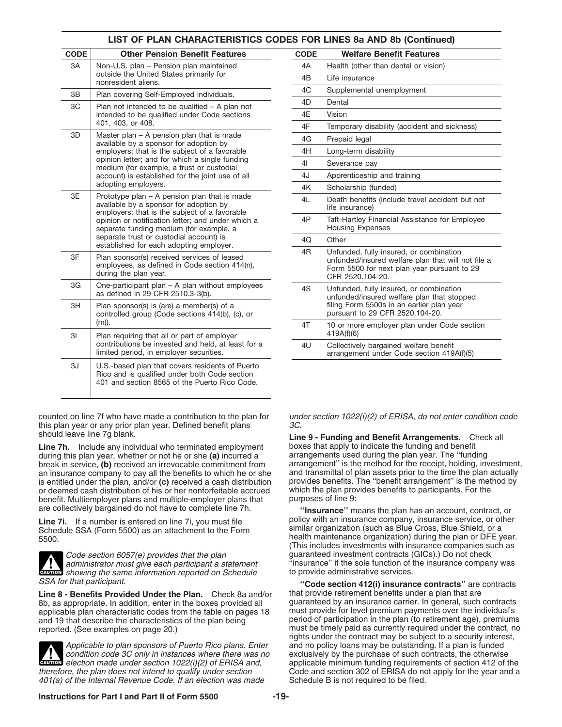## LIST OF PLAN CHARACTERISTICS CODES FOR LINES 8a AND 8b (Continued)

| CODE | Other Pension Benefit Features |
|---|---|
| 3A | Non-U.S. plan – Pension plan maintained outside the United States primarily for nonresident aliens. |
| 3B | Plan covering Self-Employed individuals. |
| 3C | Plan not intended to be qualified – A plan not intended to be qualified under Code sections 401, 403, or 408. |
| 3D | Master plan – A pension plan that is made available by a sponsor for adoption by employers; that is the subject of a favorable opinion letter; and for which a single funding medium (for example, a trust or custodial account) is established for the joint use of all adopting employers. |
| 3E | Prototype plan – A pension plan that is made available by a sponsor for adoption by employers; that is the subject of a favorable opinion or notification letter; and under which a separate funding medium (for example, a separate trust or custodial account) is established for each adopting employer. |
| 3F | Plan sponsor(s) received services of leased employees, as defined in Code section 414(n), during the plan year. |
| 3G | One-participant plan – A plan without employees as defined in 29 CFR 2510.3-3(b). |
| 3H | Plan sponsor(s) is (are) a member(s) of a controlled group (Code sections 414(b), (c), or (m)). |
| 3I | Plan requiring that all or part of employer contributions be invested and held, at least for a limited period, in employer securities. |
| 3J | U.S.-based plan that covers residents of Puerto Rico and is qualified under both Code section 401 and section 8565 of the Puerto Rico Code. |

| CODE | Welfare Benefit Features |
|---|---|
| 4A | Health (other than dental or vision) |
| 4B | Life insurance |
| 4C | Supplemental unemployment |
| 4D | Dental |
| 4E | Vision |
| 4F | Temporary disability (accident and sickness) |
| 4G | Prepaid legal |
| 4H | Long-term disability |
| 4I | Severance pay |
| 4J | Apprenticeship and training |
| 4K | Scholarship (funded) |
| 4L | Death benefits (include travel accident but not life insurance) |
| 4P | Taft-Hartley Financial Assistance for Employee Housing Expenses |
| 4Q | Other |
| 4R | Unfunded, fully insured, or combination unfunded/insured welfare plan that will not file a Form 5500 for next plan year pursuant to 29 CFR 2520.104-20. |
| 4S | Unfunded, fully insured, or combination unfunded/insured welfare plan that stopped filing Form 5500s in an earlier plan year pursuant to 29 CFR 2520.104-20. |
| 4T | 10 or more employer plan under Code section 419A(f)(6) |
| 4U | Collectively bargained welfare benefit arrangement under Code section 419A(f)(5) |

counted on line 7f who have made a contribution to the plan for this plan year or any prior plan year. Defined benefit plans should leave line 7g blank.

**Line 7h.** Include any individual who terminated employment during this plan year, whether or not he or she **(a)** incurred a break in service, **(b)** received an irrevocable commitment from an insurance company to pay all the benefits to which he or she is entitled under the plan, and/or **(c)** received a cash distribution or deemed cash distribution of his or her nonforfeitable accrued benefit. Multiemployer plans and multiple-employer plans that are collectively bargained do not have to complete line 7h.

**Line 7i.** If a number is entered on line 7i, you must file Schedule SSA (Form 5500) as an attachment to the Form 5500.

**CAUTION** *Code section 6057(e) provides that the plan administrator must give each participant a statement showing the same information reported on Schedule SSA for that participant.*

**Line 8 - Benefits Provided Under the Plan.** Check 8a and/or 8b, as appropriate. In addition, enter in the boxes provided all applicable plan characteristic codes from the table on pages 18 and 19 that describe the characteristics of the plan being reported. (See examples on page 20.)

**CAUTION** *Applicable to plan sponsors of Puerto Rico plans. Enter condition code 3C only in instances where there was no election made under section 1022(i)(2) of ERISA and, therefore, the plan does not intend to qualify under section 401(a) of the Internal Revenue Code. If an election was made under section 1022(i)(2) of ERISA, do not enter condition code 3C.*

**Line 9 - Funding and Benefit Arrangements.** Check all boxes that apply to indicate the funding and benefit arrangements used during the plan year. The "funding arrangement" is the method for the receipt, holding, investment, and transmittal of plan assets prior to the time the plan actually provides benefits. The "benefit arrangement" is the method by which the plan provides benefits to participants. For the purposes of line 9:

**"Insurance"** means the plan has an account, contract, or policy with an insurance company, insurance service, or other similar organization (such as Blue Cross, Blue Shield, or a health maintenance organization) during the plan or DFE year. (This includes investments with insurance companies such as guaranteed investment contracts (GICs).) Do not check "insurance" if the sole function of the insurance company was to provide administrative services.

**"Code section 412(i) insurance contracts"** are contracts that provide retirement benefits under a plan that are guaranteed by an insurance carrier. In general, such contracts must provide for level premium payments over the individual's period of participation in the plan (to retirement age), premiums must be timely paid as currently required under the contract, no rights under the contract may be subject to a security interest, and no policy loans may be outstanding. If a plan is funded exclusively by the purchase of such contracts, the otherwise applicable minimum funding requirements of section 412 of the Code and section 302 of ERISA do not apply for the year and a Schedule B is not required to be filed.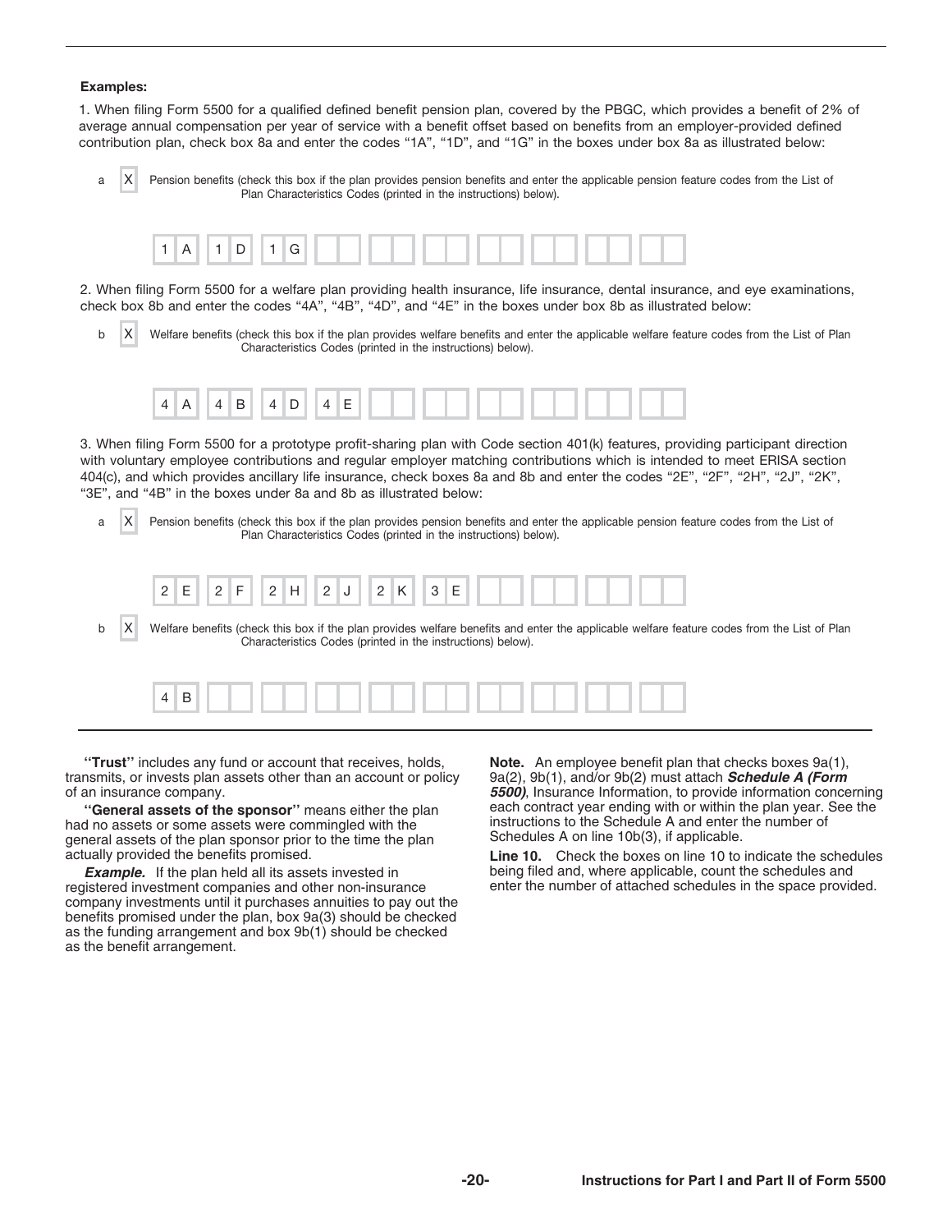**Examples:**

1. When filing Form 5500 for a qualified defined benefit pension plan, covered by the PBGC, which provides a benefit of 2% of average annual compensation per year of service with a benefit offset based on benefits from an employer-provided defined contribution plan, check box 8a and enter the codes "1A", "1D", and "1G" in the boxes under box 8a as illustrated below:

a [X] Pension benefits (check this box if the plan provides pension benefits and enter the applicable pension feature codes from the List of Plan Characteristics Codes (printed in the instructions) below).

| 1A | 1D | 1G | | | | | | | | |
|---|---|---|---|---|---|---|---|---|---|---|

2. When filing Form 5500 for a welfare plan providing health insurance, life insurance, dental insurance, and eye examinations, check box 8b and enter the codes "4A", "4B", "4D", and "4E" in the boxes under box 8b as illustrated below:

b [X] Welfare benefits (check this box if the plan provides welfare benefits and enter the applicable welfare feature codes from the List of Plan Characteristics Codes (printed in the instructions) below).

| 4A | 4B | 4D | 4E | | | | | | | |
|---|---|---|---|---|---|---|---|---|---|---|

3. When filing Form 5500 for a prototype profit-sharing plan with Code section 401(k) features, providing participant direction with voluntary employee contributions and regular employer matching contributions which is intended to meet ERISA section 404(c), and which provides ancillary life insurance, check boxes 8a and 8b and enter the codes "2E", "2F", "2H", "2J", "2K", "3E", and "4B" in the boxes under 8a and 8b as illustrated below:

a [X] Pension benefits (check this box if the plan provides pension benefits and enter the applicable pension feature codes from the List of Plan Characteristics Codes (printed in the instructions) below).

| 2E | 2F | 2H | 2J | 2K | 3E | | | | | |
|---|---|---|---|---|---|---|---|---|---|---|

b [X] Welfare benefits (check this box if the plan provides welfare benefits and enter the applicable welfare feature codes from the List of Plan Characteristics Codes (printed in the instructions) below).

| 4B | | | | | | | | | | |
|---|---|---|---|---|---|---|---|---|---|---|

**"Trust"** includes any fund or account that receives, holds, transmits, or invests plan assets other than an account or policy of an insurance company.

**"General assets of the sponsor"** means either the plan had no assets or some assets were commingled with the general assets of the plan sponsor prior to the time the plan actually provided the benefits promised.

***Example.*** If the plan held all its assets invested in registered investment companies and other non-insurance company investments until it purchases annuities to pay out the benefits promised under the plan, box 9a(3) should be checked as the funding arrangement and box 9b(1) should be checked as the benefit arrangement.

**Note.** An employee benefit plan that checks boxes 9a(1), 9a(2), 9b(1), and/or 9b(2) must attach ***Schedule A (Form 5500)***, Insurance Information, to provide information concerning each contract year ending with or within the plan year. See the instructions to the Schedule A and enter the number of Schedules A on line 10b(3), if applicable.

**Line 10.** Check the boxes on line 10 to indicate the schedules being filed and, where applicable, count the schedules and enter the number of attached schedules in the space provided.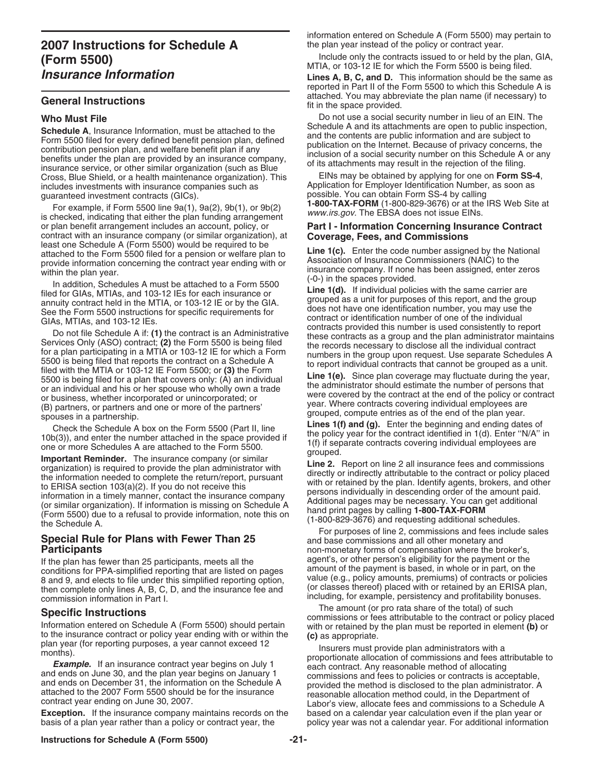# 2007 Instructions for Schedule A (Form 5500)
## *Insurance Information*

## General Instructions

### Who Must File

**Schedule A**, Insurance Information, must be attached to the Form 5500 filed for every defined benefit pension plan, defined contribution pension plan, and welfare benefit plan if any benefits under the plan are provided by an insurance company, insurance service, or other similar organization (such as Blue Cross, Blue Shield, or a health maintenance organization). This includes investments with insurance companies such as guaranteed investment contracts (GICs).

For example, if Form 5500 line 9a(1), 9a(2), 9b(1), or 9b(2) is checked, indicating that either the plan funding arrangement or plan benefit arrangement includes an account, policy, or contract with an insurance company (or similar organization), at least one Schedule A (Form 5500) would be required to be attached to the Form 5500 filed for a pension or welfare plan to provide information concerning the contract year ending with or within the plan year.

In addition, Schedules A must be attached to a Form 5500 filed for GIAs, MTIAs, and 103-12 IEs for each insurance or annuity contract held in the MTIA, or 103-12 IE or by the GIA. See the Form 5500 instructions for specific requirements for GIAs, MTIAs, and 103-12 IEs.

Do not file Schedule A if: **(1)** the contract is an Administrative Services Only (ASO) contract; **(2)** the Form 5500 is being filed for a plan participating in a MTIA or 103-12 IE for which a Form 5500 is being filed that reports the contract on a Schedule A filed with the MTIA or 103-12 IE Form 5500; or **(3)** the Form 5500 is being filed for a plan that covers only: (A) an individual or an individual and his or her spouse who wholly own a trade or business, whether incorporated or unincorporated; or (B) partners, or partners and one or more of the partners' spouses in a partnership.

Check the Schedule A box on the Form 5500 (Part II, line 10b(3)), and enter the number attached in the space provided if one or more Schedules A are attached to the Form 5500.

**Important Reminder.** The insurance company (or similar organization) is required to provide the plan administrator with the information needed to complete the return/report, pursuant to ERISA section 103(a)(2). If you do not receive this information in a timely manner, contact the insurance company (or similar organization). If information is missing on Schedule A (Form 5500) due to a refusal to provide information, note this on the Schedule A.

## Special Rule for Plans with Fewer Than 25 Participants

If the plan has fewer than 25 participants, meets all the conditions for PPA-simplified reporting that are listed on pages 8 and 9, and elects to file under this simplified reporting option, then complete only lines A, B, C, D, and the insurance fee and commission information in Part I.

## Specific Instructions

Information entered on Schedule A (Form 5500) should pertain to the insurance contract or policy year ending with or within the plan year (for reporting purposes, a year cannot exceed 12 months).

***Example.*** If an insurance contract year begins on July 1 and ends on June 30, and the plan year begins on January 1 and ends on December 31, the information on the Schedule A attached to the 2007 Form 5500 should be for the insurance contract year ending on June 30, 2007.

**Exception.** If the insurance company maintains records on the basis of a plan year rather than a policy or contract year, the information entered on Schedule A (Form 5500) may pertain to the plan year instead of the policy or contract year.

Include only the contracts issued to or held by the plan, GIA, MTIA, or 103-12 IE for which the Form 5500 is being filed.

**Lines A, B, C, and D.** This information should be the same as reported in Part II of the Form 5500 to which this Schedule A is attached. You may abbreviate the plan name (if necessary) to fit in the space provided.

Do not use a social security number in lieu of an EIN. The Schedule A and its attachments are open to public inspection, and the contents are public information and are subject to publication on the Internet. Because of privacy concerns, the inclusion of a social security number on this Schedule A or any of its attachments may result in the rejection of the filing.

EINs may be obtained by applying for one on **Form SS-4**, Application for Employer Identification Number, as soon as possible. You can obtain Form SS-4 by calling **1-800-TAX-FORM** (1-800-829-3676) or at the IRS Web Site at *www.irs.gov*. The EBSA does not issue EINs.

### Part I - Information Concerning Insurance Contract Coverage, Fees, and Commissions

**Line 1(c).** Enter the code number assigned by the National Association of Insurance Commissioners (NAIC) to the insurance company. If none has been assigned, enter zeros (-0-) in the spaces provided.

**Line 1(d).** If individual policies with the same carrier are grouped as a unit for purposes of this report, and the group does not have one identification number, you may use the contract or identification number of one of the individual contracts provided this number is used consistently to report these contracts as a group and the plan administrator maintains the records necessary to disclose all the individual contract numbers in the group upon request. Use separate Schedules A to report individual contracts that cannot be grouped as a unit.

**Line 1(e).** Since plan coverage may fluctuate during the year, the administrator should estimate the number of persons that were covered by the contract at the end of the policy or contract year. Where contracts covering individual employees are grouped, compute entries as of the end of the plan year.

**Lines 1(f) and (g).** Enter the beginning and ending dates of the policy year for the contract identified in 1(d). Enter "N/A" in 1(f) if separate contracts covering individual employees are grouped.

**Line 2.** Report on line 2 all insurance fees and commissions directly or indirectly attributable to the contract or policy placed with or retained by the plan. Identify agents, brokers, and other persons individually in descending order of the amount paid. Additional pages may be necessary. You can get additional hand print pages by calling **1-800-TAX-FORM** (1-800-829-3676) and requesting additional schedules.

For purposes of line 2, commissions and fees include sales and base commissions and all other monetary and non-monetary forms of compensation where the broker's, agent's, or other person's eligibility for the payment or the amount of the payment is based, in whole or in part, on the value (e.g., policy amounts, premiums) of contracts or policies (or classes thereof) placed with or retained by an ERISA plan, including, for example, persistency and profitability bonuses.

The amount (or pro rata share of the total) of such commissions or fees attributable to the contract or policy placed with or retained by the plan must be reported in element **(b)** or **(c)** as appropriate.

Insurers must provide plan administrators with a proportionate allocation of commissions and fees attributable to each contract. Any reasonable method of allocating commissions and fees to policies or contracts is acceptable, provided the method is disclosed to the plan administrator. A reasonable allocation method could, in the Department of Labor's view, allocate fees and commissions to a Schedule A based on a calendar year calculation even if the plan year or policy year was not a calendar year. For additional information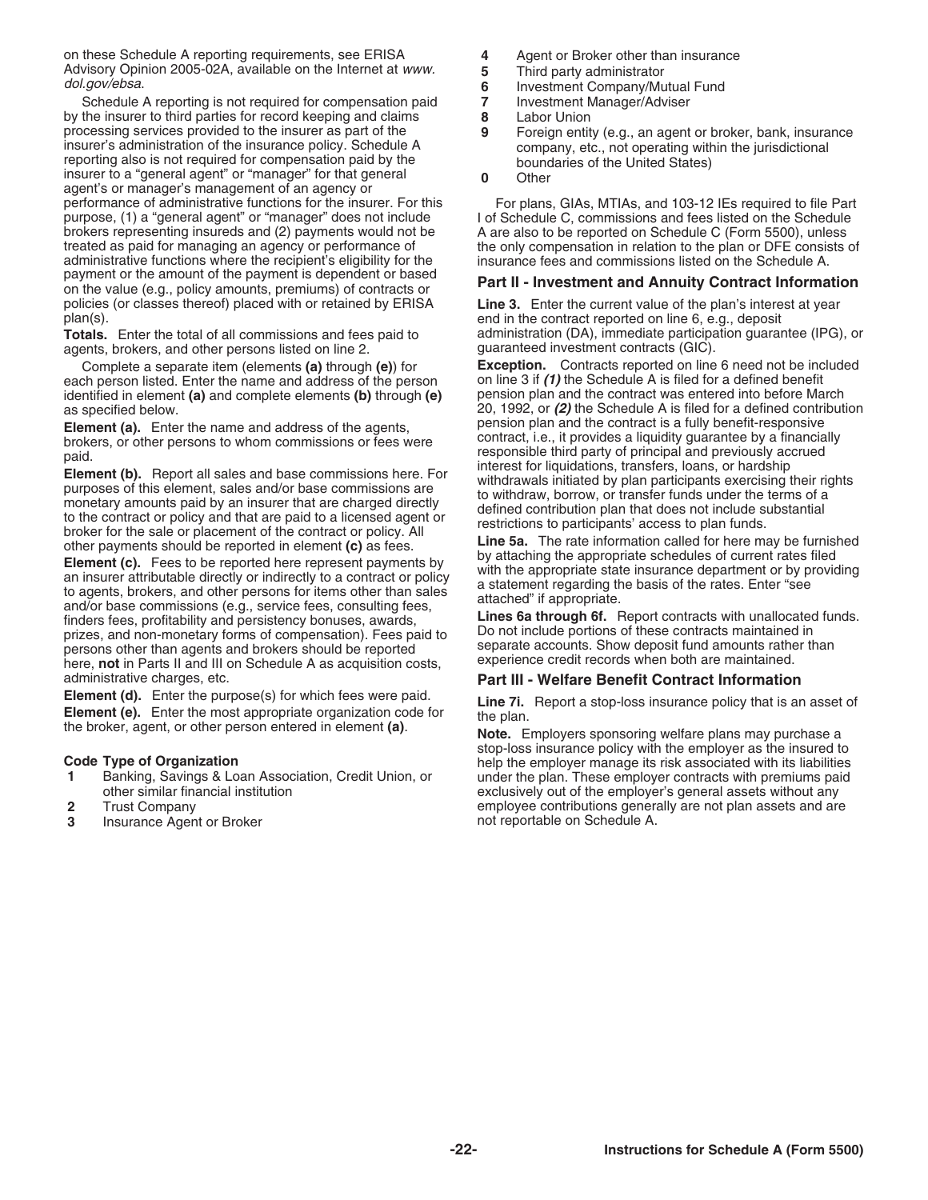on these Schedule A reporting requirements, see ERISA Advisory Opinion 2005-02A, available on the Internet at *www.dol.gov/ebsa*.

Schedule A reporting is not required for compensation paid by the insurer to third parties for record keeping and claims processing services provided to the insurer as part of the insurer's administration of the insurance policy. Schedule A reporting also is not required for compensation paid by the insurer to a "general agent" or "manager" for that general agent's or manager's management of an agency or performance of administrative functions for the insurer. For this purpose, (1) a "general agent" or "manager" does not include brokers representing insureds and (2) payments would not be treated as paid for managing an agency or performance of administrative functions where the recipient's eligibility for the payment or the amount of the payment is dependent or based on the value (e.g., policy amounts, premiums) of contracts or policies (or classes thereof) placed with or retained by ERISA plan(s).

**Totals.** Enter the total of all commissions and fees paid to agents, brokers, and other persons listed on line 2.

Complete a separate item (elements **(a)** through **(e)**) for each person listed. Enter the name and address of the person identified in element **(a)** and complete elements **(b)** through **(e)** as specified below.

**Element (a).** Enter the name and address of the agents, brokers, or other persons to whom commissions or fees were paid.

**Element (b).** Report all sales and base commissions here. For purposes of this element, sales and/or base commissions are monetary amounts paid by an insurer that are charged directly to the contract or policy and that are paid to a licensed agent or broker for the sale or placement of the contract or policy. All other payments should be reported in element **(c)** as fees.

**Element (c).** Fees to be reported here represent payments by an insurer attributable directly or indirectly to a contract or policy to agents, brokers, and other persons for items other than sales and/or base commissions (e.g., service fees, consulting fees, finders fees, profitability and persistency bonuses, awards, prizes, and non-monetary forms of compensation). Fees paid to persons other than agents and brokers should be reported here, **not** in Parts II and III on Schedule A as acquisition costs, administrative charges, etc.

**Element (d).** Enter the purpose(s) for which fees were paid.

**Element (e).** Enter the most appropriate organization code for the broker, agent, or other person entered in element **(a)**.

| Code | Type of Organization |
|---|---|
| 1 | Banking, Savings & Loan Association, Credit Union, or other similar financial institution |
| 2 | Trust Company |
| 3 | Insurance Agent or Broker |
| 4 | Agent or Broker other than insurance |
| 5 | Third party administrator |
| 6 | Investment Company/Mutual Fund |
| 7 | Investment Manager/Adviser |
| 8 | Labor Union |
| 9 | Foreign entity (e.g., an agent or broker, bank, insurance company, etc., not operating within the jurisdictional boundaries of the United States) |
| 0 | Other |

For plans, GIAs, MTIAs, and 103-12 IEs required to file Part I of Schedule C, commissions and fees listed on the Schedule A are also to be reported on Schedule C (Form 5500), unless the only compensation in relation to the plan or DFE consists of insurance fees and commissions listed on the Schedule A.

## Part II - Investment and Annuity Contract Information

**Line 3.** Enter the current value of the plan's interest at year end in the contract reported on line 6, e.g., deposit administration (DA), immediate participation guarantee (IPG), or guaranteed investment contracts (GIC).

**Exception.** Contracts reported on line 6 need not be included on line 3 if ***(1)*** the Schedule A is filed for a defined benefit pension plan and the contract was entered into before March 20, 1992, or ***(2)*** the Schedule A is filed for a defined contribution pension plan and the contract is a fully benefit-responsive contract, i.e., it provides a liquidity guarantee by a financially responsible third party of principal and previously accrued interest for liquidations, transfers, loans, or hardship withdrawals initiated by plan participants exercising their rights to withdraw, borrow, or transfer funds under the terms of a defined contribution plan that does not include substantial restrictions to participants' access to plan funds.

**Line 5a.** The rate information called for here may be furnished by attaching the appropriate schedules of current rates filed with the appropriate state insurance department or by providing a statement regarding the basis of the rates. Enter "see attached" if appropriate.

**Lines 6a through 6f.** Report contracts with unallocated funds. Do not include portions of these contracts maintained in separate accounts. Show deposit fund amounts rather than experience credit records when both are maintained.

## Part III - Welfare Benefit Contract Information

**Line 7i.** Report a stop-loss insurance policy that is an asset of the plan.

**Note.** Employers sponsoring welfare plans may purchase a stop-loss insurance policy with the employer as the insured to help the employer manage its risk associated with its liabilities under the plan. These employer contracts with premiums paid exclusively out of the employer's general assets without any employee contributions generally are not plan assets and are not reportable on Schedule A.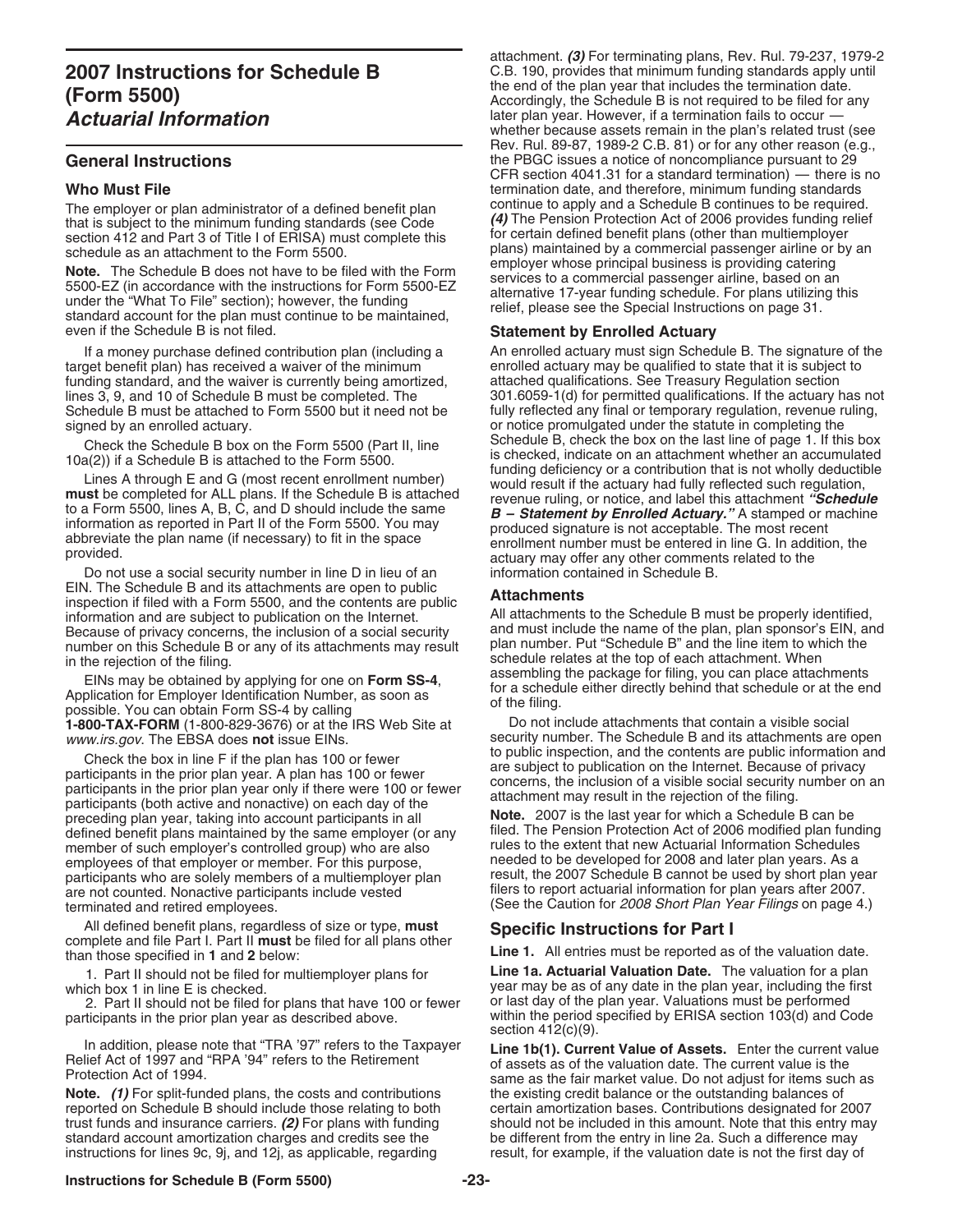# 2007 Instructions for Schedule B (Form 5500)
# *Actuarial Information*

## General Instructions

### Who Must File

The employer or plan administrator of a defined benefit plan that is subject to the minimum funding standards (see Code section 412 and Part 3 of Title I of ERISA) must complete this schedule as an attachment to the Form 5500.

**Note.** The Schedule B does not have to be filed with the Form 5500-EZ (in accordance with the instructions for Form 5500-EZ under the "What To File" section); however, the funding standard account for the plan must continue to be maintained, even if the Schedule B is not filed.

If a money purchase defined contribution plan (including a target benefit plan) has received a waiver of the minimum funding standard, and the waiver is currently being amortized, lines 3, 9, and 10 of Schedule B must be completed. The Schedule B must be attached to Form 5500 but it need not be signed by an enrolled actuary.

Check the Schedule B box on the Form 5500 (Part II, line 10a(2)) if a Schedule B is attached to the Form 5500.

Lines A through E and G (most recent enrollment number) **must** be completed for ALL plans. If the Schedule B is attached to a Form 5500, lines A, B, C, and D should include the same information as reported in Part II of the Form 5500. You may abbreviate the plan name (if necessary) to fit in the space provided.

Do not use a social security number in line D in lieu of an EIN. The Schedule B and its attachments are open to public inspection if filed with a Form 5500, and the contents are public information and are subject to publication on the Internet. Because of privacy concerns, the inclusion of a social security number on this Schedule B or any of its attachments may result in the rejection of the filing.

EINs may be obtained by applying for one on **Form SS-4**, Application for Employer Identification Number, as soon as possible. You can obtain Form SS-4 by calling **1-800-TAX-FORM** (1-800-829-3676) or at the IRS Web Site at *www.irs.gov*. The EBSA does **not** issue EINs.

Check the box in line F if the plan has 100 or fewer participants in the prior plan year. A plan has 100 or fewer participants in the prior plan year only if there were 100 or fewer participants (both active and nonactive) on each day of the preceding plan year, taking into account participants in all defined benefit plans maintained by the same employer (or any member of such employer's controlled group) who are also employees of that employer or member. For this purpose, participants who are solely members of a multiemployer plan are not counted. Nonactive participants include vested terminated and retired employees.

All defined benefit plans, regardless of size or type, **must** complete and file Part I. Part II **must** be filed for all plans other than those specified in **1** and **2** below:

1. Part II should not be filed for multiemployer plans for which box 1 in line E is checked.
2. Part II should not be filed for plans that have 100 or fewer participants in the prior plan year as described above.

In addition, please note that "TRA '97" refers to the Taxpayer Relief Act of 1997 and "RPA '94" refers to the Retirement Protection Act of 1994.

**Note.** ***(1)*** For split-funded plans, the costs and contributions reported on Schedule B should include those relating to both trust funds and insurance carriers. ***(2)*** For plans with funding standard account amortization charges and credits see the instructions for lines 9c, 9j, and 12j, as applicable, regarding attachment. ***(3)*** For terminating plans, Rev. Rul. 79-237, 1979-2 C.B. 190, provides that minimum funding standards apply until the end of the plan year that includes the termination date. Accordingly, the Schedule B is not required to be filed for any later plan year. However, if a termination fails to occur — whether because assets remain in the plan's related trust (see Rev. Rul. 89-87, 1989-2 C.B. 81) or for any other reason (e.g., the PBGC issues a notice of noncompliance pursuant to 29 CFR section 4041.31 for a standard termination) — there is no termination date, and therefore, minimum funding standards continue to apply and a Schedule B continues to be required. ***(4)*** The Pension Protection Act of 2006 provides funding relief for certain defined benefit plans (other than multiemployer plans) maintained by a commercial passenger airline or by an employer whose principal business is providing catering services to a commercial passenger airline, based on an alternative 17-year funding schedule. For plans utilizing this relief, please see the Special Instructions on page 31.

### Statement by Enrolled Actuary

An enrolled actuary must sign Schedule B. The signature of the enrolled actuary may be qualified to state that it is subject to attached qualifications. See Treasury Regulation section 301.6059-1(d) for permitted qualifications. If the actuary has not fully reflected any final or temporary regulation, revenue ruling, or notice promulgated under the statute in completing the Schedule B, check the box on the last line of page 1. If this box is checked, indicate on an attachment whether an accumulated funding deficiency or a contribution that is not wholly deductible would result if the actuary had fully reflected such regulation, revenue ruling, or notice, and label this attachment ***"Schedule B – Statement by Enrolled Actuary."*** A stamped or machine produced signature is not acceptable. The most recent enrollment number must be entered in line G. In addition, the actuary may offer any other comments related to the information contained in Schedule B.

### Attachments

All attachments to the Schedule B must be properly identified, and must include the name of the plan, plan sponsor's EIN, and plan number. Put "Schedule B" and the line item to which the schedule relates at the top of each attachment. When assembling the package for filing, you can place attachments for a schedule either directly behind that schedule or at the end of the filing.

Do not include attachments that contain a visible social security number. The Schedule B and its attachments are open to public inspection, and the contents are public information and are subject to publication on the Internet. Because of privacy concerns, the inclusion of a visible social security number on an attachment may result in the rejection of the filing.

**Note.** 2007 is the last year for which a Schedule B can be filed. The Pension Protection Act of 2006 modified plan funding rules to the extent that new Actuarial Information Schedules needed to be developed for 2008 and later plan years. As a result, the 2007 Schedule B cannot be used by short plan year filers to report actuarial information for plan years after 2007. (See the Caution for *2008 Short Plan Year Filings* on page 4.)

## Specific Instructions for Part I

**Line 1.** All entries must be reported as of the valuation date.

**Line 1a. Actuarial Valuation Date.** The valuation for a plan year may be as of any date in the plan year, including the first or last day of the plan year. Valuations must be performed within the period specified by ERISA section 103(d) and Code section 412(c)(9).

**Line 1b(1). Current Value of Assets.** Enter the current value of assets as of the valuation date. The current value is the same as the fair market value. Do not adjust for items such as the existing credit balance or the outstanding balances of certain amortization bases. Contributions designated for 2007 should not be included in this amount. Note that this entry may be different from the entry in line 2a. Such a difference may result, for example, if the valuation date is not the first day of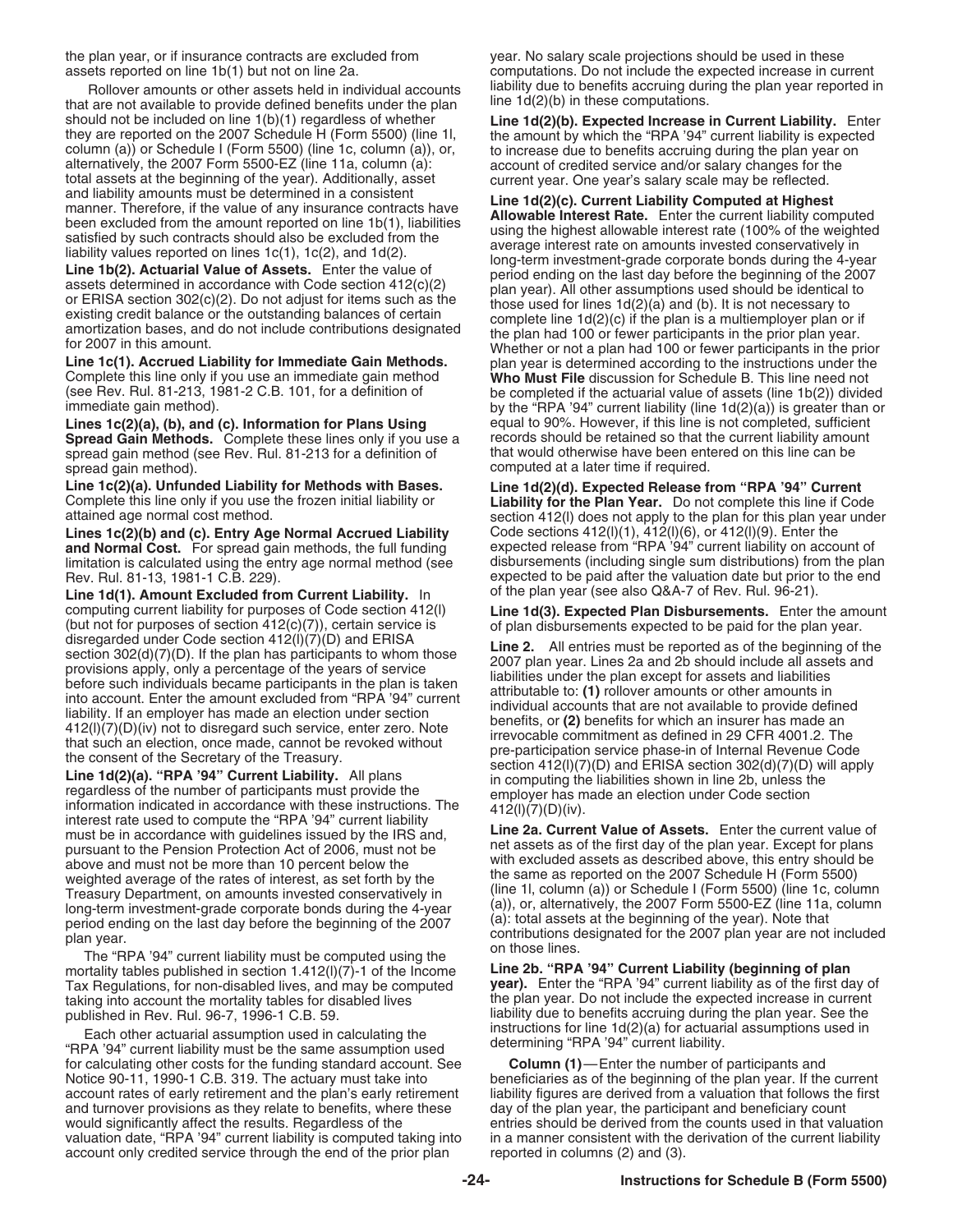the plan year, or if insurance contracts are excluded from assets reported on line 1b(1) but not on line 2a.

Rollover amounts or other assets held in individual accounts that are not available to provide defined benefits under the plan should not be included on line 1(b)(1) regardless of whether they are reported on the 2007 Schedule H (Form 5500) (line 1l, column (a)) or Schedule I (Form 5500) (line 1c, column (a)), or, alternatively, the 2007 Form 5500-EZ (line 11a, column (a): total assets at the beginning of the year). Additionally, asset and liability amounts must be determined in a consistent manner. Therefore, if the value of any insurance contracts have been excluded from the amount reported on line 1b(1), liabilities satisfied by such contracts should also be excluded from the liability values reported on lines 1c(1), 1c(2), and 1d(2).

**Line 1b(2). Actuarial Value of Assets.** Enter the value of assets determined in accordance with Code section 412(c)(2) or ERISA section 302(c)(2). Do not adjust for items such as the existing credit balance or the outstanding balances of certain amortization bases, and do not include contributions designated for 2007 in this amount.

**Line 1c(1). Accrued Liability for Immediate Gain Methods.** Complete this line only if you use an immediate gain method (see Rev. Rul. 81-213, 1981-2 C.B. 101, for a definition of immediate gain method).

**Lines 1c(2)(a), (b), and (c). Information for Plans Using Spread Gain Methods.** Complete these lines only if you use a spread gain method (see Rev. Rul. 81-213 for a definition of spread gain method).

**Line 1c(2)(a). Unfunded Liability for Methods with Bases.** Complete this line only if you use the frozen initial liability or attained age normal cost method.

**Lines 1c(2)(b) and (c). Entry Age Normal Accrued Liability and Normal Cost.** For spread gain methods, the full funding limitation is calculated using the entry age normal method (see Rev. Rul. 81-13, 1981-1 C.B. 229).

**Line 1d(1). Amount Excluded from Current Liability.** In computing current liability for purposes of Code section 412(l) (but not for purposes of section 412(c)(7)), certain service is disregarded under Code section 412(l)(7)(D) and ERISA section 302(d)(7)(D). If the plan has participants to whom those provisions apply, only a percentage of the years of service before such individuals became participants in the plan is taken into account. Enter the amount excluded from "RPA '94" current liability. If an employer has made an election under section 412(l)(7)(D)(iv) not to disregard such service, enter zero. Note that such an election, once made, cannot be revoked without the consent of the Secretary of the Treasury.

**Line 1d(2)(a). "RPA '94" Current Liability.** All plans regardless of the number of participants must provide the information indicated in accordance with these instructions. The interest rate used to compute the "RPA '94" current liability must be in accordance with guidelines issued by the IRS and, pursuant to the Pension Protection Act of 2006, must not be above and must not be more than 10 percent below the weighted average of the rates of interest, as set forth by the Treasury Department, on amounts invested conservatively in long-term investment-grade corporate bonds during the 4-year period ending on the last day before the beginning of the 2007 plan year.

The "RPA '94" current liability must be computed using the mortality tables published in section 1.412(l)(7)-1 of the Income Tax Regulations, for non-disabled lives, and may be computed taking into account the mortality tables for disabled lives published in Rev. Rul. 96-7, 1996-1 C.B. 59.

Each other actuarial assumption used in calculating the "RPA '94" current liability must be the same assumption used for calculating other costs for the funding standard account. See Notice 90-11, 1990-1 C.B. 319. The actuary must take into account rates of early retirement and the plan's early retirement and turnover provisions as they relate to benefits, where these would significantly affect the results. Regardless of the valuation date, "RPA '94" current liability is computed taking into account only credited service through the end of the prior plan year. No salary scale projections should be used in these computations. Do not include the expected increase in current liability due to benefits accruing during the plan year reported in line 1d(2)(b) in these computations.

**Line 1d(2)(b). Expected Increase in Current Liability.** Enter the amount by which the "RPA '94" current liability is expected to increase due to benefits accruing during the plan year on account of credited service and/or salary changes for the current year. One year's salary scale may be reflected.

**Line 1d(2)(c). Current Liability Computed at Highest Allowable Interest Rate.** Enter the current liability computed using the highest allowable interest rate (100% of the weighted average interest rate on amounts invested conservatively in long-term investment-grade corporate bonds during the 4-year period ending on the last day before the beginning of the 2007 plan year). All other assumptions used should be identical to those used for lines 1d(2)(a) and (b). It is not necessary to complete line 1d(2)(c) if the plan is a multiemployer plan or if the plan had 100 or fewer participants in the prior plan year. Whether or not a plan had 100 or fewer participants in the prior plan year is determined according to the instructions under the **Who Must File** discussion for Schedule B. This line need not be completed if the actuarial value of assets (line 1b(2)) divided by the "RPA '94" current liability (line 1d(2)(a)) is greater than or equal to 90%. However, if this line is not completed, sufficient records should be retained so that the current liability amount that would otherwise have been entered on this line can be computed at a later time if required.

**Line 1d(2)(d). Expected Release from "RPA '94" Current Liability for the Plan Year.** Do not complete this line if Code section 412(l) does not apply to the plan for this plan year under Code sections 412(l)(1), 412(l)(6), or 412(l)(9). Enter the expected release from "RPA '94" current liability on account of disbursements (including single sum distributions) from the plan expected to be paid after the valuation date but prior to the end of the plan year (see also Q&A-7 of Rev. Rul. 96-21).

**Line 1d(3). Expected Plan Disbursements.** Enter the amount of plan disbursements expected to be paid for the plan year.

**Line 2.** All entries must be reported as of the beginning of the 2007 plan year. Lines 2a and 2b should include all assets and liabilities under the plan except for assets and liabilities attributable to: **(1)** rollover amounts or other amounts in individual accounts that are not available to provide defined benefits, or **(2)** benefits for which an insurer has made an irrevocable commitment as defined in 29 CFR 4001.2. The pre-participation service phase-in of Internal Revenue Code section 412(l)(7)(D) and ERISA section 302(d)(7)(D) will apply in computing the liabilities shown in line 2b, unless the employer has made an election under Code section 412(l)(7)(D)(iv).

**Line 2a. Current Value of Assets.** Enter the current value of net assets as of the first day of the plan year. Except for plans with excluded assets as described above, this entry should be the same as reported on the 2007 Schedule H (Form 5500) (line 1l, column (a)) or Schedule I (Form 5500) (line 1c, column (a)), or, alternatively, the 2007 Form 5500-EZ (line 11a, column (a): total assets at the beginning of the year). Note that contributions designated for the 2007 plan year are not included on those lines.

**Line 2b. "RPA '94" Current Liability (beginning of plan year).** Enter the "RPA '94" current liability as of the first day of the plan year. Do not include the expected increase in current liability due to benefits accruing during the plan year. See the instructions for line 1d(2)(a) for actuarial assumptions used in determining "RPA '94" current liability.

**Column (1)**—Enter the number of participants and beneficiaries as of the beginning of the plan year. If the current liability figures are derived from a valuation that follows the first day of the plan year, the participant and beneficiary count entries should be derived from the counts used in that valuation in a manner consistent with the derivation of the current liability reported in columns (2) and (3).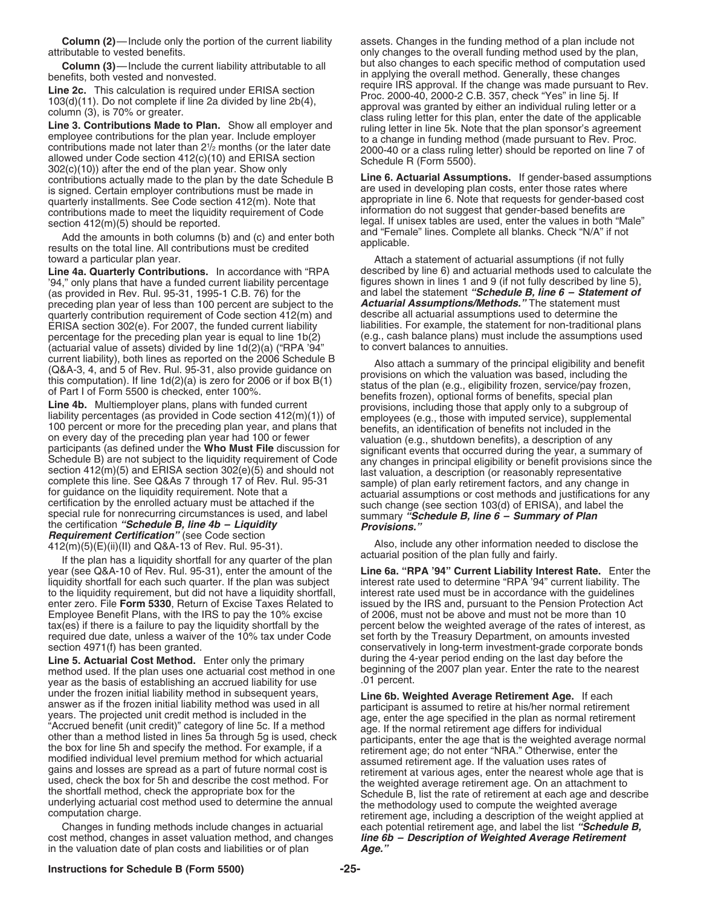**Column (2)**—Include only the portion of the current liability attributable to vested benefits.

**Column (3)**—Include the current liability attributable to all benefits, both vested and nonvested.

**Line 2c.** This calculation is required under ERISA section 103(d)(11). Do not complete if line 2a divided by line 2b(4), column (3), is 70% or greater.

**Line 3. Contributions Made to Plan.** Show all employer and employee contributions for the plan year. Include employer contributions made not later than 2½ months (or the later date allowed under Code section 412(c)(10) and ERISA section 302(c)(10)) after the end of the plan year. Show only contributions actually made to the plan by the date Schedule B is signed. Certain employer contributions must be made in quarterly installments. See Code section 412(m). Note that contributions made to meet the liquidity requirement of Code section 412(m)(5) should be reported.

Add the amounts in both columns (b) and (c) and enter both results on the total line. All contributions must be credited toward a particular plan year.

**Line 4a. Quarterly Contributions.** In accordance with "RPA '94," only plans that have a funded current liability percentage (as provided in Rev. Rul. 95-31, 1995-1 C.B. 76) for the preceding plan year of less than 100 percent are subject to the quarterly contribution requirement of Code section 412(m) and ERISA section 302(e). For 2007, the funded current liability percentage for the preceding plan year is equal to line 1b(2) (actuarial value of assets) divided by line 1d(2)(a) ("RPA '94" current liability), both lines as reported on the 2006 Schedule B (Q&A-3, 4, and 5 of Rev. Rul. 95-31, also provide guidance on this computation). If line 1d(2)(a) is zero for 2006 or if box B(1) of Part I of Form 5500 is checked, enter 100%.

**Line 4b.** Multiemployer plans, plans with funded current liability percentages (as provided in Code section 412(m)(1)) of 100 percent or more for the preceding plan year, and plans that on every day of the preceding plan year had 100 or fewer participants (as defined under the **Who Must File** discussion for Schedule B) are not subject to the liquidity requirement of Code section 412(m)(5) and ERISA section 302(e)(5) and should not complete this line. See Q&As 7 through 17 of Rev. Rul. 95-31 for guidance on the liquidity requirement. Note that a certification by the enrolled actuary must be attached if the special rule for nonrecurring circumstances is used, and label the certification ***"Schedule B, line 4b – Liquidity Requirement Certification"*** (see Code section 412(m)(5)(E)(ii)(II) and Q&A-13 of Rev. Rul. 95-31).

If the plan has a liquidity shortfall for any quarter of the plan year (see Q&A-10 of Rev. Rul. 95-31), enter the amount of the liquidity shortfall for each such quarter. If the plan was subject to the liquidity requirement, but did not have a liquidity shortfall, enter zero. File **Form 5330**, Return of Excise Taxes Related to Employee Benefit Plans, with the IRS to pay the 10% excise tax(es) if there is a failure to pay the liquidity shortfall by the required due date, unless a waiver of the 10% tax under Code section 4971(f) has been granted.

**Line 5. Actuarial Cost Method.** Enter only the primary method used. If the plan uses one actuarial cost method in one year as the basis of establishing an accrued liability for use under the frozen initial liability method in subsequent years, answer as if the frozen initial liability method was used in all years. The projected unit credit method is included in the "Accrued benefit (unit credit)" category of line 5c. If a method other than a method listed in lines 5a through 5g is used, check the box for line 5h and specify the method. For example, if a modified individual level premium method for which actuarial gains and losses are spread as a part of future normal cost is used, check the box for 5h and describe the cost method. For the shortfall method, check the appropriate box for the underlying actuarial cost method used to determine the annual computation charge.

Changes in funding methods include changes in actuarial cost method, changes in asset valuation method, and changes in the valuation date of plan costs and liabilities or of plan assets. Changes in the funding method of a plan include not only changes to the overall funding method used by the plan, but also changes to each specific method of computation used in applying the overall method. Generally, these changes require IRS approval. If the change was made pursuant to Rev. Proc. 2000-40, 2000-2 C.B. 357, check "Yes" in line 5j. If approval was granted by either an individual ruling letter or a class ruling letter for this plan, enter the date of the applicable ruling letter in line 5k. Note that the plan sponsor's agreement to a change in funding method (made pursuant to Rev. Proc. 2000-40 or a class ruling letter) should be reported on line 7 of Schedule R (Form 5500).

**Line 6. Actuarial Assumptions.** If gender-based assumptions are used in developing plan costs, enter those rates where appropriate in line 6. Note that requests for gender-based cost information do not suggest that gender-based benefits are legal. If unisex tables are used, enter the values in both "Male" and "Female" lines. Complete all blanks. Check "N/A" if not applicable.

Attach a statement of actuarial assumptions (if not fully described by line 6) and actuarial methods used to calculate the figures shown in lines 1 and 9 (if not fully described by line 5), and label the statement ***"Schedule B, line 6 – Statement of Actuarial Assumptions/Methods."*** The statement must describe all actuarial assumptions used to determine the liabilities. For example, the statement for non-traditional plans (e.g., cash balance plans) must include the assumptions used to convert balances to annuities.

Also attach a summary of the principal eligibility and benefit provisions on which the valuation was based, including the status of the plan (e.g., eligibility frozen, service/pay frozen, benefits frozen), optional forms of benefits, special plan provisions, including those that apply only to a subgroup of employees (e.g., those with imputed service), supplemental benefits, an identification of benefits not included in the valuation (e.g., shutdown benefits), a description of any significant events that occurred during the year, a summary of any changes in principal eligibility or benefit provisions since the last valuation, a description (or reasonably representative sample) of plan early retirement factors, and any change in actuarial assumptions or cost methods and justifications for any such change (see section 103(d) of ERISA), and label the summary ***"Schedule B, line 6 – Summary of Plan Provisions."***

Also, include any other information needed to disclose the actuarial position of the plan fully and fairly.

**Line 6a. "RPA '94" Current Liability Interest Rate.** Enter the interest rate used to determine "RPA '94" current liability. The interest rate used must be in accordance with the guidelines issued by the IRS and, pursuant to the Pension Protection Act of 2006, must not be above and must not be more than 10 percent below the weighted average of the rates of interest, as set forth by the Treasury Department, on amounts invested conservatively in long-term investment-grade corporate bonds during the 4-year period ending on the last day before the beginning of the 2007 plan year. Enter the rate to the nearest .01 percent.

**Line 6b. Weighted Average Retirement Age.** If each participant is assumed to retire at his/her normal retirement age, enter the age specified in the plan as normal retirement age. If the normal retirement age differs for individual participants, enter the age that is the weighted average normal retirement age; do not enter "NRA." Otherwise, enter the assumed retirement age. If the valuation uses rates of retirement at various ages, enter the nearest whole age that is the weighted average retirement age. On an attachment to Schedule B, list the rate of retirement at each age and describe the methodology used to compute the weighted average retirement age, including a description of the weight applied at each potential retirement age, and label the list ***"Schedule B, line 6b – Description of Weighted Average Retirement Age."***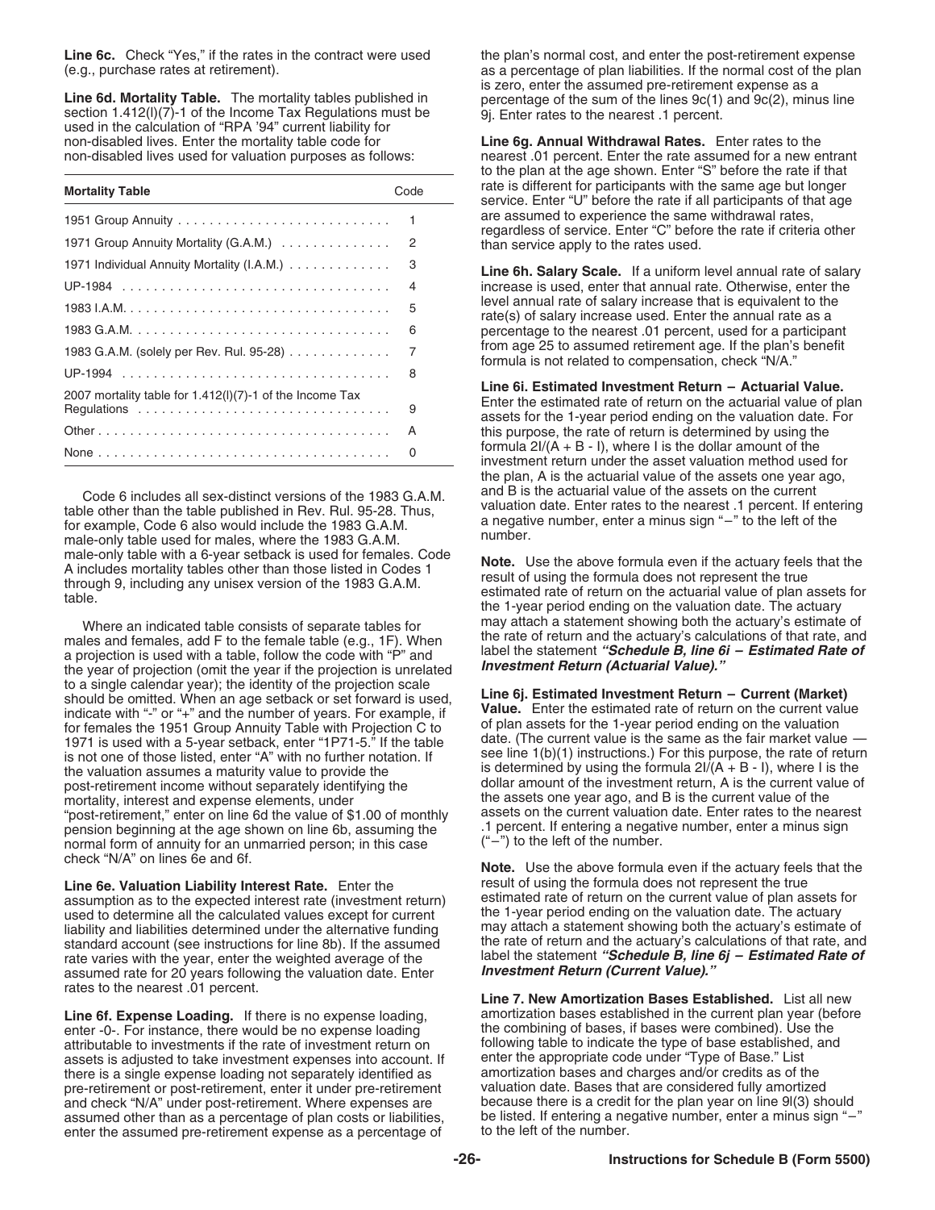**Line 6c.** Check "Yes," if the rates in the contract were used (e.g., purchase rates at retirement).

**Line 6d. Mortality Table.** The mortality tables published in section 1.412(l)(7)-1 of the Income Tax Regulations must be used in the calculation of "RPA '94" current liability for non-disabled lives. Enter the mortality table code for non-disabled lives used for valuation purposes as follows:

| Mortality Table | Code |
|---|---|
| 1951 Group Annuity | 1 |
| 1971 Group Annuity Mortality (G.A.M.) | 2 |
| 1971 Individual Annuity Mortality (I.A.M.) | 3 |
| UP-1984 | 4 |
| 1983 I.A.M. | 5 |
| 1983 G.A.M. | 6 |
| 1983 G.A.M. (solely per Rev. Rul. 95-28) | 7 |
| UP-1994 | 8 |
| 2007 mortality table for 1.412(l)(7)-1 of the Income Tax Regulations | 9 |
| Other | A |
| None | 0 |

Code 6 includes all sex-distinct versions of the 1983 G.A.M. table other than the table published in Rev. Rul. 95-28. Thus, for example, Code 6 also would include the 1983 G.A.M. male-only table used for males, where the 1983 G.A.M. male-only table with a 6-year setback is used for females. Code A includes mortality tables other than those listed in Codes 1 through 9, including any unisex version of the 1983 G.A.M. table.

Where an indicated table consists of separate tables for males and females, add F to the female table (e.g., 1F). When a projection is used with a table, follow the code with "P" and the year of projection (omit the year if the projection is unrelated to a single calendar year); the identity of the projection scale should be omitted. When an age setback or set forward is used, indicate with "-" or "+" and the number of years. For example, if for females the 1951 Group Annuity Table with Projection C to 1971 is used with a 5-year setback, enter "1P71-5." If the table is not one of those listed, enter "A" with no further notation. If the valuation assumes a maturity value to provide the post-retirement income without separately identifying the mortality, interest and expense elements, under "post-retirement," enter on line 6d the value of $1.00 of monthly pension beginning at the age shown on line 6b, assuming the normal form of annuity for an unmarried person; in this case check "N/A" on lines 6e and 6f.

**Line 6e. Valuation Liability Interest Rate.** Enter the assumption as to the expected interest rate (investment return) used to determine all the calculated values except for current liability and liabilities determined under the alternative funding standard account (see instructions for line 8b). If the assumed rate varies with the year, enter the weighted average of the assumed rate for 20 years following the valuation date. Enter rates to the nearest .01 percent.

**Line 6f. Expense Loading.** If there is no expense loading, enter -0-. For instance, there would be no expense loading attributable to investments if the rate of investment return on assets is adjusted to take investment expenses into account. If there is a single expense loading not separately identified as pre-retirement or post-retirement, enter it under pre-retirement and check "N/A" under post-retirement. Where expenses are assumed other than as a percentage of plan costs or liabilities, enter the assumed pre-retirement expense as a percentage of the plan's normal cost, and enter the post-retirement expense as a percentage of plan liabilities. If the normal cost of the plan is zero, enter the assumed pre-retirement expense as a percentage of the sum of the lines 9c(1) and 9c(2), minus line 9j. Enter rates to the nearest .1 percent.

**Line 6g. Annual Withdrawal Rates.** Enter rates to the nearest .01 percent. Enter the rate assumed for a new entrant to the plan at the age shown. Enter "S" before the rate if that rate is different for participants with the same age but longer service. Enter "U" before the rate if all participants of that age are assumed to experience the same withdrawal rates, regardless of service. Enter "C" before the rate if criteria other than service apply to the rates used.

**Line 6h. Salary Scale.** If a uniform level annual rate of salary increase is used, enter that annual rate. Otherwise, enter the level annual rate of salary increase that is equivalent to the rate(s) of salary increase used. Enter the annual rate as a percentage to the nearest .01 percent, used for a participant from age 25 to assumed retirement age. If the plan's benefit formula is not related to compensation, check "N/A."

**Line 6i. Estimated Investment Return – Actuarial Value.** Enter the estimated rate of return on the actuarial value of plan assets for the 1-year period ending on the valuation date. For this purpose, the rate of return is determined by using the formula $2I/(A + B - I)$, where I is the dollar amount of the investment return under the asset valuation method used for the plan, A is the actuarial value of the assets one year ago, and B is the actuarial value of the assets on the current valuation date. Enter rates to the nearest .1 percent. If entering a negative number, enter a minus sign "–" to the left of the number.

**Note.** Use the above formula even if the actuary feels that the result of using the formula does not represent the true estimated rate of return on the actuarial value of plan assets for the 1-year period ending on the valuation date. The actuary may attach a statement showing both the actuary's estimate of the rate of return and the actuary's calculations of that rate, and label the statement ***"Schedule B, line 6i – Estimated Rate of Investment Return (Actuarial Value)."***

**Line 6j. Estimated Investment Return – Current (Market) Value.** Enter the estimated rate of return on the current value of plan assets for the 1-year period ending on the valuation date. (The current value is the same as the fair market value — see line 1(b)(1) instructions.) For this purpose, the rate of return is determined by using the formula $2I/(A + B - I)$, where I is the dollar amount of the investment return, A is the current value of the assets one year ago, and B is the current value of the assets on the current valuation date. Enter rates to the nearest .1 percent. If entering a negative number, enter a minus sign ("–") to the left of the number.

**Note.** Use the above formula even if the actuary feels that the result of using the formula does not represent the true estimated rate of return on the current value of plan assets for the 1-year period ending on the valuation date. The actuary may attach a statement showing both the actuary's estimate of the rate of return and the actuary's calculations of that rate, and label the statement ***"Schedule B, line 6j – Estimated Rate of Investment Return (Current Value)."***

**Line 7. New Amortization Bases Established.** List all new amortization bases established in the current plan year (before the combining of bases, if bases were combined). Use the following table to indicate the type of base established, and enter the appropriate code under "Type of Base." List amortization bases and charges and/or credits as of the valuation date. Bases that are considered fully amortized because there is a credit for the plan year on line 9l(3) should be listed. If entering a negative number, enter a minus sign "–" to the left of the number.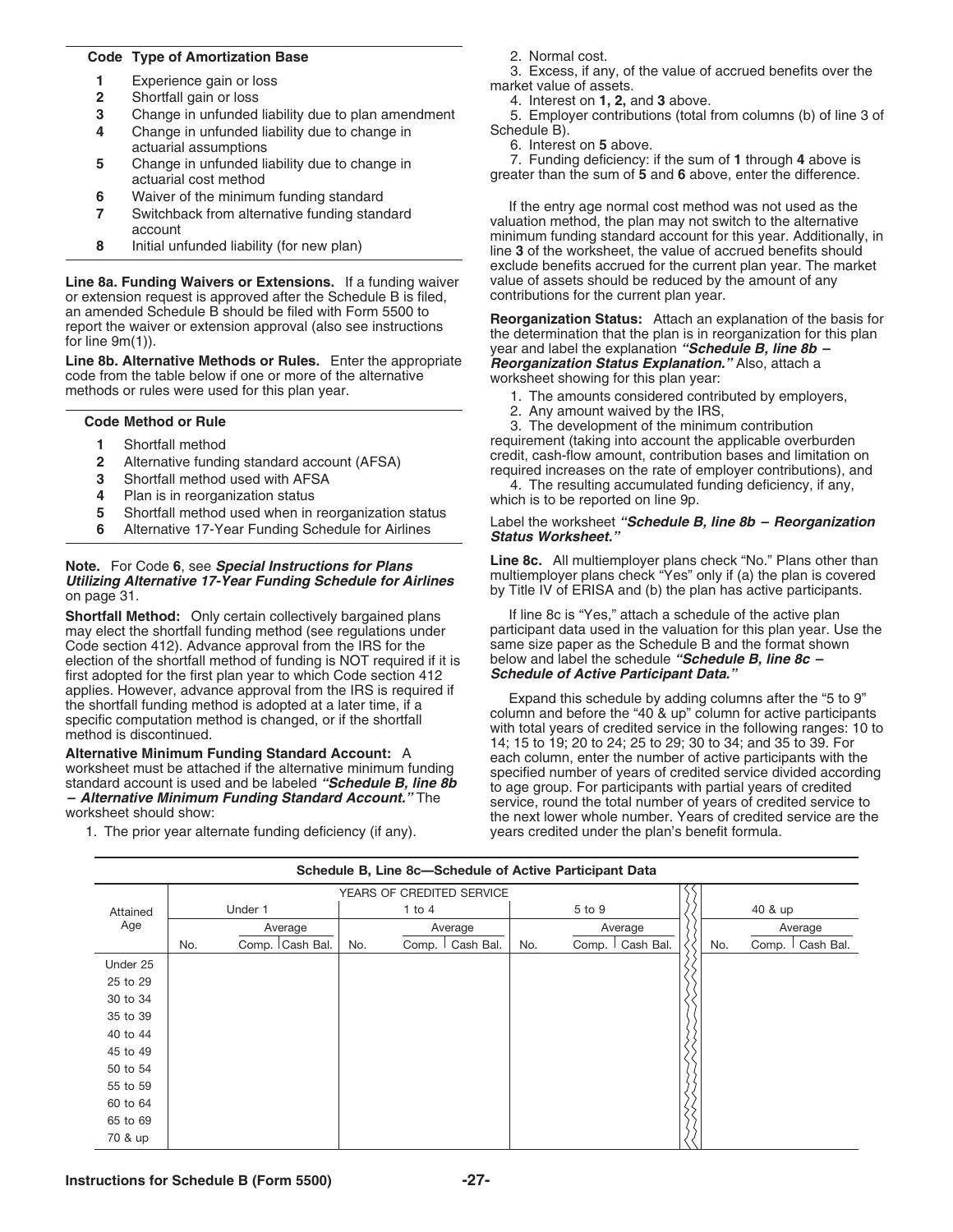| Code | Type of Amortization Base |
|---|---|
| 1 | Experience gain or loss |
| 2 | Shortfall gain or loss |
| 3 | Change in unfunded liability due to plan amendment |
| 4 | Change in unfunded liability due to change in actuarial assumptions |
| 5 | Change in unfunded liability due to change in actuarial cost method |
| 6 | Waiver of the minimum funding standard |
| 7 | Switchback from alternative funding standard account |
| 8 | Initial unfunded liability (for new plan) |

**Line 8a. Funding Waivers or Extensions.** If a funding waiver or extension request is approved after the Schedule B is filed, an amended Schedule B should be filed with Form 5500 to report the waiver or extension approval (also see instructions for line 9m(1)).

**Line 8b. Alternative Methods or Rules.** Enter the appropriate code from the table below if one or more of the alternative methods or rules were used for this plan year.

| Code | Method or Rule |
|---|---|
| 1 | Shortfall method |
| 2 | Alternative funding standard account (AFSA) |
| 3 | Shortfall method used with AFSA |
| 4 | Plan is in reorganization status |
| 5 | Shortfall method used when in reorganization status |
| 6 | Alternative 17-Year Funding Schedule for Airlines |

**Note.** For Code **6**, see ***Special Instructions for Plans Utilizing Alternative 17-Year Funding Schedule for Airlines*** on page 31.

**Shortfall Method:** Only certain collectively bargained plans may elect the shortfall funding method (see regulations under Code section 412). Advance approval from the IRS for the election of the shortfall method of funding is NOT required if it is first adopted for the first plan year to which Code section 412 applies. However, advance approval from the IRS is required if the shortfall funding method is adopted at a later time, if a specific computation method is changed, or if the shortfall method is discontinued.

**Alternative Minimum Funding Standard Account:** A worksheet must be attached if the alternative minimum funding standard account is used and be labeled ***"Schedule B, line 8b – Alternative Minimum Funding Standard Account."*** The worksheet should show:

1. The prior year alternate funding deficiency (if any).
2. Normal cost.
3. Excess, if any, of the value of accrued benefits over the market value of assets.
4. Interest on **1, 2,** and **3** above.
5. Employer contributions (total from columns (b) of line 3 of Schedule B).
6. Interest on **5** above.
7. Funding deficiency: if the sum of **1** through **4** above is greater than the sum of **5** and **6** above, enter the difference.

If the entry age normal cost method was not used as the valuation method, the plan may not switch to the alternative minimum funding standard account for this year. Additionally, in line **3** of the worksheet, the value of accrued benefits should exclude benefits accrued for the current plan year. The market value of assets should be reduced by the amount of any contributions for the current plan year.

**Reorganization Status:** Attach an explanation of the basis for the determination that the plan is in reorganization for this plan year and label the explanation ***"Schedule B, line 8b – Reorganization Status Explanation."*** Also, attach a worksheet showing for this plan year:

1. The amounts considered contributed by employers,
2. Any amount waived by the IRS,
3. The development of the minimum contribution requirement (taking into account the applicable overburden credit, cash-flow amount, contribution bases and limitation on required increases on the rate of employer contributions), and
4. The resulting accumulated funding deficiency, if any, which is to be reported on line 9p.

Label the worksheet ***"Schedule B, line 8b – Reorganization Status Worksheet."***

**Line 8c.** All multiemployer plans check "No." Plans other than multiemployer plans check "Yes" only if (a) the plan is covered by Title IV of ERISA and (b) the plan has active participants.

If line 8c is "Yes," attach a schedule of the active plan participant data used in the valuation for this plan year. Use the same size paper as the Schedule B and the format shown below and label the schedule ***"Schedule B, line 8c – Schedule of Active Participant Data."***

Expand this schedule by adding columns after the "5 to 9" column and before the "40 & up" column for active participants with total years of credited service in the following ranges: 10 to 14; 15 to 19; 20 to 24; 25 to 29; 30 to 34; and 35 to 39. For each column, enter the number of active participants with the specified number of years of credited service divided according to age group. For participants with partial years of credited service, round the total number of years of credited service to the next lower whole number. Years of credited service are the years credited under the plan's benefit formula.

**Schedule B, Line 8c—Schedule of Active Participant Data**

| Attained Age | YEARS OF CREDITED SERVICE | | | | | | | | | | | |
|---|---|---|---|---|---|---|---|---|---|---|---|---|
| | Under 1 | | | 1 to 4 | | | 5 to 9 | | | 40 & up | | |
| | | Average | | | Average | | | Average | | | Average | |
| | No. | Comp. | Cash Bal. | No. | Comp. | Cash Bal. | No. | Comp. | Cash Bal. | No. | Comp. | Cash Bal. |
| Under 25 | | | | | | | | | | | | |
| 25 to 29 | | | | | | | | | | | | |
| 30 to 34 | | | | | | | | | | | | |
| 35 to 39 | | | | | | | | | | | | |
| 40 to 44 | | | | | | | | | | | | |
| 45 to 49 | | | | | | | | | | | | |
| 50 to 54 | | | | | | | | | | | | |
| 55 to 59 | | | | | | | | | | | | |
| 60 to 64 | | | | | | | | | | | | |
| 65 to 69 | | | | | | | | | | | | |
| 70 & up | | | | | | | | | | | | |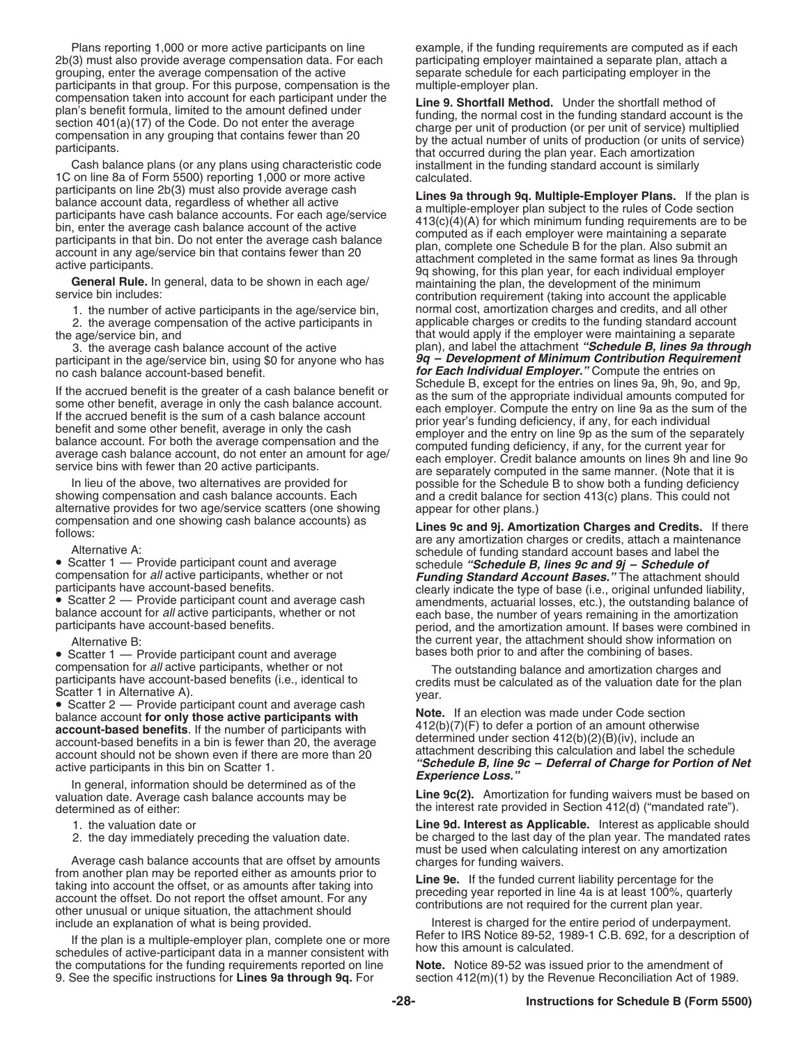Plans reporting 1,000 or more active participants on line 2b(3) must also provide average compensation data. For each grouping, enter the average compensation of the active participants in that group. For this purpose, compensation is the compensation taken into account for each participant under the plan's benefit formula, limited to the amount defined under section 401(a)(17) of the Code. Do not enter the average compensation in any grouping that contains fewer than 20 participants.

Cash balance plans (or any plans using characteristic code 1C on line 8a of Form 5500) reporting 1,000 or more active participants on line 2b(3) must also provide average cash balance account data, regardless of whether all active participants have cash balance accounts. For each age/service bin, enter the average cash balance account of the active participants in that bin. Do not enter the average cash balance account in any age/service bin that contains fewer than 20 active participants.

**General Rule.** In general, data to be shown in each age/service bin includes:

1. the number of active participants in the age/service bin,
2. the average compensation of the active participants in the age/service bin, and
3. the average cash balance account of the active participant in the age/service bin, using $0 for anyone who has no cash balance account-based benefit.

If the accrued benefit is the greater of a cash balance benefit or some other benefit, average in only the cash balance account. If the accrued benefit is the sum of a cash balance account benefit and some other benefit, average in only the cash balance account. For both the average compensation and the average cash balance account, do not enter an amount for age/service bins with fewer than 20 active participants.

In lieu of the above, two alternatives are provided for showing compensation and cash balance accounts. Each alternative provides for two age/service scatters (one showing compensation and one showing cash balance accounts) as follows:

Alternative A:

- Scatter 1 — Provide participant count and average compensation for *all* active participants, whether or not participants have account-based benefits.
- Scatter 2 — Provide participant count and average cash balance account for *all* active participants, whether or not participants have account-based benefits.

Alternative B:

- Scatter 1 — Provide participant count and average compensation for *all* active participants, whether or not participants have account-based benefits (i.e., identical to Scatter 1 in Alternative A).
- Scatter 2 — Provide participant count and average cash balance account **for only those active participants with account-based benefits**. If the number of participants with account-based benefits in a bin is fewer than 20, the average account should not be shown even if there are more than 20 active participants in this bin on Scatter 1.

In general, information should be determined as of the valuation date. Average cash balance accounts may be determined as of either:

1. the valuation date or
2. the day immediately preceding the valuation date.

Average cash balance accounts that are offset by amounts from another plan may be reported either as amounts prior to taking into account the offset, or as amounts after taking into account the offset. Do not report the offset amount. For any other unusual or unique situation, the attachment should include an explanation of what is being provided.

If the plan is a multiple-employer plan, complete one or more schedules of active-participant data in a manner consistent with the computations for the funding requirements reported on line 9. See the specific instructions for **Lines 9a through 9q.** For example, if the funding requirements are computed as if each participating employer maintained a separate plan, attach a separate schedule for each participating employer in the multiple-employer plan.

**Line 9. Shortfall Method.** Under the shortfall method of funding, the normal cost in the funding standard account is the charge per unit of production (or per unit of service) multiplied by the actual number of units of production (or units of service) that occurred during the plan year. Each amortization installment in the funding standard account is similarly calculated.

**Lines 9a through 9q. Multiple-Employer Plans.** If the plan is a multiple-employer plan subject to the rules of Code section 413(c)(4)(A) for which minimum funding requirements are to be computed as if each employer were maintaining a separate plan, complete one Schedule B for the plan. Also submit an attachment completed in the same format as lines 9a through 9q showing, for this plan year, for each individual employer maintaining the plan, the development of the minimum contribution requirement (taking into account the applicable normal cost, amortization charges and credits, and all other applicable charges or credits to the funding standard account that would apply if the employer were maintaining a separate plan), and label the attachment ***"Schedule B, lines 9a through 9q – Development of Minimum Contribution Requirement for Each Individual Employer."*** Compute the entries on Schedule B, except for the entries on lines 9a, 9h, 9o, and 9p, as the sum of the appropriate individual amounts computed for each employer. Compute the entry on line 9a as the sum of the prior year's funding deficiency, if any, for each individual employer and the entry on line 9p as the sum of the separately computed funding deficiency, if any, for the current year for each employer. Credit balance amounts on lines 9h and line 9o are separately computed in the same manner. (Note that it is possible for the Schedule B to show both a funding deficiency and a credit balance for section 413(c) plans. This could not appear for other plans.)

**Lines 9c and 9j. Amortization Charges and Credits.** If there are any amortization charges or credits, attach a maintenance schedule of funding standard account bases and label the schedule ***"Schedule B, lines 9c and 9j – Schedule of Funding Standard Account Bases."*** The attachment should clearly indicate the type of base (i.e., original unfunded liability, amendments, actuarial losses, etc.), the outstanding balance of each base, the number of years remaining in the amortization period, and the amortization amount. If bases were combined in the current year, the attachment should show information on bases both prior to and after the combining of bases.

The outstanding balance and amortization charges and credits must be calculated as of the valuation date for the plan year.

**Note.** If an election was made under Code section 412(b)(7)(F) to defer a portion of an amount otherwise determined under section 412(b)(2)(B)(iv), include an attachment describing this calculation and label the schedule ***"Schedule B, line 9c – Deferral of Charge for Portion of Net Experience Loss."***

**Line 9c(2).** Amortization for funding waivers must be based on the interest rate provided in Section 412(d) ("mandated rate").

**Line 9d. Interest as Applicable.** Interest as applicable should be charged to the last day of the plan year. The mandated rates must be used when calculating interest on any amortization charges for funding waivers.

**Line 9e.** If the funded current liability percentage for the preceding year reported in line 4a is at least 100%, quarterly contributions are not required for the current plan year.

Interest is charged for the entire period of underpayment. Refer to IRS Notice 89-52, 1989-1 C.B. 692, for a description of how this amount is calculated.

**Note.** Notice 89-52 was issued prior to the amendment of section 412(m)(1) by the Revenue Reconciliation Act of 1989.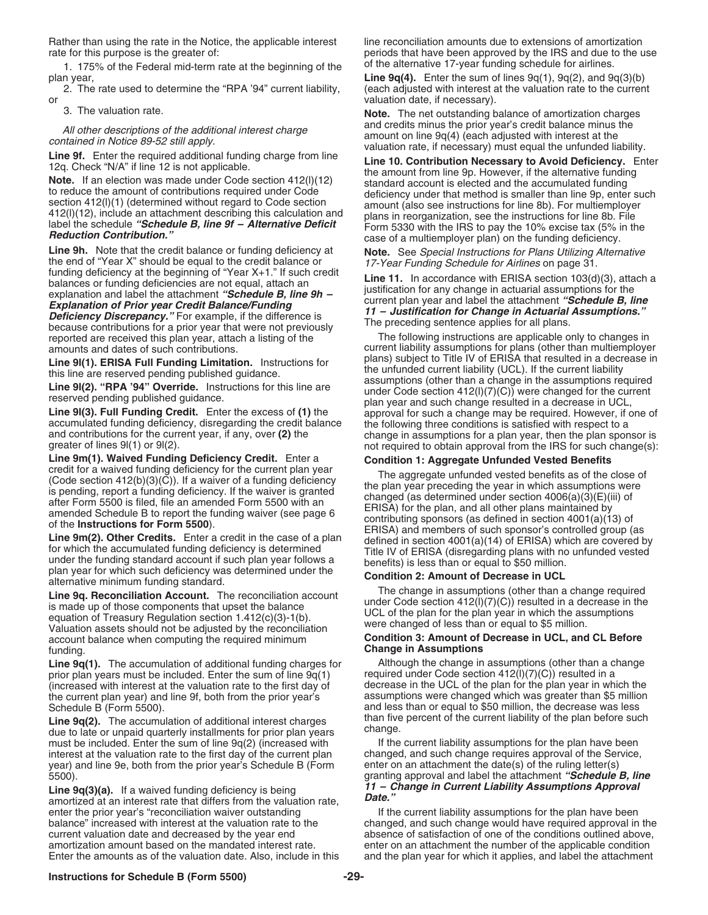Rather than using the rate in the Notice, the applicable interest rate for this purpose is the greater of:

1. 175% of the Federal mid-term rate at the beginning of the plan year,
2. The rate used to determine the "RPA '94" current liability, or
3. The valuation rate.

*All other descriptions of the additional interest charge contained in Notice 89-52 still apply.*

**Line 9f.** Enter the required additional funding charge from line 12q. Check "N/A" if line 12 is not applicable.

**Note.** If an election was made under Code section 412(l)(12) to reduce the amount of contributions required under Code section 412(l)(1) (determined without regard to Code section 412(l)(12), include an attachment describing this calculation and label the schedule ***"Schedule B, line 9f – Alternative Deficit Reduction Contribution."***

**Line 9h.** Note that the credit balance or funding deficiency at the end of "Year X" should be equal to the credit balance or funding deficiency at the beginning of "Year X+1." If such credit balances or funding deficiencies are not equal, attach an explanation and label the attachment ***"Schedule B, line 9h – Explanation of Prior year Credit Balance/Funding Deficiency Discrepancy."*** For example, if the difference is because contributions for a prior year that were not previously reported are received this plan year, attach a listing of the amounts and dates of such contributions.

**Line 9l(1). ERISA Full Funding Limitation.** Instructions for this line are reserved pending published guidance.

**Line 9l(2). "RPA '94" Override.** Instructions for this line are reserved pending published guidance.

**Line 9l(3). Full Funding Credit.** Enter the excess of **(1)** the accumulated funding deficiency, disregarding the credit balance and contributions for the current year, if any, over **(2)** the greater of lines 9l(1) or 9l(2).

**Line 9m(1). Waived Funding Deficiency Credit.** Enter a credit for a waived funding deficiency for the current plan year (Code section 412(b)(3)(C)). If a waiver of a funding deficiency is pending, report a funding deficiency. If the waiver is granted after Form 5500 is filed, file an amended Form 5500 with an amended Schedule B to report the funding waiver (see page 6 of the **Instructions for Form 5500**).

**Line 9m(2). Other Credits.** Enter a credit in the case of a plan for which the accumulated funding deficiency is determined under the funding standard account if such plan year follows a plan year for which such deficiency was determined under the alternative minimum funding standard.

**Line 9q. Reconciliation Account.** The reconciliation account is made up of those components that upset the balance equation of Treasury Regulation section 1.412(c)(3)-1(b). Valuation assets should not be adjusted by the reconciliation account balance when computing the required minimum funding.

**Line 9q(1).** The accumulation of additional funding charges for prior plan years must be included. Enter the sum of line 9q(1) (increased with interest at the valuation rate to the first day of the current plan year) and line 9f, both from the prior year's Schedule B (Form 5500).

**Line 9q(2).** The accumulation of additional interest charges due to late or unpaid quarterly installments for prior plan years must be included. Enter the sum of line 9q(2) (increased with interest at the valuation rate to the first day of the current plan year) and line 9e, both from the prior year's Schedule B (Form 5500).

**Line 9q(3)(a).** If a waived funding deficiency is being amortized at an interest rate that differs from the valuation rate, enter the prior year's "reconciliation waiver outstanding balance" increased with interest at the valuation rate to the current valuation date and decreased by the year end amortization amount based on the mandated interest rate. Enter the amounts as of the valuation date. Also, include in this line reconciliation amounts due to extensions of amortization periods that have been approved by the IRS and due to the use of the alternative 17-year funding schedule for airlines.

**Line 9q(4).** Enter the sum of lines 9q(1), 9q(2), and 9q(3)(b) (each adjusted with interest at the valuation rate to the current valuation date, if necessary).

**Note.** The net outstanding balance of amortization charges and credits minus the prior year's credit balance minus the amount on line 9q(4) (each adjusted with interest at the valuation rate, if necessary) must equal the unfunded liability.

**Line 10. Contribution Necessary to Avoid Deficiency.** Enter the amount from line 9p. However, if the alternative funding standard account is elected and the accumulated funding deficiency under that method is smaller than line 9p, enter such amount (also see instructions for line 8b). For multiemployer plans in reorganization, see the instructions for line 8b. File Form 5330 with the IRS to pay the 10% excise tax (5% in the case of a multiemployer plan) on the funding deficiency.

**Note.** See *Special Instructions for Plans Utilizing Alternative 17-Year Funding Schedule for Airlines* on page 31.

**Line 11.** In accordance with ERISA section 103(d)(3), attach a justification for any change in actuarial assumptions for the current plan year and label the attachment ***"Schedule B, line 11 – Justification for Change in Actuarial Assumptions."*** The preceding sentence applies for all plans.

The following instructions are applicable only to changes in current liability assumptions for plans (other than multiemployer plans) subject to Title IV of ERISA that resulted in a decrease in the unfunded current liability (UCL). If the current liability assumptions (other than a change in the assumptions required under Code section 412(l)(7)(C)) were changed for the current plan year and such change resulted in a decrease in UCL, approval for such a change may be required. However, if one of the following three conditions is satisfied with respect to a change in assumptions for a plan year, then the plan sponsor is not required to obtain approval from the IRS for such change(s):

**Condition 1: Aggregate Unfunded Vested Benefits**

The aggregate unfunded vested benefits as of the close of the plan year preceding the year in which assumptions were changed (as determined under section 4006(a)(3)(E)(iii) of ERISA) for the plan, and all other plans maintained by contributing sponsors (as defined in section 4001(a)(13) of ERISA) and members of such sponsor's controlled group (as defined in section 4001(a)(14) of ERISA) which are covered by Title IV of ERISA (disregarding plans with no unfunded vested benefits) is less than or equal to $50 million.

**Condition 2: Amount of Decrease in UCL**

The change in assumptions (other than a change required under Code section 412(l)(7)(C)) resulted in a decrease in the UCL of the plan for the plan year in which the assumptions were changed of less than or equal to $5 million.

**Condition 3: Amount of Decrease in UCL, and CL Before Change in Assumptions**

Although the change in assumptions (other than a change required under Code section 412(l)(7)(C)) resulted in a decrease in the UCL of the plan for the plan year in which the assumptions were changed which was greater than $5 million and less than or equal to $50 million, the decrease was less than five percent of the current liability of the plan before such change.

If the current liability assumptions for the plan have been changed, and such change requires approval of the Service, enter on an attachment the date(s) of the ruling letter(s) granting approval and label the attachment ***"Schedule B, line 11 – Change in Current Liability Assumptions Approval Date."***

If the current liability assumptions for the plan have been changed, and such change would have required approval in the absence of satisfaction of one of the conditions outlined above, enter on an attachment the number of the applicable condition and the plan year for which it applies, and label the attachment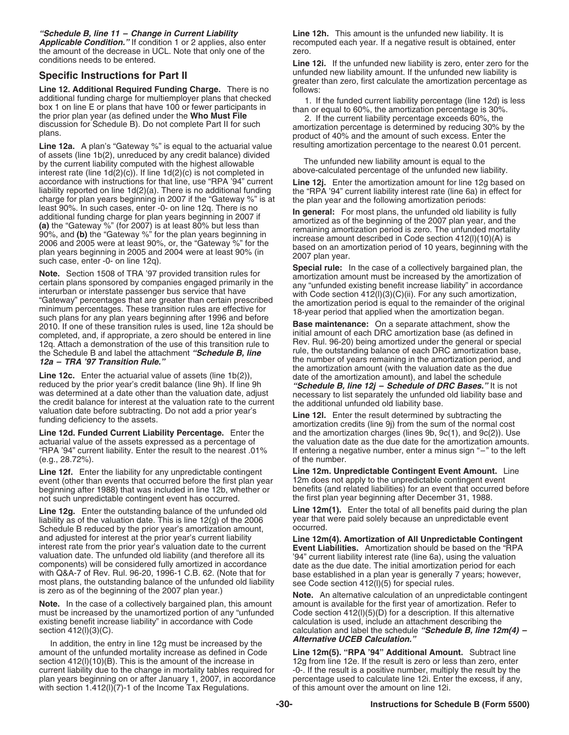***"Schedule B, line 11 – Change in Current Liability Applicable Condition."*** If condition 1 or 2 applies, also enter the amount of the decrease in UCL. Note that only one of the conditions needs to be entered.

## Specific Instructions for Part II

**Line 12. Additional Required Funding Charge.** There is no additional funding charge for multiemployer plans that checked box 1 on line E or plans that have 100 or fewer participants in the prior plan year (as defined under the **Who Must File** discussion for Schedule B). Do not complete Part II for such plans.

**Line 12a.** A plan's "Gateway %" is equal to the actuarial value of assets (line 1b(2), unreduced by any credit balance) divided by the current liability computed with the highest allowable interest rate (line 1d(2)(c)). If line 1d(2)(c) is not completed in accordance with instructions for that line, use "RPA '94" current liability reported on line 1d(2)(a). There is no additional funding charge for plan years beginning in 2007 if the "Gateway %" is at least 90%. In such cases, enter -0- on line 12q. There is no additional funding charge for plan years beginning in 2007 if **(a)** the "Gateway %" (for 2007) is at least 80% but less than 90%, and **(b)** the "Gateway %" for the plan years beginning in 2006 and 2005 were at least 90%, or, the "Gateway %" for the plan years beginning in 2005 and 2004 were at least 90% (in such case, enter -0- on line 12q).

**Note.** Section 1508 of TRA '97 provided transition rules for certain plans sponsored by companies engaged primarily in the interurban or interstate passenger bus service that have "Gateway" percentages that are greater than certain prescribed minimum percentages. These transition rules are effective for such plans for any plan years beginning after 1996 and before 2010. If one of these transition rules is used, line 12a should be completed, and, if appropriate, a zero should be entered in line 12q. Attach a demonstration of the use of this transition rule to the Schedule B and label the attachment ***"Schedule B, line 12a – TRA '97 Transition Rule."***

**Line 12c.** Enter the actuarial value of assets (line 1b(2)), reduced by the prior year's credit balance (line 9h). If line 9h was determined at a date other than the valuation date, adjust the credit balance for interest at the valuation rate to the current valuation date before subtracting. Do not add a prior year's funding deficiency to the assets.

**Line 12d. Funded Current Liability Percentage.** Enter the actuarial value of the assets expressed as a percentage of "RPA '94" current liability. Enter the result to the nearest .01% (e.g., 28.72%).

**Line 12f.** Enter the liability for any unpredictable contingent event (other than events that occurred before the first plan year beginning after 1988) that was included in line 12b, whether or not such unpredictable contingent event has occurred.

**Line 12g.** Enter the outstanding balance of the unfunded old liability as of the valuation date. This is line 12(g) of the 2006 Schedule B reduced by the prior year's amortization amount, and adjusted for interest at the prior year's current liability interest rate from the prior year's valuation date to the current valuation date. The unfunded old liability (and therefore all its components) will be considered fully amortized in accordance with Q&A-7 of Rev. Rul. 96-20, 1996-1 C.B. 62. (Note that for most plans, the outstanding balance of the unfunded old liability is zero as of the beginning of the 2007 plan year.)

**Note.** In the case of a collectively bargained plan, this amount must be increased by the unamortized portion of any "unfunded existing benefit increase liability" in accordance with Code section 412(l)(3)(C).

In addition, the entry in line 12g must be increased by the amount of the unfunded mortality increase as defined in Code section 412(l)(10)(B). This is the amount of the increase in current liability due to the change in mortality tables required for plan years beginning on or after January 1, 2007, in accordance with section 1.412(l)(7)-1 of the Income Tax Regulations.

**Line 12h.** This amount is the unfunded new liability. It is recomputed each year. If a negative result is obtained, enter zero.

**Line 12i.** If the unfunded new liability is zero, enter zero for the unfunded new liability amount. If the unfunded new liability is greater than zero, first calculate the amortization percentage as follows:

1. If the funded current liability percentage (line 12d) is less than or equal to 60%, the amortization percentage is 30%.
2. If the current liability percentage exceeds 60%, the amortization percentage is determined by reducing 30% by the product of 40% and the amount of such excess. Enter the resulting amortization percentage to the nearest 0.01 percent.

The unfunded new liability amount is equal to the above-calculated percentage of the unfunded new liability.

**Line 12j.** Enter the amortization amount for line 12g based on the "RPA '94" current liability interest rate (line 6a) in effect for the plan year and the following amortization periods:

**In general:** For most plans, the unfunded old liability is fully amortized as of the beginning of the 2007 plan year, and the remaining amortization period is zero. The unfunded mortality increase amount described in Code section 412(l)(10)(A) is based on an amortization period of 10 years, beginning with the 2007 plan year.

**Special rule:** In the case of a collectively bargained plan, the amortization amount must be increased by the amortization of any "unfunded existing benefit increase liability" in accordance with Code section 412(l)(3)(C)(ii). For any such amortization, the amortization period is equal to the remainder of the original 18-year period that applied when the amortization began.

**Base maintenance:** On a separate attachment, show the initial amount of each DRC amortization base (as defined in Rev. Rul. 96-20) being amortized under the general or special rule, the outstanding balance of each DRC amortization base, the number of years remaining in the amortization period, and the amortization amount (with the valuation date as the due date of the amortization amount), and label the schedule ***"Schedule B, line 12j – Schedule of DRC Bases."*** It is not necessary to list separately the unfunded old liability base and the additional unfunded old liability base.

**Line 12l.** Enter the result determined by subtracting the amortization credits (line 9j) from the sum of the normal cost and the amortization charges (lines 9b, 9c(1), and 9c(2)). Use the valuation date as the due date for the amortization amounts. If entering a negative number, enter a minus sign "–" to the left of the number.

**Line 12m. Unpredictable Contingent Event Amount.** Line 12m does not apply to the unpredictable contingent event benefits (and related liabilities) for an event that occurred before the first plan year beginning after December 31, 1988.

**Line 12m(1).** Enter the total of all benefits paid during the plan year that were paid solely because an unpredictable event occurred.

**Line 12m(4). Amortization of All Unpredictable Contingent Event Liabilities.** Amortization should be based on the "RPA '94" current liability interest rate (line 6a), using the valuation date as the due date. The initial amortization period for each base established in a plan year is generally 7 years; however, see Code section 412(l)(5) for special rules.

**Note.** An alternative calculation of an unpredictable contingent amount is available for the first year of amortization. Refer to Code section 412(l)(5)(D) for a description. If this alternative calculation is used, include an attachment describing the calculation and label the schedule ***"Schedule B, line 12m(4) – Alternative UCEB Calculation."***

**Line 12m(5). "RPA '94" Additional Amount.** Subtract line 12g from line 12e. If the result is zero or less than zero, enter -0-. If the result is a positive number, multiply the result by the percentage used to calculate line 12i. Enter the excess, if any, of this amount over the amount on line 12i.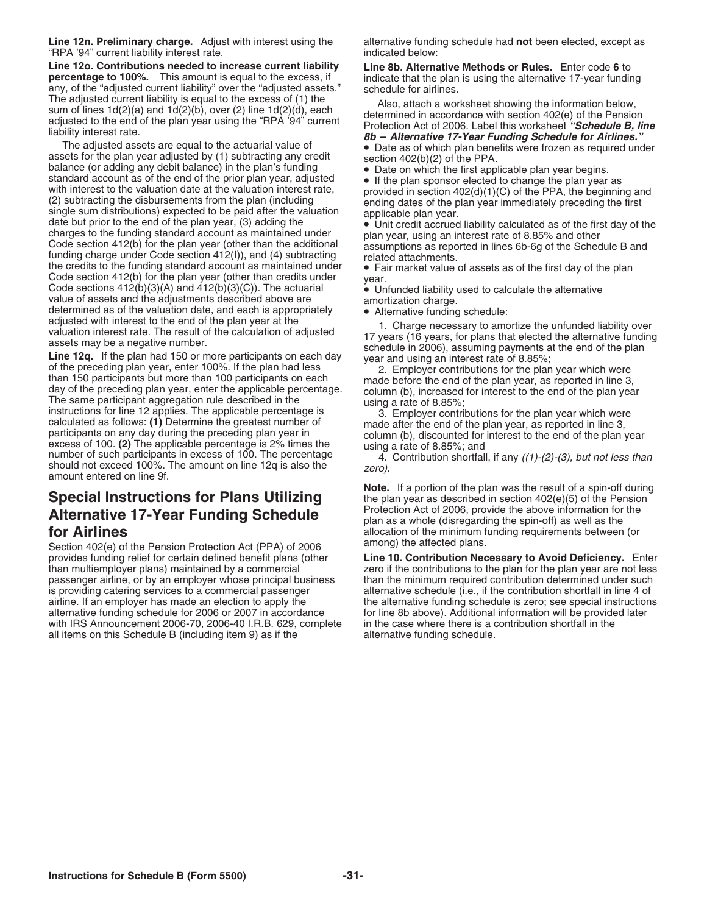**Line 12n. Preliminary charge.** Adjust with interest using the "RPA '94" current liability interest rate.

**Line 12o. Contributions needed to increase current liability percentage to 100%.** This amount is equal to the excess, if any, of the "adjusted current liability" over the "adjusted assets." The adjusted current liability is equal to the excess of (1) the sum of lines 1d(2)(a) and 1d(2)(b), over (2) line 1d(2)(d), each adjusted to the end of the plan year using the "RPA '94" current liability interest rate.

The adjusted assets are equal to the actuarial value of assets for the plan year adjusted by (1) subtracting any credit balance (or adding any debit balance) in the plan's funding standard account as of the end of the prior plan year, adjusted with interest to the valuation date at the valuation interest rate, (2) subtracting the disbursements from the plan (including single sum distributions) expected to be paid after the valuation date but prior to the end of the plan year, (3) adding the charges to the funding standard account as maintained under Code section 412(b) for the plan year (other than the additional funding charge under Code section 412(l)), and (4) subtracting the credits to the funding standard account as maintained under Code section 412(b) for the plan year (other than credits under Code sections 412(b)(3)(A) and 412(b)(3)(C)). The actuarial value of assets and the adjustments described above are determined as of the valuation date, and each is appropriately adjusted with interest to the end of the plan year at the valuation interest rate. The result of the calculation of adjusted assets may be a negative number.

**Line 12q.** If the plan had 150 or more participants on each day of the preceding plan year, enter 100%. If the plan had less than 150 participants but more than 100 participants on each day of the preceding plan year, enter the applicable percentage. The same participant aggregation rule described in the instructions for line 12 applies. The applicable percentage is calculated as follows: **(1)** Determine the greatest number of participants on any day during the preceding plan year in excess of 100. **(2)** The applicable percentage is 2% times the number of such participants in excess of 100. The percentage should not exceed 100%. The amount on line 12q is also the amount entered on line 9f.

## Special Instructions for Plans Utilizing Alternative 17-Year Funding Schedule for Airlines

Section 402(e) of the Pension Protection Act (PPA) of 2006 provides funding relief for certain defined benefit plans (other than multiemployer plans) maintained by a commercial passenger airline, or by an employer whose principal business is providing catering services to a commercial passenger airline. If an employer has made an election to apply the alternative funding schedule for 2006 or 2007 in accordance with IRS Announcement 2006-70, 2006-40 I.R.B. 629, complete all items on this Schedule B (including item 9) as if the alternative funding schedule had **not** been elected, except as indicated below:

**Line 8b. Alternative Methods or Rules.** Enter code **6** to indicate that the plan is using the alternative 17-year funding schedule for airlines.

Also, attach a worksheet showing the information below, determined in accordance with section 402(e) of the Pension Protection Act of 2006. Label this worksheet ***"Schedule B, line 8b – Alternative 17-Year Funding Schedule for Airlines."***

- Date as of which plan benefits were frozen as required under section 402(b)(2) of the PPA.
- Date on which the first applicable plan year begins.
- If the plan sponsor elected to change the plan year as provided in section 402(d)(1)(C) of the PPA, the beginning and ending dates of the plan year immediately preceding the first applicable plan year.
- Unit credit accrued liability calculated as of the first day of the plan year, using an interest rate of 8.85% and other assumptions as reported in lines 6b-6g of the Schedule B and related attachments.
- Fair market value of assets as of the first day of the plan year.
- Unfunded liability used to calculate the alternative amortization charge.
- Alternative funding schedule:

1. Charge necessary to amortize the unfunded liability over 17 years (16 years, for plans that elected the alternative funding schedule in 2006), assuming payments at the end of the plan year and using an interest rate of 8.85%;
2. Employer contributions for the plan year which were made before the end of the plan year, as reported in line 3, column (b), increased for interest to the end of the plan year using a rate of 8.85%;
3. Employer contributions for the plan year which were made after the end of the plan year, as reported in line 3, column (b), discounted for interest to the end of the plan year using a rate of 8.85%; and
4. Contribution shortfall, if any *((1)-(2)-(3), but not less than zero)*.

**Note.** If a portion of the plan was the result of a spin-off during the plan year as described in section 402(e)(5) of the Pension Protection Act of 2006, provide the above information for the plan as a whole (disregarding the spin-off) as well as the allocation of the minimum funding requirements between (or among) the affected plans.

**Line 10. Contribution Necessary to Avoid Deficiency.** Enter zero if the contributions to the plan for the plan year are not less than the minimum required contribution determined under such alternative schedule (i.e., if the contribution shortfall in line 4 of the alternative funding schedule is zero; see special instructions for line 8b above). Additional information will be provided later in the case where there is a contribution shortfall in the alternative funding schedule.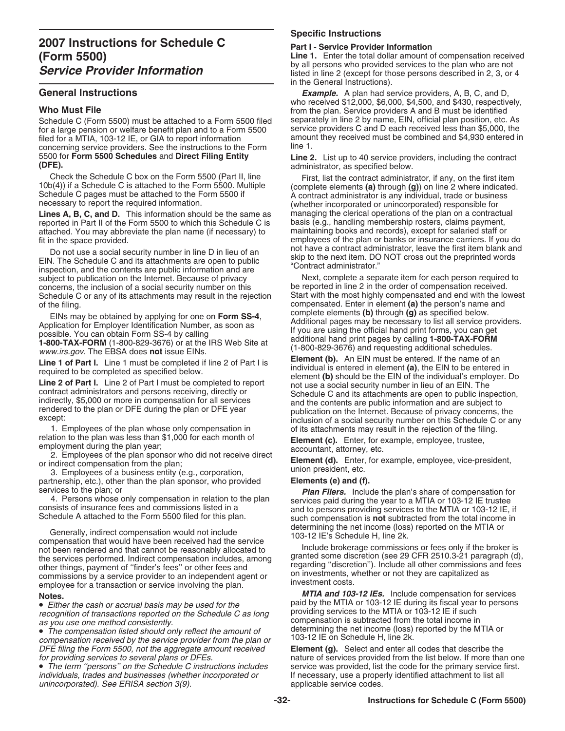# 2007 Instructions for Schedule C (Form 5500)

## *Service Provider Information*

### General Instructions

#### Who Must File

Schedule C (Form 5500) must be attached to a Form 5500 filed for a large pension or welfare benefit plan and to a Form 5500 filed for a MTIA, 103-12 IE, or GIA to report information concerning service providers. See the instructions to the Form 5500 for **Form 5500 Schedules** and **Direct Filing Entity (DFE).**

Check the Schedule C box on the Form 5500 (Part II, line 10b(4)) if a Schedule C is attached to the Form 5500. Multiple Schedule C pages must be attached to the Form 5500 if necessary to report the required information.

**Lines A, B, C, and D.** This information should be the same as reported in Part II of the Form 5500 to which this Schedule C is attached. You may abbreviate the plan name (if necessary) to fit in the space provided.

Do not use a social security number in line D in lieu of an EIN. The Schedule C and its attachments are open to public inspection, and the contents are public information and are subject to publication on the Internet. Because of privacy concerns, the inclusion of a social security number on this Schedule C or any of its attachments may result in the rejection of the filing.

EINs may be obtained by applying for one on **Form SS-4**, Application for Employer Identification Number, as soon as possible. You can obtain Form SS-4 by calling **1-800-TAX-FORM** (1-800-829-3676) or at the IRS Web Site at *www.irs.gov*. The EBSA does **not** issue EINs.

**Line 1 of Part I.** Line 1 must be completed if line 2 of Part I is required to be completed as specified below.

**Line 2 of Part I.** Line 2 of Part I must be completed to report contract administrators and persons receiving, directly or indirectly, $5,000 or more in compensation for all services rendered to the plan or DFE during the plan or DFE year except:

1. Employees of the plan whose only compensation in relation to the plan was less than $1,000 for each month of employment during the plan year;
2. Employees of the plan sponsor who did not receive direct or indirect compensation from the plan;
3. Employees of a business entity (e.g., corporation, partnership, etc.), other than the plan sponsor, who provided services to the plan; or
4. Persons whose only compensation in relation to the plan consists of insurance fees and commissions listed in a Schedule A attached to the Form 5500 filed for this plan.

Generally, indirect compensation would not include compensation that would have been received had the service not been rendered and that cannot be reasonably allocated to the services performed. Indirect compensation includes, among other things, payment of "finder's fees" or other fees and commissions by a service provider to an independent agent or employee for a transaction or service involving the plan.

**Notes.**

- *Either the cash or accrual basis may be used for the recognition of transactions reported on the Schedule C as long as you use one method consistently.*
- *The compensation listed should only reflect the amount of compensation received by the service provider from the plan or DFE filing the Form 5500, not the aggregate amount received for providing services to several plans or DFEs.*
- *The term "persons" on the Schedule C instructions includes individuals, trades and businesses (whether incorporated or unincorporated). See ERISA section 3(9).*

### Specific Instructions

#### Part I - Service Provider Information

**Line 1.** Enter the total dollar amount of compensation received by all persons who provided services to the plan who are not listed in line 2 (except for those persons described in 2, 3, or 4 in the General Instructions).

***Example.*** A plan had service providers, A, B, C, and D, who received $12,000, $6,000, $4,500, and $430, respectively, from the plan. Service providers A and B must be identified separately in line 2 by name, EIN, official plan position, etc. As service providers C and D each received less than $5,000, the amount they received must be combined and $4,930 entered in line 1.

**Line 2.** List up to 40 service providers, including the contract administrator, as specified below.

First, list the contract administrator, if any, on the first item (complete elements **(a)** through **(g)**) on line 2 where indicated. A contract administrator is any individual, trade or business (whether incorporated or unincorporated) responsible for managing the clerical operations of the plan on a contractual basis (e.g., handling membership rosters, claims payment, maintaining books and records), except for salaried staff or employees of the plan or banks or insurance carriers. If you do not have a contract administrator, leave the first item blank and skip to the next item. DO NOT cross out the preprinted words "Contract administrator."

Next, complete a separate item for each person required to be reported in line 2 in the order of compensation received. Start with the most highly compensated and end with the lowest compensated. Enter in element **(a)** the person's name and complete elements **(b)** through **(g)** as specified below. Additional pages may be necessary to list all service providers. If you are using the official hand print forms, you can get additional hand print pages by calling **1-800-TAX-FORM** (1-800-829-3676) and requesting additional schedules.

**Element (b).** An EIN must be entered. If the name of an individual is entered in element **(a)**, the EIN to be entered in element **(b)** should be the EIN of the individual's employer. Do not use a social security number in lieu of an EIN. The Schedule C and its attachments are open to public inspection, and the contents are public information and are subject to publication on the Internet. Because of privacy concerns, the inclusion of a social security number on this Schedule C or any of its attachments may result in the rejection of the filing.

**Element (c).** Enter, for example, employee, trustee, accountant, attorney, etc.

**Element (d).** Enter, for example, employee, vice-president, union president, etc.

**Elements (e) and (f).**

***Plan Filers.*** Include the plan's share of compensation for services paid during the year to a MTIA or 103-12 IE trustee and to persons providing services to the MTIA or 103-12 IE, if such compensation is **not** subtracted from the total income in determining the net income (loss) reported on the MTIA or 103-12 IE's Schedule H, line 2k.

Include brokerage commissions or fees only if the broker is granted some discretion (see 29 CFR 2510.3-21 paragraph (d), regarding "discretion"). Include all other commissions and fees on investments, whether or not they are capitalized as investment costs.

***MTIA and 103-12 IEs.*** Include compensation for services paid by the MTIA or 103-12 IE during its fiscal year to persons providing services to the MTIA or 103-12 IE if such compensation is subtracted from the total income in determining the net income (loss) reported by the MTIA or 103-12 IE on Schedule H, line 2k.

**Element (g).** Select and enter all codes that describe the nature of services provided from the list below. If more than one service was provided, list the code for the primary service first. If necessary, use a properly identified attachment to list all applicable service codes.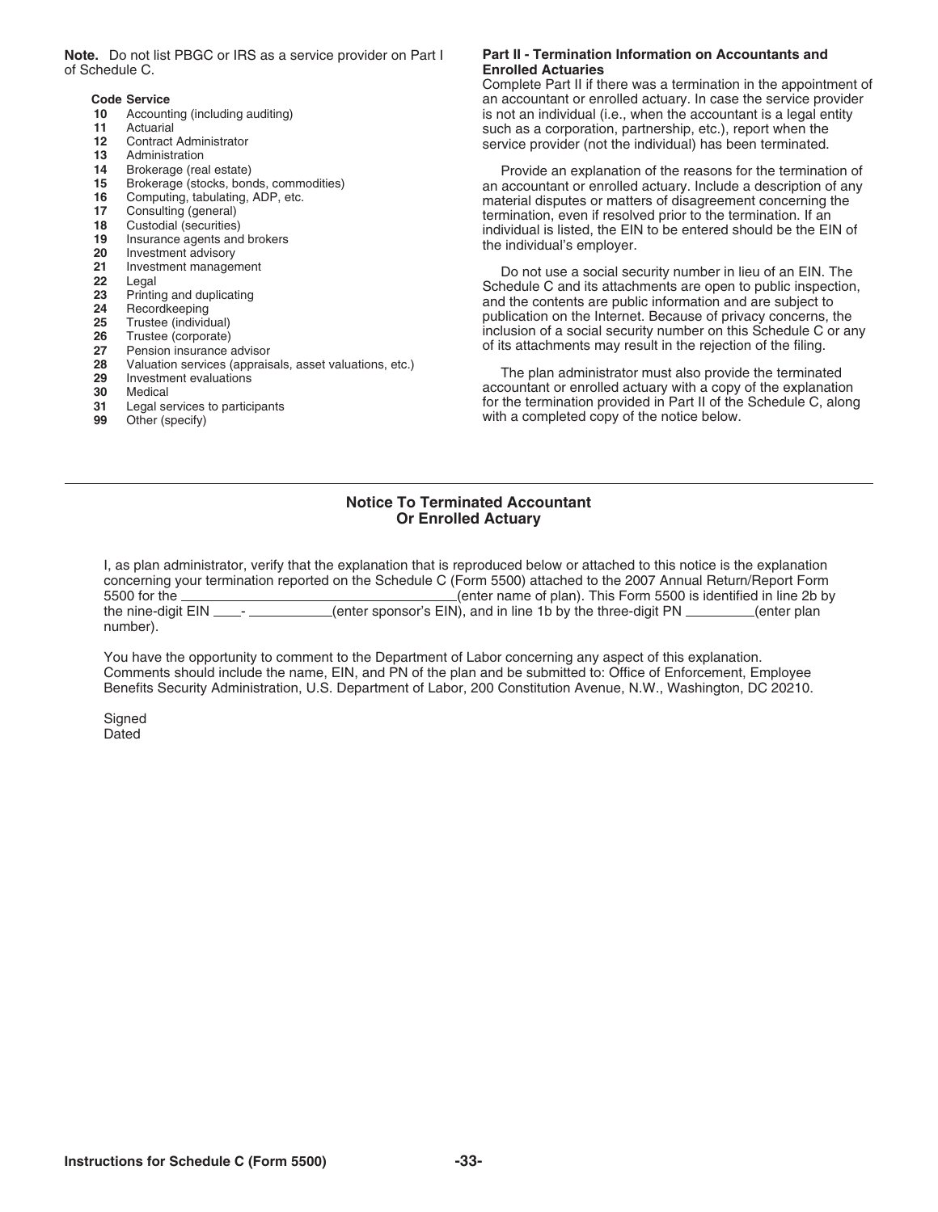**Note.** Do not list PBGC or IRS as a service provider on Part I of Schedule C.

| Code | Service |
|---|---|
| **10** | Accounting (including auditing) |
| **11** | Actuarial |
| **12** | Contract Administrator |
| **13** | Administration |
| **14** | Brokerage (real estate) |
| **15** | Brokerage (stocks, bonds, commodities) |
| **16** | Computing, tabulating, ADP, etc. |
| **17** | Consulting (general) |
| **18** | Custodial (securities) |
| **19** | Insurance agents and brokers |
| **20** | Investment advisory |
| **21** | Investment management |
| **22** | Legal |
| **23** | Printing and duplicating |
| **24** | Recordkeeping |
| **25** | Trustee (individual) |
| **26** | Trustee (corporate) |
| **27** | Pension insurance advisor |
| **28** | Valuation services (appraisals, asset valuations, etc.) |
| **29** | Investment evaluations |
| **30** | Medical |
| **31** | Legal services to participants |
| **99** | Other (specify) |

### Part II - Termination Information on Accountants and Enrolled Actuaries

Complete Part II if there was a termination in the appointment of an accountant or enrolled actuary. In case the service provider is not an individual (i.e., when the accountant is a legal entity such as a corporation, partnership, etc.), report when the service provider (not the individual) has been terminated.

Provide an explanation of the reasons for the termination of an accountant or enrolled actuary. Include a description of any material disputes or matters of disagreement concerning the termination, even if resolved prior to the termination. If an individual is listed, the EIN to be entered should be the EIN of the individual's employer.

Do not use a social security number in lieu of an EIN. The Schedule C and its attachments are open to public inspection, and the contents are public information and are subject to publication on the Internet. Because of privacy concerns, the inclusion of a social security number on this Schedule C or any of its attachments may result in the rejection of the filing.

The plan administrator must also provide the terminated accountant or enrolled actuary with a copy of the explanation for the termination provided in Part II of the Schedule C, along with a completed copy of the notice below.

---

## Notice To Terminated Accountant Or Enrolled Actuary

I, as plan administrator, verify that the explanation that is reproduced below or attached to this notice is the explanation concerning your termination reported on the Schedule C (Form 5500) attached to the 2007 Annual Return/Report Form 5500 for the ______________________________(enter name of plan). This Form 5500 is identified in line 2b by the nine-digit EIN ___-__________(enter sponsor's EIN), and in line 1b by the three-digit PN ________(enter plan number).

You have the opportunity to comment to the Department of Labor concerning any aspect of this explanation. Comments should include the name, EIN, and PN of the plan and be submitted to: Office of Enforcement, Employee Benefits Security Administration, U.S. Department of Labor, 200 Constitution Avenue, N.W., Washington, DC 20210.

Signed
Dated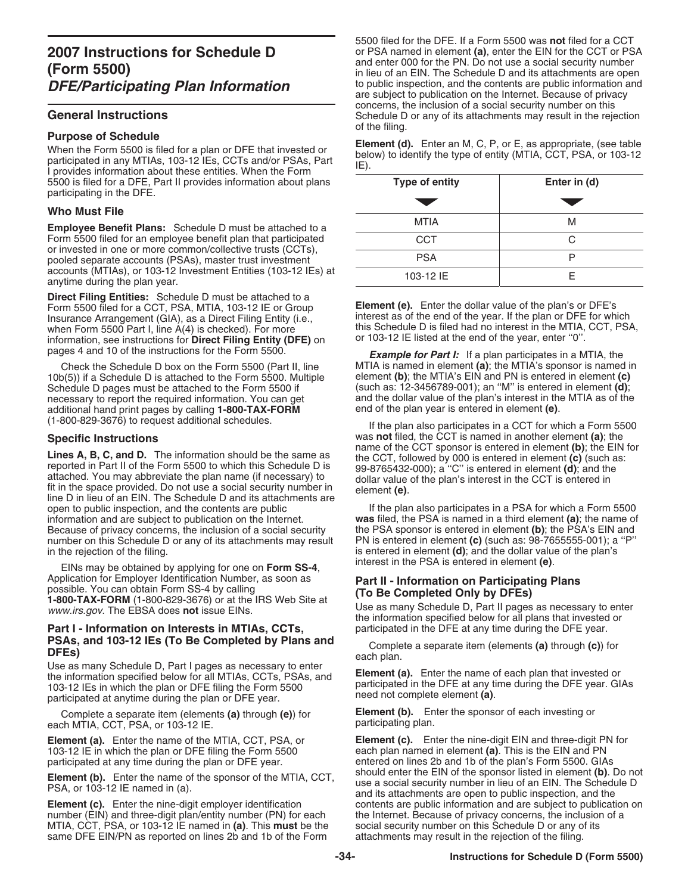# 2007 Instructions for Schedule D (Form 5500)

## *DFE/Participating Plan Information*

## General Instructions

### Purpose of Schedule

When the Form 5500 is filed for a plan or DFE that invested or participated in any MTIAs, 103-12 IEs, CCTs and/or PSAs, Part I provides information about these entities. When the Form 5500 is filed for a DFE, Part II provides information about plans participating in the DFE.

### Who Must File

**Employee Benefit Plans:** Schedule D must be attached to a Form 5500 filed for an employee benefit plan that participated or invested in one or more common/collective trusts (CCTs), pooled separate accounts (PSAs), master trust investment accounts (MTIAs), or 103-12 Investment Entities (103-12 IEs) at anytime during the plan year.

**Direct Filing Entities:** Schedule D must be attached to a Form 5500 filed for a CCT, PSA, MTIA, 103-12 IE or Group Insurance Arrangement (GIA), as a Direct Filing Entity (i.e., when Form 5500 Part I, line A(4) is checked). For more information, see instructions for **Direct Filing Entity (DFE)** on pages 4 and 10 of the instructions for the Form 5500.

Check the Schedule D box on the Form 5500 (Part II, line 10b(5)) if a Schedule D is attached to the Form 5500. Multiple Schedule D pages must be attached to the Form 5500 if necessary to report the required information. You can get additional hand print pages by calling **1-800-TAX-FORM** (1-800-829-3676) to request additional schedules.

### Specific Instructions

**Lines A, B, C, and D.** The information should be the same as reported in Part II of the Form 5500 to which this Schedule D is attached. You may abbreviate the plan name (if necessary) to fit in the space provided. Do not use a social security number in line D in lieu of an EIN. The Schedule D and its attachments are open to public inspection, and the contents are public information and are subject to publication on the Internet. Because of privacy concerns, the inclusion of a social security number on this Schedule D or any of its attachments may result in the rejection of the filing.

EINs may be obtained by applying for one on **Form SS-4**, Application for Employer Identification Number, as soon as possible. You can obtain Form SS-4 by calling **1-800-TAX-FORM** (1-800-829-3676) or at the IRS Web Site at *www.irs.gov*. The EBSA does **not** issue EINs.

### Part I - Information on Interests in MTIAs, CCTs, PSAs, and 103-12 IEs (To Be Completed by Plans and DFEs)

Use as many Schedule D, Part I pages as necessary to enter the information specified below for all MTIAs, CCTs, PSAs, and 103-12 IEs in which the plan or DFE filing the Form 5500 participated at anytime during the plan or DFE year.

Complete a separate item (elements **(a)** through **(e)**) for each MTIA, CCT, PSA, or 103-12 IE.

**Element (a).** Enter the name of the MTIA, CCT, PSA, or 103-12 IE in which the plan or DFE filing the Form 5500 participated at any time during the plan or DFE year.

**Element (b).** Enter the name of the sponsor of the MTIA, CCT, PSA, or 103-12 IE named in (a).

**Element (c).** Enter the nine-digit employer identification number (EIN) and three-digit plan/entity number (PN) for each MTIA, CCT, PSA, or 103-12 IE named in **(a)**. This **must** be the same DFE EIN/PN as reported on lines 2b and 1b of the Form 5500 filed for the DFE. If a Form 5500 was **not** filed for a CCT or PSA named in element **(a)**, enter the EIN for the CCT or PSA and enter 000 for the PN. Do not use a social security number in lieu of an EIN. The Schedule D and its attachments are open to public inspection, and the contents are public information and are subject to publication on the Internet. Because of privacy concerns, the inclusion of a social security number on this Schedule D or any of its attachments may result in the rejection of the filing.

**Element (d).** Enter an M, C, P, or E, as appropriate, (see table below) to identify the type of entity (MTIA, CCT, PSA, or 103-12 IE).

| Type of entity | Enter in (d) |
|---|---|
| MTIA | M |
| CCT | C |
| PSA | P |
| 103-12 IE | E |

**Element (e).** Enter the dollar value of the plan's or DFE's interest as of the end of the year. If the plan or DFE for which this Schedule D is filed had no interest in the MTIA, CCT, PSA, or 103-12 IE listed at the end of the year, enter "0".

***Example for Part I:*** If a plan participates in a MTIA, the MTIA is named in element **(a)**; the MTIA's sponsor is named in element **(b)**; the MTIA's EIN and PN is entered in element **(c)** (such as: 12-3456789-001); an "M" is entered in element **(d)**; and the dollar value of the plan's interest in the MTIA as of the end of the plan year is entered in element **(e)**.

If the plan also participates in a CCT for which a Form 5500 was **not** filed, the CCT is named in another element **(a)**; the name of the CCT sponsor is entered in element **(b)**; the EIN for the CCT, followed by 000 is entered in element **(c)** (such as: 99-8765432-000); a "C" is entered in element **(d)**; and the dollar value of the plan's interest in the CCT is entered in element **(e)**.

If the plan also participates in a PSA for which a Form 5500 **was** filed, the PSA is named in a third element **(a)**; the name of the PSA sponsor is entered in element **(b)**; the PSA's EIN and PN is entered in element **(c)** (such as: 98-7655555-001); a "P" is entered in element **(d)**; and the dollar value of the plan's interest in the PSA is entered in element **(e)**.

### Part II - Information on Participating Plans (To Be Completed Only by DFEs)

Use as many Schedule D, Part II pages as necessary to enter the information specified below for all plans that invested or participated in the DFE at any time during the DFE year.

Complete a separate item (elements **(a)** through **(c)**) for each plan.

**Element (a).** Enter the name of each plan that invested or participated in the DFE at any time during the DFE year. GIAs need not complete element **(a)**.

**Element (b).** Enter the sponsor of each investing or participating plan.

**Element (c).** Enter the nine-digit EIN and three-digit PN for each plan named in element **(a)**. This is the EIN and PN entered on lines 2b and 1b of the plan's Form 5500. GIAs should enter the EIN of the sponsor listed in element **(b)**. Do not use a social security number in lieu of an EIN. The Schedule D and its attachments are open to public inspection, and the contents are public information and are subject to publication on the Internet. Because of privacy concerns, the inclusion of a social security number on this Schedule D or any of its attachments may result in the rejection of the filing.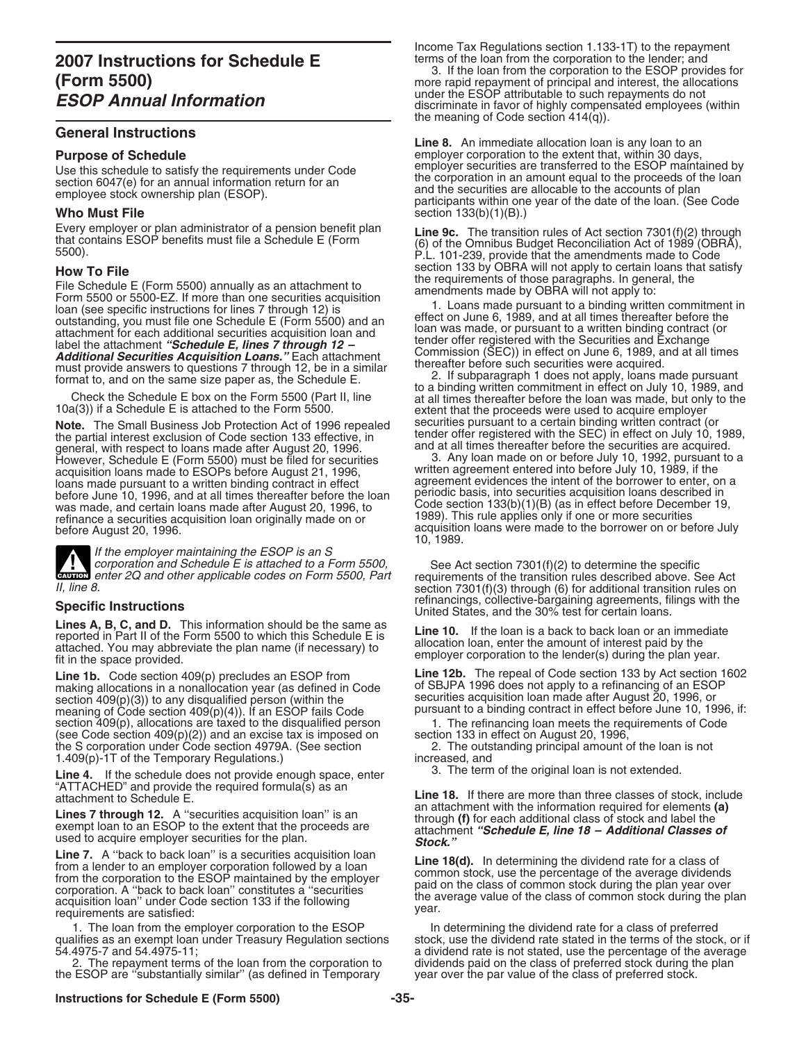# 2007 Instructions for Schedule E (Form 5500)

# *ESOP Annual Information*

## General Instructions

### Purpose of Schedule

Use this schedule to satisfy the requirements under Code section 6047(e) for an annual information return for an employee stock ownership plan (ESOP).

### Who Must File

Every employer or plan administrator of a pension benefit plan that contains ESOP benefits must file a Schedule E (Form 5500).

### How To File

File Schedule E (Form 5500) annually as an attachment to Form 5500 or 5500-EZ. If more than one securities acquisition loan (see specific instructions for lines 7 through 12) is outstanding, you must file one Schedule E (Form 5500) and an attachment for each additional securities acquisition loan and label the attachment ***"Schedule E, lines 7 through 12 – Additional Securities Acquisition Loans."*** Each attachment must provide answers to questions 7 through 12, be in a similar format to, and on the same size paper as, the Schedule E.

Check the Schedule E box on the Form 5500 (Part II, line 10a(3)) if a Schedule E is attached to the Form 5500.

**Note.** The Small Business Job Protection Act of 1996 repealed the partial interest exclusion of Code section 133 effective, in general, with respect to loans made after August 20, 1996. However, Schedule E (Form 5500) must be filed for securities acquisition loans made to ESOPs before August 21, 1996, loans made pursuant to a written binding contract in effect before June 10, 1996, and at all times thereafter before the loan was made, and certain loans made after August 20, 1996, to refinance a securities acquisition loan originally made on or before August 20, 1996.

**CAUTION:** *If the employer maintaining the ESOP is an S corporation and Schedule E is attached to a Form 5500, enter 2Q and other applicable codes on Form 5500, Part II, line 8.*

## Specific Instructions

**Lines A, B, C, and D.** This information should be the same as reported in Part II of the Form 5500 to which this Schedule E is attached. You may abbreviate the plan name (if necessary) to fit in the space provided.

**Line 1b.** Code section 409(p) precludes an ESOP from making allocations in a nonallocation year (as defined in Code section 409(p)(3)) to any disqualified person (within the meaning of Code section 409(p)(4)). If an ESOP fails Code section 409(p), allocations are taxed to the disqualified person (see Code section 409(p)(2)) and an excise tax is imposed on the S corporation under Code section 4979A. (See section 1.409(p)-1T of the Temporary Regulations.)

**Line 4.** If the schedule does not provide enough space, enter "ATTACHED" and provide the required formula(s) as an attachment to Schedule E.

**Lines 7 through 12.** A "securities acquisition loan" is an exempt loan to an ESOP to the extent that the proceeds are used to acquire employer securities for the plan.

**Line 7.** A "back to back loan" is a securities acquisition loan from a lender to an employer corporation followed by a loan from the corporation to the ESOP maintained by the employer corporation. A "back to back loan" constitutes a "securities acquisition loan" under Code section 133 if the following requirements are satisfied:

1. The loan from the employer corporation to the ESOP qualifies as an exempt loan under Treasury Regulation sections 54.4975-7 and 54.4975-11;
2. The repayment terms of the loan from the corporation to the ESOP are "substantially similar" (as defined in Temporary Income Tax Regulations section 1.133-1T) to the repayment terms of the loan from the corporation to the lender; and
3. If the loan from the corporation to the ESOP provides for more rapid repayment of principal and interest, the allocations under the ESOP attributable to such repayments do not discriminate in favor of highly compensated employees (within the meaning of Code section 414(q)).

**Line 8.** An immediate allocation loan is any loan to an employer corporation to the extent that, within 30 days, employer securities are transferred to the ESOP maintained by the corporation in an amount equal to the proceeds of the loan and the securities are allocable to the accounts of plan participants within one year of the date of the loan. (See Code section 133(b)(1)(B).)

**Line 9c.** The transition rules of Act section 7301(f)(2) through (6) of the Omnibus Budget Reconciliation Act of 1989 (OBRA), P.L. 101-239, provide that the amendments made to Code section 133 by OBRA will not apply to certain loans that satisfy the requirements of those paragraphs. In general, the amendments made by OBRA will not apply to:

1. Loans made pursuant to a binding written commitment in effect on June 6, 1989, and at all times thereafter before the loan was made, or pursuant to a written binding contract (or tender offer registered with the Securities and Exchange Commission (SEC)) in effect on June 6, 1989, and at all times thereafter before such securities were acquired.
2. If subparagraph 1 does not apply, loans made pursuant to a binding written commitment in effect on July 10, 1989, and at all times thereafter before the loan was made, but only to the extent that the proceeds were used to acquire employer securities pursuant to a certain binding written contract (or tender offer registered with the SEC) in effect on July 10, 1989, and at all times thereafter before the securities are acquired.
3. Any loan made on or before July 10, 1992, pursuant to a written agreement entered into before July 10, 1989, if the agreement evidences the intent of the borrower to enter, on a periodic basis, into securities acquisition loans described in Code section 133(b)(1)(B) (as in effect before December 19, 1989). This rule applies only if one or more securities acquisition loans were made to the borrower on or before July 10, 1989.

See Act section 7301(f)(2) to determine the specific requirements of the transition rules described above. See Act section 7301(f)(3) through (6) for additional transition rules on refinancings, collective-bargaining agreements, filings with the United States, and the 30% test for certain loans.

**Line 10.** If the loan is a back to back loan or an immediate allocation loan, enter the amount of interest paid by the employer corporation to the lender(s) during the plan year.

**Line 12b.** The repeal of Code section 133 by Act section 1602 of SBJPA 1996 does not apply to a refinancing of an ESOP securities acquisition loan made after August 20, 1996, or pursuant to a binding contract in effect before June 10, 1996, if:

1. The refinancing loan meets the requirements of Code section 133 in effect on August 20, 1996,
2. The outstanding principal amount of the loan is not increased, and
3. The term of the original loan is not extended.

**Line 18.** If there are more than three classes of stock, include an attachment with the information required for elements **(a)** through **(f)** for each additional class of stock and label the attachment ***"Schedule E, line 18 – Additional Classes of Stock."***

**Line 18(d).** In determining the dividend rate for a class of common stock, use the percentage of the average dividends paid on the class of common stock during the plan year over the average value of the class of common stock during the plan year.

In determining the dividend rate for a class of preferred stock, use the dividend rate stated in the terms of the stock, or if a dividend rate is not stated, use the percentage of the average dividends paid on the class of preferred stock during the plan year over the par value of the class of preferred stock.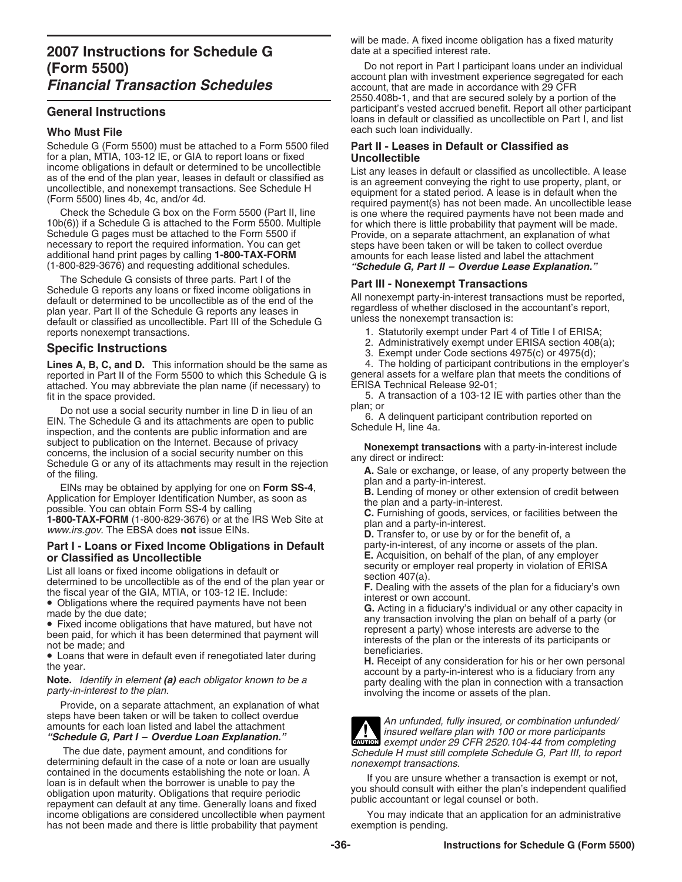# 2007 Instructions for Schedule G (Form 5500)

## *Financial Transaction Schedules*

## General Instructions

### Who Must File

Schedule G (Form 5500) must be attached to a Form 5500 filed for a plan, MTIA, 103-12 IE, or GIA to report loans or fixed income obligations in default or determined to be uncollectible as of the end of the plan year, leases in default or classified as uncollectible, and nonexempt transactions. See Schedule H (Form 5500) lines 4b, 4c, and/or 4d.

Check the Schedule G box on the Form 5500 (Part II, line 10b(6)) if a Schedule G is attached to the Form 5500. Multiple Schedule G pages must be attached to the Form 5500 if necessary to report the required information. You can get additional hand print pages by calling **1-800-TAX-FORM** (1-800-829-3676) and requesting additional schedules.

The Schedule G consists of three parts. Part I of the Schedule G reports any loans or fixed income obligations in default or determined to be uncollectible as of the end of the plan year. Part II of the Schedule G reports any leases in default or classified as uncollectible. Part III of the Schedule G reports nonexempt transactions.

## Specific Instructions

**Lines A, B, C, and D.** This information should be the same as reported in Part II of the Form 5500 to which this Schedule G is attached. You may abbreviate the plan name (if necessary) to fit in the space provided.

Do not use a social security number in line D in lieu of an EIN. The Schedule G and its attachments are open to public inspection, and the contents are public information and are subject to publication on the Internet. Because of privacy concerns, the inclusion of a social security number on this Schedule G or any of its attachments may result in the rejection of the filing.

EINs may be obtained by applying for one on **Form SS-4**, Application for Employer Identification Number, as soon as possible. You can obtain Form SS-4 by calling **1-800-TAX-FORM** (1-800-829-3676) or at the IRS Web Site at *www.irs.gov*. The EBSA does **not** issue EINs.

### Part I - Loans or Fixed Income Obligations in Default or Classified as Uncollectible

List all loans or fixed income obligations in default or determined to be uncollectible as of the end of the plan year or the fiscal year of the GIA, MTIA, or 103-12 IE. Include:

- Obligations where the required payments have not been made by the due date;
- Fixed income obligations that have matured, but have not been paid, for which it has been determined that payment will not be made; and
- Loans that were in default even if renegotiated later during the year.

**Note.** *Identify in element **(a)** each obligator known to be a party-in-interest to the plan.*

Provide, on a separate attachment, an explanation of what steps have been taken or will be taken to collect overdue amounts for each loan listed and label the attachment ***"Schedule G, Part I – Overdue Loan Explanation."***

The due date, payment amount, and conditions for determining default in the case of a note or loan are usually contained in the documents establishing the note or loan. A loan is in default when the borrower is unable to pay the obligation upon maturity. Obligations that require periodic repayment can default at any time. Generally loans and fixed income obligations are considered uncollectible when payment has not been made and there is little probability that payment will be made. A fixed income obligation has a fixed maturity date at a specified interest rate.

Do not report in Part I participant loans under an individual account plan with investment experience segregated for each account, that are made in accordance with 29 CFR 2550.408b-1, and that are secured solely by a portion of the participant's vested accrued benefit. Report all other participant loans in default or classified as uncollectible on Part I, and list each such loan individually.

### Part II - Leases in Default or Classified as Uncollectible

List any leases in default or classified as uncollectible. A lease is an agreement conveying the right to use property, plant, or equipment for a stated period. A lease is in default when the required payment(s) has not been made. An uncollectible lease is one where the required payments have not been made and for which there is little probability that payment will be made. Provide, on a separate attachment, an explanation of what steps have been taken or will be taken to collect overdue amounts for each lease listed and label the attachment ***"Schedule G, Part II – Overdue Lease Explanation."***

### Part III - Nonexempt Transactions

All nonexempt party-in-interest transactions must be reported, regardless of whether disclosed in the accountant's report, unless the nonexempt transaction is:

1. Statutorily exempt under Part 4 of Title I of ERISA;
2. Administratively exempt under ERISA section 408(a);
3. Exempt under Code sections 4975(c) or 4975(d);
4. The holding of participant contributions in the employer's general assets for a welfare plan that meets the conditions of ERISA Technical Release 92-01;
5. A transaction of a 103-12 IE with parties other than the plan; or
6. A delinquent participant contribution reported on Schedule H, line 4a.

**Nonexempt transactions** with a party-in-interest include any direct or indirect:

**A.** Sale or exchange, or lease, of any property between the plan and a party-in-interest.
**B.** Lending of money or other extension of credit between the plan and a party-in-interest.
**C.** Furnishing of goods, services, or facilities between the plan and a party-in-interest.
**D.** Transfer to, or use by or for the benefit of, a party-in-interest, of any income or assets of the plan.
**E.** Acquisition, on behalf of the plan, of any employer security or employer real property in violation of ERISA section 407(a).
**F.** Dealing with the assets of the plan for a fiduciary's own interest or own account.
**G.** Acting in a fiduciary's individual or any other capacity in any transaction involving the plan on behalf of a party (or represent a party) whose interests are adverse to the interests of the plan or the interests of its participants or beneficiaries.
**H.** Receipt of any consideration for his or her own personal account by a party-in-interest who is a fiduciary from any party dealing with the plan in connection with a transaction involving the income or assets of the plan.

**CAUTION** *An unfunded, fully insured, or combination unfunded/insured welfare plan with 100 or more participants exempt under 29 CFR 2520.104-44 from completing Schedule H must still complete Schedule G, Part III, to report nonexempt transactions.*

If you are unsure whether a transaction is exempt or not, you should consult with either the plan's independent qualified public accountant or legal counsel or both.

You may indicate that an application for an administrative exemption is pending.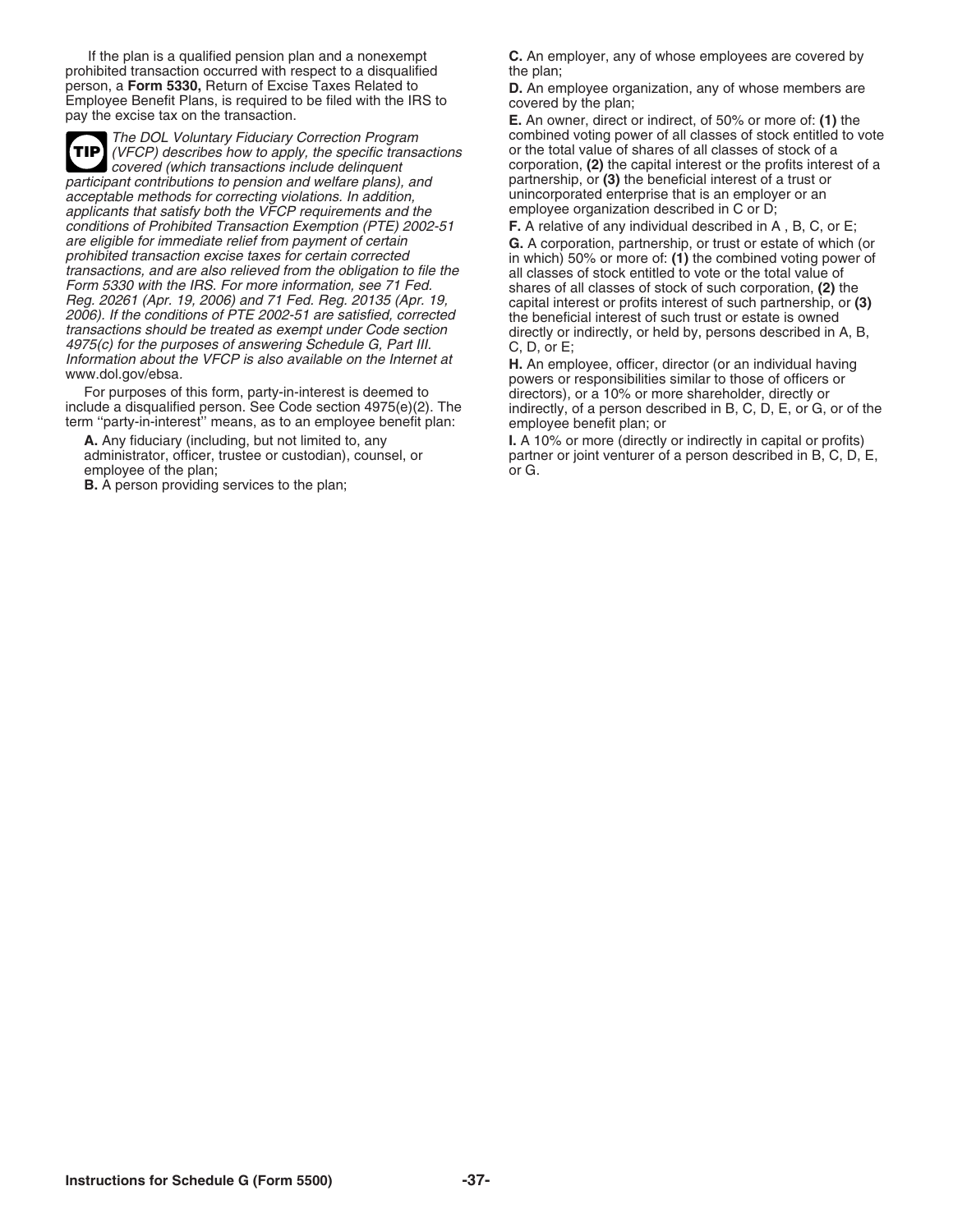If the plan is a qualified pension plan and a nonexempt prohibited transaction occurred with respect to a disqualified person, a **Form 5330,** Return of Excise Taxes Related to Employee Benefit Plans, is required to be filed with the IRS to pay the excise tax on the transaction.

**TIP** *The DOL Voluntary Fiduciary Correction Program (VFCP) describes how to apply, the specific transactions covered (which transactions include delinquent participant contributions to pension and welfare plans), and acceptable methods for correcting violations. In addition, applicants that satisfy both the VFCP requirements and the conditions of Prohibited Transaction Exemption (PTE) 2002-51 are eligible for immediate relief from payment of certain prohibited transaction excise taxes for certain corrected transactions, and are also relieved from the obligation to file the Form 5330 with the IRS. For more information, see 71 Fed. Reg. 20261 (Apr. 19, 2006) and 71 Fed. Reg. 20135 (Apr. 19, 2006). If the conditions of PTE 2002-51 are satisfied, corrected transactions should be treated as exempt under Code section 4975(c) for the purposes of answering Schedule G, Part III. Information about the VFCP is also available on the Internet at www.dol.gov/ebsa.*

For purposes of this form, party-in-interest is deemed to include a disqualified person. See Code section 4975(e)(2). The term ''party-in-interest'' means, as to an employee benefit plan:

**A.** Any fiduciary (including, but not limited to, any administrator, officer, trustee or custodian), counsel, or employee of the plan;

**B.** A person providing services to the plan;

**C.** An employer, any of whose employees are covered by the plan;

**D.** An employee organization, any of whose members are covered by the plan;

**E.** An owner, direct or indirect, of 50% or more of: **(1)** the combined voting power of all classes of stock entitled to vote or the total value of shares of all classes of stock of a corporation, **(2)** the capital interest or the profits interest of a partnership, or **(3)** the beneficial interest of a trust or unincorporated enterprise that is an employer or an employee organization described in C or D;

**F.** A relative of any individual described in A , B, C, or E;

**G.** A corporation, partnership, or trust or estate of which (or in which) 50% or more of: **(1)** the combined voting power of all classes of stock entitled to vote or the total value of shares of all classes of stock of such corporation, **(2)** the capital interest or profits interest of such partnership, or **(3)** the beneficial interest of such trust or estate is owned directly or indirectly, or held by, persons described in A, B, C, D, or E;

**H.** An employee, officer, director (or an individual having powers or responsibilities similar to those of officers or directors), or a 10% or more shareholder, directly or indirectly, of a person described in B, C, D, E, or G, or of the employee benefit plan; or

**I.** A 10% or more (directly or indirectly in capital or profits) partner or joint venturer of a person described in B, C, D, E, or G.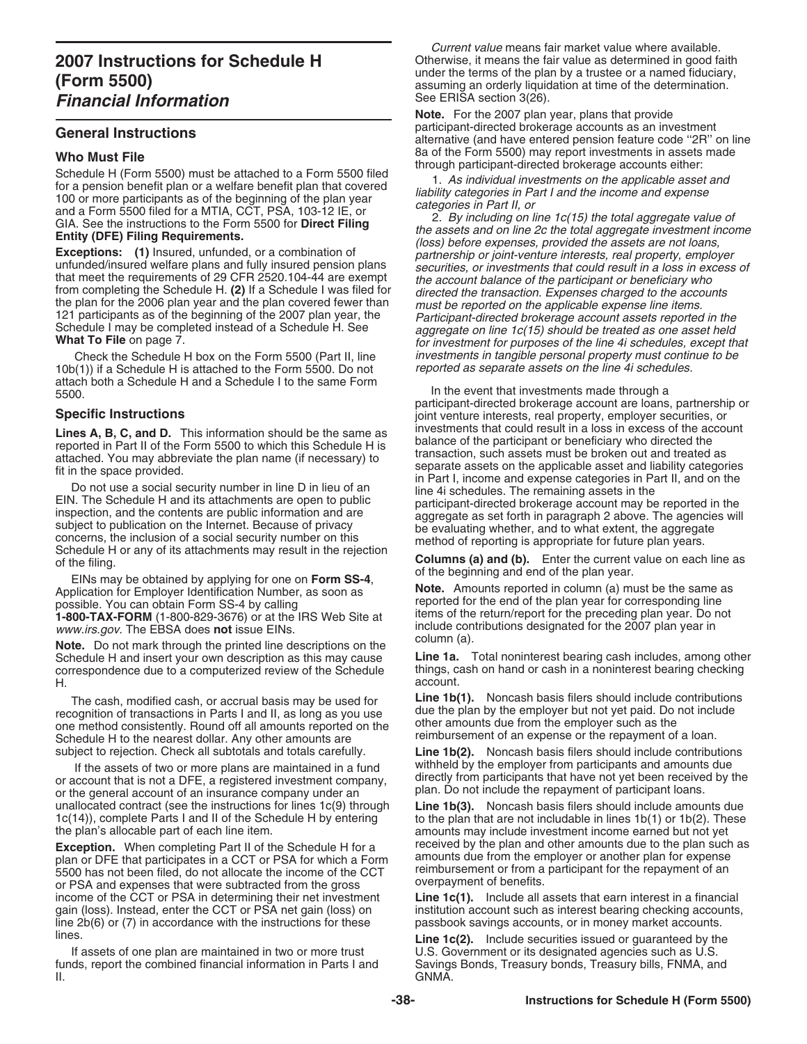# 2007 Instructions for Schedule H (Form 5500)

## *Financial Information*

## General Instructions

### Who Must File

Schedule H (Form 5500) must be attached to a Form 5500 filed for a pension benefit plan or a welfare benefit plan that covered 100 or more participants as of the beginning of the plan year and a Form 5500 filed for a MTIA, CCT, PSA, 103-12 IE, or GIA. See the instructions to the Form 5500 for **Direct Filing Entity (DFE) Filing Requirements.**

**Exceptions:** **(1)** Insured, unfunded, or a combination of unfunded/insured welfare plans and fully insured pension plans that meet the requirements of 29 CFR 2520.104-44 are exempt from completing the Schedule H. **(2)** If a Schedule I was filed for the plan for the 2006 plan year and the plan covered fewer than 121 participants as of the beginning of the 2007 plan year, the Schedule I may be completed instead of a Schedule H. See **What To File** on page 7.

Check the Schedule H box on the Form 5500 (Part II, line 10b(1)) if a Schedule H is attached to the Form 5500. Do not attach both a Schedule H and a Schedule I to the same Form 5500.

## Specific Instructions

**Lines A, B, C, and D.** This information should be the same as reported in Part II of the Form 5500 to which this Schedule H is attached. You may abbreviate the plan name (if necessary) to fit in the space provided.

Do not use a social security number in line D in lieu of an EIN. The Schedule H and its attachments are open to public inspection, and the contents are public information and are subject to publication on the Internet. Because of privacy concerns, the inclusion of a social security number on this Schedule H or any of its attachments may result in the rejection of the filing.

EINs may be obtained by applying for one on **Form SS-4**, Application for Employer Identification Number, as soon as possible. You can obtain Form SS-4 by calling **1-800-TAX-FORM** (1-800-829-3676) or at the IRS Web Site at *www.irs.gov*. The EBSA does **not** issue EINs.

**Note.** Do not mark through the printed line descriptions on the Schedule H and insert your own description as this may cause correspondence due to a computerized review of the Schedule H.

The cash, modified cash, or accrual basis may be used for recognition of transactions in Parts I and II, as long as you use one method consistently. Round off all amounts reported on the Schedule H to the nearest dollar. Any other amounts are subject to rejection. Check all subtotals and totals carefully.

If the assets of two or more plans are maintained in a fund or account that is not a DFE, a registered investment company, or the general account of an insurance company under an unallocated contract (see the instructions for lines 1c(9) through 1c(14)), complete Parts I and II of the Schedule H by entering the plan's allocable part of each line item.

**Exception.** When completing Part II of the Schedule H for a plan or DFE that participates in a CCT or PSA for which a Form 5500 has not been filed, do not allocate the income of the CCT or PSA and expenses that were subtracted from the gross income of the CCT or PSA in determining their net investment gain (loss). Instead, enter the CCT or PSA net gain (loss) on line 2b(6) or (7) in accordance with the instructions for these lines.

If assets of one plan are maintained in two or more trust funds, report the combined financial information in Parts I and II.

*Current value* means fair market value where available. Otherwise, it means the fair value as determined in good faith under the terms of the plan by a trustee or a named fiduciary, assuming an orderly liquidation at time of the determination. See ERISA section 3(26).

**Note.** For the 2007 plan year, plans that provide participant-directed brokerage accounts as an investment alternative (and have entered pension feature code "2R" on line 8a of the Form 5500) may report investments in assets made through participant-directed brokerage accounts either:

1. *As individual investments on the applicable asset and liability categories in Part I and the income and expense categories in Part II, or*

2. *By including on line 1c(15) the total aggregate value of the assets and on line 2c the total aggregate investment income (loss) before expenses, provided the assets are not loans, partnership or joint-venture interests, real property, employer securities, or investments that could result in a loss in excess of the account balance of the participant or beneficiary who directed the transaction. Expenses charged to the accounts must be reported on the applicable expense line items. Participant-directed brokerage account assets reported in the aggregate on line 1c(15) should be treated as one asset held for investment for purposes of the line 4i schedules, except that investments in tangible personal property must continue to be reported as separate assets on the line 4i schedules.*

In the event that investments made through a participant-directed brokerage account are loans, partnership or joint venture interests, real property, employer securities, or investments that could result in a loss in excess of the account balance of the participant or beneficiary who directed the transaction, such assets must be broken out and treated as separate assets on the applicable asset and liability categories in Part I, income and expense categories in Part II, and on the line 4i schedules. The remaining assets in the participant-directed brokerage account may be reported in the aggregate as set forth in paragraph 2 above. The agencies will be evaluating whether, and to what extent, the aggregate method of reporting is appropriate for future plan years.

**Columns (a) and (b).** Enter the current value on each line as of the beginning and end of the plan year.

**Note.** Amounts reported in column (a) must be the same as reported for the end of the plan year for corresponding line items of the return/report for the preceding plan year. Do not include contributions designated for the 2007 plan year in column (a).

**Line 1a.** Total noninterest bearing cash includes, among other things, cash on hand or cash in a noninterest bearing checking account.

**Line 1b(1).** Noncash basis filers should include contributions due the plan by the employer but not yet paid. Do not include other amounts due from the employer such as the reimbursement of an expense or the repayment of a loan.

**Line 1b(2).** Noncash basis filers should include contributions withheld by the employer from participants and amounts due directly from participants that have not yet been received by the plan. Do not include the repayment of participant loans.

**Line 1b(3).** Noncash basis filers should include amounts due to the plan that are not includable in lines 1b(1) or 1b(2). These amounts may include investment income earned but not yet received by the plan and other amounts due to the plan such as amounts due from the employer or another plan for expense reimbursement or from a participant for the repayment of an overpayment of benefits.

**Line 1c(1).** Include all assets that earn interest in a financial institution account such as interest bearing checking accounts, passbook savings accounts, or in money market accounts.

**Line 1c(2).** Include securities issued or guaranteed by the U.S. Government or its designated agencies such as U.S. Savings Bonds, Treasury bonds, Treasury bills, FNMA, and GNMA.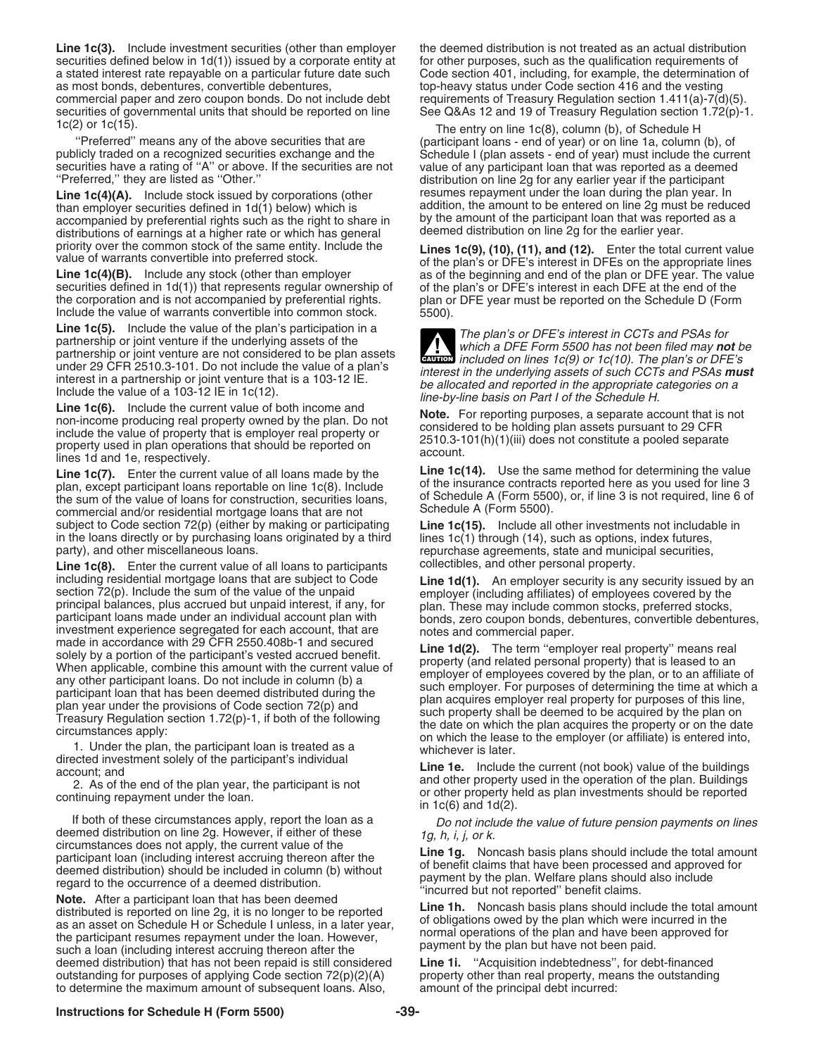**Line 1c(3).** Include investment securities (other than employer securities defined below in 1d(1)) issued by a corporate entity at a stated interest rate repayable on a particular future date such as most bonds, debentures, convertible debentures, commercial paper and zero coupon bonds. Do not include debt securities of governmental units that should be reported on line 1c(2) or 1c(15).

''Preferred'' means any of the above securities that are publicly traded on a recognized securities exchange and the securities have a rating of ''A'' or above. If the securities are not ''Preferred,'' they are listed as ''Other.''

**Line 1c(4)(A).** Include stock issued by corporations (other than employer securities defined in 1d(1) below) which is accompanied by preferential rights such as the right to share in distributions of earnings at a higher rate or which has general priority over the common stock of the same entity. Include the value of warrants convertible into preferred stock.

**Line 1c(4)(B).** Include any stock (other than employer securities defined in 1d(1)) that represents regular ownership of the corporation and is not accompanied by preferential rights. Include the value of warrants convertible into common stock.

**Line 1c(5).** Include the value of the plan's participation in a partnership or joint venture if the underlying assets of the partnership or joint venture are not considered to be plan assets under 29 CFR 2510.3-101. Do not include the value of a plan's interest in a partnership or joint venture that is a 103-12 IE. Include the value of a 103-12 IE in 1c(12).

**Line 1c(6).** Include the current value of both income and non-income producing real property owned by the plan. Do not include the value of property that is employer real property or property used in plan operations that should be reported on lines 1d and 1e, respectively.

**Line 1c(7).** Enter the current value of all loans made by the plan, except participant loans reportable on line 1c(8). Include the sum of the value of loans for construction, securities loans, commercial and/or residential mortgage loans that are not subject to Code section 72(p) (either by making or participating in the loans directly or by purchasing loans originated by a third party), and other miscellaneous loans.

**Line 1c(8).** Enter the current value of all loans to participants including residential mortgage loans that are subject to Code section 72(p). Include the sum of the value of the unpaid principal balances, plus accrued but unpaid interest, if any, for participant loans made under an individual account plan with investment experience segregated for each account, that are made in accordance with 29 CFR 2550.408b-1 and secured solely by a portion of the participant's vested accrued benefit. When applicable, combine this amount with the current value of any other participant loans. Do not include in column (b) a participant loan that has been deemed distributed during the plan year under the provisions of Code section 72(p) and Treasury Regulation section 1.72(p)-1, if both of the following circumstances apply:

1. Under the plan, the participant loan is treated as a directed investment solely of the participant's individual account; and
2. As of the end of the plan year, the participant is not continuing repayment under the loan.

If both of these circumstances apply, report the loan as a deemed distribution on line 2g. However, if either of these circumstances does not apply, the current value of the participant loan (including interest accruing thereon after the deemed distribution) should be included in column (b) without regard to the occurrence of a deemed distribution.

**Note.** After a participant loan that has been deemed distributed is reported on line 2g, it is no longer to be reported as an asset on Schedule H or Schedule I unless, in a later year, the participant resumes repayment under the loan. However, such a loan (including interest accruing thereon after the deemed distribution) that has not been repaid is still considered outstanding for purposes of applying Code section 72(p)(2)(A) to determine the maximum amount of subsequent loans. Also, the deemed distribution is not treated as an actual distribution for other purposes, such as the qualification requirements of Code section 401, including, for example, the determination of top-heavy status under Code section 416 and the vesting requirements of Treasury Regulation section 1.411(a)-7(d)(5). See Q&As 12 and 19 of Treasury Regulation section 1.72(p)-1.

The entry on line 1c(8), column (b), of Schedule H (participant loans - end of year) or on line 1a, column (b), of Schedule I (plan assets - end of year) must include the current value of any participant loan that was reported as a deemed distribution on line 2g for any earlier year if the participant resumes repayment under the loan during the plan year. In addition, the amount to be entered on line 2g must be reduced by the amount of the participant loan that was reported as a deemed distribution on line 2g for the earlier year.

**Lines 1c(9), (10), (11), and (12).** Enter the total current value of the plan's or DFE's interest in DFEs on the appropriate lines as of the beginning and end of the plan or DFE year. The value of the plan's or DFE's interest in each DFE at the end of the plan or DFE year must be reported on the Schedule D (Form 5500).

**CAUTION:** *The plan's or DFE's interest in CCTs and PSAs for which a DFE Form 5500 has not been filed may **not** be included on lines 1c(9) or 1c(10). The plan's or DFE's interest in the underlying assets of such CCTs and PSAs **must** be allocated and reported in the appropriate categories on a line-by-line basis on Part I of the Schedule H.*

**Note.** For reporting purposes, a separate account that is not considered to be holding plan assets pursuant to 29 CFR 2510.3-101(h)(1)(iii) does not constitute a pooled separate account.

**Line 1c(14).** Use the same method for determining the value of the insurance contracts reported here as you used for line 3 of Schedule A (Form 5500), or, if line 3 is not required, line 6 of Schedule A (Form 5500).

**Line 1c(15).** Include all other investments not includable in lines 1c(1) through (14), such as options, index futures, repurchase agreements, state and municipal securities, collectibles, and other personal property.

**Line 1d(1).** An employer security is any security issued by an employer (including affiliates) of employees covered by the plan. These may include common stocks, preferred stocks, bonds, zero coupon bonds, debentures, convertible debentures, notes and commercial paper.

**Line 1d(2).** The term ''employer real property'' means real property (and related personal property) that is leased to an employer of employees covered by the plan, or to an affiliate of such employer. For purposes of determining the time at which a plan acquires employer real property for purposes of this line, such property shall be deemed to be acquired by the plan on the date on which the plan acquires the property or on the date on which the lease to the employer (or affiliate) is entered into, whichever is later.

**Line 1e.** Include the current (not book) value of the buildings and other property used in the operation of the plan. Buildings or other property held as plan investments should be reported in 1c(6) and 1d(2).

*Do not include the value of future pension payments on lines 1g, h, i, j, or k.*

**Line 1g.** Noncash basis plans should include the total amount of benefit claims that have been processed and approved for payment by the plan. Welfare plans should also include ''incurred but not reported'' benefit claims.

**Line 1h.** Noncash basis plans should include the total amount of obligations owed by the plan which were incurred in the normal operations of the plan and have been approved for payment by the plan but have not been paid.

**Line 1i.** ''Acquisition indebtedness'', for debt-financed property other than real property, means the outstanding amount of the principal debt incurred: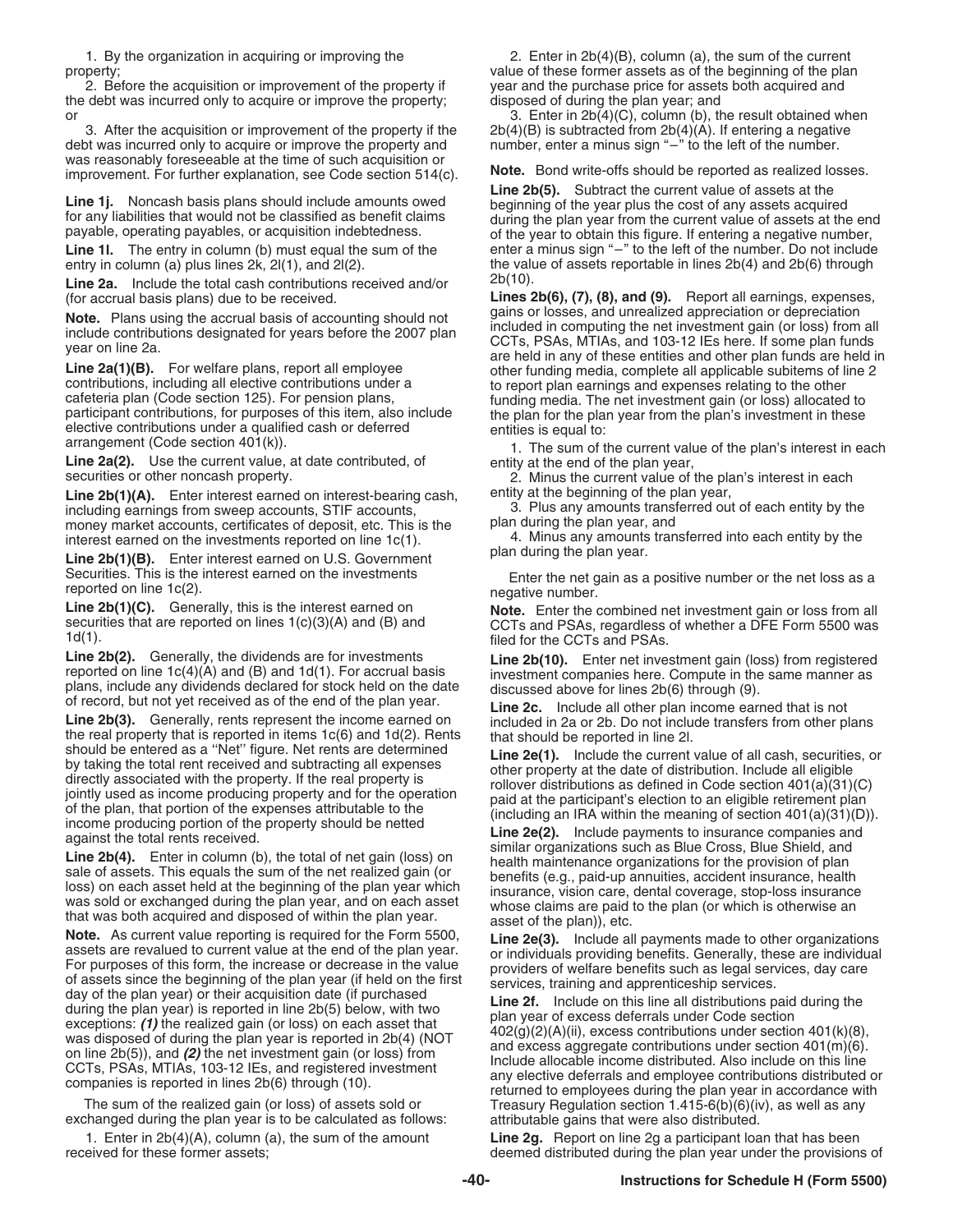1. By the organization in acquiring or improving the property;

2. Before the acquisition or improvement of the property if the debt was incurred only to acquire or improve the property; or

3. After the acquisition or improvement of the property if the debt was incurred only to acquire or improve the property and was reasonably foreseeable at the time of such acquisition or improvement. For further explanation, see Code section 514(c).

**Line 1j.** Noncash basis plans should include amounts owed for any liabilities that would not be classified as benefit claims payable, operating payables, or acquisition indebtedness.

**Line 1l.** The entry in column (b) must equal the sum of the entry in column (a) plus lines 2k, 2l(1), and 2l(2).

**Line 2a.** Include the total cash contributions received and/or (for accrual basis plans) due to be received.

**Note.** Plans using the accrual basis of accounting should not include contributions designated for years before the 2007 plan year on line 2a.

**Line 2a(1)(B).** For welfare plans, report all employee contributions, including all elective contributions under a cafeteria plan (Code section 125). For pension plans, participant contributions, for purposes of this item, also include elective contributions under a qualified cash or deferred arrangement (Code section 401(k)).

**Line 2a(2).** Use the current value, at date contributed, of securities or other noncash property.

**Line 2b(1)(A).** Enter interest earned on interest-bearing cash, including earnings from sweep accounts, STIF accounts, money market accounts, certificates of deposit, etc. This is the interest earned on the investments reported on line 1c(1).

**Line 2b(1)(B).** Enter interest earned on U.S. Government Securities. This is the interest earned on the investments reported on line 1c(2).

**Line 2b(1)(C).** Generally, this is the interest earned on securities that are reported on lines 1(c)(3)(A) and (B) and 1d(1).

**Line 2b(2).** Generally, the dividends are for investments reported on line 1c(4)(A) and (B) and 1d(1). For accrual basis plans, include any dividends declared for stock held on the date of record, but not yet received as of the end of the plan year.

**Line 2b(3).** Generally, rents represent the income earned on the real property that is reported in items 1c(6) and 1d(2). Rents should be entered as a ''Net'' figure. Net rents are determined by taking the total rent received and subtracting all expenses directly associated with the property. If the real property is jointly used as income producing property and for the operation of the plan, that portion of the expenses attributable to the income producing portion of the property should be netted against the total rents received.

**Line 2b(4).** Enter in column (b), the total of net gain (loss) on sale of assets. This equals the sum of the net realized gain (or loss) on each asset held at the beginning of the plan year which was sold or exchanged during the plan year, and on each asset that was both acquired and disposed of within the plan year.

**Note.** As current value reporting is required for the Form 5500, assets are revalued to current value at the end of the plan year. For purposes of this form, the increase or decrease in the value of assets since the beginning of the plan year (if held on the first day of the plan year) or their acquisition date (if purchased during the plan year) is reported in line 2b(5) below, with two exceptions: ***(1)*** the realized gain (or loss) on each asset that was disposed of during the plan year is reported in 2b(4) (NOT on line 2b(5)), and ***(2)*** the net investment gain (or loss) from CCTs, PSAs, MTIAs, 103-12 IEs, and registered investment companies is reported in lines 2b(6) through (10).

The sum of the realized gain (or loss) of assets sold or exchanged during the plan year is to be calculated as follows:

1. Enter in 2b(4)(A), column (a), the sum of the amount received for these former assets;

2. Enter in 2b(4)(B), column (a), the sum of the current value of these former assets as of the beginning of the plan year and the purchase price for assets both acquired and disposed of during the plan year; and

3. Enter in 2b(4)(C), column (b), the result obtained when 2b(4)(B) is subtracted from 2b(4)(A). If entering a negative number, enter a minus sign "–" to the left of the number.

**Note.** Bond write-offs should be reported as realized losses.

**Line 2b(5).** Subtract the current value of assets at the beginning of the year plus the cost of any assets acquired during the plan year from the current value of assets at the end of the year to obtain this figure. If entering a negative number, enter a minus sign "–" to the left of the number. Do not include the value of assets reportable in lines 2b(4) and 2b(6) through 2b(10).

**Lines 2b(6), (7), (8), and (9).** Report all earnings, expenses, gains or losses, and unrealized appreciation or depreciation included in computing the net investment gain (or loss) from all CCTs, PSAs, MTIAs, and 103-12 IEs here. If some plan funds are held in any of these entities and other plan funds are held in other funding media, complete all applicable subitems of line 2 to report plan earnings and expenses relating to the other funding media. The net investment gain (or loss) allocated to the plan for the plan year from the plan's investment in these entities is equal to:

1. The sum of the current value of the plan's interest in each entity at the end of the plan year,

2. Minus the current value of the plan's interest in each entity at the beginning of the plan year,

3. Plus any amounts transferred out of each entity by the plan during the plan year, and

4. Minus any amounts transferred into each entity by the plan during the plan year.

Enter the net gain as a positive number or the net loss as a negative number.

**Note.** Enter the combined net investment gain or loss from all CCTs and PSAs, regardless of whether a DFE Form 5500 was filed for the CCTs and PSAs.

**Line 2b(10).** Enter net investment gain (loss) from registered investment companies here. Compute in the same manner as discussed above for lines 2b(6) through (9).

**Line 2c.** Include all other plan income earned that is not included in 2a or 2b. Do not include transfers from other plans that should be reported in line 2l.

**Line 2e(1).** Include the current value of all cash, securities, or other property at the date of distribution. Include all eligible rollover distributions as defined in Code section 401(a)(31)(C) paid at the participant's election to an eligible retirement plan (including an IRA within the meaning of section 401(a)(31)(D)).

**Line 2e(2).** Include payments to insurance companies and similar organizations such as Blue Cross, Blue Shield, and health maintenance organizations for the provision of plan benefits (e.g., paid-up annuities, accident insurance, health insurance, vision care, dental coverage, stop-loss insurance whose claims are paid to the plan (or which is otherwise an asset of the plan)), etc.

**Line 2e(3).** Include all payments made to other organizations or individuals providing benefits. Generally, these are individual providers of welfare benefits such as legal services, day care services, training and apprenticeship services.

**Line 2f.** Include on this line all distributions paid during the plan year of excess deferrals under Code section 402(g)(2)(A)(ii), excess contributions under section 401(k)(8), and excess aggregate contributions under section 401(m)(6). Include allocable income distributed. Also include on this line any elective deferrals and employee contributions distributed or returned to employees during the plan year in accordance with Treasury Regulation section 1.415-6(b)(6)(iv), as well as any attributable gains that were also distributed.

**Line 2g.** Report on line 2g a participant loan that has been deemed distributed during the plan year under the provisions of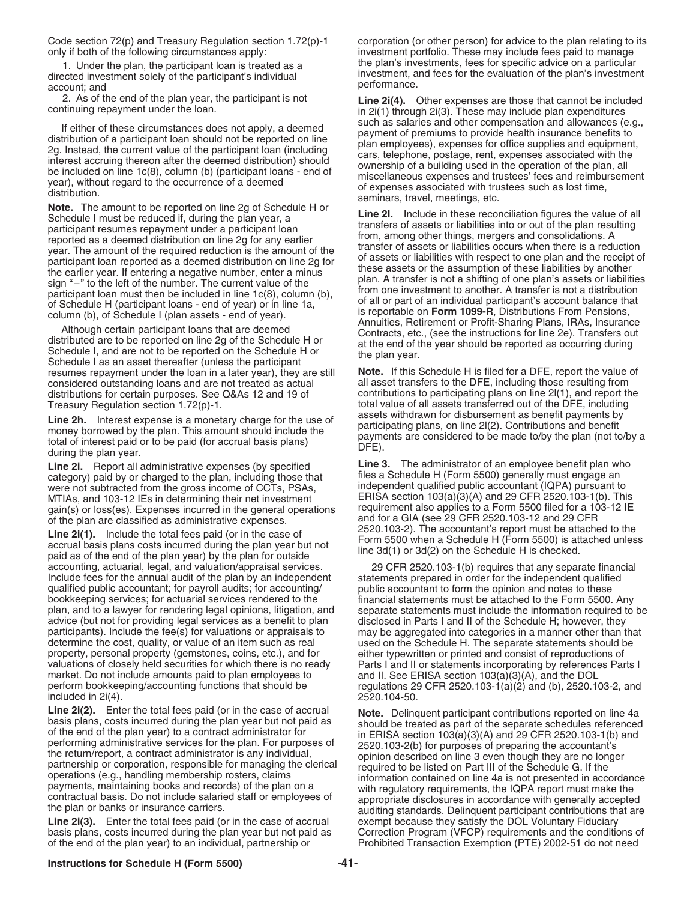Code section 72(p) and Treasury Regulation section 1.72(p)-1 only if both of the following circumstances apply:

1. Under the plan, the participant loan is treated as a directed investment solely of the participant's individual account; and

2. As of the end of the plan year, the participant is not continuing repayment under the loan.

If either of these circumstances does not apply, a deemed distribution of a participant loan should not be reported on line 2g. Instead, the current value of the participant loan (including interest accruing thereon after the deemed distribution) should be included on line 1c(8), column (b) (participant loans - end of year), without regard to the occurrence of a deemed distribution.

**Note.** The amount to be reported on line 2g of Schedule H or Schedule I must be reduced if, during the plan year, a participant resumes repayment under a participant loan reported as a deemed distribution on line 2g for any earlier year. The amount of the required reduction is the amount of the participant loan reported as a deemed distribution on line 2g for the earlier year. If entering a negative number, enter a minus sign "−" to the left of the number. The current value of the participant loan must then be included in line 1c(8), column (b), of Schedule H (participant loans - end of year) or in line 1a, column (b), of Schedule I (plan assets - end of year).

Although certain participant loans that are deemed distributed are to be reported on line 2g of the Schedule H or Schedule I, and are not to be reported on the Schedule H or Schedule I as an asset thereafter (unless the participant resumes repayment under the loan in a later year), they are still considered outstanding loans and are not treated as actual distributions for certain purposes. See Q&As 12 and 19 of Treasury Regulation section 1.72(p)-1.

**Line 2h.** Interest expense is a monetary charge for the use of money borrowed by the plan. This amount should include the total of interest paid or to be paid (for accrual basis plans) during the plan year.

**Line 2i.** Report all administrative expenses (by specified category) paid by or charged to the plan, including those that were not subtracted from the gross income of CCTs, PSAs, MTIAs, and 103-12 IEs in determining their net investment gain(s) or loss(es). Expenses incurred in the general operations of the plan are classified as administrative expenses.

**Line 2i(1).** Include the total fees paid (or in the case of accrual basis plans costs incurred during the plan year but not paid as of the end of the plan year) by the plan for outside accounting, actuarial, legal, and valuation/appraisal services. Include fees for the annual audit of the plan by an independent qualified public accountant; for payroll audits; for accounting/bookkeeping services; for actuarial services rendered to the plan, and to a lawyer for rendering legal opinions, litigation, and advice (but not for providing legal services as a benefit to plan participants). Include the fee(s) for valuations or appraisals to determine the cost, quality, or value of an item such as real property, personal property (gemstones, coins, etc.), and for valuations of closely held securities for which there is no ready market. Do not include amounts paid to plan employees to perform bookkeeping/accounting functions that should be included in 2i(4).

**Line 2i(2).** Enter the total fees paid (or in the case of accrual basis plans, costs incurred during the plan year but not paid as of the end of the plan year) to a contract administrator for performing administrative services for the plan. For purposes of the return/report, a contract administrator is any individual, partnership or corporation, responsible for managing the clerical operations (e.g., handling membership rosters, claims payments, maintaining books and records) of the plan on a contractual basis. Do not include salaried staff or employees of the plan or banks or insurance carriers.

**Line 2i(3).** Enter the total fees paid (or in the case of accrual basis plans, costs incurred during the plan year but not paid as of the end of the plan year) to an individual, partnership or corporation (or other person) for advice to the plan relating to its investment portfolio. These may include fees paid to manage the plan's investments, fees for specific advice on a particular investment, and fees for the evaluation of the plan's investment performance.

**Line 2i(4).** Other expenses are those that cannot be included in 2i(1) through 2i(3). These may include plan expenditures such as salaries and other compensation and allowances (e.g., payment of premiums to provide health insurance benefits to plan employees), expenses for office supplies and equipment, cars, telephone, postage, rent, expenses associated with the ownership of a building used in the operation of the plan, all miscellaneous expenses and trustees' fees and reimbursement of expenses associated with trustees such as lost time, seminars, travel, meetings, etc.

**Line 2l.** Include in these reconciliation figures the value of all transfers of assets or liabilities into or out of the plan resulting from, among other things, mergers and consolidations. A transfer of assets or liabilities occurs when there is a reduction of assets or liabilities with respect to one plan and the receipt of these assets or the assumption of these liabilities by another plan. A transfer is not a shifting of one plan's assets or liabilities from one investment to another. A transfer is not a distribution of all or part of an individual participant's account balance that is reportable on **Form 1099-R**, Distributions From Pensions, Annuities, Retirement or Profit-Sharing Plans, IRAs, Insurance Contracts, etc., (see the instructions for line 2e). Transfers out at the end of the year should be reported as occurring during the plan year.

**Note.** If this Schedule H is filed for a DFE, report the value of all asset transfers to the DFE, including those resulting from contributions to participating plans on line 2l(1), and report the total value of all assets transferred out of the DFE, including assets withdrawn for disbursement as benefit payments by participating plans, on line 2l(2). Contributions and benefit payments are considered to be made to/by the plan (not to/by a DFE).

**Line 3.** The administrator of an employee benefit plan who files a Schedule H (Form 5500) generally must engage an independent qualified public accountant (IQPA) pursuant to ERISA section 103(a)(3)(A) and 29 CFR 2520.103-1(b). This requirement also applies to a Form 5500 filed for a 103-12 IE and for a GIA (see 29 CFR 2520.103-12 and 29 CFR 2520.103-2). The accountant's report must be attached to the Form 5500 when a Schedule H (Form 5500) is attached unless line 3d(1) or 3d(2) on the Schedule H is checked.

29 CFR 2520.103-1(b) requires that any separate financial statements prepared in order for the independent qualified public accountant to form the opinion and notes to these financial statements must be attached to the Form 5500. Any separate statements must include the information required to be disclosed in Parts I and II of the Schedule H; however, they may be aggregated into categories in a manner other than that used on the Schedule H. The separate statements should be either typewritten or printed and consist of reproductions of Parts I and II or statements incorporating by references Parts I and II. See ERISA section 103(a)(3)(A), and the DOL regulations 29 CFR 2520.103-1(a)(2) and (b), 2520.103-2, and 2520.104-50.

**Note.** Delinquent participant contributions reported on line 4a should be treated as part of the separate schedules referenced in ERISA section 103(a)(3)(A) and 29 CFR 2520.103-1(b) and 2520.103-2(b) for purposes of preparing the accountant's opinion described on line 3 even though they are no longer required to be listed on Part III of the Schedule G. If the information contained on line 4a is not presented in accordance with regulatory requirements, the IQPA report must make the appropriate disclosures in accordance with generally accepted auditing standards. Delinquent participant contributions that are exempt because they satisfy the DOL Voluntary Fiduciary Correction Program (VFCP) requirements and the conditions of Prohibited Transaction Exemption (PTE) 2002-51 do not need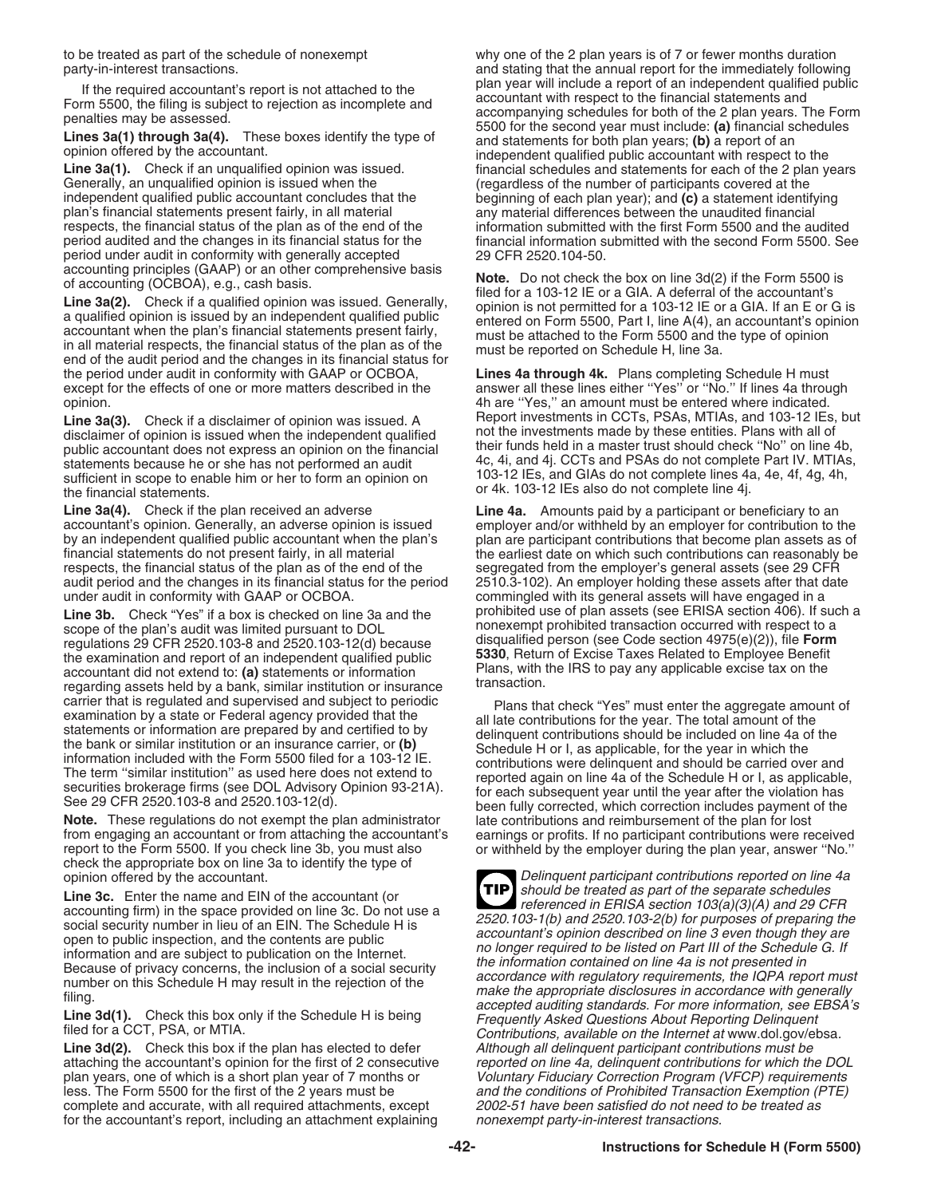to be treated as part of the schedule of nonexempt party-in-interest transactions.

If the required accountant's report is not attached to the Form 5500, the filing is subject to rejection as incomplete and penalties may be assessed.

**Lines 3a(1) through 3a(4).** These boxes identify the type of opinion offered by the accountant.

**Line 3a(1).** Check if an unqualified opinion was issued. Generally, an unqualified opinion is issued when the independent qualified public accountant concludes that the plan's financial statements present fairly, in all material respects, the financial status of the plan as of the end of the period audited and the changes in its financial status for the period under audit in conformity with generally accepted accounting principles (GAAP) or an other comprehensive basis of accounting (OCBOA), e.g., cash basis.

**Line 3a(2).** Check if a qualified opinion was issued. Generally, a qualified opinion is issued by an independent qualified public accountant when the plan's financial statements present fairly, in all material respects, the financial status of the plan as of the end of the audit period and the changes in its financial status for the period under audit in conformity with GAAP or OCBOA, except for the effects of one or more matters described in the opinion.

**Line 3a(3).** Check if a disclaimer of opinion was issued. A disclaimer of opinion is issued when the independent qualified public accountant does not express an opinion on the financial statements because he or she has not performed an audit sufficient in scope to enable him or her to form an opinion on the financial statements.

**Line 3a(4).** Check if the plan received an adverse accountant's opinion. Generally, an adverse opinion is issued by an independent qualified public accountant when the plan's financial statements do not present fairly, in all material respects, the financial status of the plan as of the end of the audit period and the changes in its financial status for the period under audit in conformity with GAAP or OCBOA.

**Line 3b.** Check "Yes" if a box is checked on line 3a and the scope of the plan's audit was limited pursuant to DOL regulations 29 CFR 2520.103-8 and 2520.103-12(d) because the examination and report of an independent qualified public accountant did not extend to: **(a)** statements or information regarding assets held by a bank, similar institution or insurance carrier that is regulated and supervised and subject to periodic examination by a state or Federal agency provided that the statements or information are prepared by and certified to by the bank or similar institution or an insurance carrier, or **(b)** information included with the Form 5500 filed for a 103-12 IE. The term "similar institution" as used here does not extend to securities brokerage firms (see DOL Advisory Opinion 93-21A). See 29 CFR 2520.103-8 and 2520.103-12(d).

**Note.** These regulations do not exempt the plan administrator from engaging an accountant or from attaching the accountant's report to the Form 5500. If you check line 3b, you must also check the appropriate box on line 3a to identify the type of opinion offered by the accountant.

**Line 3c.** Enter the name and EIN of the accountant (or accounting firm) in the space provided on line 3c. Do not use a social security number in lieu of an EIN. The Schedule H is open to public inspection, and the contents are public information and are subject to publication on the Internet. Because of privacy concerns, the inclusion of a social security number on this Schedule H may result in the rejection of the filing.

**Line 3d(1).** Check this box only if the Schedule H is being filed for a CCT, PSA, or MTIA.

**Line 3d(2).** Check this box if the plan has elected to defer attaching the accountant's opinion for the first of 2 consecutive plan years, one of which is a short plan year of 7 months or less. The Form 5500 for the first of the 2 years must be complete and accurate, with all required attachments, except for the accountant's report, including an attachment explaining why one of the 2 plan years is of 7 or fewer months duration and stating that the annual report for the immediately following plan year will include a report of an independent qualified public accountant with respect to the financial statements and accompanying schedules for both of the 2 plan years. The Form 5500 for the second year must include: **(a)** financial schedules and statements for both plan years; **(b)** a report of an independent qualified public accountant with respect to the financial schedules and statements for each of the 2 plan years (regardless of the number of participants covered at the beginning of each plan year); and **(c)** a statement identifying any material differences between the unaudited financial information submitted with the first Form 5500 and the audited financial information submitted with the second Form 5500. See 29 CFR 2520.104-50.

**Note.** Do not check the box on line 3d(2) if the Form 5500 is filed for a 103-12 IE or a GIA. A deferral of the accountant's opinion is not permitted for a 103-12 IE or a GIA. If an E or G is entered on Form 5500, Part I, line A(4), an accountant's opinion must be attached to the Form 5500 and the type of opinion must be reported on Schedule H, line 3a.

**Lines 4a through 4k.** Plans completing Schedule H must answer all these lines either "Yes" or "No." If lines 4a through 4h are "Yes," an amount must be entered where indicated. Report investments in CCTs, PSAs, MTIAs, and 103-12 IEs, but not the investments made by these entities. Plans with all of their funds held in a master trust should check "No" on line 4b, 4c, 4i, and 4j. CCTs and PSAs do not complete Part IV. MTIAs, 103-12 IEs, and GIAs do not complete lines 4a, 4e, 4f, 4g, 4h, or 4k. 103-12 IEs also do not complete line 4j.

**Line 4a.** Amounts paid by a participant or beneficiary to an employer and/or withheld by an employer for contribution to the plan are participant contributions that become plan assets as of the earliest date on which such contributions can reasonably be segregated from the employer's general assets (see 29 CFR 2510.3-102). An employer holding these assets after that date commingled with its general assets will have engaged in a prohibited use of plan assets (see ERISA section 406). If such a nonexempt prohibited transaction occurred with respect to a disqualified person (see Code section 4975(e)(2)), file **Form 5330**, Return of Excise Taxes Related to Employee Benefit Plans, with the IRS to pay any applicable excise tax on the transaction.

Plans that check "Yes" must enter the aggregate amount of all late contributions for the year. The total amount of the delinquent contributions should be included on line 4a of the Schedule H or I, as applicable, for the year in which the contributions were delinquent and should be carried over and reported again on line 4a of the Schedule H or I, as applicable, for each subsequent year until the year after the violation has been fully corrected, which correction includes payment of the late contributions and reimbursement of the plan for lost earnings or profits. If no participant contributions were received or withheld by the employer during the plan year, answer "No."

**TIP** *Delinquent participant contributions reported on line 4a should be treated as part of the separate schedules referenced in ERISA section 103(a)(3)(A) and 29 CFR 2520.103-1(b) and 2520.103-2(b) for purposes of preparing the accountant's opinion described on line 3 even though they are no longer required to be listed on Part III of the Schedule G. If the information contained on line 4a is not presented in accordance with regulatory requirements, the IQPA report must make the appropriate disclosures in accordance with generally accepted auditing standards. For more information, see EBSA's Frequently Asked Questions About Reporting Delinquent Contributions, available on the Internet at www.dol.gov/ebsa. Although all delinquent participant contributions must be reported on line 4a, delinquent contributions for which the DOL Voluntary Fiduciary Correction Program (VFCP) requirements and the conditions of Prohibited Transaction Exemption (PTE) 2002-51 have been satisfied do not need to be treated as nonexempt party-in-interest transactions.*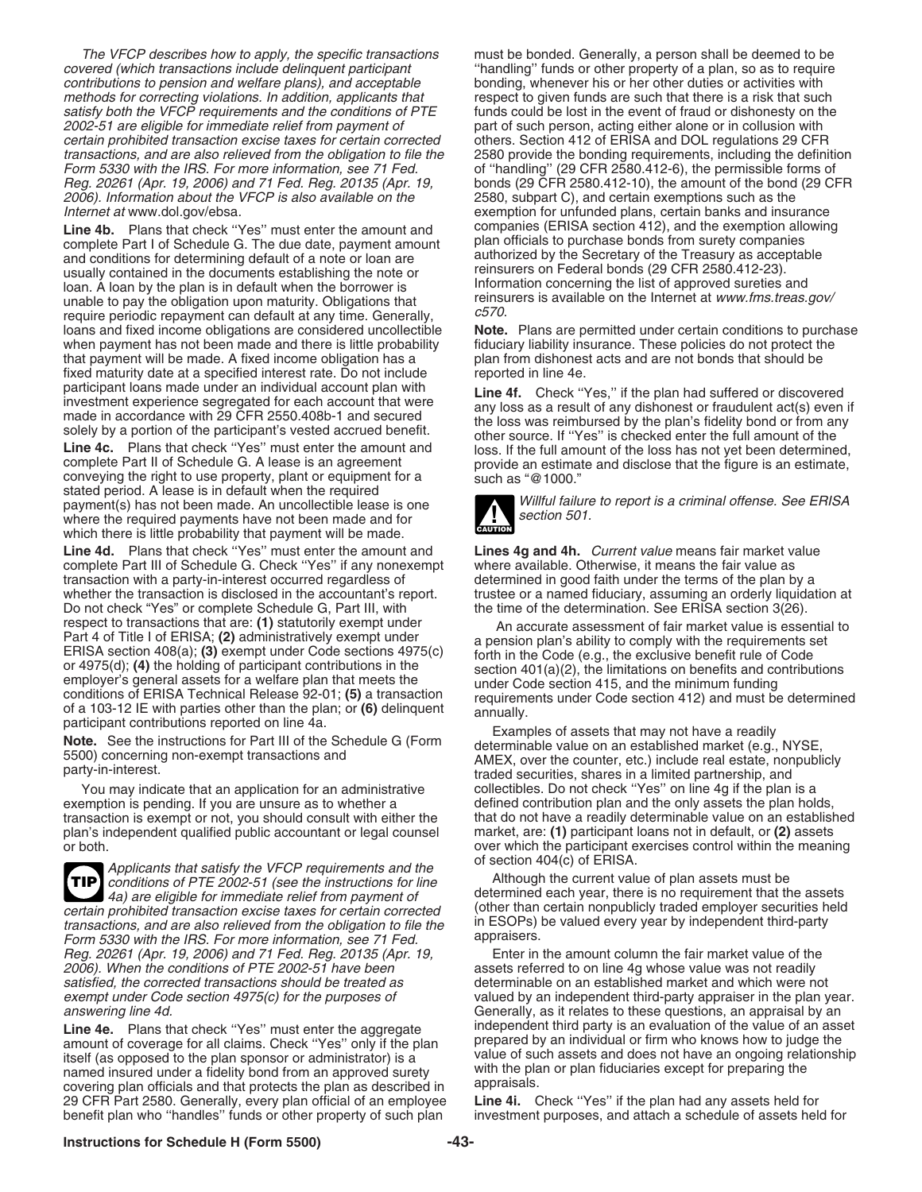*The VFCP describes how to apply, the specific transactions covered (which transactions include delinquent participant contributions to pension and welfare plans), and acceptable methods for correcting violations. In addition, applicants that satisfy both the VFCP requirements and the conditions of PTE 2002-51 are eligible for immediate relief from payment of certain prohibited transaction excise taxes for certain corrected transactions, and are also relieved from the obligation to file the Form 5330 with the IRS. For more information, see 71 Fed. Reg. 20261 (Apr. 19, 2006) and 71 Fed. Reg. 20135 (Apr. 19, 2006). Information about the VFCP is also available on the Internet at* www.dol.gov/ebsa.

**Line 4b.** Plans that check ''Yes'' must enter the amount and complete Part I of Schedule G. The due date, payment amount and conditions for determining default of a note or loan are usually contained in the documents establishing the note or loan. A loan by the plan is in default when the borrower is unable to pay the obligation upon maturity. Obligations that require periodic repayment can default at any time. Generally, loans and fixed income obligations are considered uncollectible when payment has not been made and there is little probability that payment will be made. A fixed income obligation has a fixed maturity date at a specified interest rate. Do not include participant loans made under an individual account plan with investment experience segregated for each account that were made in accordance with 29 CFR 2550.408b-1 and secured solely by a portion of the participant's vested accrued benefit.

**Line 4c.** Plans that check ''Yes'' must enter the amount and complete Part II of Schedule G. A lease is an agreement conveying the right to use property, plant or equipment for a stated period. A lease is in default when the required payment(s) has not been made. An uncollectible lease is one where the required payments have not been made and for which there is little probability that payment will be made.

**Line 4d.** Plans that check ''Yes'' must enter the amount and complete Part III of Schedule G. Check ''Yes'' if any nonexempt transaction with a party-in-interest occurred regardless of whether the transaction is disclosed in the accountant's report. Do not check "Yes" or complete Schedule G, Part III, with respect to transactions that are: **(1)** statutorily exempt under Part 4 of Title I of ERISA; **(2)** administratively exempt under ERISA section 408(a); **(3)** exempt under Code sections 4975(c) or 4975(d); **(4)** the holding of participant contributions in the employer's general assets for a welfare plan that meets the conditions of ERISA Technical Release 92-01; **(5)** a transaction of a 103-12 IE with parties other than the plan; or **(6)** delinquent participant contributions reported on line 4a.

**Note.** See the instructions for Part III of the Schedule G (Form 5500) concerning non-exempt transactions and party-in-interest.

You may indicate that an application for an administrative exemption is pending. If you are unsure as to whether a transaction is exempt or not, you should consult with either the plan's independent qualified public accountant or legal counsel or both.

**TIP** *Applicants that satisfy the VFCP requirements and the conditions of PTE 2002-51 (see the instructions for line 4a) are eligible for immediate relief from payment of certain prohibited transaction excise taxes for certain corrected transactions, and are also relieved from the obligation to file the Form 5330 with the IRS. For more information, see 71 Fed. Reg. 20261 (Apr. 19, 2006) and 71 Fed. Reg. 20135 (Apr. 19, 2006). When the conditions of PTE 2002-51 have been satisfied, the corrected transactions should be treated as exempt under Code section 4975(c) for the purposes of answering line 4d.*

**Line 4e.** Plans that check ''Yes'' must enter the aggregate amount of coverage for all claims. Check ''Yes'' only if the plan itself (as opposed to the plan sponsor or administrator) is a named insured under a fidelity bond from an approved surety covering plan officials and that protects the plan as described in 29 CFR Part 2580. Generally, every plan official of an employee benefit plan who ''handles'' funds or other property of such plan must be bonded. Generally, a person shall be deemed to be ''handling'' funds or other property of a plan, so as to require bonding, whenever his or her other duties or activities with respect to given funds are such that there is a risk that such funds could be lost in the event of fraud or dishonesty on the part of such person, acting either alone or in collusion with others. Section 412 of ERISA and DOL regulations 29 CFR 2580 provide the bonding requirements, including the definition of ''handling'' (29 CFR 2580.412-6), the permissible forms of bonds (29 CFR 2580.412-10), the amount of the bond (29 CFR 2580, subpart C), and certain exemptions such as the exemption for unfunded plans, certain banks and insurance companies (ERISA section 412), and the exemption allowing plan officials to purchase bonds from surety companies authorized by the Secretary of the Treasury as acceptable reinsurers on Federal bonds (29 CFR 2580.412-23). Information concerning the list of approved sureties and reinsurers is available on the Internet at *www.fms.treas.gov/c570*.

**Note.** Plans are permitted under certain conditions to purchase fiduciary liability insurance. These policies do not protect the plan from dishonest acts and are not bonds that should be reported in line 4e.

**Line 4f.** Check ''Yes,'' if the plan had suffered or discovered any loss as a result of any dishonest or fraudulent act(s) even if the loss was reimbursed by the plan's fidelity bond or from any other source. If ''Yes'' is checked enter the full amount of the loss. If the full amount of the loss has not yet been determined, provide an estimate and disclose that the figure is an estimate, such as "@1000."

**CAUTION** *Willful failure to report is a criminal offense. See ERISA section 501.*

**Lines 4g and 4h.** *Current value* means fair market value where available. Otherwise, it means the fair value as determined in good faith under the terms of the plan by a trustee or a named fiduciary, assuming an orderly liquidation at the time of the determination. See ERISA section 3(26).

An accurate assessment of fair market value is essential to a pension plan's ability to comply with the requirements set forth in the Code (e.g., the exclusive benefit rule of Code section 401(a)(2), the limitations on benefits and contributions under Code section 415, and the minimum funding requirements under Code section 412) and must be determined annually.

Examples of assets that may not have a readily determinable value on an established market (e.g., NYSE, AMEX, over the counter, etc.) include real estate, nonpublicly traded securities, shares in a limited partnership, and collectibles. Do not check ''Yes'' on line 4g if the plan is a defined contribution plan and the only assets the plan holds, that do not have a readily determinable value on an established market, are: **(1)** participant loans not in default, or **(2)** assets over which the participant exercises control within the meaning of section 404(c) of ERISA.

Although the current value of plan assets must be determined each year, there is no requirement that the assets (other than certain nonpublicly traded employer securities held in ESOPs) be valued every year by independent third-party appraisers.

Enter in the amount column the fair market value of the assets referred to on line 4g whose value was not readily determinable on an established market and which were not valued by an independent third-party appraiser in the plan year. Generally, as it relates to these questions, an appraisal by an independent third party is an evaluation of the value of an asset prepared by an individual or firm who knows how to judge the value of such assets and does not have an ongoing relationship with the plan or plan fiduciaries except for preparing the appraisals.

**Line 4i.** Check ''Yes'' if the plan had any assets held for investment purposes, and attach a schedule of assets held for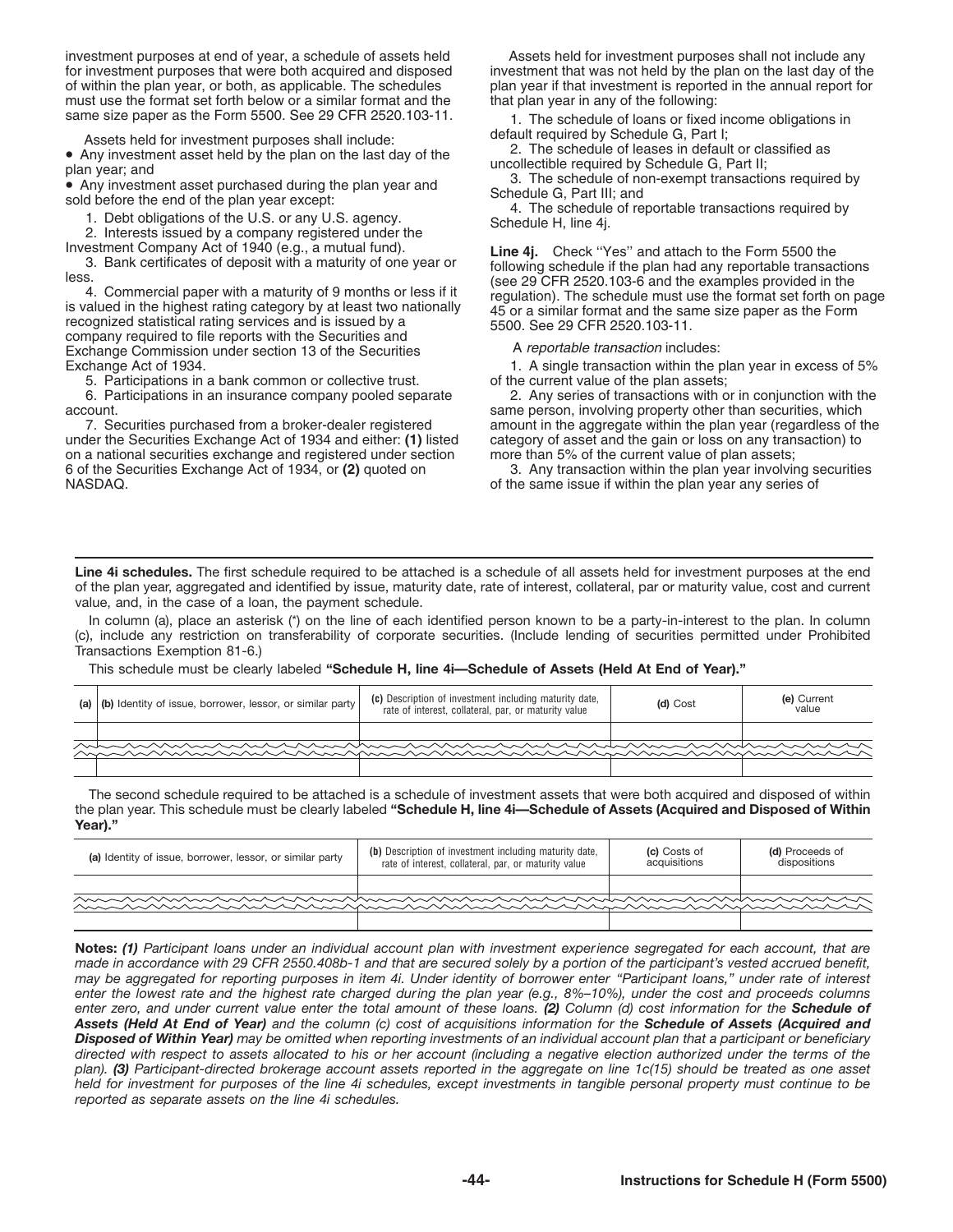investment purposes at end of year, a schedule of assets held for investment purposes that were both acquired and disposed of within the plan year, or both, as applicable. The schedules must use the format set forth below or a similar format and the same size paper as the Form 5500. See 29 CFR 2520.103-11.

Assets held for investment purposes shall include:

- Any investment asset held by the plan on the last day of the plan year; and
- Any investment asset purchased during the plan year and sold before the end of the plan year except:

1. Debt obligations of the U.S. or any U.S. agency.
2. Interests issued by a company registered under the Investment Company Act of 1940 (e.g., a mutual fund).
3. Bank certificates of deposit with a maturity of one year or less.
4. Commercial paper with a maturity of 9 months or less if it is valued in the highest rating category by at least two nationally recognized statistical rating services and is issued by a company required to file reports with the Securities and Exchange Commission under section 13 of the Securities Exchange Act of 1934.
5. Participations in a bank common or collective trust.
6. Participations in an insurance company pooled separate account.
7. Securities purchased from a broker-dealer registered under the Securities Exchange Act of 1934 and either: **(1)** listed on a national securities exchange and registered under section 6 of the Securities Exchange Act of 1934, or **(2)** quoted on NASDAQ.

Assets held for investment purposes shall not include any investment that was not held by the plan on the last day of the plan year if that investment is reported in the annual report for that plan year in any of the following:

1. The schedule of loans or fixed income obligations in default required by Schedule G, Part I;
2. The schedule of leases in default or classified as uncollectible required by Schedule G, Part II;
3. The schedule of non-exempt transactions required by Schedule G, Part III; and
4. The schedule of reportable transactions required by Schedule H, line 4j.

**Line 4j.** Check ''Yes'' and attach to the Form 5500 the following schedule if the plan had any reportable transactions (see 29 CFR 2520.103-6 and the examples provided in the regulation). The schedule must use the format set forth on page 45 or a similar format and the same size paper as the Form 5500. See 29 CFR 2520.103-11.

A *reportable transaction* includes:

1. A single transaction within the plan year in excess of 5% of the current value of the plan assets;
2. Any series of transactions with or in conjunction with the same person, involving property other than securities, which amount in the aggregate within the plan year (regardless of the category of asset and the gain or loss on any transaction) to more than 5% of the current value of plan assets;
3. Any transaction within the plan year involving securities of the same issue if within the plan year any series of

---

**Line 4i schedules.** The first schedule required to be attached is a schedule of all assets held for investment purposes at the end of the plan year, aggregated and identified by issue, maturity date, rate of interest, collateral, par or maturity value, cost and current value, and, in the case of a loan, the payment schedule.

In column (a), place an asterisk (*) on the line of each identified person known to be a party-in-interest to the plan. In column (c), include any restriction on transferability of corporate securities. (Include lending of securities permitted under Prohibited Transactions Exemption 81-6.)

This schedule must be clearly labeled **"Schedule H, line 4i—Schedule of Assets (Held At End of Year)."**

| (a) | (b) Identity of issue, borrower, lessor, or similar party | (c) Description of investment including maturity date, rate of interest, collateral, par, or maturity value | (d) Cost | (e) Current value |
|---|---|---|---|---|
| | | | | |
| | | | | |

The second schedule required to be attached is a schedule of investment assets that were both acquired and disposed of within the plan year. This schedule must be clearly labeled **"Schedule H, line 4i—Schedule of Assets (Acquired and Disposed of Within Year)."**

| (a) Identity of issue, borrower, lessor, or similar party | (b) Description of investment including maturity date, rate of interest, collateral, par, or maturity value | (c) Costs of acquisitions | (d) Proceeds of dispositions |
|---|---|---|---|
| | | | |
| | | | |

**Notes:** ***(1)*** *Participant loans under an individual account plan with investment experience segregated for each account, that are made in accordance with 29 CFR 2550.408b-1 and that are secured solely by a portion of the participant's vested accrued benefit, may be aggregated for reporting purposes in item 4i. Under identity of borrower enter "Participant loans," under rate of interest enter the lowest rate and the highest rate charged during the plan year (e.g., 8%–10%), under the cost and proceeds columns enter zero, and under current value enter the total amount of these loans.* ***(2)*** *Column (d) cost information for the* ***Schedule of Assets (Held At End of Year)*** *and the column (c) cost of acquisitions information for the* ***Schedule of Assets (Acquired and Disposed of Within Year)*** *may be omitted when reporting investments of an individual account plan that a participant or beneficiary directed with respect to assets allocated to his or her account (including a negative election authorized under the terms of the plan).* ***(3)*** *Participant-directed brokerage account assets reported in the aggregate on line 1c(15) should be treated as one asset held for investment for purposes of the line 4i schedules, except investments in tangible personal property must continue to be reported as separate assets on the line 4i schedules.*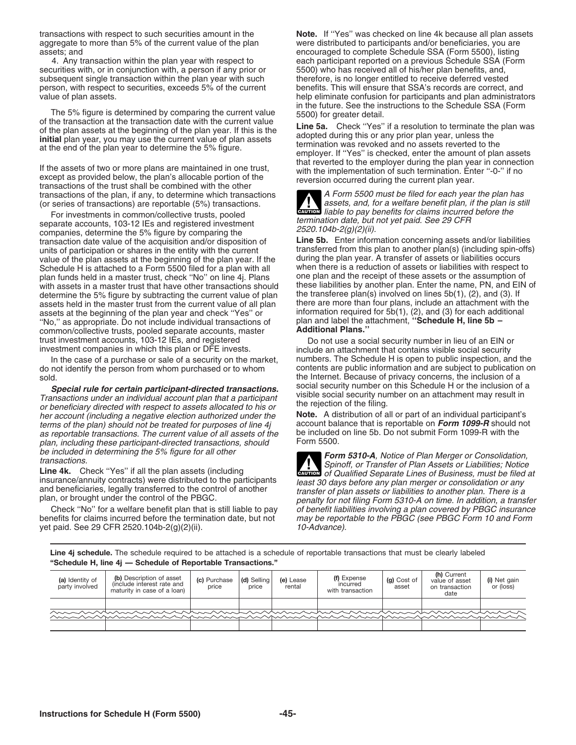transactions with respect to such securities amount in the aggregate to more than 5% of the current value of the plan assets; and

4. Any transaction within the plan year with respect to securities with, or in conjunction with, a person if any prior or subsequent single transaction within the plan year with such person, with respect to securities, exceeds 5% of the current value of plan assets.

The 5% figure is determined by comparing the current value of the transaction at the transaction date with the current value of the plan assets at the beginning of the plan year. If this is the **initial** plan year, you may use the current value of plan assets at the end of the plan year to determine the 5% figure.

If the assets of two or more plans are maintained in one trust, except as provided below, the plan's allocable portion of the transactions of the trust shall be combined with the other transactions of the plan, if any, to determine which transactions (or series of transactions) are reportable (5%) transactions.

For investments in common/collective trusts, pooled separate accounts, 103-12 IEs and registered investment companies, determine the 5% figure by comparing the transaction date value of the acquisition and/or disposition of units of participation or shares in the entity with the current value of the plan assets at the beginning of the plan year. If the Schedule H is attached to a Form 5500 filed for a plan with all plan funds held in a master trust, check ''No'' on line 4j. Plans with assets in a master trust that have other transactions should determine the 5% figure by subtracting the current value of plan assets held in the master trust from the current value of all plan assets at the beginning of the plan year and check ''Yes'' or ''No,'' as appropriate. Do not include individual transactions of common/collective trusts, pooled separate accounts, master trust investment accounts, 103-12 IEs, and registered investment companies in which this plan or DFE invests.

In the case of a purchase or sale of a security on the market, do not identify the person from whom purchased or to whom sold.

***Special rule for certain participant-directed transactions.*** *Transactions under an individual account plan that a participant or beneficiary directed with respect to assets allocated to his or her account (including a negative election authorized under the terms of the plan) should not be treated for purposes of line 4j as reportable transactions. The current value of all assets of the plan, including these participant-directed transactions, should be included in determining the 5% figure for all other transactions.*

**Line 4k.** Check ''Yes'' if all the plan assets (including insurance/annuity contracts) were distributed to the participants and beneficiaries, legally transferred to the control of another plan, or brought under the control of the PBGC.

Check ''No'' for a welfare benefit plan that is still liable to pay benefits for claims incurred before the termination date, but not yet paid. See 29 CFR 2520.104b-2(g)(2)(ii).

**Note.** If ''Yes'' was checked on line 4k because all plan assets were distributed to participants and/or beneficiaries, you are encouraged to complete Schedule SSA (Form 5500), listing each participant reported on a previous Schedule SSA (Form 5500) who has received all of his/her plan benefits, and, therefore, is no longer entitled to receive deferred vested benefits. This will ensure that SSA's records are correct, and help eliminate confusion for participants and plan administrators in the future. See the instructions to the Schedule SSA (Form 5500) for greater detail.

**Line 5a.** Check ''Yes'' if a resolution to terminate the plan was adopted during this or any prior plan year, unless the termination was revoked and no assets reverted to the employer. If ''Yes'' is checked, enter the amount of plan assets that reverted to the employer during the plan year in connection with the implementation of such termination. Enter ''-0-'' if no reversion occurred during the current plan year.

**CAUTION** *A Form 5500 must be filed for each year the plan has assets, and, for a welfare benefit plan, if the plan is still liable to pay benefits for claims incurred before the termination date, but not yet paid. See 29 CFR 2520.104b-2(g)(2)(ii).*

**Line 5b.** Enter information concerning assets and/or liabilities transferred from this plan to another plan(s) (including spin-offs) during the plan year. A transfer of assets or liabilities occurs when there is a reduction of assets or liabilities with respect to one plan and the receipt of these assets or the assumption of these liabilities by another plan. Enter the name, PN, and EIN of the transferee plan(s) involved on lines 5b(1), (2), and (3). If there are more than four plans, include an attachment with the information required for 5b(1), (2), and (3) for each additional plan and label the attachment, **''Schedule H, line 5b – Additional Plans.''**

Do not use a social security number in lieu of an EIN or include an attachment that contains visible social security numbers. The Schedule H is open to public inspection, and the contents are public information and are subject to publication on the Internet. Because of privacy concerns, the inclusion of a social security number on this Schedule H or the inclusion of a visible social security number on an attachment may result in the rejection of the filing.

**Note.** A distribution of all or part of an individual participant's account balance that is reportable on ***Form 1099-R*** should not be included on line 5b. Do not submit Form 1099-R with the Form 5500.

**CAUTION** ***Form 5310-A****, Notice of Plan Merger or Consolidation, Spinoff, or Transfer of Plan Assets or Liabilities; Notice of Qualified Separate Lines of Business, must be filed at least 30 days before any plan merger or consolidation or any transfer of plan assets or liabilities to another plan. There is a penalty for not filing Form 5310-A on time. In addition, a transfer of benefit liabilities involving a plan covered by PBGC insurance may be reportable to the PBGC (see PBGC Form 10 and Form 10-Advance).*

**Line 4j schedule.** The schedule required to be attached is a schedule of reportable transactions that must be clearly labeled **''Schedule H, line 4j — Schedule of Reportable Transactions.''**

| (a) Identity of party involved | (b) Description of asset (include interest rate and maturity in case of a loan) | (c) Purchase price | (d) Selling price | (e) Lease rental | (f) Expense incurred with transaction | (g) Cost of asset | (h) Current value of asset on transaction date | (i) Net gain or (loss) |
|---|---|---|---|---|---|---|---|---|
| | | | | | | | | |
| | | | | | | | | |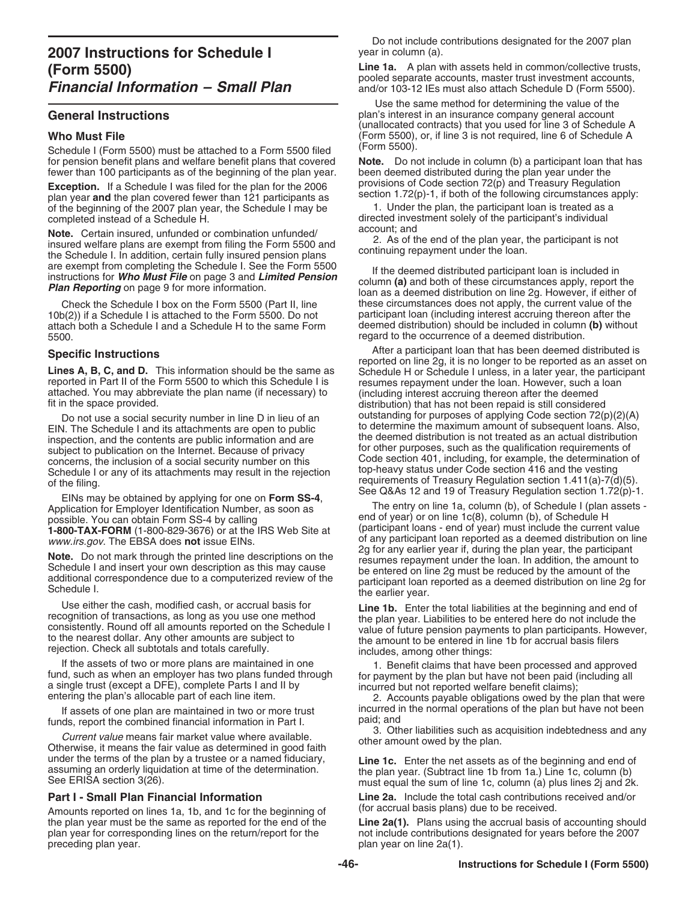# 2007 Instructions for Schedule I (Form 5500)

## *Financial Information – Small Plan*

## General Instructions

### Who Must File

Schedule I (Form 5500) must be attached to a Form 5500 filed for pension benefit plans and welfare benefit plans that covered fewer than 100 participants as of the beginning of the plan year.

**Exception.** If a Schedule I was filed for the plan for the 2006 plan year **and** the plan covered fewer than 121 participants as of the beginning of the 2007 plan year, the Schedule I may be completed instead of a Schedule H.

**Note.** Certain insured, unfunded or combination unfunded/insured welfare plans are exempt from filing the Form 5500 and the Schedule I. In addition, certain fully insured pension plans are exempt from completing the Schedule I. See the Form 5500 instructions for ***Who Must File*** on page 3 and ***Limited Pension Plan Reporting*** on page 9 for more information.

Check the Schedule I box on the Form 5500 (Part II, line 10b(2)) if a Schedule I is attached to the Form 5500. Do not attach both a Schedule I and a Schedule H to the same Form 5500.

## Specific Instructions

**Lines A, B, C, and D.** This information should be the same as reported in Part II of the Form 5500 to which this Schedule I is attached. You may abbreviate the plan name (if necessary) to fit in the space provided.

Do not use a social security number in line D in lieu of an EIN. The Schedule I and its attachments are open to public inspection, and the contents are public information and are subject to publication on the Internet. Because of privacy concerns, the inclusion of a social security number on this Schedule I or any of its attachments may result in the rejection of the filing.

EINs may be obtained by applying for one on **Form SS-4**, Application for Employer Identification Number, as soon as possible. You can obtain Form SS-4 by calling **1-800-TAX-FORM** (1-800-829-3676) or at the IRS Web Site at *www.irs.gov*. The EBSA does **not** issue EINs.

**Note.** Do not mark through the printed line descriptions on the Schedule I and insert your own description as this may cause additional correspondence due to a computerized review of the Schedule I.

Use either the cash, modified cash, or accrual basis for recognition of transactions, as long as you use one method consistently. Round off all amounts reported on the Schedule I to the nearest dollar. Any other amounts are subject to rejection. Check all subtotals and totals carefully.

If the assets of two or more plans are maintained in one fund, such as when an employer has two plans funded through a single trust (except a DFE), complete Parts I and II by entering the plan's allocable part of each line item.

If assets of one plan are maintained in two or more trust funds, report the combined financial information in Part I.

*Current value* means fair market value where available. Otherwise, it means the fair value as determined in good faith under the terms of the plan by a trustee or a named fiduciary, assuming an orderly liquidation at time of the determination. See ERISA section 3(26).

### Part I - Small Plan Financial Information

Amounts reported on lines 1a, 1b, and 1c for the beginning of the plan year must be the same as reported for the end of the plan year for corresponding lines on the return/report for the preceding plan year.

Do not include contributions designated for the 2007 plan year in column (a).

**Line 1a.** A plan with assets held in common/collective trusts, pooled separate accounts, master trust investment accounts, and/or 103-12 IEs must also attach Schedule D (Form 5500).

Use the same method for determining the value of the plan's interest in an insurance company general account (unallocated contracts) that you used for line 3 of Schedule A (Form 5500), or, if line 3 is not required, line 6 of Schedule A (Form 5500).

**Note.** Do not include in column (b) a participant loan that has been deemed distributed during the plan year under the provisions of Code section 72(p) and Treasury Regulation section 1.72(p)-1, if both of the following circumstances apply:

1. Under the plan, the participant loan is treated as a directed investment solely of the participant's individual account; and
2. As of the end of the plan year, the participant is not continuing repayment under the loan.

If the deemed distributed participant loan is included in column **(a)** and both of these circumstances apply, report the loan as a deemed distribution on line 2g. However, if either of these circumstances does not apply, the current value of the participant loan (including interest accruing thereon after the deemed distribution) should be included in column **(b)** without regard to the occurrence of a deemed distribution.

After a participant loan that has been deemed distributed is reported on line 2g, it is no longer to be reported as an asset on Schedule H or Schedule I unless, in a later year, the participant resumes repayment under the loan. However, such a loan (including interest accruing thereon after the deemed distribution) that has not been repaid is still considered outstanding for purposes of applying Code section 72(p)(2)(A) to determine the maximum amount of subsequent loans. Also, the deemed distribution is not treated as an actual distribution for other purposes, such as the qualification requirements of Code section 401, including, for example, the determination of top-heavy status under Code section 416 and the vesting requirements of Treasury Regulation section 1.411(a)-7(d)(5). See Q&As 12 and 19 of Treasury Regulation section 1.72(p)-1.

The entry on line 1a, column (b), of Schedule I (plan assets - end of year) or on line 1c(8), column (b), of Schedule H (participant loans - end of year) must include the current value of any participant loan reported as a deemed distribution on line 2g for any earlier year if, during the plan year, the participant resumes repayment under the loan. In addition, the amount to be entered on line 2g must be reduced by the amount of the participant loan reported as a deemed distribution on line 2g for the earlier year.

**Line 1b.** Enter the total liabilities at the beginning and end of the plan year. Liabilities to be entered here do not include the value of future pension payments to plan participants. However, the amount to be entered in line 1b for accrual basis filers includes, among other things:

1. Benefit claims that have been processed and approved for payment by the plan but have not been paid (including all incurred but not reported welfare benefit claims);
2. Accounts payable obligations owed by the plan that were incurred in the normal operations of the plan but have not been paid; and
3. Other liabilities such as acquisition indebtedness and any other amount owed by the plan.

**Line 1c.** Enter the net assets as of the beginning and end of the plan year. (Subtract line 1b from 1a.) Line 1c, column (b) must equal the sum of line 1c, column (a) plus lines 2j and 2k.

**Line 2a.** Include the total cash contributions received and/or (for accrual basis plans) due to be received.

**Line 2a(1).** Plans using the accrual basis of accounting should not include contributions designated for years before the 2007 plan year on line 2a(1).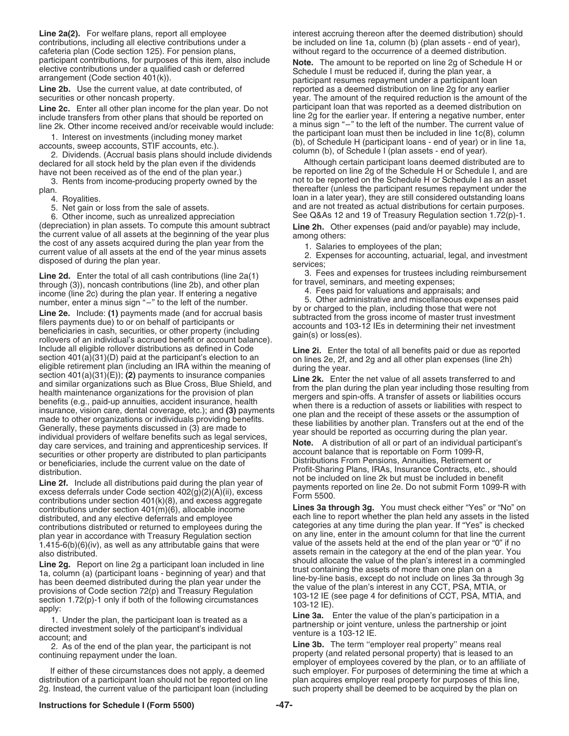**Line 2a(2).** For welfare plans, report all employee contributions, including all elective contributions under a cafeteria plan (Code section 125). For pension plans, participant contributions, for purposes of this item, also include elective contributions under a qualified cash or deferred arrangement (Code section 401(k)).

**Line 2b.** Use the current value, at date contributed, of securities or other noncash property.

**Line 2c.** Enter all other plan income for the plan year. Do not include transfers from other plans that should be reported on line 2k. Other income received and/or receivable would include:

1. Interest on investments (including money market accounts, sweep accounts, STIF accounts, etc.).
2. Dividends. (Accrual basis plans should include dividends declared for all stock held by the plan even if the dividends have not been received as of the end of the plan year.)
3. Rents from income-producing property owned by the plan.
4. Royalties.
5. Net gain or loss from the sale of assets.
6. Other income, such as unrealized appreciation (depreciation) in plan assets. To compute this amount subtract the current value of all assets at the beginning of the year plus the cost of any assets acquired during the plan year from the current value of all assets at the end of the year minus assets disposed of during the plan year.

**Line 2d.** Enter the total of all cash contributions (line 2a(1) through (3)), noncash contributions (line 2b), and other plan income (line 2c) during the plan year. If entering a negative number, enter a minus sign "–" to the left of the number.

**Line 2e.** Include: **(1)** payments made (and for accrual basis filers payments due) to or on behalf of participants or beneficiaries in cash, securities, or other property (including rollovers of an individual's accrued benefit or account balance). Include all eligible rollover distributions as defined in Code section 401(a)(31)(D) paid at the participant's election to an eligible retirement plan (including an IRA within the meaning of section 401(a)(31)(E)); **(2)** payments to insurance companies and similar organizations such as Blue Cross, Blue Shield, and health maintenance organizations for the provision of plan benefits (e.g., paid-up annuities, accident insurance, health insurance, vision care, dental coverage, etc.); and **(3)** payments made to other organizations or individuals providing benefits. Generally, these payments discussed in (3) are made to individual providers of welfare benefits such as legal services, day care services, and training and apprenticeship services. If securities or other property are distributed to plan participants or beneficiaries, include the current value on the date of distribution.

**Line 2f.** Include all distributions paid during the plan year of excess deferrals under Code section 402(g)(2)(A)(ii), excess contributions under section 401(k)(8), and excess aggregate contributions under section 401(m)(6), allocable income distributed, and any elective deferrals and employee contributions distributed or returned to employees during the plan year in accordance with Treasury Regulation section 1.415-6(b)(6)(iv), as well as any attributable gains that were also distributed.

**Line 2g.** Report on line 2g a participant loan included in line 1a, column (a) (participant loans - beginning of year) and that has been deemed distributed during the plan year under the provisions of Code section 72(p) and Treasury Regulation section 1.72(p)-1 only if both of the following circumstances apply:

1. Under the plan, the participant loan is treated as a directed investment solely of the participant's individual account; and
2. As of the end of the plan year, the participant is not continuing repayment under the loan.

If either of these circumstances does not apply, a deemed distribution of a participant loan should not be reported on line 2g. Instead, the current value of the participant loan (including interest accruing thereon after the deemed distribution) should be included on line 1a, column (b) (plan assets - end of year), without regard to the occurrence of a deemed distribution.

**Note.** The amount to be reported on line 2g of Schedule H or Schedule I must be reduced if, during the plan year, a participant resumes repayment under a participant loan reported as a deemed distribution on line 2g for any earlier year. The amount of the required reduction is the amount of the participant loan that was reported as a deemed distribution on line 2g for the earlier year. If entering a negative number, enter a minus sign "–" to the left of the number. The current value of the participant loan must then be included in line 1c(8), column (b), of Schedule H (participant loans - end of year) or in line 1a, column (b), of Schedule I (plan assets - end of year).

Although certain participant loans deemed distributed are to be reported on line 2g of the Schedule H or Schedule I, and are not to be reported on the Schedule H or Schedule I as an asset thereafter (unless the participant resumes repayment under the loan in a later year), they are still considered outstanding loans and are not treated as actual distributions for certain purposes. See Q&As 12 and 19 of Treasury Regulation section 1.72(p)-1.

**Line 2h.** Other expenses (paid and/or payable) may include, among others:

1. Salaries to employees of the plan;
2. Expenses for accounting, actuarial, legal, and investment services;
3. Fees and expenses for trustees including reimbursement for travel, seminars, and meeting expenses;
4. Fees paid for valuations and appraisals; and
5. Other administrative and miscellaneous expenses paid by or charged to the plan, including those that were not subtracted from the gross income of master trust investment accounts and 103-12 IEs in determining their net investment gain(s) or loss(es).

**Line 2i.** Enter the total of all benefits paid or due as reported on lines 2e, 2f, and 2g and all other plan expenses (line 2h) during the year.

**Line 2k.** Enter the net value of all assets transferred to and from the plan during the plan year including those resulting from mergers and spin-offs. A transfer of assets or liabilities occurs when there is a reduction of assets or liabilities with respect to one plan and the receipt of these assets or the assumption of these liabilities by another plan. Transfers out at the end of the year should be reported as occurring during the plan year.

**Note.** A distribution of all or part of an individual participant's account balance that is reportable on Form 1099-R, Distributions From Pensions, Annuities, Retirement or Profit-Sharing Plans, IRAs, Insurance Contracts, etc., should not be included on line 2k but must be included in benefit payments reported on line 2e. Do not submit Form 1099-R with Form 5500.

**Lines 3a through 3g.** You must check either "Yes" or "No" on each line to report whether the plan held any assets in the listed categories at any time during the plan year. If "Yes" is checked on any line, enter in the amount column for that line the current value of the assets held at the end of the plan year or "0" if no assets remain in the category at the end of the plan year. You should allocate the value of the plan's interest in a commingled trust containing the assets of more than one plan on a line-by-line basis, except do not include on lines 3a through 3g the value of the plan's interest in any CCT, PSA, MTIA, or 103-12 IE (see page 4 for definitions of CCT, PSA, MTIA, and 103-12 IE).

**Line 3a.** Enter the value of the plan's participation in a partnership or joint venture, unless the partnership or joint venture is a 103-12 IE.

**Line 3b.** The term ''employer real property'' means real property (and related personal property) that is leased to an employer of employees covered by the plan, or to an affiliate of such employer. For purposes of determining the time at which a plan acquires employer real property for purposes of this line, such property shall be deemed to be acquired by the plan on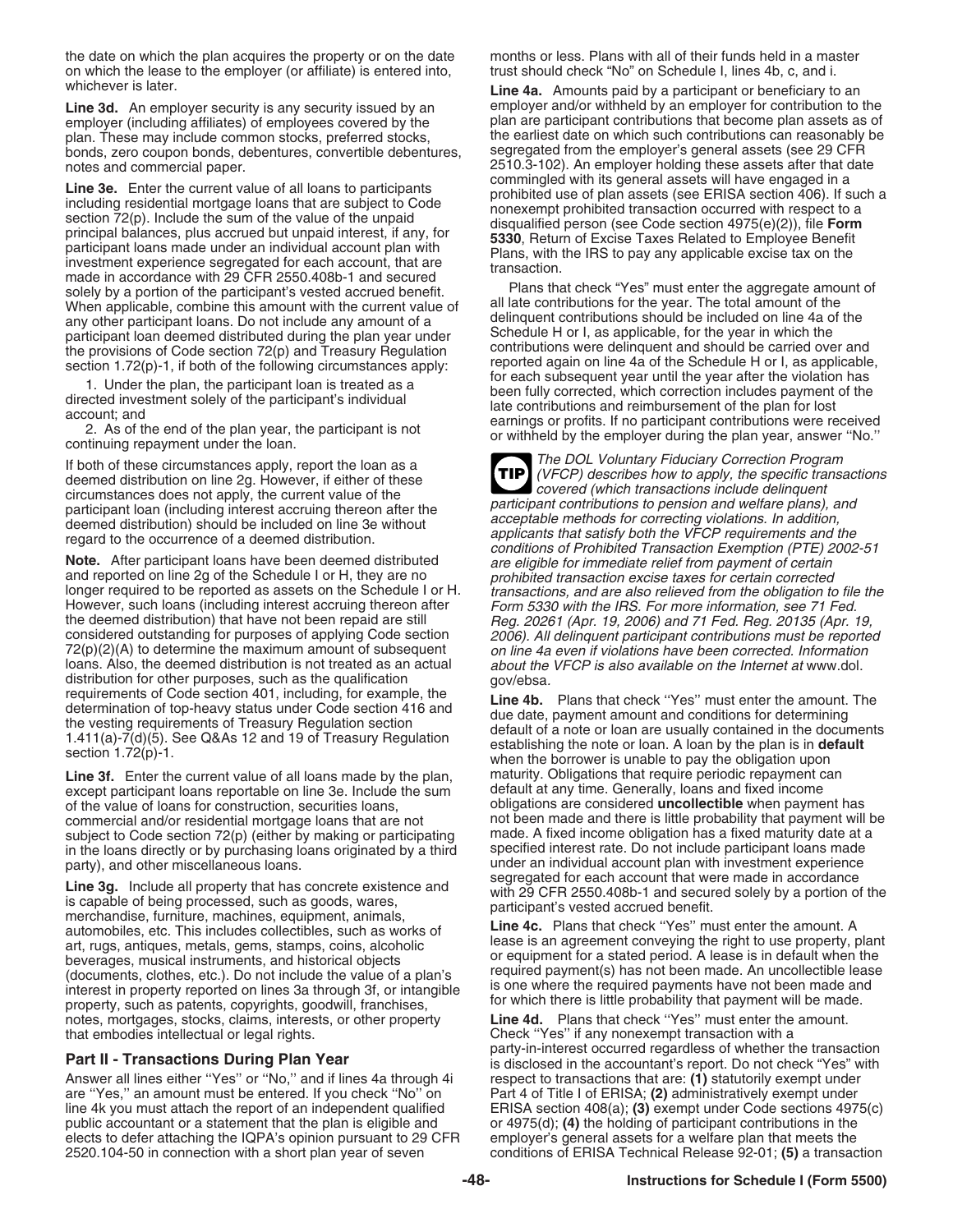the date on which the plan acquires the property or on the date on which the lease to the employer (or affiliate) is entered into, whichever is later.

**Line 3d.** An employer security is any security issued by an employer (including affiliates) of employees covered by the plan. These may include common stocks, preferred stocks, bonds, zero coupon bonds, debentures, convertible debentures, notes and commercial paper.

**Line 3e.** Enter the current value of all loans to participants including residential mortgage loans that are subject to Code section 72(p). Include the sum of the value of the unpaid principal balances, plus accrued but unpaid interest, if any, for participant loans made under an individual account plan with investment experience segregated for each account, that are made in accordance with 29 CFR 2550.408b-1 and secured solely by a portion of the participant's vested accrued benefit. When applicable, combine this amount with the current value of any other participant loans. Do not include any amount of a participant loan deemed distributed during the plan year under the provisions of Code section 72(p) and Treasury Regulation section 1.72(p)-1, if both of the following circumstances apply:

1. Under the plan, the participant loan is treated as a directed investment solely of the participant's individual account; and
2. As of the end of the plan year, the participant is not continuing repayment under the loan.

If both of these circumstances apply, report the loan as a deemed distribution on line 2g. However, if either of these circumstances does not apply, the current value of the participant loan (including interest accruing thereon after the deemed distribution) should be included on line 3e without regard to the occurrence of a deemed distribution.

**Note.** After participant loans have been deemed distributed and reported on line 2g of the Schedule I or H, they are no longer required to be reported as assets on the Schedule I or H. However, such loans (including interest accruing thereon after the deemed distribution) that have not been repaid are still considered outstanding for purposes of applying Code section 72(p)(2)(A) to determine the maximum amount of subsequent loans. Also, the deemed distribution is not treated as an actual distribution for other purposes, such as the qualification requirements of Code section 401, including, for example, the determination of top-heavy status under Code section 416 and the vesting requirements of Treasury Regulation section 1.411(a)-7(d)(5). See Q&As 12 and 19 of Treasury Regulation section 1.72(p)-1.

**Line 3f.** Enter the current value of all loans made by the plan, except participant loans reportable on line 3e. Include the sum of the value of loans for construction, securities loans, commercial and/or residential mortgage loans that are not subject to Code section 72(p) (either by making or participating in the loans directly or by purchasing loans originated by a third party), and other miscellaneous loans.

**Line 3g.** Include all property that has concrete existence and is capable of being processed, such as goods, wares, merchandise, furniture, machines, equipment, animals, automobiles, etc. This includes collectibles, such as works of art, rugs, antiques, metals, gems, stamps, coins, alcoholic beverages, musical instruments, and historical objects (documents, clothes, etc.). Do not include the value of a plan's interest in property reported on lines 3a through 3f, or intangible property, such as patents, copyrights, goodwill, franchises, notes, mortgages, stocks, claims, interests, or other property that embodies intellectual or legal rights.

## Part II - Transactions During Plan Year

Answer all lines either ''Yes'' or ''No,'' and if lines 4a through 4i are ''Yes,'' an amount must be entered. If you check ''No'' on line 4k you must attach the report of an independent qualified public accountant or a statement that the plan is eligible and elects to defer attaching the IQPA's opinion pursuant to 29 CFR 2520.104-50 in connection with a short plan year of seven months or less. Plans with all of their funds held in a master trust should check ''No'' on Schedule I, lines 4b, c, and i.

**Line 4a.** Amounts paid by a participant or beneficiary to an employer and/or withheld by an employer for contribution to the plan are participant contributions that become plan assets as of the earliest date on which such contributions can reasonably be segregated from the employer's general assets (see 29 CFR 2510.3-102). An employer holding these assets after that date commingled with its general assets will have engaged in a prohibited use of plan assets (see ERISA section 406). If such a nonexempt prohibited transaction occurred with respect to a disqualified person (see Code section 4975(e)(2)), file **Form 5330**, Return of Excise Taxes Related to Employee Benefit Plans, with the IRS to pay any applicable excise tax on the transaction.

Plans that check ''Yes'' must enter the aggregate amount of all late contributions for the year. The total amount of the delinquent contributions should be included on line 4a of the Schedule H or I, as applicable, for the year in which the contributions were delinquent and should be carried over and reported again on line 4a of the Schedule H or I, as applicable, for each subsequent year until the year after the violation has been fully corrected, which correction includes payment of the late contributions and reimbursement of the plan for lost earnings or profits. If no participant contributions were received or withheld by the employer during the plan year, answer ''No.''

**TIP** *The DOL Voluntary Fiduciary Correction Program (VFCP) describes how to apply, the specific transactions covered (which transactions include delinquent participant contributions to pension and welfare plans), and acceptable methods for correcting violations. In addition, applicants that satisfy both the VFCP requirements and the conditions of Prohibited Transaction Exemption (PTE) 2002-51 are eligible for immediate relief from payment of certain prohibited transaction excise taxes for certain corrected transactions, and are also relieved from the obligation to file the Form 5330 with the IRS. For more information, see 71 Fed. Reg. 20261 (Apr. 19, 2006) and 71 Fed. Reg. 20135 (Apr. 19, 2006). All delinquent participant contributions must be reported on line 4a even if violations have been corrected. Information about the VFCP is also available on the Internet at* www.dol.gov/ebsa.

**Line 4b.** Plans that check ''Yes'' must enter the amount. The due date, payment amount and conditions for determining default of a note or loan are usually contained in the documents establishing the note or loan. A loan by the plan is in **default** when the borrower is unable to pay the obligation upon maturity. Obligations that require periodic repayment can default at any time. Generally, loans and fixed income obligations are considered **uncollectible** when payment has not been made and there is little probability that payment will be made. A fixed income obligation has a fixed maturity date at a specified interest rate. Do not include participant loans made under an individual account plan with investment experience segregated for each account that were made in accordance with 29 CFR 2550.408b-1 and secured solely by a portion of the participant's vested accrued benefit.

**Line 4c.** Plans that check ''Yes'' must enter the amount. A lease is an agreement conveying the right to use property, plant or equipment for a stated period. A lease is in default when the required payment(s) has not been made. An uncollectible lease is one where the required payments have not been made and for which there is little probability that payment will be made.

**Line 4d.** Plans that check ''Yes'' must enter the amount. Check ''Yes'' if any nonexempt transaction with a party-in-interest occurred regardless of whether the transaction is disclosed in the accountant's report. Do not check "Yes" with respect to transactions that are: **(1)** statutorily exempt under Part 4 of Title I of ERISA; **(2)** administratively exempt under ERISA section 408(a); **(3)** exempt under Code sections 4975(c) or 4975(d); **(4)** the holding of participant contributions in the employer's general assets for a welfare plan that meets the conditions of ERISA Technical Release 92-01; **(5)** a transaction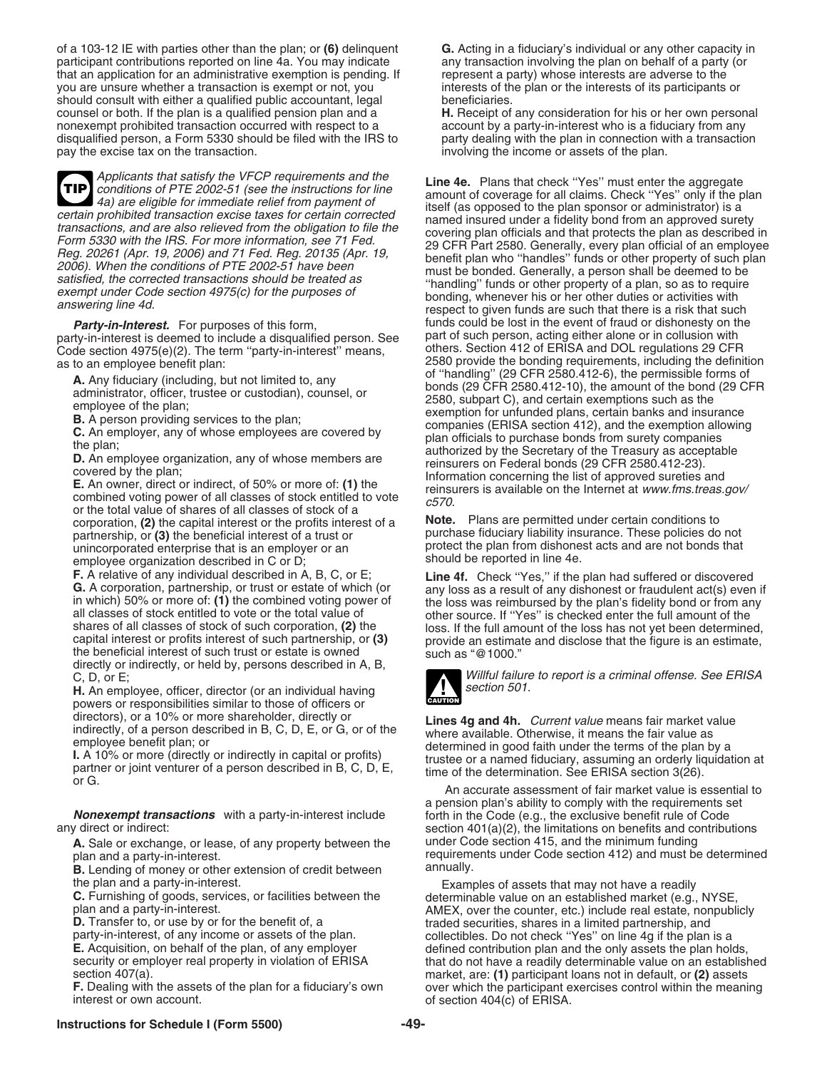of a 103-12 IE with parties other than the plan; or **(6)** delinquent participant contributions reported on line 4a. You may indicate that an application for an administrative exemption is pending. If you are unsure whether a transaction is exempt or not, you should consult with either a qualified public accountant, legal counsel or both. If the plan is a qualified pension plan and a nonexempt prohibited transaction occurred with respect to a disqualified person, a Form 5330 should be filed with the IRS to pay the excise tax on the transaction.

**TIP** *Applicants that satisfy the VFCP requirements and the conditions of PTE 2002-51 (see the instructions for line 4a) are eligible for immediate relief from payment of certain prohibited transaction excise taxes for certain corrected transactions, and are also relieved from the obligation to file the Form 5330 with the IRS. For more information, see 71 Fed. Reg. 20261 (Apr. 19, 2006) and 71 Fed. Reg. 20135 (Apr. 19, 2006). When the conditions of PTE 2002-51 have been satisfied, the corrected transactions should be treated as exempt under Code section 4975(c) for the purposes of answering line 4d.*

***Party-in-Interest.*** For purposes of this form, party-in-interest is deemed to include a disqualified person. See Code section 4975(e)(2). The term "party-in-interest" means, as to an employee benefit plan:

**A.** Any fiduciary (including, but not limited to, any administrator, officer, trustee or custodian), counsel, or employee of the plan;
**B.** A person providing services to the plan;
**C.** An employer, any of whose employees are covered by the plan;
**D.** An employee organization, any of whose members are covered by the plan;
**E.** An owner, direct or indirect, of 50% or more of: **(1)** the combined voting power of all classes of stock entitled to vote or the total value of shares of all classes of stock of a corporation, **(2)** the capital interest or the profits interest of a partnership, or **(3)** the beneficial interest of a trust or unincorporated enterprise that is an employer or an employee organization described in C or D;
**F.** A relative of any individual described in A, B, C, or E;
**G.** A corporation, partnership, or trust or estate of which (or in which) 50% or more of: **(1)** the combined voting power of all classes of stock entitled to vote or the total value of shares of all classes of stock of such corporation, **(2)** the capital interest or profits interest of such partnership, or **(3)** the beneficial interest of such trust or estate is owned directly or indirectly, or held by, persons described in A, B, C, D, or E;
**H.** An employee, officer, director (or an individual having powers or responsibilities similar to those of officers or directors), or a 10% or more shareholder, directly or indirectly, of a person described in B, C, D, E, or G, or of the employee benefit plan; or
**I.** A 10% or more (directly or indirectly in capital or profits) partner or joint venturer of a person described in B, C, D, E, or G.

***Nonexempt transactions*** with a party-in-interest include any direct or indirect:

**A.** Sale or exchange, or lease, of any property between the plan and a party-in-interest.
**B.** Lending of money or other extension of credit between the plan and a party-in-interest.
**C.** Furnishing of goods, services, or facilities between the plan and a party-in-interest.
**D.** Transfer to, or use by or for the benefit of, a party-in-interest, of any income or assets of the plan.
**E.** Acquisition, on behalf of the plan, of any employer security or employer real property in violation of ERISA section 407(a).
**F.** Dealing with the assets of the plan for a fiduciary's own interest or own account.
**G.** Acting in a fiduciary's individual or any other capacity in any transaction involving the plan on behalf of a party (or represent a party) whose interests are adverse to the interests of the plan or the interests of its participants or beneficiaries.
**H.** Receipt of any consideration for his or her own personal account by a party-in-interest who is a fiduciary from any party dealing with the plan in connection with a transaction involving the income or assets of the plan.

**Line 4e.** Plans that check "Yes" must enter the aggregate amount of coverage for all claims. Check "Yes" only if the plan itself (as opposed to the plan sponsor or administrator) is a named insured under a fidelity bond from an approved surety covering plan officials and that protects the plan as described in 29 CFR Part 2580. Generally, every plan official of an employee benefit plan who "handles" funds or other property of such plan must be bonded. Generally, a person shall be deemed to be "handling" funds or other property of a plan, so as to require bonding, whenever his or her other duties or activities with respect to given funds are such that there is a risk that such funds could be lost in the event of fraud or dishonesty on the part of such person, acting either alone or in collusion with others. Section 412 of ERISA and DOL regulations 29 CFR 2580 provide the bonding requirements, including the definition of "handling" (29 CFR 2580.412-6), the permissible forms of bonds (29 CFR 2580.412-10), the amount of the bond (29 CFR 2580, subpart C), and certain exemptions such as the exemption for unfunded plans, certain banks and insurance companies (ERISA section 412), and the exemption allowing plan officials to purchase bonds from surety companies authorized by the Secretary of the Treasury as acceptable reinsurers on Federal bonds (29 CFR 2580.412-23). Information concerning the list of approved sureties and reinsurers is available on the Internet at *www.fms.treas.gov/c570*.

**Note.** Plans are permitted under certain conditions to purchase fiduciary liability insurance. These policies do not protect the plan from dishonest acts and are not bonds that should be reported in line 4e.

**Line 4f.** Check "Yes," if the plan had suffered or discovered any loss as a result of any dishonest or fraudulent act(s) even if the loss was reimbursed by the plan's fidelity bond or from any other source. If "Yes" is checked enter the full amount of the loss. If the full amount of the loss has not yet been determined, provide an estimate and disclose that the figure is an estimate, such as "@1000."

**CAUTION** *Willful failure to report is a criminal offense. See ERISA section 501.*

**Lines 4g and 4h.** *Current value* means fair market value where available. Otherwise, it means the fair value as determined in good faith under the terms of the plan by a trustee or a named fiduciary, assuming an orderly liquidation at time of the determination. See ERISA section 3(26).

An accurate assessment of fair market value is essential to a pension plan's ability to comply with the requirements set forth in the Code (e.g., the exclusive benefit rule of Code section 401(a)(2), the limitations on benefits and contributions under Code section 415, and the minimum funding requirements under Code section 412) and must be determined annually.

Examples of assets that may not have a readily determinable value on an established market (e.g., NYSE, AMEX, over the counter, etc.) include real estate, nonpublicly traded securities, shares in a limited partnership, and collectibles. Do not check "Yes" on line 4g if the plan is a defined contribution plan and the only assets the plan holds, that do not have a readily determinable value on an established market, are: **(1)** participant loans not in default, or **(2)** assets over which the participant exercises control within the meaning of section 404(c) of ERISA.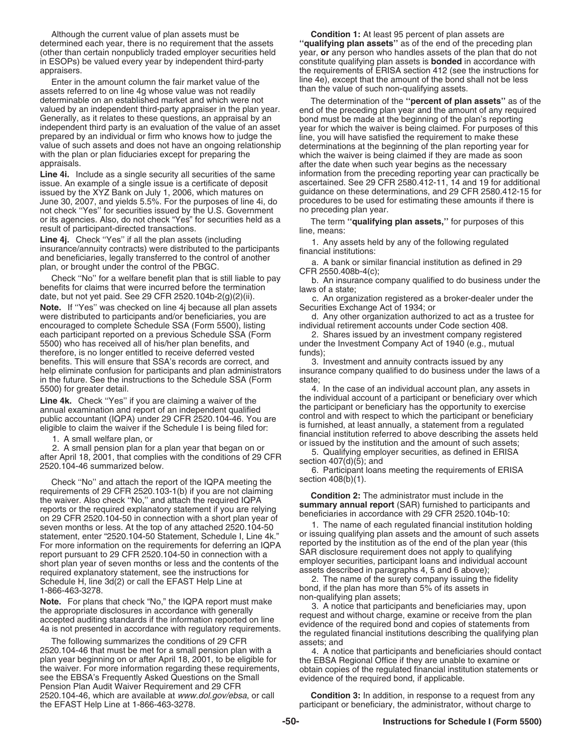Although the current value of plan assets must be determined each year, there is no requirement that the assets (other than certain nonpublicly traded employer securities held in ESOPs) be valued every year by independent third-party appraisers.

Enter in the amount column the fair market value of the assets referred to on line 4g whose value was not readily determinable on an established market and which were not valued by an independent third-party appraiser in the plan year. Generally, as it relates to these questions, an appraisal by an independent third party is an evaluation of the value of an asset prepared by an individual or firm who knows how to judge the value of such assets and does not have an ongoing relationship with the plan or plan fiduciaries except for preparing the appraisals.

**Line 4i.** Include as a single security all securities of the same issue. An example of a single issue is a certificate of deposit issued by the XYZ Bank on July 1, 2006, which matures on June 30, 2007, and yields 5.5%. For the purposes of line 4i, do not check ''Yes'' for securities issued by the U.S. Government or its agencies. Also, do not check "Yes" for securities held as a result of participant-directed transactions.

**Line 4j.** Check ''Yes'' if all the plan assets (including insurance/annuity contracts) were distributed to the participants and beneficiaries, legally transferred to the control of another plan, or brought under the control of the PBGC.

Check ''No'' for a welfare benefit plan that is still liable to pay benefits for claims that were incurred before the termination date, but not yet paid. See 29 CFR 2520.104b-2(g)(2)(ii).

**Note.** If ''Yes'' was checked on line 4j because all plan assets were distributed to participants and/or beneficiaries, you are encouraged to complete Schedule SSA (Form 5500), listing each participant reported on a previous Schedule SSA (Form 5500) who has received all of his/her plan benefits, and therefore, is no longer entitled to receive deferred vested benefits. This will ensure that SSA's records are correct, and help eliminate confusion for participants and plan administrators in the future. See the instructions to the Schedule SSA (Form 5500) for greater detail.

**Line 4k.** Check ''Yes'' if you are claiming a waiver of the annual examination and report of an independent qualified public accountant (IQPA) under 29 CFR 2520.104-46. You are eligible to claim the waiver if the Schedule I is being filed for:

1. A small welfare plan, or
2. A small pension plan for a plan year that began on or after April 18, 2001, that complies with the conditions of 29 CFR 2520.104-46 summarized below.

Check ''No'' and attach the report of the IQPA meeting the requirements of 29 CFR 2520.103-1(b) if you are not claiming the waiver. Also check ''No,'' and attach the required IQPA reports or the required explanatory statement if you are relying on 29 CFR 2520.104-50 in connection with a short plan year of seven months or less. At the top of any attached 2520.104-50 statement, enter "2520.104-50 Statement, Schedule I, Line 4k." For more information on the requirements for deferring an IQPA report pursuant to 29 CFR 2520.104-50 in connection with a short plan year of seven months or less and the contents of the required explanatory statement, see the instructions for Schedule H, line 3d(2) or call the EFAST Help Line at 1-866-463-3278.

**Note.** For plans that check "No," the IQPA report must make the appropriate disclosures in accordance with generally accepted auditing standards if the information reported on line 4a is not presented in accordance with regulatory requirements.

The following summarizes the conditions of 29 CFR 2520.104-46 that must be met for a small pension plan with a plan year beginning on or after April 18, 2001, to be eligible for the waiver. For more information regarding these requirements, see the EBSA's Frequently Asked Questions on the Small Pension Plan Audit Waiver Requirement and 29 CFR 2520.104-46, which are available at *www.dol.gov/ebsa*, or call the EFAST Help Line at 1-866-463-3278.

**Condition 1:** At least 95 percent of plan assets are **''qualifying plan assets''** as of the end of the preceding plan year, **or** any person who handles assets of the plan that do not constitute qualifying plan assets is **bonded** in accordance with the requirements of ERISA section 412 (see the instructions for line 4e), except that the amount of the bond shall not be less than the value of such non-qualifying assets.

The determination of the **''percent of plan assets''** as of the end of the preceding plan year and the amount of any required bond must be made at the beginning of the plan's reporting year for which the waiver is being claimed. For purposes of this line, you will have satisfied the requirement to make these determinations at the beginning of the plan reporting year for which the waiver is being claimed if they are made as soon after the date when such year begins as the necessary information from the preceding reporting year can practically be ascertained. See 29 CFR 2580.412-11, 14 and 19 for additional guidance on these determinations, and 29 CFR 2580.412-15 for procedures to be used for estimating these amounts if there is no preceding plan year.

The term **''qualifying plan assets,''** for purposes of this line, means:

1. Any assets held by any of the following regulated financial institutions:

a. A bank or similar financial institution as defined in 29 CFR 2550.408b-4(c);

b. An insurance company qualified to do business under the laws of a state;

c. An organization registered as a broker-dealer under the Securities Exchange Act of 1934; or

d. Any other organization authorized to act as a trustee for individual retirement accounts under Code section 408.

2. Shares issued by an investment company registered under the Investment Company Act of 1940 (e.g., mutual funds);

3. Investment and annuity contracts issued by any insurance company qualified to do business under the laws of a state;

4. In the case of an individual account plan, any assets in the individual account of a participant or beneficiary over which the participant or beneficiary has the opportunity to exercise control and with respect to which the participant or beneficiary is furnished, at least annually, a statement from a regulated financial institution referred to above describing the assets held or issued by the institution and the amount of such assets;

5. Qualifying employer securities, as defined in ERISA section 407(d)(5); and

6. Participant loans meeting the requirements of ERISA section 408(b)(1).

**Condition 2:** The administrator must include in the **summary annual report** (SAR) furnished to participants and beneficiaries in accordance with 29 CFR 2520.104b-10:

1. The name of each regulated financial institution holding or issuing qualifying plan assets and the amount of such assets reported by the institution as of the end of the plan year (this SAR disclosure requirement does not apply to qualifying employer securities, participant loans and individual account assets described in paragraphs 4, 5 and 6 above);

2. The name of the surety company issuing the fidelity bond, if the plan has more than 5% of its assets in non-qualifying plan assets;

3. A notice that participants and beneficiaries may, upon request and without charge, examine or receive from the plan evidence of the required bond and copies of statements from the regulated financial institutions describing the qualifying plan assets; and

4. A notice that participants and beneficiaries should contact the EBSA Regional Office if they are unable to examine or obtain copies of the regulated financial institution statements or evidence of the required bond, if applicable.

**Condition 3:** In addition, in response to a request from any participant or beneficiary, the administrator, without charge to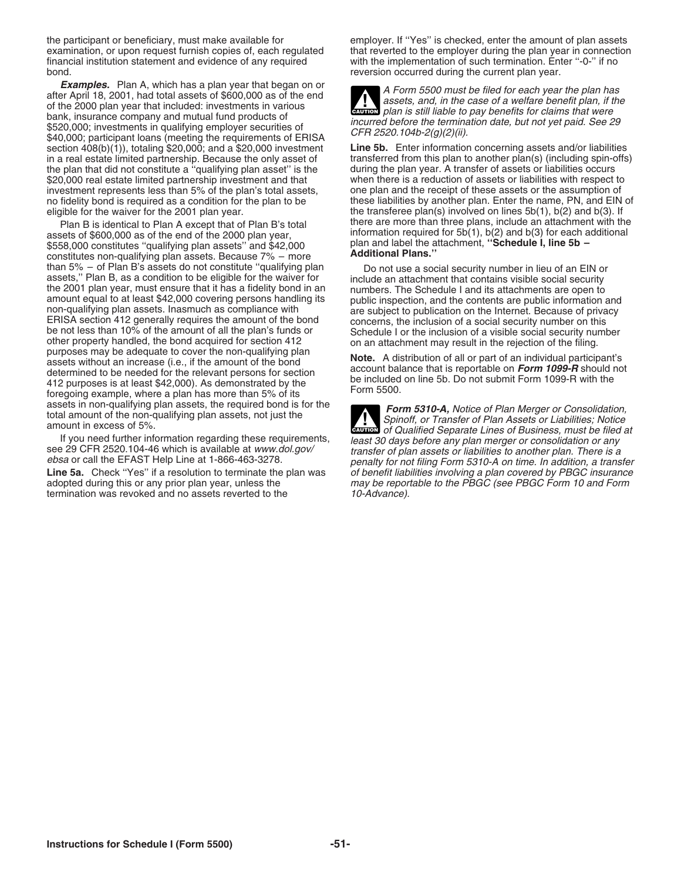the participant or beneficiary, must make available for examination, or upon request furnish copies of, each regulated financial institution statement and evidence of any required bond.

***Examples.*** Plan A, which has a plan year that began on or after April 18, 2001, had total assets of $600,000 as of the end of the 2000 plan year that included: investments in various bank, insurance company and mutual fund products of $520,000; investments in qualifying employer securities of $40,000; participant loans (meeting the requirements of ERISA section 408(b)(1)), totaling $20,000; and a $20,000 investment in a real estate limited partnership. Because the only asset of the plan that did not constitute a ''qualifying plan asset'' is the $20,000 real estate limited partnership investment and that investment represents less than 5% of the plan's total assets, no fidelity bond is required as a condition for the plan to be eligible for the waiver for the 2001 plan year.

Plan B is identical to Plan A except that of Plan B's total assets of $600,000 as of the end of the 2000 plan year, $558,000 constitutes ''qualifying plan assets'' and $42,000 constitutes non-qualifying plan assets. Because 7% – more than 5% – of Plan B's assets do not constitute ''qualifying plan assets,'' Plan B, as a condition to be eligible for the waiver for the 2001 plan year, must ensure that it has a fidelity bond in an amount equal to at least $42,000 covering persons handling its non-qualifying plan assets. Inasmuch as compliance with ERISA section 412 generally requires the amount of the bond be not less than 10% of the amount of all the plan's funds or other property handled, the bond acquired for section 412 purposes may be adequate to cover the non-qualifying plan assets without an increase (i.e., if the amount of the bond determined to be needed for the relevant persons for section 412 purposes is at least $42,000). As demonstrated by the foregoing example, where a plan has more than 5% of its assets in non-qualifying plan assets, the required bond is for the total amount of the non-qualifying plan assets, not just the amount in excess of 5%.

If you need further information regarding these requirements, see 29 CFR 2520.104-46 which is available at *www.dol.gov/ebsa* or call the EFAST Help Line at 1-866-463-3278.

**Line 5a.** Check ''Yes'' if a resolution to terminate the plan was adopted during this or any prior plan year, unless the termination was revoked and no assets reverted to the employer. If ''Yes'' is checked, enter the amount of plan assets that reverted to the employer during the plan year in connection with the implementation of such termination. Enter ''-0-'' if no reversion occurred during the current plan year.

**CAUTION** *A Form 5500 must be filed for each year the plan has assets, and, in the case of a welfare benefit plan, if the plan is still liable to pay benefits for claims that were incurred before the termination date, but not yet paid. See 29 CFR 2520.104b-2(g)(2)(ii).*

**Line 5b.** Enter information concerning assets and/or liabilities transferred from this plan to another plan(s) (including spin-offs) during the plan year. A transfer of assets or liabilities occurs when there is a reduction of assets or liabilities with respect to one plan and the receipt of these assets or the assumption of these liabilities by another plan. Enter the name, PN, and EIN of the transferee plan(s) involved on lines 5b(1), b(2) and b(3). If there are more than three plans, include an attachment with the information required for 5b(1), b(2) and b(3) for each additional plan and label the attachment, **''Schedule I, line 5b – Additional Plans.''**

Do not use a social security number in lieu of an EIN or include an attachment that contains visible social security numbers. The Schedule I and its attachments are open to public inspection, and the contents are public information and are subject to publication on the Internet. Because of privacy concerns, the inclusion of a social security number on this Schedule I or the inclusion of a visible social security number on an attachment may result in the rejection of the filing.

**Note.** A distribution of all or part of an individual participant's account balance that is reportable on ***Form 1099-R*** should not be included on line 5b. Do not submit Form 1099-R with the Form 5500.

**CAUTION** ***Form 5310-A,*** *Notice of Plan Merger or Consolidation, Spinoff, or Transfer of Plan Assets or Liabilities; Notice of Qualified Separate Lines of Business, must be filed at least 30 days before any plan merger or consolidation or any transfer of plan assets or liabilities to another plan. There is a penalty for not filing Form 5310-A on time. In addition, a transfer of benefit liabilities involving a plan covered by PBGC insurance may be reportable to the PBGC (see PBGC Form 10 and Form 10-Advance).*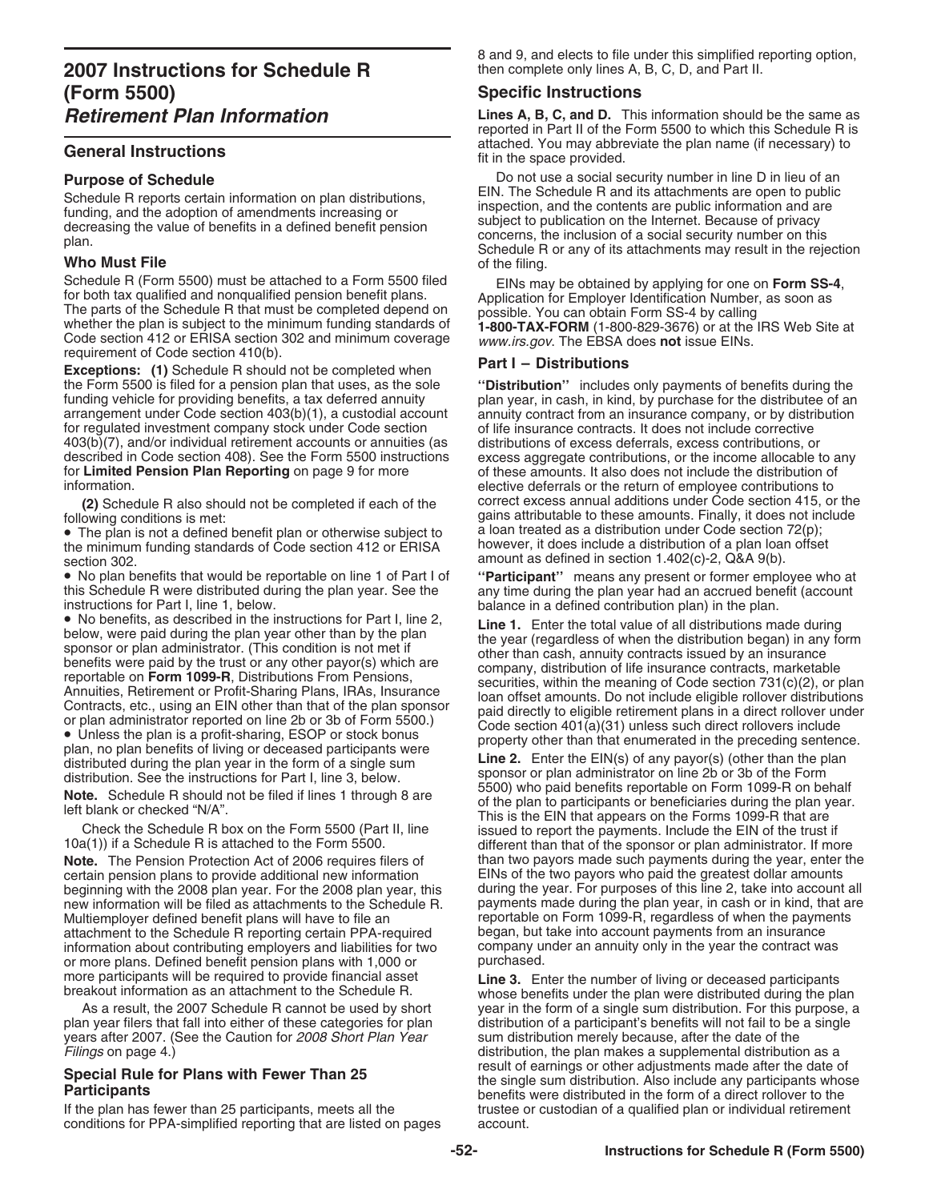# 2007 Instructions for Schedule R (Form 5500)

## *Retirement Plan Information*

## General Instructions

### Purpose of Schedule

Schedule R reports certain information on plan distributions, funding, and the adoption of amendments increasing or decreasing the value of benefits in a defined benefit pension plan.

### Who Must File

Schedule R (Form 5500) must be attached to a Form 5500 filed for both tax qualified and nonqualified pension benefit plans. The parts of the Schedule R that must be completed depend on whether the plan is subject to the minimum funding standards of Code section 412 or ERISA section 302 and minimum coverage requirement of Code section 410(b).

**Exceptions: (1)** Schedule R should not be completed when the Form 5500 is filed for a pension plan that uses, as the sole funding vehicle for providing benefits, a tax deferred annuity arrangement under Code section 403(b)(1), a custodial account for regulated investment company stock under Code section 403(b)(7), and/or individual retirement accounts or annuities (as described in Code section 408). See the Form 5500 instructions for **Limited Pension Plan Reporting** on page 9 for more information.

**(2)** Schedule R also should not be completed if each of the following conditions is met:

- The plan is not a defined benefit plan or otherwise subject to the minimum funding standards of Code section 412 or ERISA section 302.
- No plan benefits that would be reportable on line 1 of Part I of this Schedule R were distributed during the plan year. See the instructions for Part I, line 1, below.
- No benefits, as described in the instructions for Part I, line 2, below, were paid during the plan year other than by the plan sponsor or plan administrator. (This condition is not met if benefits were paid by the trust or any other payor(s) which are reportable on **Form 1099-R**, Distributions From Pensions, Annuities, Retirement or Profit-Sharing Plans, IRAs, Insurance Contracts, etc., using an EIN other than that of the plan sponsor or plan administrator reported on line 2b or 3b of Form 5500.)
- Unless the plan is a profit-sharing, ESOP or stock bonus plan, no plan benefits of living or deceased participants were distributed during the plan year in the form of a single sum distribution. See the instructions for Part I, line 3, below.

**Note.** Schedule R should not be filed if lines 1 through 8 are left blank or checked "N/A".

Check the Schedule R box on the Form 5500 (Part II, line 10a(1)) if a Schedule R is attached to the Form 5500.

**Note.** The Pension Protection Act of 2006 requires filers of certain pension plans to provide additional new information beginning with the 2008 plan year. For the 2008 plan year, this new information will be filed as attachments to the Schedule R. Multiemployer defined benefit plans will have to file an attachment to the Schedule R reporting certain PPA-required information about contributing employers and liabilities for two or more plans. Defined benefit pension plans with 1,000 or more participants will be required to provide financial asset breakout information as an attachment to the Schedule R.

As a result, the 2007 Schedule R cannot be used by short plan year filers that fall into either of these categories for plan years after 2007. (See the Caution for *2008 Short Plan Year Filings* on page 4.)

### Special Rule for Plans with Fewer Than 25 Participants

If the plan has fewer than 25 participants, meets all the conditions for PPA-simplified reporting that are listed on pages 8 and 9, and elects to file under this simplified reporting option, then complete only lines A, B, C, D, and Part II.

## Specific Instructions

**Lines A, B, C, and D.** This information should be the same as reported in Part II of the Form 5500 to which this Schedule R is attached. You may abbreviate the plan name (if necessary) to fit in the space provided.

Do not use a social security number in line D in lieu of an EIN. The Schedule R and its attachments are open to public inspection, and the contents are public information and are subject to publication on the Internet. Because of privacy concerns, the inclusion of a social security number on this Schedule R or any of its attachments may result in the rejection of the filing.

EINs may be obtained by applying for one on **Form SS-4**, Application for Employer Identification Number, as soon as possible. You can obtain Form SS-4 by calling **1-800-TAX-FORM** (1-800-829-3676) or at the IRS Web Site at *www.irs.gov*. The EBSA does **not** issue EINs.

### Part I – Distributions

**"Distribution"** includes only payments of benefits during the plan year, in cash, in kind, by purchase for the distributee of an annuity contract from an insurance company, or by distribution of life insurance contracts. It does not include corrective distributions of excess deferrals, excess contributions, or excess aggregate contributions, or the income allocable to any of these amounts. It also does not include the distribution of elective deferrals or the return of employee contributions to correct excess annual additions under Code section 415, or the gains attributable to these amounts. Finally, it does not include a loan treated as a distribution under Code section 72(p); however, it does include a distribution of a plan loan offset amount as defined in section 1.402(c)-2, Q&A 9(b).

**"Participant"** means any present or former employee who at any time during the plan year had an accrued benefit (account balance in a defined contribution plan) in the plan.

**Line 1.** Enter the total value of all distributions made during the year (regardless of when the distribution began) in any form other than cash, annuity contracts issued by an insurance company, distribution of life insurance contracts, marketable securities, within the meaning of Code section 731(c)(2), or plan loan offset amounts. Do not include eligible rollover distributions paid directly to eligible retirement plans in a direct rollover under Code section 401(a)(31) unless such direct rollovers include property other than that enumerated in the preceding sentence.

**Line 2.** Enter the EIN(s) of any payor(s) (other than the plan sponsor or plan administrator on line 2b or 3b of the Form 5500) who paid benefits reportable on Form 1099-R on behalf of the plan to participants or beneficiaries during the plan year. This is the EIN that appears on the Forms 1099-R that are issued to report the payments. Include the EIN of the trust if different than that of the sponsor or plan administrator. If more than two payors made such payments during the year, enter the EINs of the two payors who paid the greatest dollar amounts during the year. For purposes of this line 2, take into account all payments made during the plan year, in cash or in kind, that are reportable on Form 1099-R, regardless of when the payments began, but take into account payments from an insurance company under an annuity only in the year the contract was purchased.

**Line 3.** Enter the number of living or deceased participants whose benefits under the plan were distributed during the plan year in the form of a single sum distribution. For this purpose, a distribution of a participant's benefits will not fail to be a single sum distribution merely because, after the date of the distribution, the plan makes a supplemental distribution as a result of earnings or other adjustments made after the date of the single sum distribution. Also include any participants whose benefits were distributed in the form of a direct rollover to the trustee or custodian of a qualified plan or individual retirement account.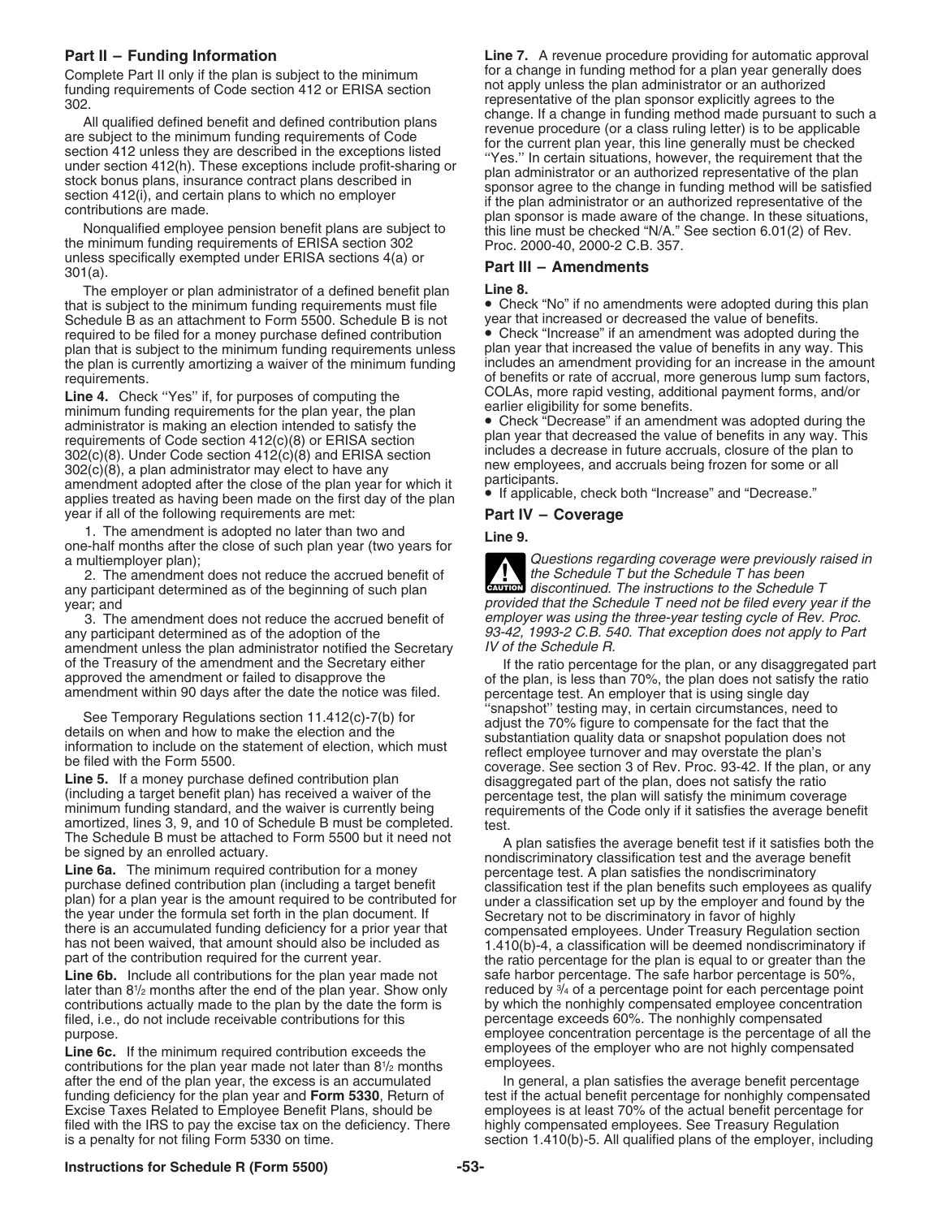## Part II – Funding Information

Complete Part II only if the plan is subject to the minimum funding requirements of Code section 412 or ERISA section 302.

All qualified defined benefit and defined contribution plans are subject to the minimum funding requirements of Code section 412 unless they are described in the exceptions listed under section 412(h). These exceptions include profit-sharing or stock bonus plans, insurance contract plans described in section 412(i), and certain plans to which no employer contributions are made.

Nonqualified employee pension benefit plans are subject to the minimum funding requirements of ERISA section 302 unless specifically exempted under ERISA sections 4(a) or 301(a).

The employer or plan administrator of a defined benefit plan that is subject to the minimum funding requirements must file Schedule B as an attachment to Form 5500. Schedule B is not required to be filed for a money purchase defined contribution plan that is subject to the minimum funding requirements unless the plan is currently amortizing a waiver of the minimum funding requirements.

**Line 4.** Check ''Yes'' if, for purposes of computing the minimum funding requirements for the plan year, the plan administrator is making an election intended to satisfy the requirements of Code section 412(c)(8) or ERISA section 302(c)(8). Under Code section 412(c)(8) and ERISA section 302(c)(8), a plan administrator may elect to have any amendment adopted after the close of the plan year for which it applies treated as having been made on the first day of the plan year if all of the following requirements are met:

1. The amendment is adopted no later than two and one-half months after the close of such plan year (two years for a multiemployer plan);

2. The amendment does not reduce the accrued benefit of any participant determined as of the beginning of such plan year; and

3. The amendment does not reduce the accrued benefit of any participant determined as of the adoption of the amendment unless the plan administrator notified the Secretary of the Treasury of the amendment and the Secretary either approved the amendment or failed to disapprove the amendment within 90 days after the date the notice was filed.

See Temporary Regulations section 11.412(c)-7(b) for details on when and how to make the election and the information to include on the statement of election, which must be filed with the Form 5500.

**Line 5.** If a money purchase defined contribution plan (including a target benefit plan) has received a waiver of the minimum funding standard, and the waiver is currently being amortized, lines 3, 9, and 10 of Schedule B must be completed. The Schedule B must be attached to Form 5500 but it need not be signed by an enrolled actuary.

**Line 6a.** The minimum required contribution for a money purchase defined contribution plan (including a target benefit plan) for a plan year is the amount required to be contributed for the year under the formula set forth in the plan document. If there is an accumulated funding deficiency for a prior year that has not been waived, that amount should also be included as part of the contribution required for the current year.

**Line 6b.** Include all contributions for the plan year made not later than 8½ months after the end of the plan year. Show only contributions actually made to the plan by the date the form is filed, i.e., do not include receivable contributions for this purpose.

**Line 6c.** If the minimum required contribution exceeds the contributions for the plan year made not later than 8½ months after the end of the plan year, the excess is an accumulated funding deficiency for the plan year and **Form 5330**, Return of Excise Taxes Related to Employee Benefit Plans, should be filed with the IRS to pay the excise tax on the deficiency. There is a penalty for not filing Form 5330 on time.

**Line 7.** A revenue procedure providing for automatic approval for a change in funding method for a plan year generally does not apply unless the plan administrator or an authorized representative of the plan sponsor explicitly agrees to the change. If a change in funding method made pursuant to such a revenue procedure (or a class ruling letter) is to be applicable for the current plan year, this line generally must be checked ''Yes.'' In certain situations, however, the requirement that the plan administrator or an authorized representative of the plan sponsor agree to the change in funding method will be satisfied if the plan administrator or an authorized representative of the plan sponsor is made aware of the change. In these situations, this line must be checked "N/A." See section 6.01(2) of Rev. Proc. 2000-40, 2000-2 C.B. 357.

## Part III – Amendments

**Line 8.**

- Check "No" if no amendments were adopted during this plan year that increased or decreased the value of benefits.
- Check "Increase" if an amendment was adopted during the plan year that increased the value of benefits in any way. This includes an amendment providing for an increase in the amount of benefits or rate of accrual, more generous lump sum factors, COLAs, more rapid vesting, additional payment forms, and/or earlier eligibility for some benefits.
- Check "Decrease" if an amendment was adopted during the plan year that decreased the value of benefits in any way. This includes a decrease in future accruals, closure of the plan to new employees, and accruals being frozen for some or all participants.
- If applicable, check both "Increase" and "Decrease."

## Part IV – Coverage

**Line 9.**

**CAUTION** *Questions regarding coverage were previously raised in the Schedule T but the Schedule T has been discontinued. The instructions to the Schedule T provided that the Schedule T need not be filed every year if the employer was using the three-year testing cycle of Rev. Proc. 93-42, 1993-2 C.B. 540. That exception does not apply to Part IV of the Schedule R.*

If the ratio percentage for the plan, or any disaggregated part of the plan, is less than 70%, the plan does not satisfy the ratio percentage test. An employer that is using single day ''snapshot'' testing may, in certain circumstances, need to adjust the 70% figure to compensate for the fact that the substantiation quality data or snapshot population does not reflect employee turnover and may overstate the plan's coverage. See section 3 of Rev. Proc. 93-42. If the plan, or any disaggregated part of the plan, does not satisfy the ratio percentage test, the plan will satisfy the minimum coverage requirements of the Code only if it satisfies the average benefit test.

A plan satisfies the average benefit test if it satisfies both the nondiscriminatory classification test and the average benefit percentage test. A plan satisfies the nondiscriminatory classification test if the plan benefits such employees as qualify under a classification set up by the employer and found by the Secretary not to be discriminatory in favor of highly compensated employees. Under Treasury Regulation section 1.410(b)-4, a classification will be deemed nondiscriminatory if the ratio percentage for the plan is equal to or greater than the safe harbor percentage. The safe harbor percentage is 50%, reduced by ¾ of a percentage point for each percentage point by which the nonhighly compensated employee concentration percentage exceeds 60%. The nonhighly compensated employee concentration percentage is the percentage of all the employees of the employer who are not highly compensated employees.

In general, a plan satisfies the average benefit percentage test if the actual benefit percentage for nonhighly compensated employees is at least 70% of the actual benefit percentage for highly compensated employees. See Treasury Regulation section 1.410(b)-5. All qualified plans of the employer, including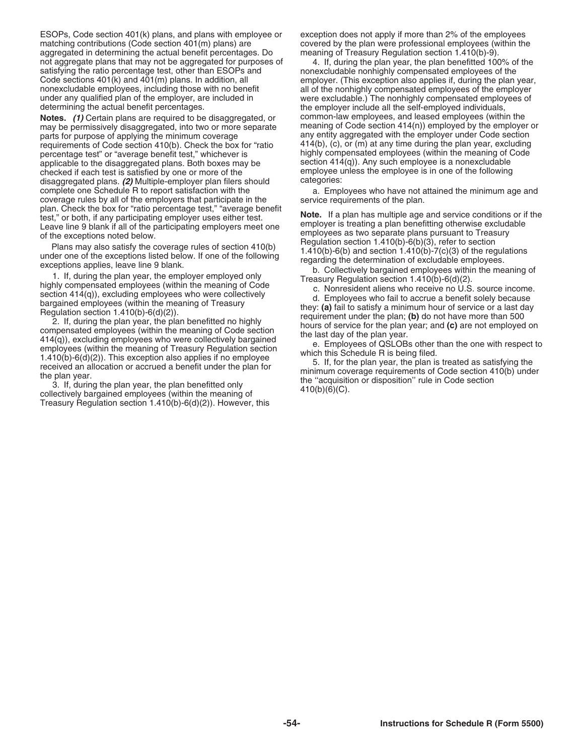ESOPs, Code section 401(k) plans, and plans with employee or matching contributions (Code section 401(m) plans) are aggregated in determining the actual benefit percentages. Do not aggregate plans that may not be aggregated for purposes of satisfying the ratio percentage test, other than ESOPs and Code sections 401(k) and 401(m) plans. In addition, all nonexcludable employees, including those with no benefit under any qualified plan of the employer, are included in determining the actual benefit percentages.

**Notes.** ***(1)*** Certain plans are required to be disaggregated, or may be permissively disaggregated, into two or more separate parts for purpose of applying the minimum coverage requirements of Code section 410(b). Check the box for "ratio percentage test" or "average benefit test," whichever is applicable to the disaggregated plans. Both boxes may be checked if each test is satisfied by one or more of the disaggregated plans. ***(2)*** Multiple-employer plan filers should complete one Schedule R to report satisfaction with the coverage rules by all of the employers that participate in the plan. Check the box for "ratio percentage test," "average benefit test," or both, if any participating employer uses either test. Leave line 9 blank if all of the participating employers meet one of the exceptions noted below.

Plans may also satisfy the coverage rules of section 410(b) under one of the exceptions listed below. If one of the following exceptions applies, leave line 9 blank.

1. If, during the plan year, the employer employed only highly compensated employees (within the meaning of Code section 414(q)), excluding employees who were collectively bargained employees (within the meaning of Treasury Regulation section 1.410(b)-6(d)(2)).

2. If, during the plan year, the plan benefitted no highly compensated employees (within the meaning of Code section 414(q)), excluding employees who were collectively bargained employees (within the meaning of Treasury Regulation section 1.410(b)-6(d)(2)). This exception also applies if no employee received an allocation or accrued a benefit under the plan for the plan year.

3. If, during the plan year, the plan benefitted only collectively bargained employees (within the meaning of Treasury Regulation section 1.410(b)-6(d)(2)). However, this exception does not apply if more than 2% of the employees covered by the plan were professional employees (within the meaning of Treasury Regulation section 1.410(b)-9).

4. If, during the plan year, the plan benefitted 100% of the nonexcludable nonhighly compensated employees of the employer. (This exception also applies if, during the plan year, all of the nonhighly compensated employees of the employer were excludable.) The nonhighly compensated employees of the employer include all the self-employed individuals, common-law employees, and leased employees (within the meaning of Code section 414(n)) employed by the employer or any entity aggregated with the employer under Code section 414(b), (c), or (m) at any time during the plan year, excluding highly compensated employees (within the meaning of Code section 414(q)). Any such employee is a nonexcludable employee unless the employee is in one of the following categories:

a. Employees who have not attained the minimum age and service requirements of the plan.

**Note.** If a plan has multiple age and service conditions or if the employer is treating a plan benefitting otherwise excludable employees as two separate plans pursuant to Treasury Regulation section 1.410(b)-6(b)(3), refer to section 1.410(b)-6(b) and section 1.410(b)-7(c)(3) of the regulations regarding the determination of excludable employees.

b. Collectively bargained employees within the meaning of Treasury Regulation section 1.410(b)-6(d)(2).

c. Nonresident aliens who receive no U.S. source income.

d. Employees who fail to accrue a benefit solely because they: **(a)** fail to satisfy a minimum hour of service or a last day requirement under the plan; **(b)** do not have more than 500 hours of service for the plan year; and **(c)** are not employed on the last day of the plan year.

e. Employees of QSLOBs other than the one with respect to which this Schedule R is being filed.

5. If, for the plan year, the plan is treated as satisfying the minimum coverage requirements of Code section 410(b) under the ''acquisition or disposition'' rule in Code section 410(b)(6)(C).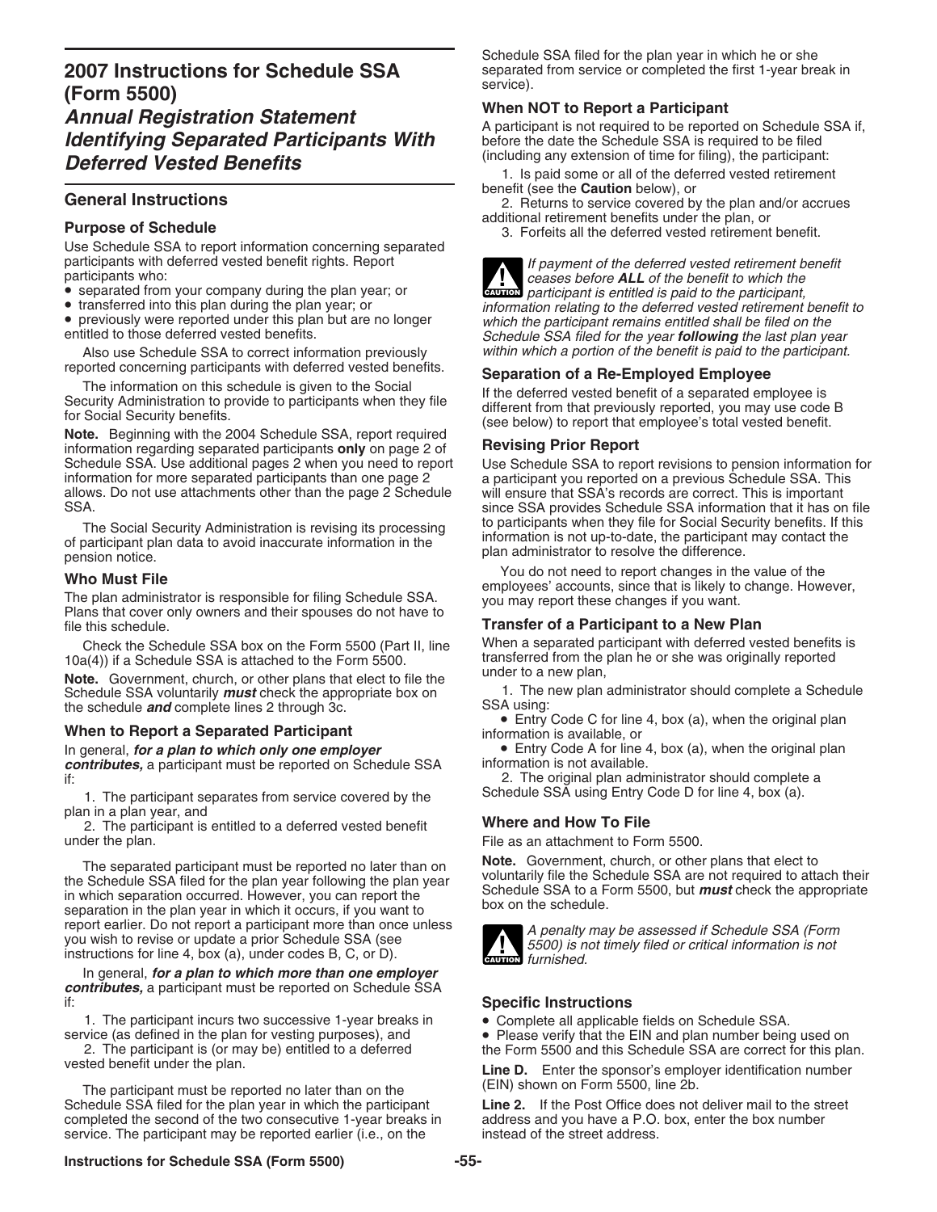# 2007 Instructions for Schedule SSA (Form 5500)

## *Annual Registration Statement Identifying Separated Participants With Deferred Vested Benefits*

## General Instructions

### Purpose of Schedule

Use Schedule SSA to report information concerning separated participants with deferred vested benefit rights. Report participants who:

- separated from your company during the plan year; or
- transferred into this plan during the plan year; or
- previously were reported under this plan but are no longer entitled to those deferred vested benefits.

Also use Schedule SSA to correct information previously reported concerning participants with deferred vested benefits.

The information on this schedule is given to the Social Security Administration to provide to participants when they file for Social Security benefits.

**Note.** Beginning with the 2004 Schedule SSA, report required information regarding separated participants **only** on page 2 of Schedule SSA. Use additional pages 2 when you need to report information for more separated participants than one page 2 allows. Do not use attachments other than the page 2 Schedule SSA.

The Social Security Administration is revising its processing of participant plan data to avoid inaccurate information in the pension notice.

### Who Must File

The plan administrator is responsible for filing Schedule SSA. Plans that cover only owners and their spouses do not have to file this schedule.

Check the Schedule SSA box on the Form 5500 (Part II, line 10a(4)) if a Schedule SSA is attached to the Form 5500.

**Note.** Government, church, or other plans that elect to file the Schedule SSA voluntarily ***must*** check the appropriate box on the schedule ***and*** complete lines 2 through 3c.

### When to Report a Separated Participant

In general, ***for a plan to which only one employer contributes,*** a participant must be reported on Schedule SSA if:

1. The participant separates from service covered by the plan in a plan year, and
2. The participant is entitled to a deferred vested benefit under the plan.

The separated participant must be reported no later than on the Schedule SSA filed for the plan year following the plan year in which separation occurred. However, you can report the separation in the plan year in which it occurs, if you want to report earlier. Do not report a participant more than once unless you wish to revise or update a prior Schedule SSA (see instructions for line 4, box (a), under codes B, C, or D).

In general, ***for a plan to which more than one employer contributes,*** a participant must be reported on Schedule SSA if:

1. The participant incurs two successive 1-year breaks in service (as defined in the plan for vesting purposes), and
2. The participant is (or may be) entitled to a deferred vested benefit under the plan.

The participant must be reported no later than on the Schedule SSA filed for the plan year in which the participant completed the second of the two consecutive 1-year breaks in service. The participant may be reported earlier (i.e., on the Schedule SSA filed for the plan year in which he or she separated from service or completed the first 1-year break in service).

### When NOT to Report a Participant

A participant is not required to be reported on Schedule SSA if, before the date the Schedule SSA is required to be filed (including any extension of time for filing), the participant:

1. Is paid some or all of the deferred vested retirement benefit (see the **Caution** below), or
2. Returns to service covered by the plan and/or accrues additional retirement benefits under the plan, or
3. Forfeits all the deferred vested retirement benefit.

**CAUTION:** *If payment of the deferred vested retirement benefit ceases before* ***ALL*** *of the benefit to which the participant is entitled is paid to the participant, information relating to the deferred vested retirement benefit to which the participant remains entitled shall be filed on the Schedule SSA filed for the year* ***following*** *the last plan year within which a portion of the benefit is paid to the participant.*

### Separation of a Re-Employed Employee

If the deferred vested benefit of a separated employee is different from that previously reported, you may use code B (see below) to report that employee's total vested benefit.

### Revising Prior Report

Use Schedule SSA to report revisions to pension information for a participant you reported on a previous Schedule SSA. This will ensure that SSA's records are correct. This is important since SSA provides Schedule SSA information that it has on file to participants when they file for Social Security benefits. If this information is not up-to-date, the participant may contact the plan administrator to resolve the difference.

You do not need to report changes in the value of the employees' accounts, since that is likely to change. However, you may report these changes if you want.

### Transfer of a Participant to a New Plan

When a separated participant with deferred vested benefits is transferred from the plan he or she was originally reported under to a new plan,

1. The new plan administrator should complete a Schedule SSA using:
   - Entry Code C for line 4, box (a), when the original plan information is available, or
   - Entry Code A for line 4, box (a), when the original plan information is not available.
2. The original plan administrator should complete a Schedule SSA using Entry Code D for line 4, box (a).

### Where and How To File

File as an attachment to Form 5500.

**Note.** Government, church, or other plans that elect to voluntarily file the Schedule SSA are not required to attach their Schedule SSA to a Form 5500, but ***must*** check the appropriate box on the schedule.

**CAUTION:** *A penalty may be assessed if Schedule SSA (Form 5500) is not timely filed or critical information is not furnished.*

## Specific Instructions

- Complete all applicable fields on Schedule SSA.
- Please verify that the EIN and plan number being used on the Form 5500 and this Schedule SSA are correct for this plan.

**Line D.** Enter the sponsor's employer identification number (EIN) shown on Form 5500, line 2b.

**Line 2.** If the Post Office does not deliver mail to the street address and you have a P.O. box, enter the box number instead of the street address.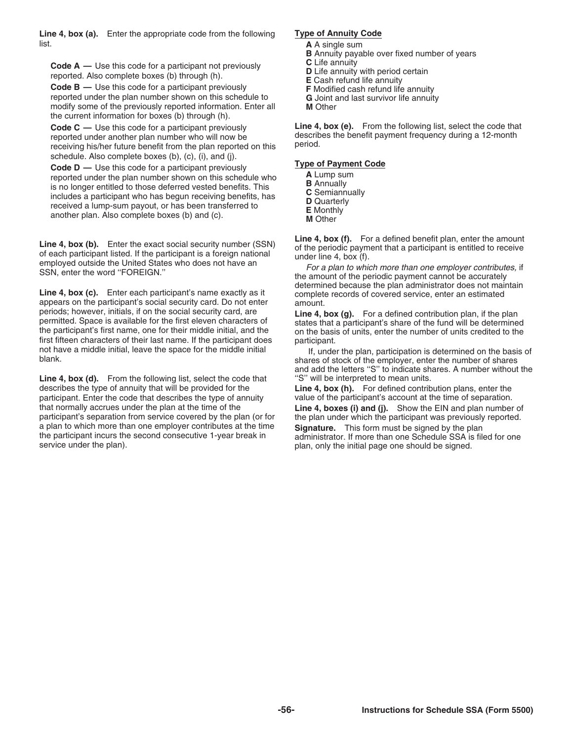**Line 4, box (a).** Enter the appropriate code from the following list.

**Code A —** Use this code for a participant not previously reported. Also complete boxes (b) through (h).

**Code B —** Use this code for a participant previously reported under the plan number shown on this schedule to modify some of the previously reported information. Enter all the current information for boxes (b) through (h).

**Code C —** Use this code for a participant previously reported under another plan number who will now be receiving his/her future benefit from the plan reported on this schedule. Also complete boxes (b), (c), (i), and (j).

**Code D —** Use this code for a participant previously reported under the plan number shown on this schedule who is no longer entitled to those deferred vested benefits. This includes a participant who has begun receiving benefits, has received a lump-sum payout, or has been transferred to another plan. Also complete boxes (b) and (c).

**Line 4, box (b).** Enter the exact social security number (SSN) of each participant listed. If the participant is a foreign national employed outside the United States who does not have an SSN, enter the word "FOREIGN."

**Line 4, box (c).** Enter each participant's name exactly as it appears on the participant's social security card. Do not enter periods; however, initials, if on the social security card, are permitted. Space is available for the first eleven characters of the participant's first name, one for their middle initial, and the first fifteen characters of their last name. If the participant does not have a middle initial, leave the space for the middle initial blank.

**Line 4, box (d).** From the following list, select the code that describes the type of annuity that will be provided for the participant. Enter the code that describes the type of annuity that normally accrues under the plan at the time of the participant's separation from service covered by the plan (or for a plan to which more than one employer contributes at the time the participant incurs the second consecutive 1-year break in service under the plan).

**Type of Annuity Code**

- **A** A single sum
- **B** Annuity payable over fixed number of years
- **C** Life annuity
- **D** Life annuity with period certain
- **E** Cash refund life annuity
- **F** Modified cash refund life annuity
- **G** Joint and last survivor life annuity
- **M** Other

**Line 4, box (e).** From the following list, select the code that describes the benefit payment frequency during a 12-month period.

**Type of Payment Code**

- **A** Lump sum
- **B** Annually
- **C** Semiannually
- **D** Quarterly
- **E** Monthly
- **M** Other

**Line 4, box (f).** For a defined benefit plan, enter the amount of the periodic payment that a participant is entitled to receive under line 4, box (f).

*For a plan to which more than one employer contributes,* if the amount of the periodic payment cannot be accurately determined because the plan administrator does not maintain complete records of covered service, enter an estimated amount.

**Line 4, box (g).** For a defined contribution plan, if the plan states that a participant's share of the fund will be determined on the basis of units, enter the number of units credited to the participant.

If, under the plan, participation is determined on the basis of shares of stock of the employer, enter the number of shares and add the letters "S" to indicate shares. A number without the "S" will be interpreted to mean units.

**Line 4, box (h).** For defined contribution plans, enter the value of the participant's account at the time of separation.

**Line 4, boxes (i) and (j).** Show the EIN and plan number of the plan under which the participant was previously reported.

**Signature.** This form must be signed by the plan administrator. If more than one Schedule SSA is filed for one plan, only the initial page one should be signed.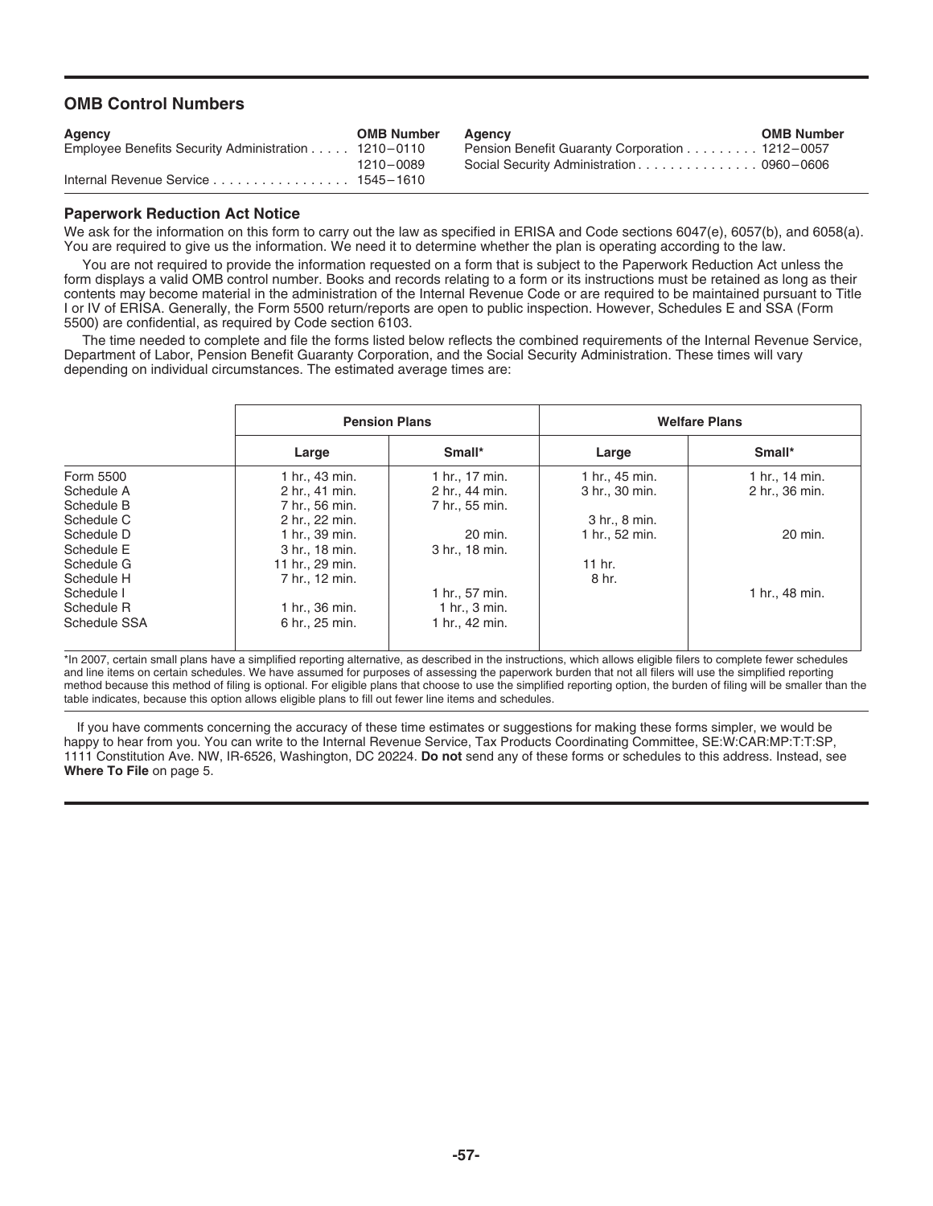## OMB Control Numbers

| Agency | OMB Number | Agency | OMB Number |
|---|---|---|---|
| Employee Benefits Security Administration | 1210–0110 | Pension Benefit Guaranty Corporation | 1212–0057 |
| | 1210–0089 | Social Security Administration | 0960–0606 |
| Internal Revenue Service | 1545–1610 | | |

### Paperwork Reduction Act Notice

We ask for the information on this form to carry out the law as specified in ERISA and Code sections 6047(e), 6057(b), and 6058(a). You are required to give us the information. We need it to determine whether the plan is operating according to the law.

You are not required to provide the information requested on a form that is subject to the Paperwork Reduction Act unless the form displays a valid OMB control number. Books and records relating to a form or its instructions must be retained as long as their contents may become material in the administration of the Internal Revenue Code or are required to be maintained pursuant to Title I or IV of ERISA. Generally, the Form 5500 return/reports are open to public inspection. However, Schedules E and SSA (Form 5500) are confidential, as required by Code section 6103.

The time needed to complete and file the forms listed below reflects the combined requirements of the Internal Revenue Service, Department of Labor, Pension Benefit Guaranty Corporation, and the Social Security Administration. These times will vary depending on individual circumstances. The estimated average times are:

| | Pension Plans | | Welfare Plans | |
|---|---|---|---|---|
| | **Large** | **Small*** | **Large** | **Small*** |
| Form 5500 | 1 hr., 43 min. | 1 hr., 17 min. | 1 hr., 45 min. | 1 hr., 14 min. |
| Schedule A | 2 hr., 41 min. | 2 hr., 44 min. | 3 hr., 30 min. | 2 hr., 36 min. |
| Schedule B | 7 hr., 56 min. | 7 hr., 55 min. | | |
| Schedule C | 2 hr., 22 min. | | 3 hr., 8 min. | |
| Schedule D | 1 hr., 39 min. | 20 min. | 1 hr., 52 min. | 20 min. |
| Schedule E | 3 hr., 18 min. | 3 hr., 18 min. | | |
| Schedule G | 11 hr., 29 min. | | 11 hr. | |
| Schedule H | 7 hr., 12 min. | | 8 hr. | |
| Schedule I | | 1 hr., 57 min. | | 1 hr., 48 min. |
| Schedule R | 1 hr., 36 min. | 1 hr., 3 min. | | |
| Schedule SSA | 6 hr., 25 min. | 1 hr., 42 min. | | |

*In 2007, certain small plans have a simplified reporting alternative, as described in the instructions, which allows eligible filers to complete fewer schedules and line items on certain schedules. We have assumed for purposes of assessing the paperwork burden that not all filers will use the simplified reporting method because this method of filing is optional. For eligible plans that choose to use the simplified reporting option, the burden of filing will be smaller than the table indicates, because this option allows eligible plans to fill out fewer line items and schedules.

If you have comments concerning the accuracy of these time estimates or suggestions for making these forms simpler, we would be happy to hear from you. You can write to the Internal Revenue Service, Tax Products Coordinating Committee, SE:W:CAR:MP:T:T:SP, 1111 Constitution Ave. NW, IR-6526, Washington, DC 20224. **Do not** send any of these forms or schedules to this address. Instead, see **Where To File** on page 5.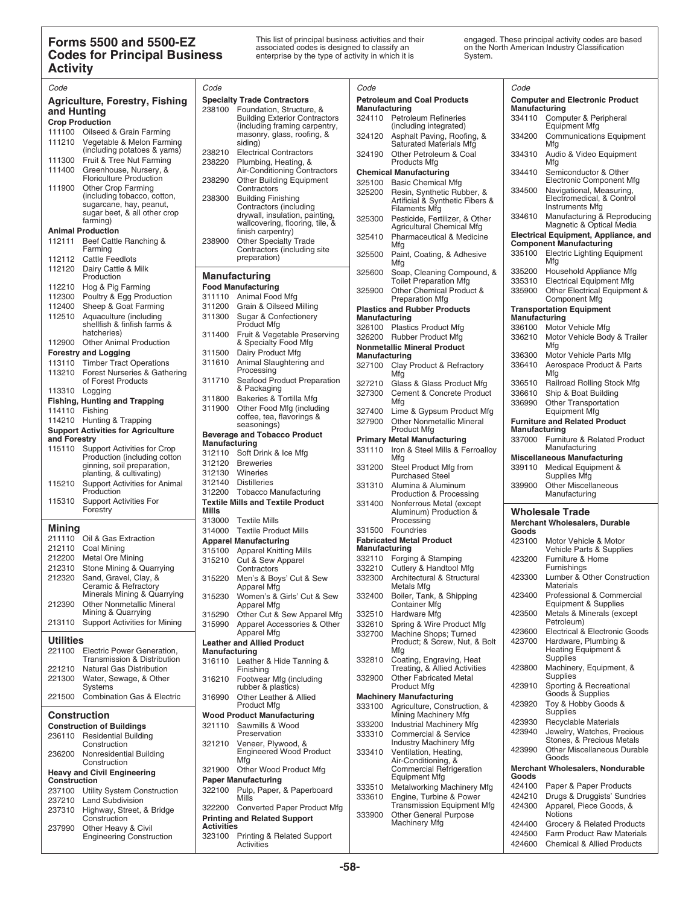# Forms 5500 and 5500-EZ Codes for Principal Business Activity

This list of principal business activities and their associated codes is designed to classify an enterprise by the type of activity in which it is engaged. These principal activity codes are based on the North American Industry Classification System.

*Code*

## Agriculture, Forestry, Fishing and Hunting

**Crop Production**

| Code | Activity |
|---|---|
| 111100 | Oilseed & Grain Farming |
| 111210 | Vegetable & Melon Farming (including potatoes & yams) |
| 111300 | Fruit & Tree Nut Farming |
| 111400 | Greenhouse, Nursery, & Floriculture Production |
| 111900 | Other Crop Farming (including tobacco, cotton, sugarcane, hay, peanut, sugar beet, & all other crop farming) |

**Animal Production**

| Code | Activity |
|---|---|
| 112111 | Beef Cattle Ranching & Farming |
| 112112 | Cattle Feedlots |
| 112120 | Dairy Cattle & Milk Production |
| 112210 | Hog & Pig Farming |
| 112300 | Poultry & Egg Production |
| 112400 | Sheep & Goat Farming |
| 112510 | Aquaculture (including shellfish & finfish farms & hatcheries) |
| 112900 | Other Animal Production |

**Forestry and Logging**

| Code | Activity |
|---|---|
| 113110 | Timber Tract Operations |
| 113210 | Forest Nurseries & Gathering of Forest Products |
| 113310 | Logging |

**Fishing, Hunting and Trapping**

| Code | Activity |
|---|---|
| 114110 | Fishing |
| 114210 | Hunting & Trapping |

**Support Activities for Agriculture and Forestry**

| Code | Activity |
|---|---|
| 115110 | Support Activities for Crop Production (including cotton ginning, soil preparation, planting, & cultivating) |
| 115210 | Support Activities for Animal Production |
| 115310 | Support Activities For Forestry |

## Mining

| Code | Activity |
|---|---|
| 211110 | Oil & Gas Extraction |
| 212110 | Coal Mining |
| 212200 | Metal Ore Mining |
| 212310 | Stone Mining & Quarrying |
| 212320 | Sand, Gravel, Clay, & Ceramic & Refractory Minerals Mining & Quarrying |
| 212390 | Other Nonmetallic Mineral Mining & Quarrying |
| 213110 | Support Activities for Mining |

## Utilities

| Code | Activity |
|---|---|
| 221100 | Electric Power Generation, Transmission & Distribution |
| 221210 | Natural Gas Distribution |
| 221300 | Water, Sewage, & Other Systems |
| 221500 | Combination Gas & Electric |

## Construction

**Construction of Buildings**

| Code | Activity |
|---|---|
| 236110 | Residential Building Construction |
| 236200 | Nonresidential Building Construction |

**Heavy and Civil Engineering Construction**

| Code | Activity |
|---|---|
| 237100 | Utility System Construction |
| 237210 | Land Subdivision |
| 237310 | Highway, Street, & Bridge Construction |
| 237990 | Other Heavy & Civil Engineering Construction |

**Specialty Trade Contractors**

| Code | Activity |
|---|---|
| 238100 | Foundation, Structure, & Building Exterior Contractors (including framing carpentry, masonry, glass, roofing, & siding) |
| 238210 | Electrical Contractors |
| 238220 | Plumbing, Heating, & Air-Conditioning Contractors |
| 238290 | Other Building Equipment Contractors |
| 238300 | Building Finishing Contractors (including drywall, insulation, painting, wallcovering, flooring, tile, & finish carpentry) |
| 238900 | Other Specialty Trade Contractors (including site preparation) |

## Manufacturing

**Food Manufacturing**

| Code | Activity |
|---|---|
| 311110 | Animal Food Mfg |
| 311200 | Grain & Oilseed Milling |
| 311300 | Sugar & Confectionery Product Mfg |
| 311400 | Fruit & Vegetable Preserving & Specialty Food Mfg |
| 311500 | Dairy Product Mfg |
| 311610 | Animal Slaughtering and Processing |
| 311710 | Seafood Product Preparation & Packaging |
| 311800 | Bakeries & Tortilla Mfg |
| 311900 | Other Food Mfg (including coffee, tea, flavorings & seasonings) |

**Beverage and Tobacco Product Manufacturing**

| Code | Activity |
|---|---|
| 312110 | Soft Drink & Ice Mfg |
| 312120 | Breweries |
| 312130 | Wineries |
| 312140 | Distilleries |
| 312200 | Tobacco Manufacturing |

**Textile Mills and Textile Product Mills**

| Code | Activity |
|---|---|
| 313000 | Textile Mills |
| 314000 | Textile Product Mills |

**Apparel Manufacturing**

| Code | Activity |
|---|---|
| 315100 | Apparel Knitting Mills |
| 315210 | Cut & Sew Apparel Contractors |
| 315220 | Men's & Boys' Cut & Sew Apparel Mfg |
| 315230 | Women's & Girls' Cut & Sew Apparel Mfg |
| 315290 | Other Cut & Sew Apparel Mfg |
| 315990 | Apparel Accessories & Other Apparel Mfg |

**Leather and Allied Product Manufacturing**

| Code | Activity |
|---|---|
| 316110 | Leather & Hide Tanning & Finishing |
| 316210 | Footwear Mfg (including rubber & plastics) |
| 316990 | Other Leather & Allied Product Mfg |

**Wood Product Manufacturing**

| Code | Activity |
|---|---|
| 321110 | Sawmills & Wood Preservation |
| 321210 | Veneer, Plywood, & Engineered Wood Product Mfg |
| 321900 | Other Wood Product Mfg |

**Paper Manufacturing**

| Code | Activity |
|---|---|
| 322100 | Pulp, Paper, & Paperboard Mills |
| 322200 | Converted Paper Product Mfg |

**Printing and Related Support Activities**

| Code | Activity |
|---|---|
| 323100 | Printing & Related Support Activities |

**Petroleum and Coal Products Manufacturing**

| Code | Activity |
|---|---|
| 324110 | Petroleum Refineries (including integrated) |
| 324120 | Asphalt Paving, Roofing, & Saturated Materials Mfg |
| 324190 | Other Petroleum & Coal Products Mfg |

**Chemical Manufacturing**

| Code | Activity |
|---|---|
| 325100 | Basic Chemical Mfg |
| 325200 | Resin, Synthetic Rubber, & Artificial & Synthetic Fibers & Filaments Mfg |
| 325300 | Pesticide, Fertilizer, & Other Agricultural Chemical Mfg |
| 325410 | Pharmaceutical & Medicine Mfg |
| 325500 | Paint, Coating, & Adhesive Mfg |
| 325600 | Soap, Cleaning Compound, & Toilet Preparation Mfg |
| 325900 | Other Chemical Product & Preparation Mfg |

**Plastics and Rubber Products Manufacturing**

| Code | Activity |
|---|---|
| 326100 | Plastics Product Mfg |
| 326200 | Rubber Product Mfg |

**Nonmetallic Mineral Product Manufacturing**

| Code | Activity |
|---|---|
| 327100 | Clay Product & Refractory Mfg |
| 327210 | Glass & Glass Product Mfg |
| 327300 | Cement & Concrete Product Mfg |
| 327400 | Lime & Gypsum Product Mfg |
| 327900 | Other Nonmetallic Mineral Product Mfg |

**Primary Metal Manufacturing**

| Code | Activity |
|---|---|
| 331110 | Iron & Steel Mills & Ferroalloy Mfg |
| 331200 | Steel Product Mfg from Purchased Steel |
| 331310 | Alumina & Aluminum Production & Processing |
| 331400 | Nonferrous Metal (except Aluminum) Production & Processing |
| 331500 | Foundries |

**Fabricated Metal Product Manufacturing**

| Code | Activity |
|---|---|
| 332110 | Forging & Stamping |
| 332210 | Cutlery & Handtool Mfg |
| 332300 | Architectural & Structural Metals Mfg |
| 332400 | Boiler, Tank, & Shipping Container Mfg |
| 332510 | Hardware Mfg |
| 332610 | Spring & Wire Product Mfg |
| 332700 | Machine Shops; Turned Product; & Screw, Nut, & Bolt Mfg |
| 332810 | Coating, Engraving, Heat Treating, & Allied Activities |
| 332900 | Other Fabricated Metal Product Mfg |

**Machinery Manufacturing**

| Code | Activity |
|---|---|
| 333100 | Agriculture, Construction, & Mining Machinery Mfg |
| 333200 | Industrial Machinery Mfg |
| 333310 | Commercial & Service Industry Machinery Mfg |
| 333410 | Ventilation, Heating, Air-Conditioning, & Commercial Refrigeration Equipment Mfg |
| 333510 | Metalworking Machinery Mfg |
| 333610 | Engine, Turbine & Power Transmission Equipment Mfg |
| 333900 | Other General Purpose Machinery Mfg |

**Computer and Electronic Product Manufacturing**

| Code | Activity |
|---|---|
| 334110 | Computer & Peripheral Equipment Mfg |
| 334200 | Communications Equipment Mfg |
| 334310 | Audio & Video Equipment Mfg |
| 334410 | Semiconductor & Other Electronic Component Mfg |
| 334500 | Navigational, Measuring, Electromedical, & Control Instruments Mfg |
| 334610 | Manufacturing & Reproducing Magnetic & Optical Media |

**Electrical Equipment, Appliance, and Component Manufacturing**

| Code | Activity |
|---|---|
| 335100 | Electric Lighting Equipment Mfg |
| 335200 | Household Appliance Mfg |
| 335310 | Electrical Equipment Mfg |
| 335900 | Other Electrical Equipment & Component Mfg |

**Transportation Equipment Manufacturing**

| Code | Activity |
|---|---|
| 336100 | Motor Vehicle Mfg |
| 336210 | Motor Vehicle Body & Trailer Mfg |
| 336300 | Motor Vehicle Parts Mfg |
| 336410 | Aerospace Product & Parts Mfg |
| 336510 | Railroad Rolling Stock Mfg |
| 336610 | Ship & Boat Building |
| 336990 | Other Transportation Equipment Mfg |

**Furniture and Related Product Manufacturing**

| Code | Activity |
|---|---|
| 337000 | Furniture & Related Product Manufacturing |

**Miscellaneous Manufacturing**

| Code | Activity |
|---|---|
| 339110 | Medical Equipment & Supplies Mfg |
| 339900 | Other Miscellaneous Manufacturing |

## Wholesale Trade

**Merchant Wholesalers, Durable Goods**

| Code | Activity |
|---|---|
| 423100 | Motor Vehicle & Motor Vehicle Parts & Supplies |
| 423200 | Furniture & Home Furnishings |
| 423300 | Lumber & Other Construction Materials |
| 423400 | Professional & Commercial Equipment & Supplies |
| 423500 | Metals & Minerals (except Petroleum) |
| 423600 | Electrical & Electronic Goods |
| 423700 | Hardware, Plumbing & Heating Equipment & Supplies |
| 423800 | Machinery, Equipment, & Supplies |
| 423910 | Sporting & Recreational Goods & Supplies |
| 423920 | Toy & Hobby Goods & Supplies |
| 423930 | Recyclable Materials |
| 423940 | Jewelry, Watches, Precious Stones, & Precious Metals |
| 423990 | Other Miscellaneous Durable Goods |

**Merchant Wholesalers, Nondurable Goods**

| Code | Activity |
|---|---|
| 424100 | Paper & Paper Products |
| 424210 | Drugs & Druggists' Sundries |
| 424300 | Apparel, Piece Goods, & Notions |
| 424400 | Grocery & Related Products |
| 424500 | Farm Product Raw Materials |
| 424600 | Chemical & Allied Products |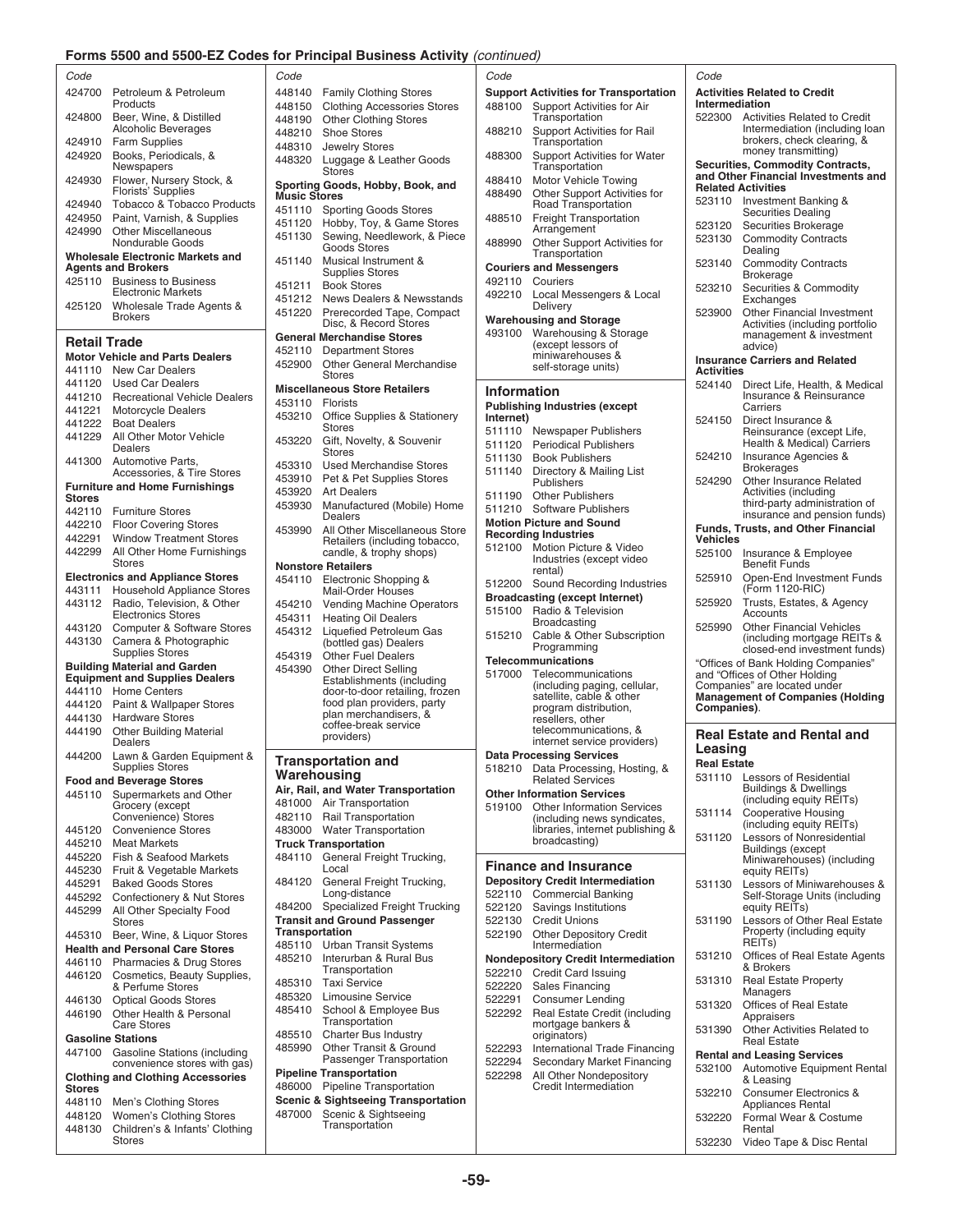## Forms 5500 and 5500-EZ Codes for Principal Business Activity *(continued)*

| Code | |
|---|---|
| 424700 | Petroleum & Petroleum Products |
| 424800 | Beer, Wine, & Distilled Alcoholic Beverages |
| 424910 | Farm Supplies |
| 424920 | Books, Periodicals, & Newspapers |
| 424930 | Flower, Nursery Stock, & Florists' Supplies |
| 424940 | Tobacco & Tobacco Products |
| 424950 | Paint, Varnish, & Supplies |
| 424990 | Other Miscellaneous Nondurable Goods |

**Wholesale Electronic Markets and Agents and Brokers**

| Code | |
|---|---|
| 425110 | Business to Business Electronic Markets |
| 425120 | Wholesale Trade Agents & Brokers |

### Retail Trade

**Motor Vehicle and Parts Dealers**

| Code | |
|---|---|
| 441110 | New Car Dealers |
| 441120 | Used Car Dealers |
| 441210 | Recreational Vehicle Dealers |
| 441221 | Motorcycle Dealers |
| 441222 | Boat Dealers |
| 441229 | All Other Motor Vehicle Dealers |
| 441300 | Automotive Parts, Accessories, & Tire Stores |

**Furniture and Home Furnishings Stores**

| Code | |
|---|---|
| 442110 | Furniture Stores |
| 442210 | Floor Covering Stores |
| 442291 | Window Treatment Stores |
| 442299 | All Other Home Furnishings Stores |

**Electronics and Appliance Stores**

| Code | |
|---|---|
| 443111 | Household Appliance Stores |
| 443112 | Radio, Television, & Other Electronics Stores |
| 443120 | Computer & Software Stores |
| 443130 | Camera & Photographic Supplies Stores |

**Building Material and Garden Equipment and Supplies Dealers**

| Code | |
|---|---|
| 444110 | Home Centers |
| 444120 | Paint & Wallpaper Stores |
| 444130 | Hardware Stores |
| 444190 | Other Building Material Dealers |
| 444200 | Lawn & Garden Equipment & Supplies Stores |

**Food and Beverage Stores**

| Code | |
|---|---|
| 445110 | Supermarkets and Other Grocery (except Convenience) Stores |
| 445120 | Convenience Stores |
| 445210 | Meat Markets |
| 445220 | Fish & Seafood Markets |
| 445230 | Fruit & Vegetable Markets |
| 445291 | Baked Goods Stores |
| 445292 | Confectionery & Nut Stores |
| 445299 | All Other Specialty Food Stores |
| 445310 | Beer, Wine, & Liquor Stores |

**Health and Personal Care Stores**

| Code | |
|---|---|
| 446110 | Pharmacies & Drug Stores |
| 446120 | Cosmetics, Beauty Supplies, & Perfume Stores |
| 446130 | Optical Goods Stores |
| 446190 | Other Health & Personal Care Stores |

**Gasoline Stations**

| Code | |
|---|---|
| 447100 | Gasoline Stations (including convenience stores with gas) |

**Clothing and Clothing Accessories Stores**

| Code | |
|---|---|
| 448110 | Men's Clothing Stores |
| 448120 | Women's Clothing Stores |
| 448130 | Children's & Infants' Clothing Stores |
| 448140 | Family Clothing Stores |
| 448150 | Clothing Accessories Stores |
| 448190 | Other Clothing Stores |
| 448210 | Shoe Stores |
| 448310 | Jewelry Stores |
| 448320 | Luggage & Leather Goods Stores |

**Sporting Goods, Hobby, Book, and Music Stores**

| Code | |
|---|---|
| 451110 | Sporting Goods Stores |
| 451120 | Hobby, Toy, & Game Stores |
| 451130 | Sewing, Needlework, & Piece Goods Stores |
| 451140 | Musical Instrument & Supplies Stores |
| 451211 | Book Stores |
| 451212 | News Dealers & Newsstands |
| 451220 | Prerecorded Tape, Compact Disc, & Record Stores |

**General Merchandise Stores**

| Code | |
|---|---|
| 452110 | Department Stores |
| 452900 | Other General Merchandise Stores |

**Miscellaneous Store Retailers**

| Code | |
|---|---|
| 453110 | Florists |
| 453210 | Office Supplies & Stationery Stores |
| 453220 | Gift, Novelty, & Souvenir Stores |
| 453310 | Used Merchandise Stores |
| 453910 | Pet & Pet Supplies Stores |
| 453920 | Art Dealers |
| 453930 | Manufactured (Mobile) Home Dealers |
| 453990 | All Other Miscellaneous Store Retailers (including tobacco, candle, & trophy shops) |

**Nonstore Retailers**

| Code | |
|---|---|
| 454110 | Electronic Shopping & Mail-Order Houses |
| 454210 | Vending Machine Operators |
| 454311 | Heating Oil Dealers |
| 454312 | Liquefied Petroleum Gas (bottled gas) Dealers |
| 454319 | Other Fuel Dealers |
| 454390 | Other Direct Selling Establishments (including door-to-door retailing, frozen food plan providers, party plan merchandisers, & coffee-break service providers) |

### Transportation and Warehousing

**Air, Rail, and Water Transportation**

| Code | |
|---|---|
| 481000 | Air Transportation |
| 482110 | Rail Transportation |
| 483000 | Water Transportation |

**Truck Transportation**

| Code | |
|---|---|
| 484110 | General Freight Trucking, Local |
| 484120 | General Freight Trucking, Long-distance |
| 484200 | Specialized Freight Trucking |

**Transit and Ground Passenger Transportation**

| Code | |
|---|---|
| 485110 | Urban Transit Systems |
| 485210 | Interurban & Rural Bus Transportation |
| 485310 | Taxi Service |
| 485320 | Limousine Service |
| 485410 | School & Employee Bus Transportation |
| 485510 | Charter Bus Industry |
| 485990 | Other Transit & Ground Passenger Transportation |

**Pipeline Transportation**

| Code | |
|---|---|
| 486000 | Pipeline Transportation |

**Scenic & Sightseeing Transportation**

| Code | |
|---|---|
| 487000 | Scenic & Sightseeing Transportation |

**Support Activities for Transportation**

| Code | |
|---|---|
| 488100 | Support Activities for Air Transportation |
| 488210 | Support Activities for Rail Transportation |
| 488300 | Support Activities for Water Transportation |
| 488410 | Motor Vehicle Towing |
| 488490 | Other Support Activities for Road Transportation |
| 488510 | Freight Transportation Arrangement |
| 488990 | Other Support Activities for Transportation |

**Couriers and Messengers**

| Code | |
|---|---|
| 492110 | Couriers |
| 492210 | Local Messengers & Local Delivery |

**Warehousing and Storage**

| Code | |
|---|---|
| 493100 | Warehousing & Storage (except lessors of miniwarehouses & self-storage units) |

### Information

**Publishing Industries (except Internet)**

| Code | |
|---|---|
| 511110 | Newspaper Publishers |
| 511120 | Periodical Publishers |
| 511130 | Book Publishers |
| 511140 | Directory & Mailing List Publishers |
| 511190 | Other Publishers |
| 511210 | Software Publishers |

**Motion Picture and Sound Recording Industries**

| Code | |
|---|---|
| 512100 | Motion Picture & Video Industries (except video rental) |
| 512200 | Sound Recording Industries |

**Broadcasting (except Internet)**

| Code | |
|---|---|
| 515100 | Radio & Television Broadcasting |
| 515210 | Cable & Other Subscription Programming |

**Telecommunications**

| Code | |
|---|---|
| 517000 | Telecommunications (including paging, cellular, satellite, cable & other program distribution, resellers, other telecommunications, & internet service providers) |

**Data Processing Services**

| Code | |
|---|---|
| 518210 | Data Processing, Hosting, & Related Services |

**Other Information Services**

| Code | |
|---|---|
| 519100 | Other Information Services (including news syndicates, libraries, internet publishing & broadcasting) |

### Finance and Insurance

**Depository Credit Intermediation**

| Code | |
|---|---|
| 522110 | Commercial Banking |
| 522120 | Savings Institutions |
| 522130 | Credit Unions |
| 522190 | Other Depository Credit Intermediation |

**Nondepository Credit Intermediation**

| Code | |
|---|---|
| 522210 | Credit Card Issuing |
| 522220 | Sales Financing |
| 522291 | Consumer Lending |
| 522292 | Real Estate Credit (including mortgage bankers & originators) |
| 522293 | International Trade Financing |
| 522294 | Secondary Market Financing |
| 522298 | All Other Nondepository Credit Intermediation |

**Activities Related to Credit Intermediation**

| Code | |
|---|---|
| 522300 | Activities Related to Credit Intermediation (including loan brokers, check clearing, & money transmitting) |

**Securities, Commodity Contracts, and Other Financial Investments and Related Activities**

| Code | |
|---|---|
| 523110 | Investment Banking & Securities Dealing |
| 523120 | Securities Brokerage |
| 523130 | Commodity Contracts Dealing |
| 523140 | Commodity Contracts Brokerage |
| 523210 | Securities & Commodity Exchanges |
| 523900 | Other Financial Investment Activities (including portfolio management & investment advice) |

**Insurance Carriers and Related Activities**

| Code | |
|---|---|
| 524140 | Direct Life, Health, & Medical Insurance & Reinsurance Carriers |
| 524150 | Direct Insurance & Reinsurance (except Life, Health & Medical) Carriers |
| 524210 | Insurance Agencies & Brokerages |
| 524290 | Other Insurance Related Activities (including third-party administration of insurance and pension funds) |

**Funds, Trusts, and Other Financial Vehicles**

| Code | |
|---|---|
| 525100 | Insurance & Employee Benefit Funds |
| 525910 | Open-End Investment Funds (Form 1120-RIC) |
| 525920 | Trusts, Estates, & Agency Accounts |
| 525990 | Other Financial Vehicles (including mortgage REITs & closed-end investment funds) |

"Offices of Bank Holding Companies" and "Offices of Other Holding Companies" are located under **Management of Companies (Holding Companies)**.

### Real Estate and Rental and Leasing

**Real Estate**

| Code | |
|---|---|
| 531110 | Lessors of Residential Buildings & Dwellings (including equity REITs) |
| 531114 | Cooperative Housing (including equity REITs) |
| 531120 | Lessors of Nonresidential Buildings (except Miniwarehouses) (including equity REITs) |
| 531130 | Lessors of Miniwarehouses & Self-Storage Units (including equity REITs) |
| 531190 | Lessors of Other Real Estate Property (including equity REITs) |
| 531210 | Offices of Real Estate Agents & Brokers |
| 531310 | Real Estate Property Managers |
| 531320 | Offices of Real Estate Appraisers |
| 531390 | Other Activities Related to Real Estate |

**Rental and Leasing Services**

| Code | |
|---|---|
| 532100 | Automotive Equipment Rental & Leasing |
| 532210 | Consumer Electronics & Appliances Rental |
| 532220 | Formal Wear & Costume Rental |
| 532230 | Video Tape & Disc Rental |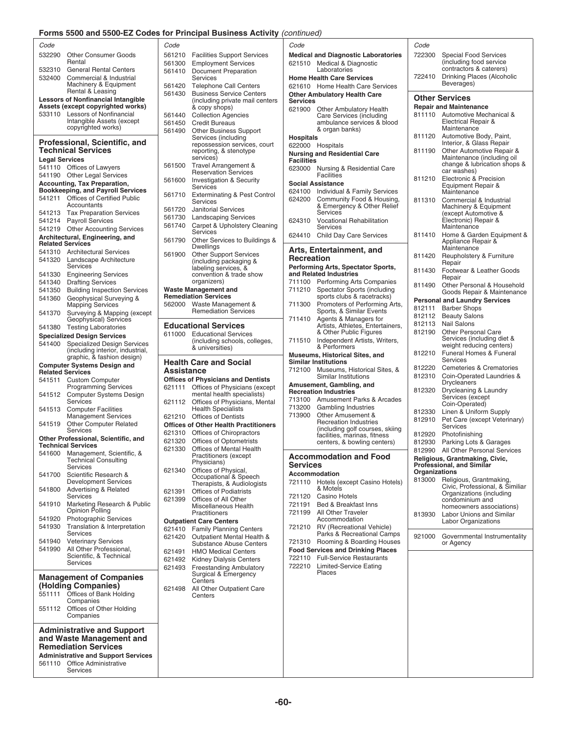## Forms 5500 and 5500-EZ Codes for Principal Business Activity *(continued)*

| Code | |
|---|---|
| 532290 | Other Consumer Goods Rental |
| 532310 | General Rental Centers |
| 532400 | Commercial & Industrial Machinery & Equipment Rental & Leasing |

**Lessors of Nonfinancial Intangible Assets (except copyrighted works)**

| Code | |
|---|---|
| 533110 | Lessors of Nonfinancial Intangible Assets (except copyrighted works) |

### Professional, Scientific, and Technical Services

**Legal Services**

| Code | |
|---|---|
| 541110 | Offices of Lawyers |
| 541190 | Other Legal Services |

**Accounting, Tax Preparation, Bookkeeping, and Payroll Services**

| Code | |
|---|---|
| 541211 | Offices of Certified Public Accountants |
| 541213 | Tax Preparation Services |
| 541214 | Payroll Services |
| 541219 | Other Accounting Services |

**Architectural, Engineering, and Related Services**

| Code | |
|---|---|
| 541310 | Architectural Services |
| 541320 | Landscape Architecture Services |
| 541330 | Engineering Services |
| 541340 | Drafting Services |
| 541350 | Building Inspection Services |
| 541360 | Geophysical Surveying & Mapping Services |
| 541370 | Surveying & Mapping (except Geophysical) Services |
| 541380 | Testing Laboratories |

**Specialized Design Services**

| Code | |
|---|---|
| 541400 | Specialized Design Services (including interior, industrial, graphic, & fashion design) |

**Computer Systems Design and Related Services**

| Code | |
|---|---|
| 541511 | Custom Computer Programming Services |
| 541512 | Computer Systems Design Services |
| 541513 | Computer Facilities Management Services |
| 541519 | Other Computer Related Services |

**Other Professional, Scientific, and Technical Services**

| Code | |
|---|---|
| 541600 | Management, Scientific, & Technical Consulting Services |
| 541700 | Scientific Research & Development Services |
| 541800 | Advertising & Related Services |
| 541910 | Marketing Research & Public Opinion Polling |
| 541920 | Photographic Services |
| 541930 | Translation & Interpretation Services |
| 541940 | Veterinary Services |
| 541990 | All Other Professional, Scientific, & Technical Services |

### Management of Companies (Holding Companies)

| Code | |
|---|---|
| 551111 | Offices of Bank Holding Companies |
| 551112 | Offices of Other Holding Companies |

### Administrative and Support and Waste Management and Remediation Services

**Administrative and Support Services**

| Code | |
|---|---|
| 561110 | Office Administrative Services |
| 561210 | Facilities Support Services |
| 561300 | Employment Services |
| 561410 | Document Preparation Services |
| 561420 | Telephone Call Centers |
| 561430 | Business Service Centers (including private mail centers & copy shops) |
| 561440 | Collection Agencies |
| 561450 | Credit Bureaus |
| 561490 | Other Business Support Services (including repossession services, court reporting, & stenotype services) |
| 561500 | Travel Arrangement & Reservation Services |
| 561600 | Investigation & Security Services |
| 561710 | Exterminating & Pest Control Services |
| 561720 | Janitorial Services |
| 561730 | Landscaping Services |
| 561740 | Carpet & Upholstery Cleaning Services |
| 561790 | Other Services to Buildings & Dwellings |
| 561900 | Other Support Services (including packaging & labeling services, & convention & trade show organizers) |

**Waste Management and Remediation Services**

| Code | |
|---|---|
| 562000 | Waste Management & Remediation Services |

### Educational Services

| Code | |
|---|---|
| 611000 | Educational Services (including schools, colleges, & universities) |

### Health Care and Social Assistance

**Offices of Physicians and Dentists**

| Code | |
|---|---|
| 621111 | Offices of Physicians (except mental health specialists) |
| 621112 | Offices of Physicians, Mental Health Specialists |
| 621210 | Offices of Dentists |

**Offices of Other Health Practitioners**

| Code | |
|---|---|
| 621310 | Offices of Chiropractors |
| 621320 | Offices of Optometrists |
| 621330 | Offices of Mental Health Practitioners (except Physicians) |
| 621340 | Offices of Physical, Occupational & Speech Therapists, & Audiologists |
| 621391 | Offices of Podiatrists |
| 621399 | Offices of All Other Miscellaneous Health Practitioners |

**Outpatient Care Centers**

| Code | |
|---|---|
| 621410 | Family Planning Centers |
| 621420 | Outpatient Mental Health & Substance Abuse Centers |
| 621491 | HMO Medical Centers |
| 621492 | Kidney Dialysis Centers |
| 621493 | Freestanding Ambulatory Surgical & Emergency Centers |
| 621498 | All Other Outpatient Care Centers |

**Medical and Diagnostic Laboratories**

| Code | |
|---|---|
| 621510 | Medical & Diagnostic Laboratories |

**Home Health Care Services**

| Code | |
|---|---|
| 621610 | Home Health Care Services |

**Other Ambulatory Health Care Services**

| Code | |
|---|---|
| 621900 | Other Ambulatory Health Care Services (including ambulance services & blood & organ banks) |

**Hospitals**

| Code | |
|---|---|
| 622000 | Hospitals |

**Nursing and Residential Care Facilities**

| Code | |
|---|---|
| 623000 | Nursing & Residential Care Facilities |

**Social Assistance**

| Code | |
|---|---|
| 624100 | Individual & Family Services |
| 624200 | Community Food & Housing, & Emergency & Other Relief Services |
| 624310 | Vocational Rehabilitation Services |
| 624410 | Child Day Care Services |

### Arts, Entertainment, and Recreation

**Performing Arts, Spectator Sports, and Related Industries**

| Code | |
|---|---|
| 711100 | Performing Arts Companies |
| 711210 | Spectator Sports (including sports clubs & racetracks) |
| 711300 | Promoters of Performing Arts, Sports, & Similar Events |
| 711410 | Agents & Managers for Artists, Athletes, Entertainers, & Other Public Figures |
| 711510 | Independent Artists, Writers, & Performers |

**Museums, Historical Sites, and Similar Institutions**

| Code | |
|---|---|
| 712100 | Museums, Historical Sites, & Similar Institutions |

**Amusement, Gambling, and Recreation Industries**

| Code | |
|---|---|
| 713100 | Amusement Parks & Arcades |
| 713200 | Gambling Industries |
| 713900 | Other Amusement & Recreation Industries (including golf courses, skiing facilities, marinas, fitness centers, & bowling centers) |

### Accommodation and Food Services

**Accommodation**

| Code | |
|---|---|
| 721110 | Hotels (except Casino Hotels) & Motels |
| 721120 | Casino Hotels |
| 721191 | Bed & Breakfast Inns |
| 721199 | All Other Traveler Accommodation |
| 721210 | RV (Recreational Vehicle) Parks & Recreational Camps |
| 721310 | Rooming & Boarding Houses |

**Food Services and Drinking Places**

| Code | |
|---|---|
| 722110 | Full-Service Restaurants |
| 722210 | Limited-Service Eating Places |
| 722300 | Special Food Services (including food service contractors & caterers) |
| 722410 | Drinking Places (Alcoholic Beverages) |

### Other Services

**Repair and Maintenance**

| Code | |
|---|---|
| 811110 | Automotive Mechanical & Electrical Repair & Maintenance |
| 811120 | Automotive Body, Paint, Interior, & Glass Repair |
| 811190 | Other Automotive Repair & Maintenance (including oil change & lubrication shops & car washes) |
| 811210 | Electronic & Precision Equipment Repair & Maintenance |
| 811310 | Commercial & Industrial Machinery & Equipment (except Automotive & Electronic) Repair & Maintenance |
| 811410 | Home & Garden Equipment & Appliance Repair & Maintenance |
| 811420 | Reupholstery & Furniture Repair |
| 811430 | Footwear & Leather Goods Repair |
| 811490 | Other Personal & Household Goods Repair & Maintenance |

**Personal and Laundry Services**

| Code | |
|---|---|
| 812111 | Barber Shops |
| 812112 | Beauty Salons |
| 812113 | Nail Salons |
| 812190 | Other Personal Care Services (including diet & weight reducing centers) |
| 812210 | Funeral Homes & Funeral Services |
| 812220 | Cemeteries & Crematories |
| 812310 | Coin-Operated Laundries & Drycleaners |
| 812320 | Drycleaning & Laundry Services (except Coin-Operated) |
| 812330 | Linen & Uniform Supply |
| 812910 | Pet Care (except Veterinary) Services |
| 812920 | Photofinishing |
| 812930 | Parking Lots & Garages |
| 812990 | All Other Personal Services |

**Religious, Grantmaking, Civic, Professional, and Similar Organizations**

| Code | |
|---|---|
| 813000 | Religious, Grantmaking, Civic, Professional, & Similiar Organizations (including condominium and homeowners associations) |
| 813930 | Labor Unions and Similar Labor Organizations |

| Code | |
|---|---|
| 921000 | Governmental Instrumentality or Agency |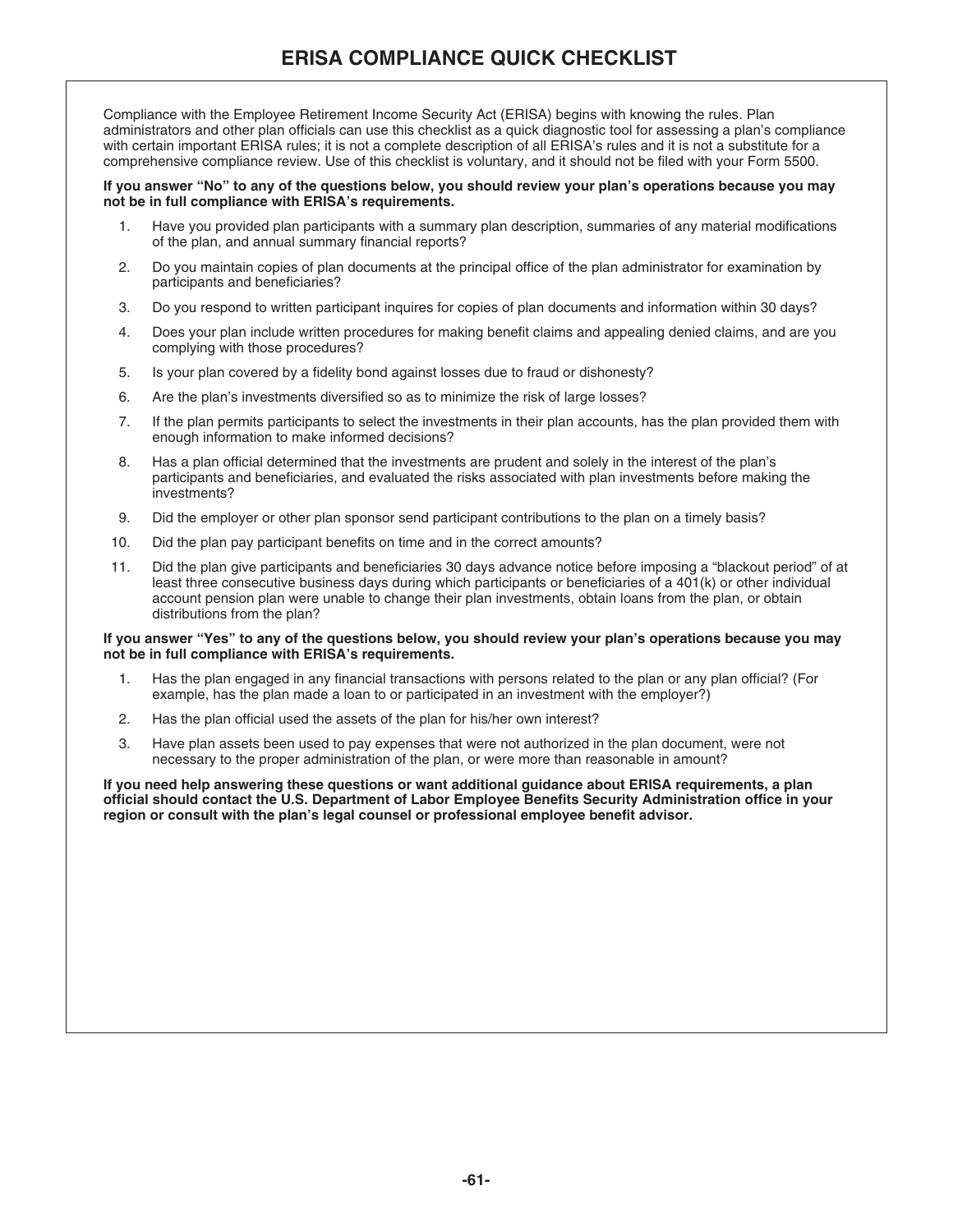# ERISA COMPLIANCE QUICK CHECKLIST

Compliance with the Employee Retirement Income Security Act (ERISA) begins with knowing the rules. Plan administrators and other plan officials can use this checklist as a quick diagnostic tool for assessing a plan's compliance with certain important ERISA rules; it is not a complete description of all ERISA's rules and it is not a substitute for a comprehensive compliance review. Use of this checklist is voluntary, and it should not be filed with your Form 5500.

**If you answer "No" to any of the questions below, you should review your plan's operations because you may not be in full compliance with ERISA's requirements.**

1. Have you provided plan participants with a summary plan description, summaries of any material modifications of the plan, and annual summary financial reports?
2. Do you maintain copies of plan documents at the principal office of the plan administrator for examination by participants and beneficiaries?
3. Do you respond to written participant inquires for copies of plan documents and information within 30 days?
4. Does your plan include written procedures for making benefit claims and appealing denied claims, and are you complying with those procedures?
5. Is your plan covered by a fidelity bond against losses due to fraud or dishonesty?
6. Are the plan's investments diversified so as to minimize the risk of large losses?
7. If the plan permits participants to select the investments in their plan accounts, has the plan provided them with enough information to make informed decisions?
8. Has a plan official determined that the investments are prudent and solely in the interest of the plan's participants and beneficiaries, and evaluated the risks associated with plan investments before making the investments?
9. Did the employer or other plan sponsor send participant contributions to the plan on a timely basis?
10. Did the plan pay participant benefits on time and in the correct amounts?
11. Did the plan give participants and beneficiaries 30 days advance notice before imposing a "blackout period" of at least three consecutive business days during which participants or beneficiaries of a 401(k) or other individual account pension plan were unable to change their plan investments, obtain loans from the plan, or obtain distributions from the plan?

**If you answer "Yes" to any of the questions below, you should review your plan's operations because you may not be in full compliance with ERISA's requirements.**

1. Has the plan engaged in any financial transactions with persons related to the plan or any plan official? (For example, has the plan made a loan to or participated in an investment with the employer?)
2. Has the plan official used the assets of the plan for his/her own interest?
3. Have plan assets been used to pay expenses that were not authorized in the plan document, were not necessary to the proper administration of the plan, or were more than reasonable in amount?

**If you need help answering these questions or want additional guidance about ERISA requirements, a plan official should contact the U.S. Department of Labor Employee Benefits Security Administration office in your region or consult with the plan's legal counsel or professional employee benefit advisor.**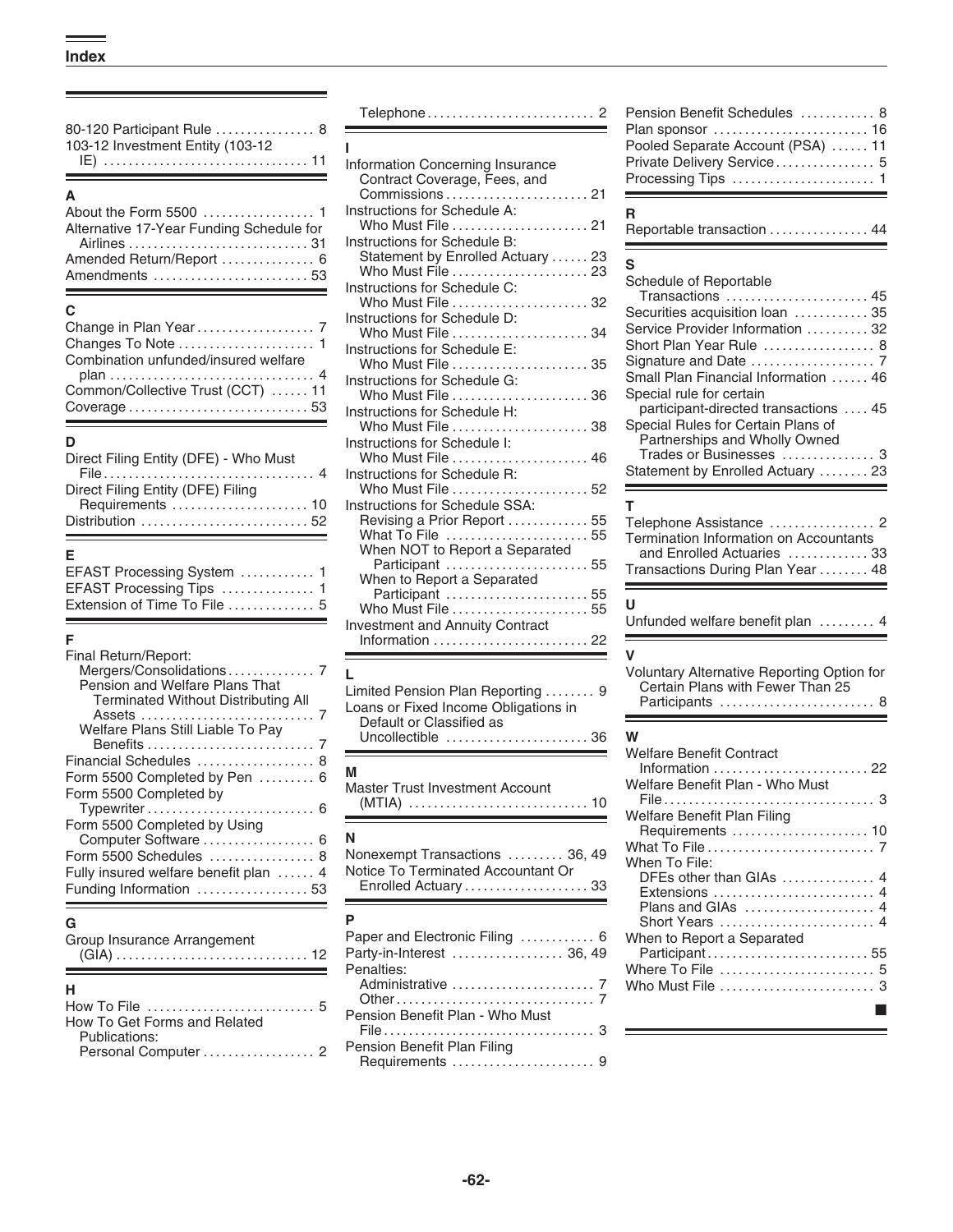# Index

80-120 Participant Rule ................ 8
103-12 Investment Entity (103-12 IE) ................................. 11

**A**

About the Form 5500 .................. 1
Alternative 17-Year Funding Schedule for Airlines ............................. 31
Amended Return/Report ............... 6
Amendments ......................... 53

**C**

Change in Plan Year ................... 7
Changes To Note ...................... 1
Combination unfunded/insured welfare plan ................................. 4
Common/Collective Trust (CCT) ...... 11
Coverage ............................. 53

**D**

Direct Filing Entity (DFE) - Who Must File .................................. 4
Direct Filing Entity (DFE) Filing Requirements ...................... 10
Distribution ........................... 52

**E**

EFAST Processing System ............ 1
EFAST Processing Tips ............... 1
Extension of Time To File .............. 5

**F**

Final Return/Report:
- Mergers/Consolidations .............. 7
- Pension and Welfare Plans That Terminated Without Distributing All Assets ........................... 7
- Welfare Plans Still Liable To Pay Benefits ........................... 7

Financial Schedules ................... 8
Form 5500 Completed by Pen ......... 6
Form 5500 Completed by Typewriter ........................... 6
Form 5500 Completed by Using Computer Software .................. 6
Form 5500 Schedules ................. 8
Fully insured welfare benefit plan ...... 4
Funding Information .................. 53

**G**

Group Insurance Arrangement (GIA) ............................... 12

**H**

How To File ........................... 5
How To Get Forms and Related Publications:
- Personal Computer .................. 2
- Telephone ........................... 2

**I**

Information Concerning Insurance Contract Coverage, Fees, and Commissions ....................... 21
Instructions for Schedule A:
- Who Must File ...................... 21

Instructions for Schedule B:
- Statement by Enrolled Actuary ...... 23
- Who Must File ...................... 23

Instructions for Schedule C:
- Who Must File ...................... 32

Instructions for Schedule D:
- Who Must File ...................... 34

Instructions for Schedule E:
- Who Must File ...................... 35

Instructions for Schedule G:
- Who Must File ...................... 36

Instructions for Schedule H:
- Who Must File ...................... 38

Instructions for Schedule I:
- Who Must File ...................... 46

Instructions for Schedule R:
- Who Must File ...................... 52

Instructions for Schedule SSA:
- Revising a Prior Report ............. 55
- What To File ....................... 55
- When NOT to Report a Separated Participant ....................... 55
- When to Report a Separated Participant ....................... 55
- Who Must File ...................... 55

Investment and Annuity Contract Information ......................... 22

**L**

Limited Pension Plan Reporting ........ 9
Loans or Fixed Income Obligations in Default or Classified as Uncollectible ....................... 36

**M**

Master Trust Investment Account (MTIA) ............................. 10

**N**

Nonexempt Transactions ......... 36, 49
Notice To Terminated Accountant Or Enrolled Actuary .................... 33

**P**

Paper and Electronic Filing ............ 6
Party-in-Interest .................. 36, 49
Penalties:
- Administrative ....................... 7
- Other ................................ 7

Pension Benefit Plan - Who Must File .................................. 3
Pension Benefit Plan Filing Requirements ....................... 9
Pension Benefit Schedules ............ 8
Plan sponsor ......................... 16
Pooled Separate Account (PSA) ...... 11
Private Delivery Service ................ 5
Processing Tips ....................... 1

**R**

Reportable transaction ................ 44

**S**

Schedule of Reportable Transactions ....................... 45
Securities acquisition loan ............ 35
Service Provider Information .......... 32
Short Plan Year Rule .................. 8
Signature and Date .................... 7
Small Plan Financial Information ...... 46
Special rule for certain participant-directed transactions .... 45
Special Rules for Certain Plans of Partnerships and Wholly Owned Trades or Businesses ............... 3
Statement by Enrolled Actuary ........ 23

**T**

Telephone Assistance ................. 2
Termination Information on Accountants and Enrolled Actuaries ............. 33
Transactions During Plan Year ........ 48

**U**

Unfunded welfare benefit plan ......... 4

**V**

Voluntary Alternative Reporting Option for Certain Plans with Fewer Than 25 Participants ......................... 8

**W**

Welfare Benefit Contract Information ......................... 22
Welfare Benefit Plan - Who Must File .................................. 3
Welfare Benefit Plan Filing Requirements ...................... 10
What To File ........................... 7
When To File:
- DFEs other than GIAs ............... 4
- Extensions .......................... 4
- Plans and GIAs ..................... 4
- Short Years ......................... 4

When to Report a Separated Participant .......................... 55
Where To File ......................... 5
Who Must File ......................... 3

■